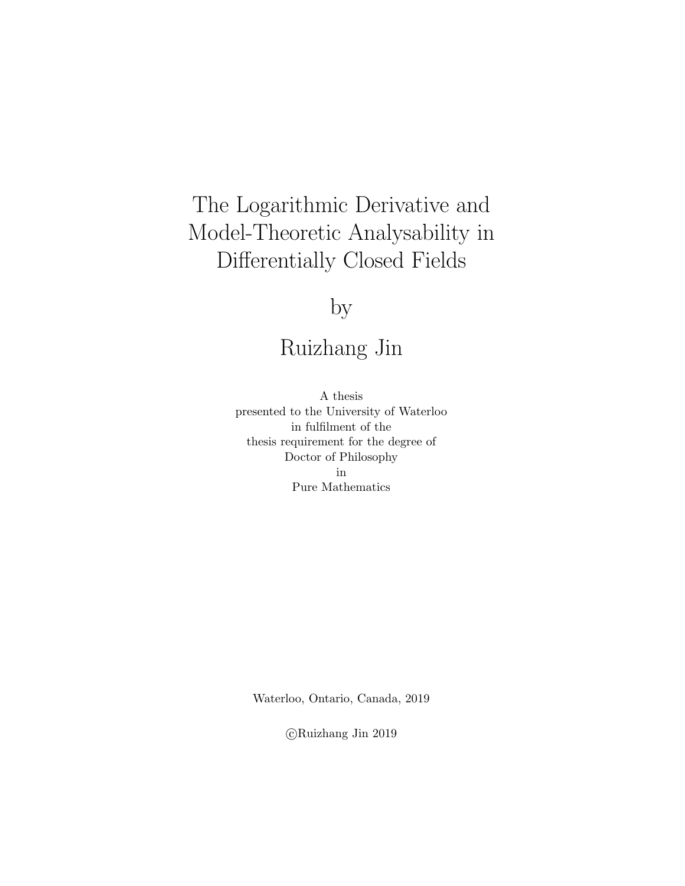# The Logarithmic Derivative and Model-Theoretic Analysability in Differentially Closed Fields

by

Ruizhang Jin

A thesis
presented to the University of Waterloo
in fulfilment of the
thesis requirement for the degree of
Doctor of Philosophy
in
Pure Mathematics

Waterloo, Ontario, Canada, 2019

©Ruizhang Jin 2019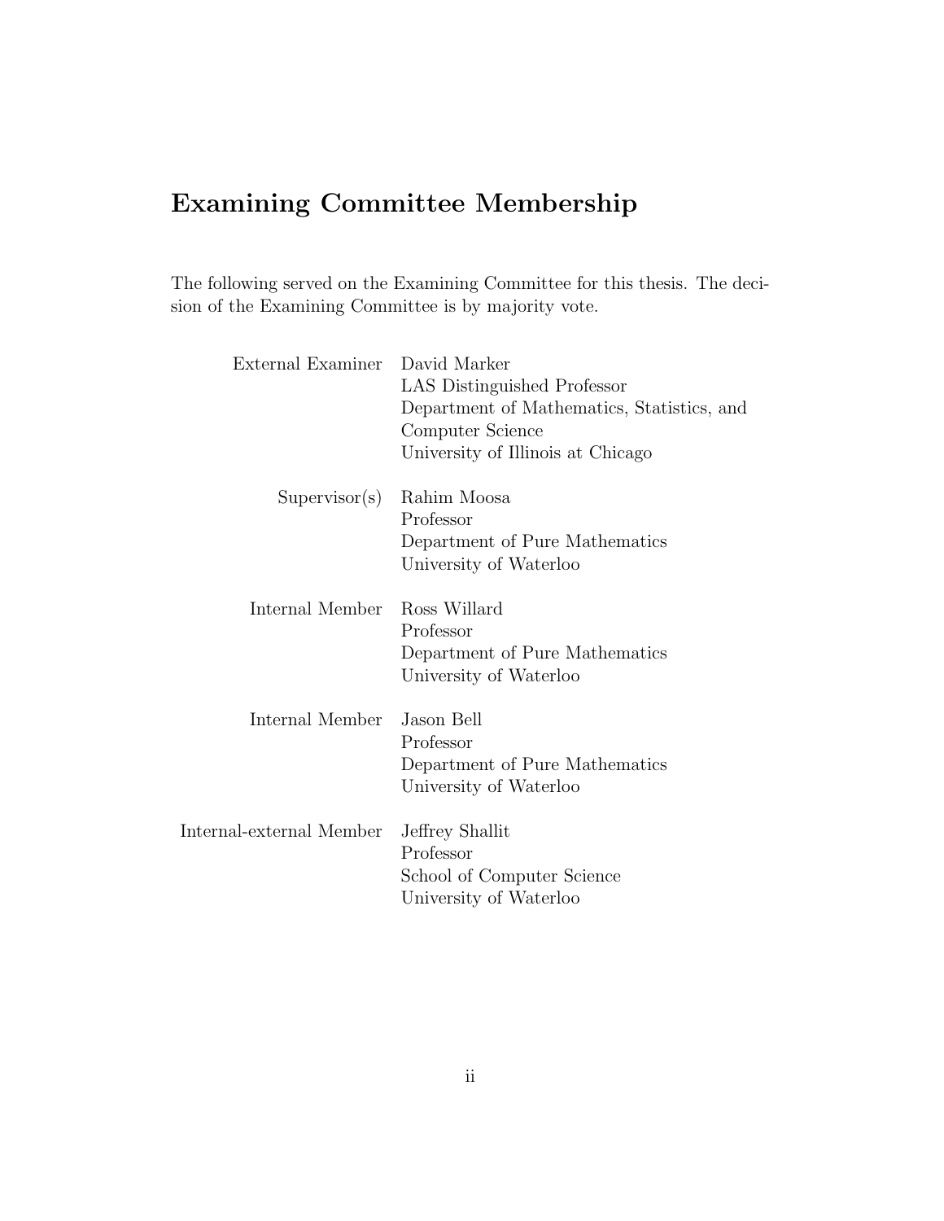# Examining Committee Membership

The following served on the Examining Committee for this thesis. The decision of the Examining Committee is by majority vote.

| | |
|---|---|
| External Examiner | David Marker<br>LAS Distinguished Professor<br>Department of Mathematics, Statistics, and Computer Science<br>University of Illinois at Chicago |
| Supervisor(s) | Rahim Moosa<br>Professor<br>Department of Pure Mathematics<br>University of Waterloo |
| Internal Member | Ross Willard<br>Professor<br>Department of Pure Mathematics<br>University of Waterloo |
| Internal Member | Jason Bell<br>Professor<br>Department of Pure Mathematics<br>University of Waterloo |
| Internal-external Member | Jeffrey Shallit<br>Professor<br>School of Computer Science<br>University of Waterloo |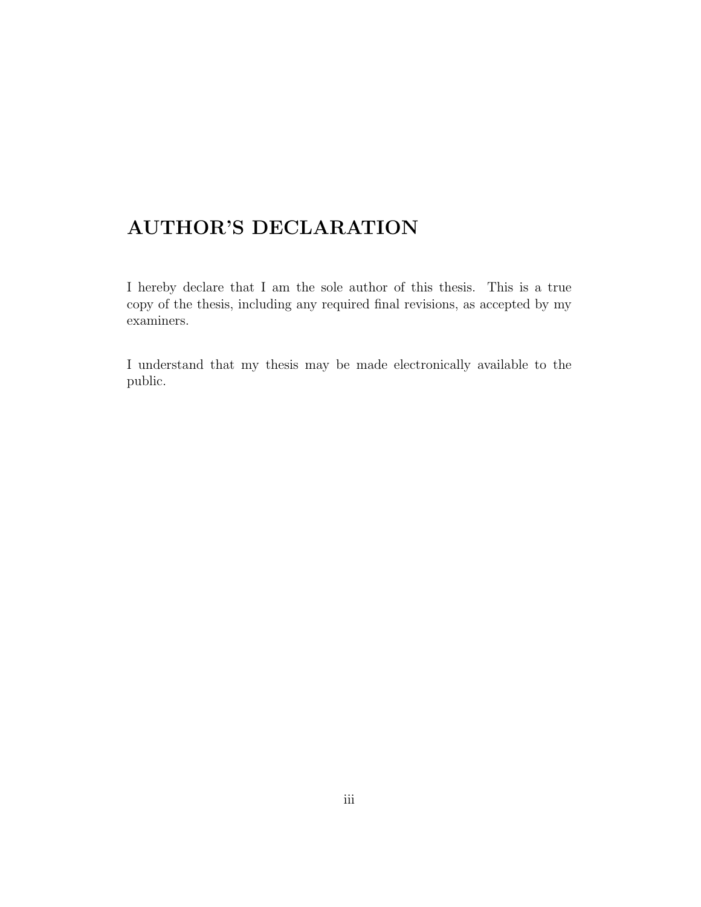# AUTHOR'S DECLARATION

I hereby declare that I am the sole author of this thesis. This is a true copy of the thesis, including any required final revisions, as accepted by my examiners.

I understand that my thesis may be made electronically available to the public.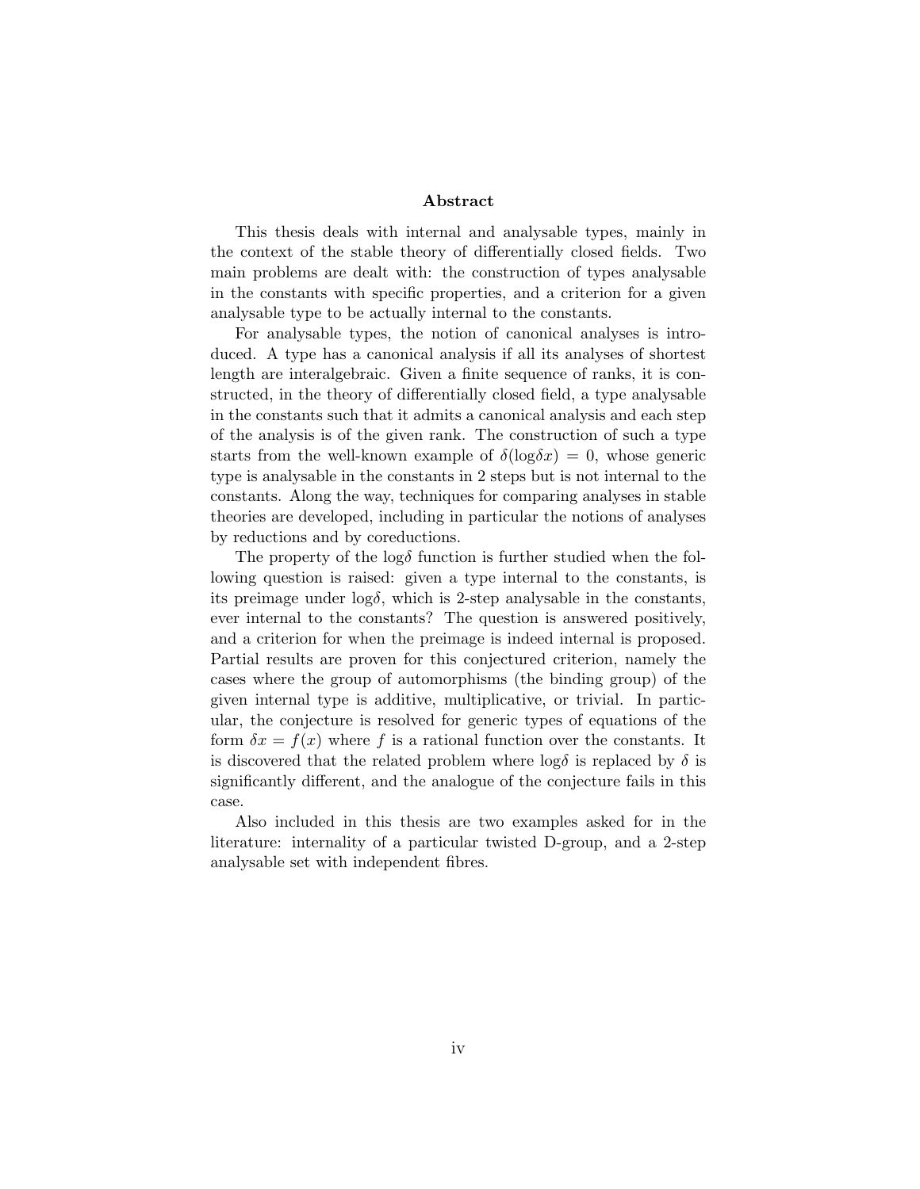## Abstract

This thesis deals with internal and analysable types, mainly in the context of the stable theory of differentially closed fields. Two main problems are dealt with: the construction of types analysable in the constants with specific properties, and a criterion for a given analysable type to be actually internal to the constants.

For analysable types, the notion of canonical analyses is introduced. A type has a canonical analysis if all its analyses of shortest length are interalgebraic. Given a finite sequence of ranks, it is constructed, in the theory of differentially closed field, a type analysable in the constants such that it admits a canonical analysis and each step of the analysis is of the given rank. The construction of such a type starts from the well-known example of $\delta(\log\delta x) = 0$, whose generic type is analysable in the constants in 2 steps but is not internal to the constants. Along the way, techniques for comparing analyses in stable theories are developed, including in particular the notions of analyses by reductions and by coreductions.

The property of the $\log\delta$ function is further studied when the following question is raised: given a type internal to the constants, is its preimage under $\log\delta$, which is 2-step analysable in the constants, ever internal to the constants? The question is answered positively, and a criterion for when the preimage is indeed internal is proposed. Partial results are proven for this conjectured criterion, namely the cases where the group of automorphisms (the binding group) of the given internal type is additive, multiplicative, or trivial. In particular, the conjecture is resolved for generic types of equations of the form $\delta x = f(x)$ where $f$ is a rational function over the constants. It is discovered that the related problem where $\log\delta$ is replaced by $\delta$ is significantly different, and the analogue of the conjecture fails in this case.

Also included in this thesis are two examples asked for in the literature: internality of a particular twisted D-group, and a 2-step analysable set with independent fibres.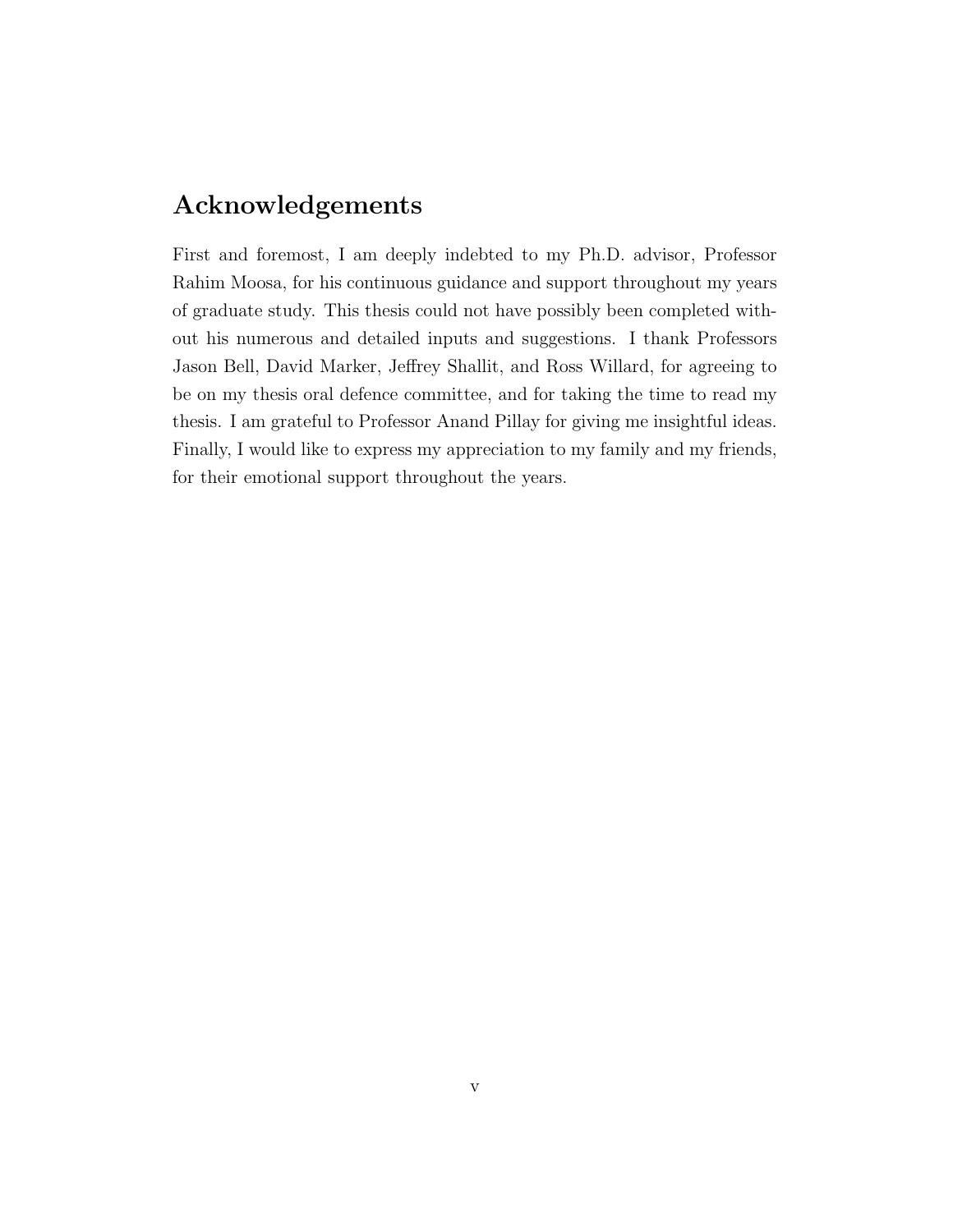# Acknowledgements

First and foremost, I am deeply indebted to my Ph.D. advisor, Professor Rahim Moosa, for his continuous guidance and support throughout my years of graduate study. This thesis could not have possibly been completed without his numerous and detailed inputs and suggestions. I thank Professors Jason Bell, David Marker, Jeffrey Shallit, and Ross Willard, for agreeing to be on my thesis oral defence committee, and for taking the time to read my thesis. I am grateful to Professor Anand Pillay for giving me insightful ideas. Finally, I would like to express my appreciation to my family and my friends, for their emotional support throughout the years.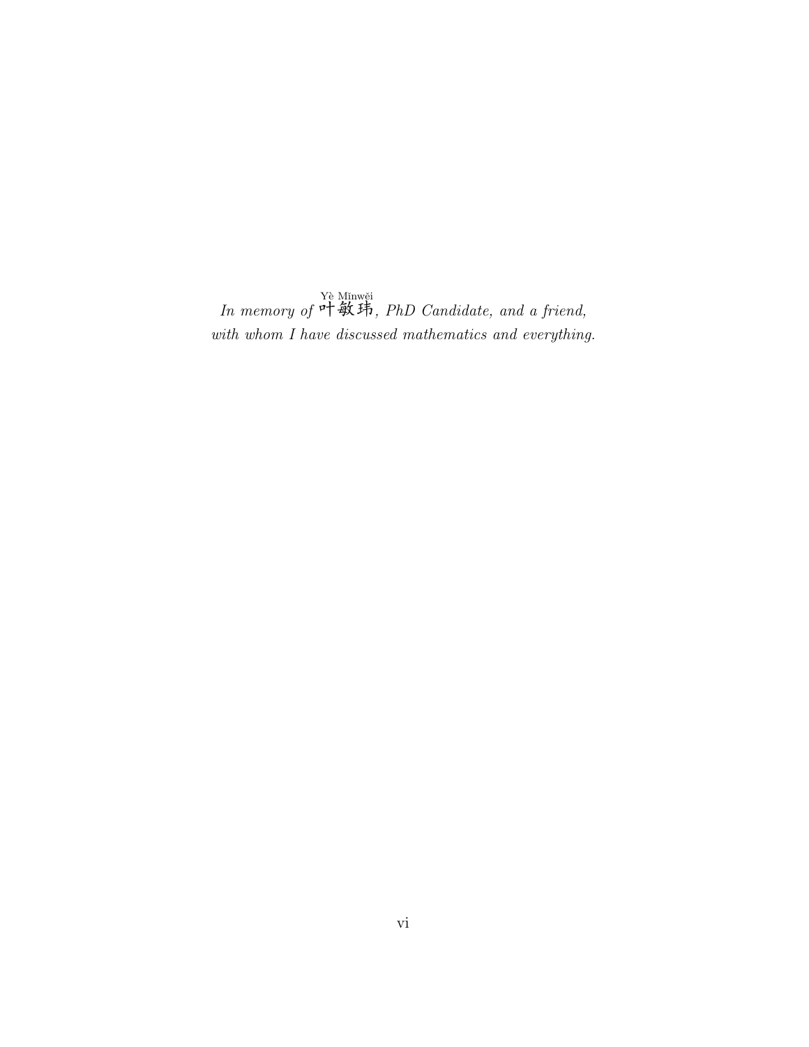*In memory of* 叶敏玮 (Yè Mǐnwěi)*, PhD Candidate, and a friend,*
*with whom I have discussed mathematics and everything.*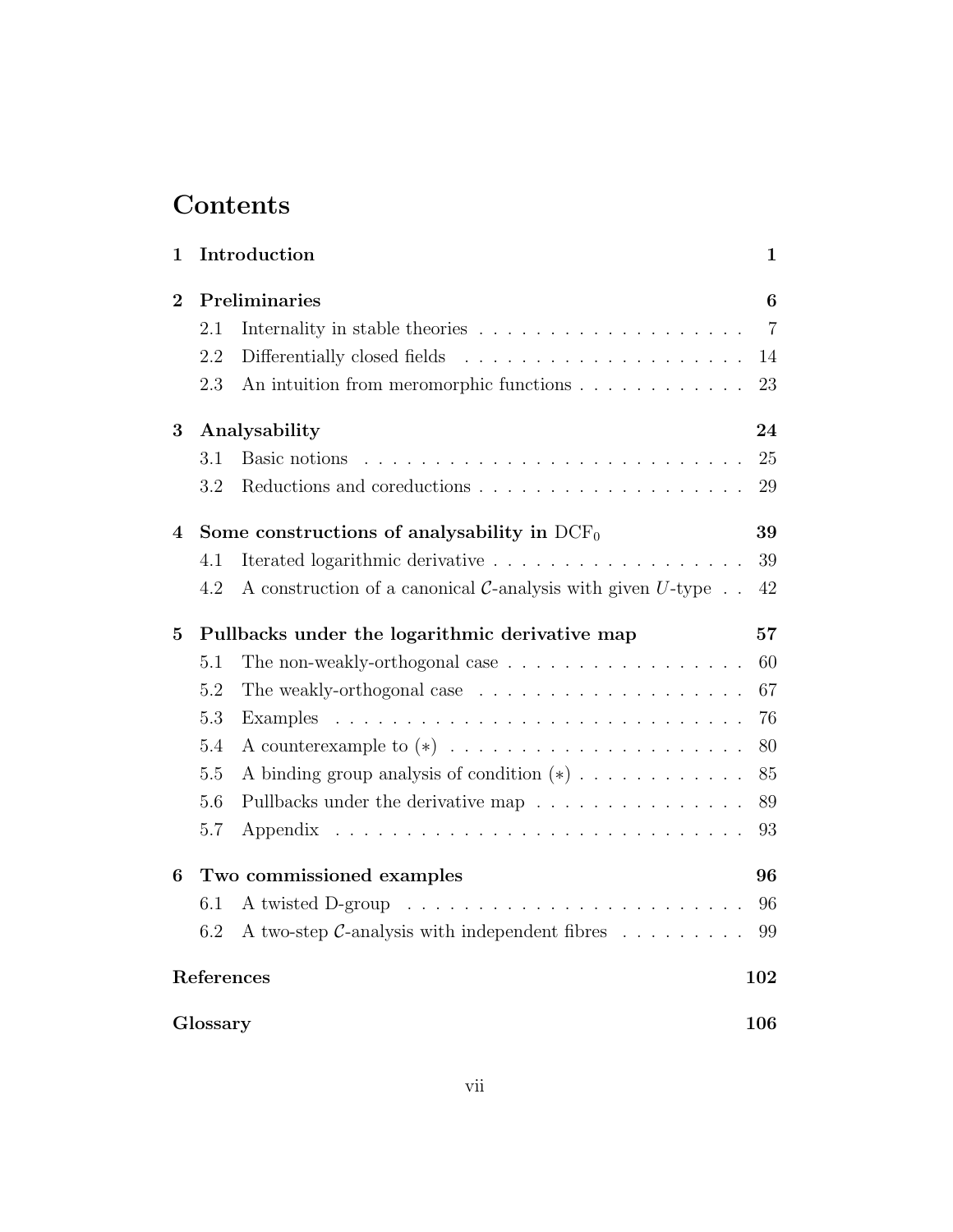# Contents

**1 Introduction** **1**

**2 Preliminaries** **6**

- 2.1 Internality in stable theories . . . . . . . . . . 7
- 2.2 Differentially closed fields . . . . . . . . . . 14
- 2.3 An intuition from meromorphic functions . . . . . . . . . . 23

**3 Analysability** **24**

- 3.1 Basic notions . . . . . . . . . . 25
- 3.2 Reductions and coreductions . . . . . . . . . . 29

**4 Some constructions of analysability in $\mathrm{DCF}_0$** **39**

- 4.1 Iterated logarithmic derivative . . . . . . . . . . 39
- 4.2 A construction of a canonical $\mathcal{C}$-analysis with given $U$-type . . 42

**5 Pullbacks under the logarithmic derivative map** **57**

- 5.1 The non-weakly-orthogonal case . . . . . . . . . . 60
- 5.2 The weakly-orthogonal case . . . . . . . . . . 67
- 5.3 Examples . . . . . . . . . . 76
- 5.4 A counterexample to $(*)$ . . . . . . . . . . 80
- 5.5 A binding group analysis of condition $(*)$ . . . . . . . . . . 85
- 5.6 Pullbacks under the derivative map . . . . . . . . . . 89
- 5.7 Appendix . . . . . . . . . . 93

**6 Two commissioned examples** **96**

- 6.1 A twisted D-group . . . . . . . . . . 96
- 6.2 A two-step $\mathcal{C}$-analysis with independent fibres . . . . . . . . . . 99

**References** **102**

**Glossary** **106**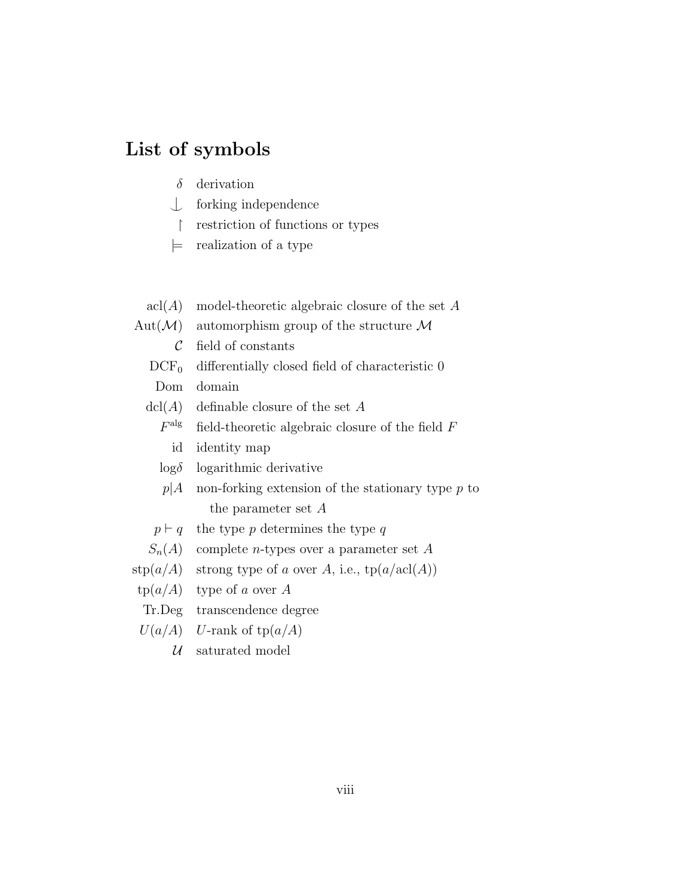# List of symbols

| | |
|---|---|
| $\delta$ | derivation |
| $\downarrow$ | forking independence |
| $\upharpoonright$ | restriction of functions or types |
| $\models$ | realization of a type |
| | |
| $\mathrm{acl}(A)$ | model-theoretic algebraic closure of the set $A$ |
| $\mathrm{Aut}(\mathcal{M})$ | automorphism group of the structure $\mathcal{M}$ |
| $\mathcal{C}$ | field of constants |
| $\mathrm{DCF}_0$ | differentially closed field of characteristic 0 |
| Dom | domain |
| $\mathrm{dcl}(A)$ | definable closure of the set $A$ |
| $F^{\mathrm{alg}}$ | field-theoretic algebraic closure of the field $F$ |
| id | identity map |
| $\log\delta$ | logarithmic derivative |
| $p\|A$ | non-forking extension of the stationary type $p$ to the parameter set $A$ |
| $p \vdash q$ | the type $p$ determines the type $q$ |
| $S_n(A)$ | complete $n$-types over a parameter set $A$ |
| $\mathrm{stp}(a/A)$ | strong type of $a$ over $A$, i.e., $\mathrm{tp}(a/\mathrm{acl}(A))$ |
| $\mathrm{tp}(a/A)$ | type of $a$ over $A$ |
| Tr.Deg | transcendence degree |
| $U(a/A)$ | $U$-rank of $\mathrm{tp}(a/A)$ |
| $\mathcal{U}$ | saturated model |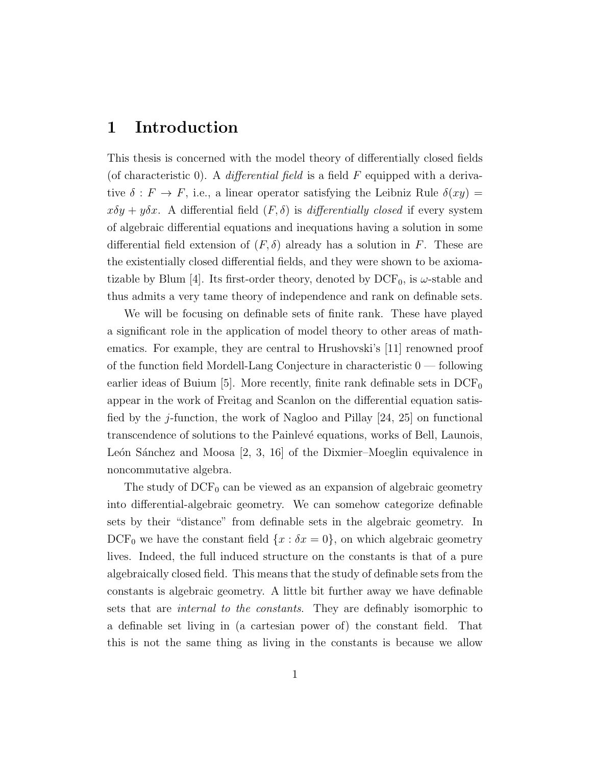# 1 Introduction

This thesis is concerned with the model theory of differentially closed fields (of characteristic 0). A *differential field* is a field $F$ equipped with a derivative $\delta : F \to F$, i.e., a linear operator satisfying the Leibniz Rule $\delta(xy) = x\delta y + y\delta x$. A differential field $(F, \delta)$ is *differentially closed* if every system of algebraic differential equations and inequations having a solution in some differential field extension of $(F, \delta)$ already has a solution in $F$. These are the existentially closed differential fields, and they were shown to be axiomatizable by Blum [4]. Its first-order theory, denoted by $\mathrm{DCF}_0$, is $\omega$-stable and thus admits a very tame theory of independence and rank on definable sets.

We will be focusing on definable sets of finite rank. These have played a significant role in the application of model theory to other areas of mathematics. For example, they are central to Hrushovski's [11] renowned proof of the function field Mordell-Lang Conjecture in characteristic 0 — following earlier ideas of Buium [5]. More recently, finite rank definable sets in $\mathrm{DCF}_0$ appear in the work of Freitag and Scanlon on the differential equation satisfied by the $j$-function, the work of Nagloo and Pillay [24, 25] on functional transcendence of solutions to the Painlevé equations, works of Bell, Launois, León Sánchez and Moosa [2, 3, 16] of the Dixmier–Moeglin equivalence in noncommutative algebra.

The study of $\mathrm{DCF}_0$ can be viewed as an expansion of algebraic geometry into differential-algebraic geometry. We can somehow categorize definable sets by their "distance" from definable sets in the algebraic geometry. In $\mathrm{DCF}_0$ we have the constant field $\{x : \delta x = 0\}$, on which algebraic geometry lives. Indeed, the full induced structure on the constants is that of a pure algebraically closed field. This means that the study of definable sets from the constants is algebraic geometry. A little bit further away we have definable sets that are *internal to the constants*. They are definably isomorphic to a definable set living in (a cartesian power of) the constant field. That this is not the same thing as living in the constants is because we allow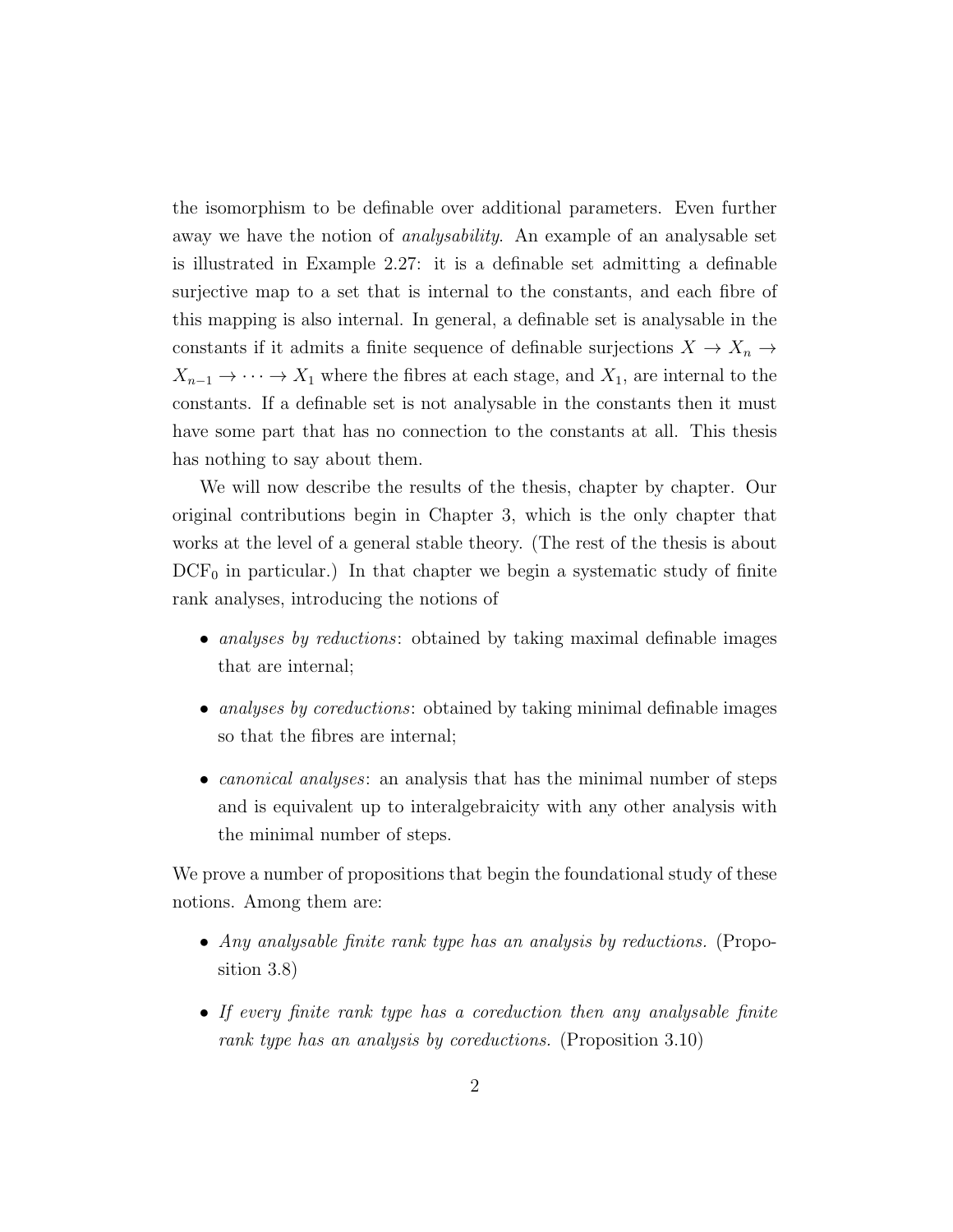the isomorphism to be definable over additional parameters. Even further away we have the notion of *analysability*. An example of an analysable set is illustrated in Example 2.27: it is a definable set admitting a definable surjective map to a set that is internal to the constants, and each fibre of this mapping is also internal. In general, a definable set is analysable in the constants if it admits a finite sequence of definable surjections $X \to X_n \to X_{n-1} \to \cdots \to X_1$ where the fibres at each stage, and $X_1$, are internal to the constants. If a definable set is not analysable in the constants then it must have some part that has no connection to the constants at all. This thesis has nothing to say about them.

We will now describe the results of the thesis, chapter by chapter. Our original contributions begin in Chapter 3, which is the only chapter that works at the level of a general stable theory. (The rest of the thesis is about $\mathrm{DCF}_0$ in particular.) In that chapter we begin a systematic study of finite rank analyses, introducing the notions of

- *analyses by reductions*: obtained by taking maximal definable images that are internal;
- *analyses by coreductions*: obtained by taking minimal definable images so that the fibres are internal;
- *canonical analyses*: an analysis that has the minimal number of steps and is equivalent up to interalgebraicity with any other analysis with the minimal number of steps.

We prove a number of propositions that begin the foundational study of these notions. Among them are:

- *Any analysable finite rank type has an analysis by reductions.* (Proposition 3.8)
- *If every finite rank type has a coreduction then any analysable finite rank type has an analysis by coreductions.* (Proposition 3.10)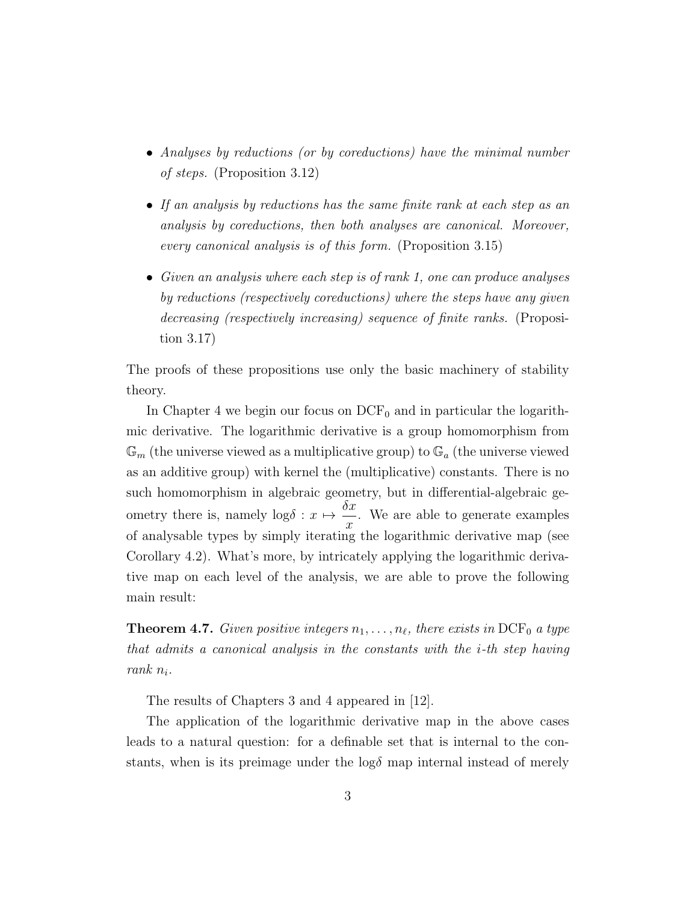- *Analyses by reductions (or by coreductions) have the minimal number of steps.* (Proposition 3.12)
- *If an analysis by reductions has the same finite rank at each step as an analysis by coreductions, then both analyses are canonical. Moreover, every canonical analysis is of this form.* (Proposition 3.15)
- *Given an analysis where each step is of rank 1, one can produce analyses by reductions (respectively coreductions) where the steps have any given decreasing (respectively increasing) sequence of finite ranks.* (Proposition 3.17)

The proofs of these propositions use only the basic machinery of stability theory.

In Chapter 4 we begin our focus on $\mathrm{DCF}_0$ and in particular the logarithmic derivative. The logarithmic derivative is a group homomorphism from $\mathbb{G}_m$ (the universe viewed as a multiplicative group) to $\mathbb{G}_a$ (the universe viewed as an additive group) with kernel the (multiplicative) constants. There is no such homomorphism in algebraic geometry, but in differential-algebraic geometry there is, namely $\log\delta : x \mapsto \dfrac{\delta x}{x}$. We are able to generate examples of analysable types by simply iterating the logarithmic derivative map (see Corollary 4.2). What's more, by intricately applying the logarithmic derivative map on each level of the analysis, we are able to prove the following main result:

**Theorem 4.7.** *Given positive integers $n_1, \ldots, n_\ell$, there exists in $\mathrm{DCF}_0$ a type that admits a canonical analysis in the constants with the $i$-th step having rank $n_i$.*

The results of Chapters 3 and 4 appeared in [12].

The application of the logarithmic derivative map in the above cases leads to a natural question: for a definable set that is internal to the constants, when is its preimage under the $\log\delta$ map internal instead of merely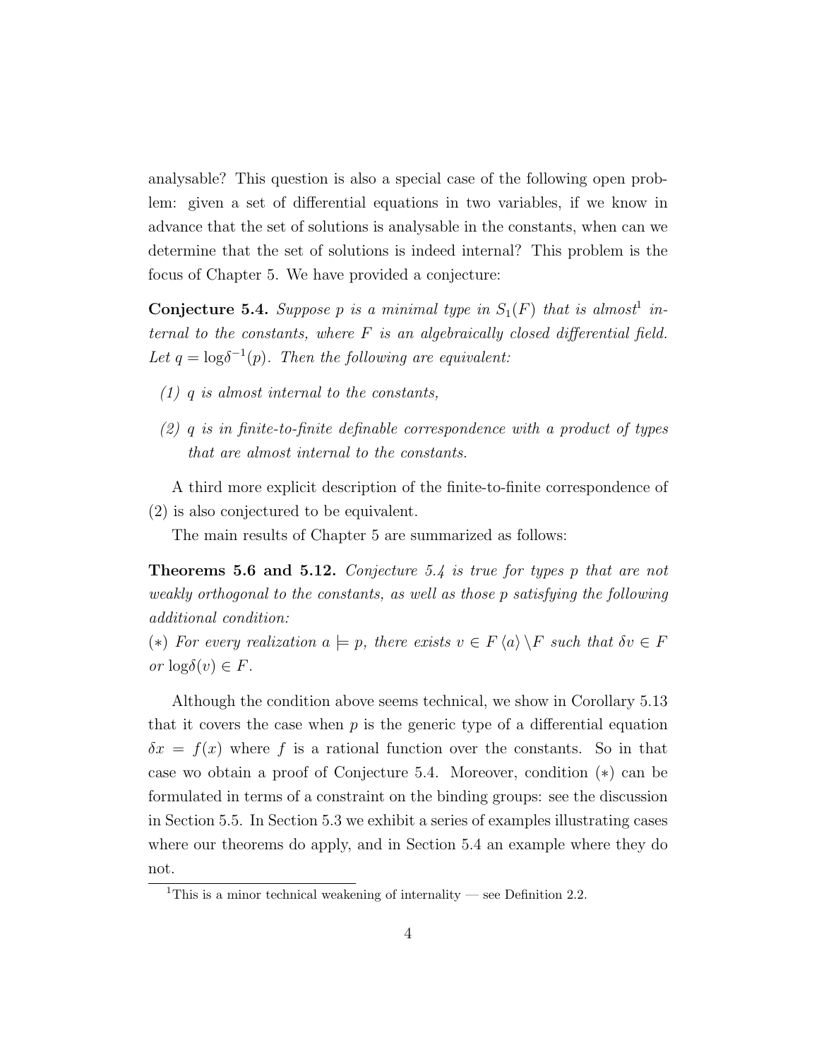analysable? This question is also a special case of the following open problem: given a set of differential equations in two variables, if we know in advance that the set of solutions is analysable in the constants, when can we determine that the set of solutions is indeed internal? This problem is the focus of Chapter 5. We have provided a conjecture:

**Conjecture 5.4.** *Suppose $p$ is a minimal type in $S_1(F)$ that is almost*[1] *internal to the constants, where $F$ is an algebraically closed differential field. Let $q = \log\delta^{-1}(p)$. Then the following are equivalent:*

*(1) $q$ is almost internal to the constants,*

*(2) $q$ is in finite-to-finite definable correspondence with a product of types that are almost internal to the constants.*

A third more explicit description of the finite-to-finite correspondence of (2) is also conjectured to be equivalent.

The main results of Chapter 5 are summarized as follows:

**Theorems 5.6 and 5.12.** *Conjecture 5.4 is true for types $p$ that are not weakly orthogonal to the constants, as well as those $p$ satisfying the following additional condition:*

*$(*)$ For every realization $a \models p$, there exists $v \in F\langle a\rangle \setminus F$ such that $\delta v \in F$ or $\log\delta(v) \in F$.*

Although the condition above seems technical, we show in Corollary 5.13 that it covers the case when $p$ is the generic type of a differential equation $\delta x = f(x)$ where $f$ is a rational function over the constants. So in that case wo obtain a proof of Conjecture 5.4. Moreover, condition $(*)$ can be formulated in terms of a constraint on the binding groups: see the discussion in Section 5.5. In Section 5.3 we exhibit a series of examples illustrating cases where our theorems do apply, and in Section 5.4 an example where they do not.

[1] This is a minor technical weakening of internality — see Definition 2.2.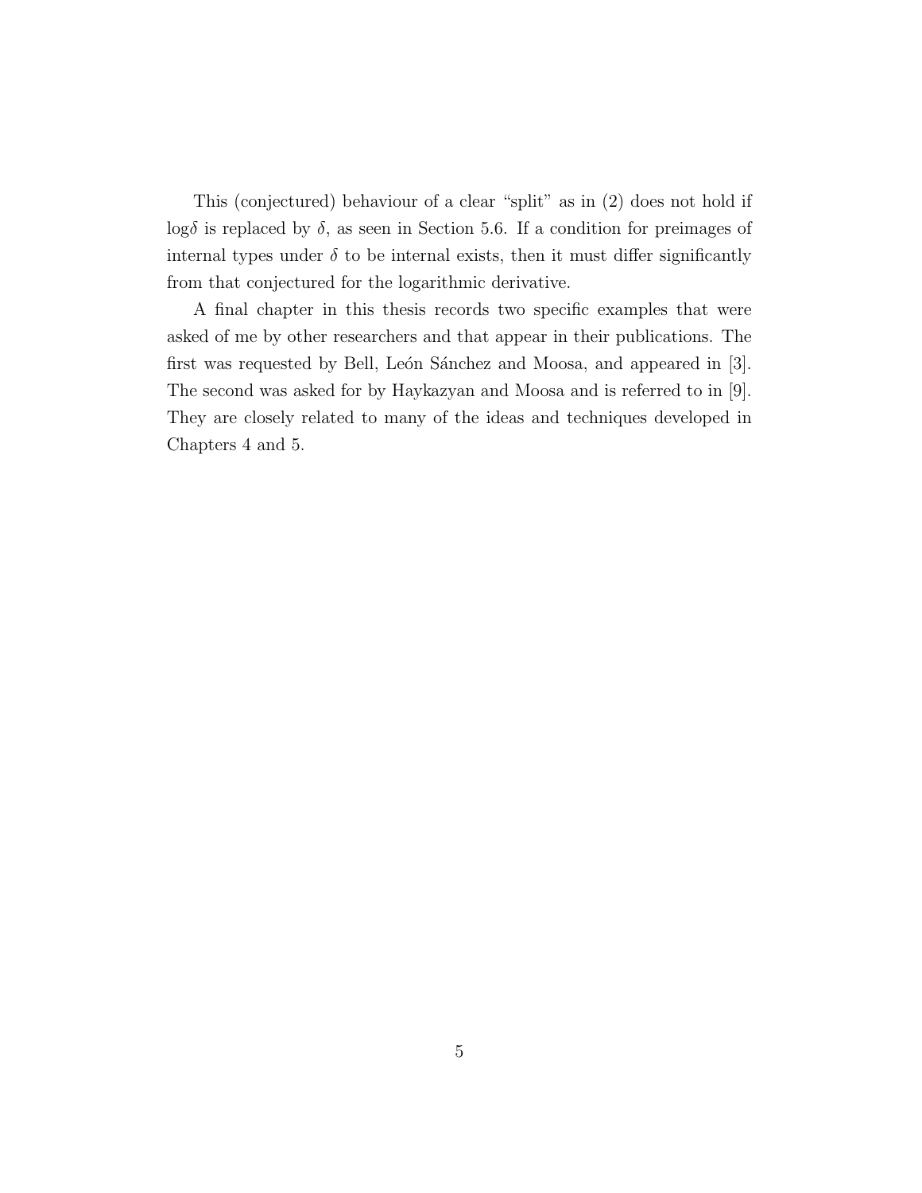This (conjectured) behaviour of a clear "split" as in (2) does not hold if $\log\delta$ is replaced by $\delta$, as seen in Section 5.6. If a condition for preimages of internal types under $\delta$ to be internal exists, then it must differ significantly from that conjectured for the logarithmic derivative.

A final chapter in this thesis records two specific examples that were asked of me by other researchers and that appear in their publications. The first was requested by Bell, León Sánchez and Moosa, and appeared in [3]. The second was asked for by Haykazyan and Moosa and is referred to in [9]. They are closely related to many of the ideas and techniques developed in Chapters 4 and 5.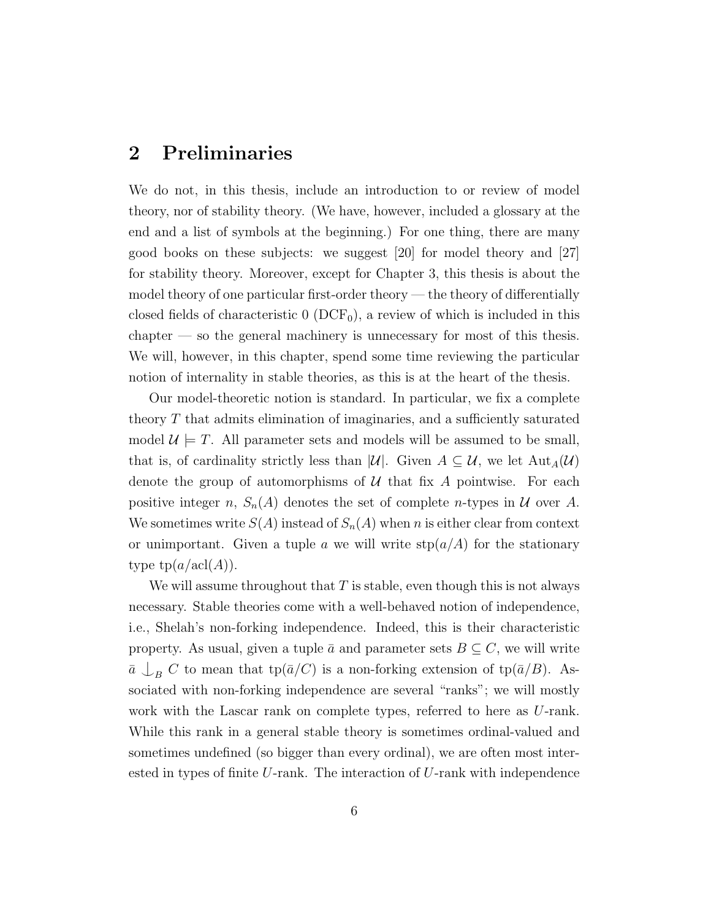# 2 Preliminaries

We do not, in this thesis, include an introduction to or review of model theory, nor of stability theory. (We have, however, included a glossary at the end and a list of symbols at the beginning.) For one thing, there are many good books on these subjects: we suggest [20] for model theory and [27] for stability theory. Moreover, except for Chapter 3, this thesis is about the model theory of one particular first-order theory — the theory of differentially closed fields of characteristic 0 ($\mathrm{DCF}_0$), a review of which is included in this chapter — so the general machinery is unnecessary for most of this thesis. We will, however, in this chapter, spend some time reviewing the particular notion of internality in stable theories, as this is at the heart of the thesis.

Our model-theoretic notion is standard. In particular, we fix a complete theory $T$ that admits elimination of imaginaries, and a sufficiently saturated model $\mathcal{U} \models T$. All parameter sets and models will be assumed to be small, that is, of cardinality strictly less than $|\mathcal{U}|$. Given $A \subseteq \mathcal{U}$, we let $\mathrm{Aut}_A(\mathcal{U})$ denote the group of automorphisms of $\mathcal{U}$ that fix $A$ pointwise. For each positive integer $n$, $S_n(A)$ denotes the set of complete $n$-types in $\mathcal{U}$ over $A$. We sometimes write $S(A)$ instead of $S_n(A)$ when $n$ is either clear from context or unimportant. Given a tuple $a$ we will write $\mathrm{stp}(a/A)$ for the stationary type $\mathrm{tp}(a/\mathrm{acl}(A))$.

We will assume throughout that $T$ is stable, even though this is not always necessary. Stable theories come with a well-behaved notion of independence, i.e., Shelah's non-forking independence. Indeed, this is their characteristic property. As usual, given a tuple $\bar{a}$ and parameter sets $B \subseteq C$, we will write $\bar{a} \mathop{\smile\!\!\!\!\!\!|}_B C$ to mean that $\mathrm{tp}(\bar{a}/C)$ is a non-forking extension of $\mathrm{tp}(\bar{a}/B)$. Associated with non-forking independence are several "ranks"; we will mostly work with the Lascar rank on complete types, referred to here as $U$-rank. While this rank in a general stable theory is sometimes ordinal-valued and sometimes undefined (so bigger than every ordinal), we are often most interested in types of finite $U$-rank. The interaction of $U$-rank with independence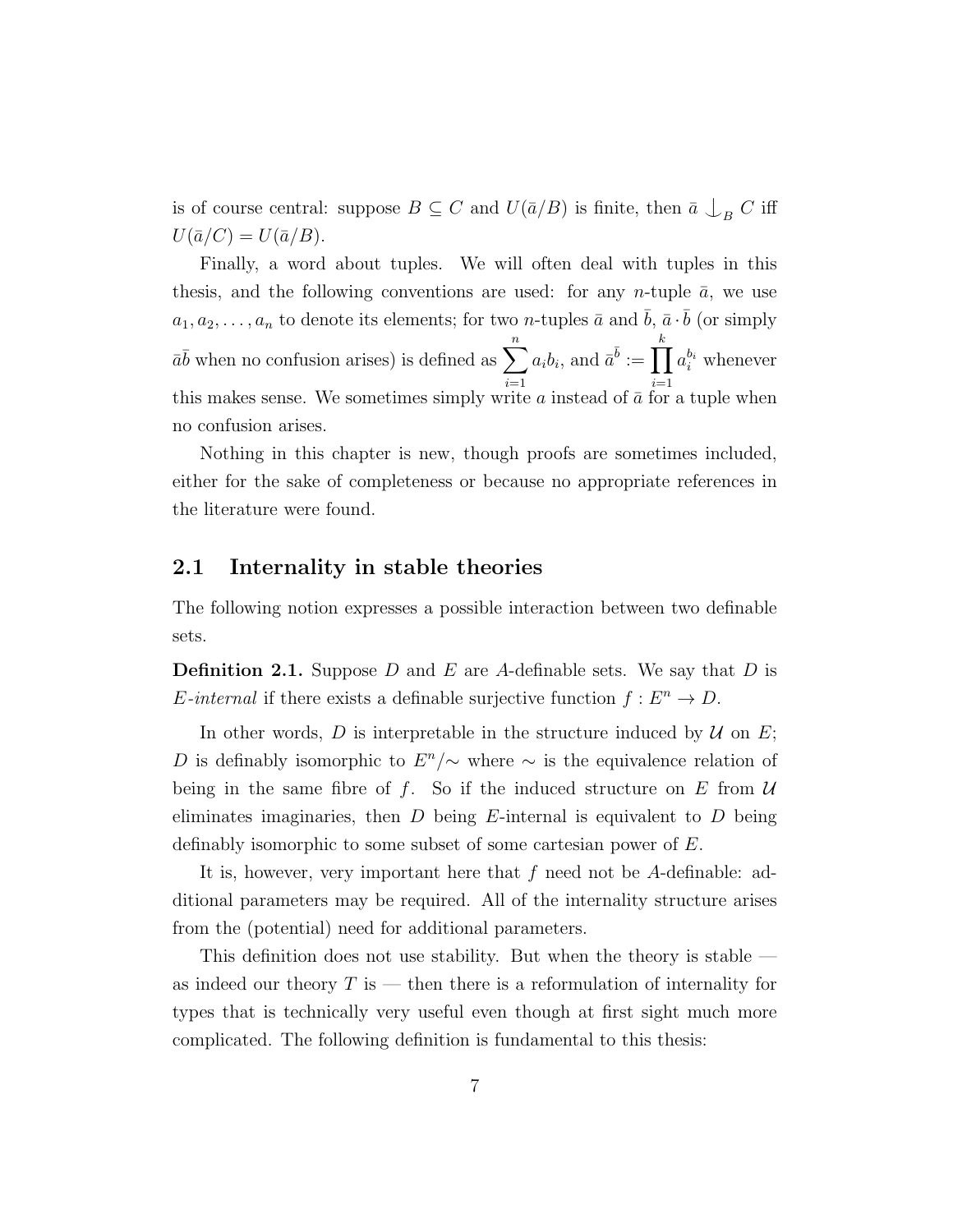is of course central: suppose $B \subseteq C$ and $U(\bar{a}/B)$ is finite, then $\bar{a} \mathop{\smile\!\!\!\!\!\!|}_B C$ iff $U(\bar{a}/C) = U(\bar{a}/B)$.

Finally, a word about tuples. We will often deal with tuples in this thesis, and the following conventions are used: for any $n$-tuple $\bar{a}$, we use $a_1, a_2, \dots, a_n$ to denote its elements; for two $n$-tuples $\bar{a}$ and $\bar{b}$, $\bar{a} \cdot \bar{b}$ (or simply $\bar{a}\bar{b}$ when no confusion arises) is defined as $\sum_{i=1}^{n} a_i b_i$, and $\bar{a}^{\bar{b}} := \prod_{i=1}^{k} a_i^{b_i}$ whenever this makes sense. We sometimes simply write $a$ instead of $\bar{a}$ for a tuple when no confusion arises.

Nothing in this chapter is new, though proofs are sometimes included, either for the sake of completeness or because no appropriate references in the literature were found.

## 2.1 Internality in stable theories

The following notion expresses a possible interaction between two definable sets.

**Definition 2.1.** Suppose $D$ and $E$ are $A$-definable sets. We say that $D$ is *$E$-internal* if there exists a definable surjective function $f : E^n \to D$.

In other words, $D$ is interpretable in the structure induced by $\mathcal{U}$ on $E$; $D$ is definably isomorphic to $E^n/\!\sim$ where $\sim$ is the equivalence relation of being in the same fibre of $f$. So if the induced structure on $E$ from $\mathcal{U}$ eliminates imaginaries, then $D$ being $E$-internal is equivalent to $D$ being definably isomorphic to some subset of some cartesian power of $E$.

It is, however, very important here that $f$ need not be $A$-definable: additional parameters may be required. All of the internality structure arises from the (potential) need for additional parameters.

This definition does not use stability. But when the theory is stable — as indeed our theory $T$ is — then there is a reformulation of internality for types that is technically very useful even though at first sight much more complicated. The following definition is fundamental to this thesis: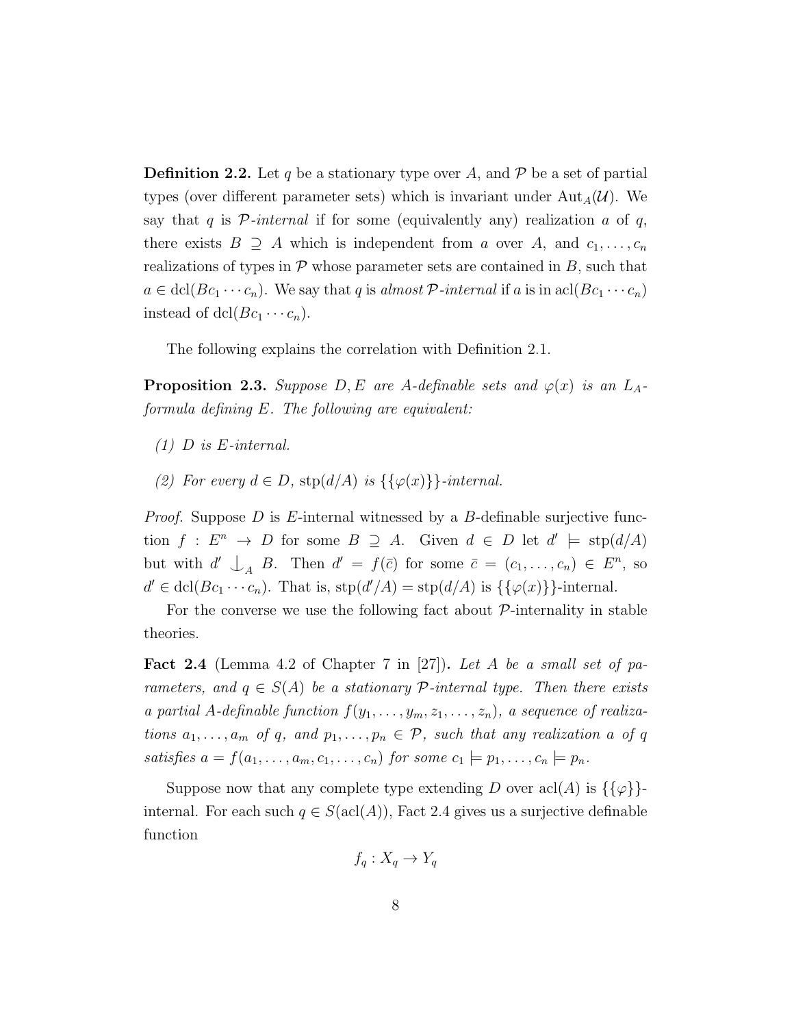**Definition 2.2.** Let $q$ be a stationary type over $A$, and $\mathcal{P}$ be a set of partial types (over different parameter sets) which is invariant under $\mathrm{Aut}_A(\mathcal{U})$. We say that $q$ is *$\mathcal{P}$-internal* if for some (equivalently any) realization $a$ of $q$, there exists $B \supseteq A$ which is independent from $a$ over $A$, and $c_1, \ldots, c_n$ realizations of types in $\mathcal{P}$ whose parameter sets are contained in $B$, such that $a \in \mathrm{dcl}(Bc_1 \cdots c_n)$. We say that $q$ is *almost $\mathcal{P}$-internal* if $a$ is in $\mathrm{acl}(Bc_1 \cdots c_n)$ instead of $\mathrm{dcl}(Bc_1 \cdots c_n)$.

The following explains the correlation with Definition 2.1.

**Proposition 2.3.** *Suppose $D, E$ are $A$-definable sets and $\varphi(x)$ is an $L_A$-formula defining $E$. The following are equivalent:*

*(1) $D$ is $E$-internal.*

*(2) For every $d \in D$, $\mathrm{stp}(d/A)$ is $\{\{\varphi(x)\}\}$-internal.*

*Proof.* Suppose $D$ is $E$-internal witnessed by a $B$-definable surjective function $f : E^n \to D$ for some $B \supseteq A$. Given $d \in D$ let $d' \models \mathrm{stp}(d/A)$ but with $d' \mathop{\smile\!\!\!\!\!\!|}_A B$. Then $d' = f(\bar{c})$ for some $\bar{c} = (c_1, \ldots, c_n) \in E^n$, so $d' \in \mathrm{dcl}(Bc_1 \cdots c_n)$. That is, $\mathrm{stp}(d'/A) = \mathrm{stp}(d/A)$ is $\{\{\varphi(x)\}\}$-internal.

For the converse we use the following fact about $\mathcal{P}$-internality in stable theories.

**Fact 2.4** (Lemma 4.2 of Chapter 7 in [27]). *Let $A$ be a small set of parameters, and $q \in S(A)$ be a stationary $\mathcal{P}$-internal type. Then there exists a partial $A$-definable function $f(y_1, \ldots, y_m, z_1, \ldots, z_n)$, a sequence of realizations $a_1, \ldots, a_m$ of $q$, and $p_1, \ldots, p_n \in \mathcal{P}$, such that any realization $a$ of $q$ satisfies $a = f(a_1, \ldots, a_m, c_1, \ldots, c_n)$ for some $c_1 \models p_1, \ldots, c_n \models p_n$.*

Suppose now that any complete type extending $D$ over $\mathrm{acl}(A)$ is $\{\{\varphi\}\}$-internal. For each such $q \in S(\mathrm{acl}(A))$, Fact 2.4 gives us a surjective definable function

$$f_q : X_q \to Y_q$$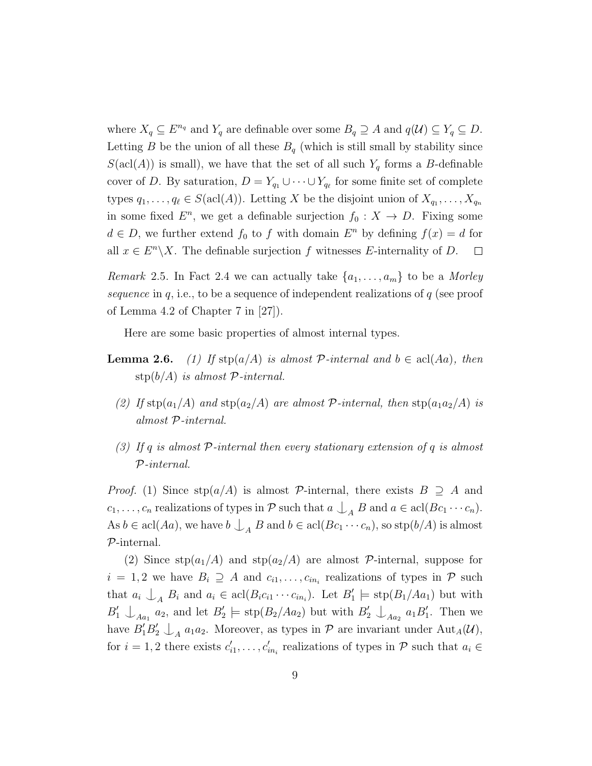where $X_q \subseteq E^{n_q}$ and $Y_q$ are definable over some $B_q \supseteq A$ and $q(\mathcal{U}) \subseteq Y_q \subseteq D$. Letting $B$ be the union of all these $B_q$ (which is still small by stability since $S(\mathrm{acl}(A))$ is small), we have that the set of all such $Y_q$ forms a $B$-definable cover of $D$. By saturation, $D = Y_{q_1} \cup \cdots \cup Y_{q_\ell}$ for some finite set of complete types $q_1, \ldots, q_\ell \in S(\mathrm{acl}(A))$. Letting $X$ be the disjoint union of $X_{q_1}, \ldots, X_{q_n}$ in some fixed $E^n$, we get a definable surjection $f_0 : X \to D$. Fixing some $d \in D$, we further extend $f_0$ to $f$ with domain $E^n$ by defining $f(x) = d$ for all $x \in E^n \backslash X$. The definable surjection $f$ witnesses $E$-internality of $D$. □

*Remark* 2.5. In Fact 2.4 we can actually take $\{a_1, \ldots, a_m\}$ to be a *Morley sequence* in $q$, i.e., to be a sequence of independent realizations of $q$ (see proof of Lemma 4.2 of Chapter 7 in [27]).

Here are some basic properties of almost internal types.

**Lemma 2.6.** *(1) If $\mathrm{stp}(a/A)$ is almost $\mathcal{P}$-internal and $b \in \mathrm{acl}(Aa)$, then $\mathrm{stp}(b/A)$ is almost $\mathcal{P}$-internal.*

*(2) If $\mathrm{stp}(a_1/A)$ and $\mathrm{stp}(a_2/A)$ are almost $\mathcal{P}$-internal, then $\mathrm{stp}(a_1a_2/A)$ is almost $\mathcal{P}$-internal.*

*(3) If $q$ is almost $\mathcal{P}$-internal then every stationary extension of $q$ is almost $\mathcal{P}$-internal.*

*Proof.* (1) Since $\mathrm{stp}(a/A)$ is almost $\mathcal{P}$-internal, there exists $B \supseteq A$ and $c_1, \ldots, c_n$ realizations of types in $\mathcal{P}$ such that $a \mathop{\smile\!\!\!\!\!\!|}_A B$ and $a \in \mathrm{acl}(Bc_1 \cdots c_n)$. As $b \in \mathrm{acl}(Aa)$, we have $b \mathop{\smile\!\!\!\!\!\!|}_A B$ and $b \in \mathrm{acl}(Bc_1 \cdots c_n)$, so $\mathrm{stp}(b/A)$ is almost $\mathcal{P}$-internal.

(2) Since $\mathrm{stp}(a_1/A)$ and $\mathrm{stp}(a_2/A)$ are almost $\mathcal{P}$-internal, suppose for $i = 1, 2$ we have $B_i \supseteq A$ and $c_{i1}, \ldots, c_{in_i}$ realizations of types in $\mathcal{P}$ such that $a_i \mathop{\smile\!\!\!\!\!\!|}_A B_i$ and $a_i \in \mathrm{acl}(B_i c_{i1} \cdots c_{in_i})$. Let $B_1' \models \mathrm{stp}(B_1/Aa_1)$ but with $B_1' \mathop{\smile\!\!\!\!\!\!|}_{Aa_1} a_2$, and let $B_2' \models \mathrm{stp}(B_2/Aa_2)$ but with $B_2' \mathop{\smile\!\!\!\!\!\!|}_{Aa_2} a_1 B_1'$. Then we have $B_1' B_2' \mathop{\smile\!\!\!\!\!\!|}_A a_1 a_2$. Moreover, as types in $\mathcal{P}$ are invariant under $\mathrm{Aut}_A(\mathcal{U})$, for $i = 1, 2$ there exists $c_{i1}', \ldots, c_{in_i}'$ realizations of types in $\mathcal{P}$ such that $a_i \in$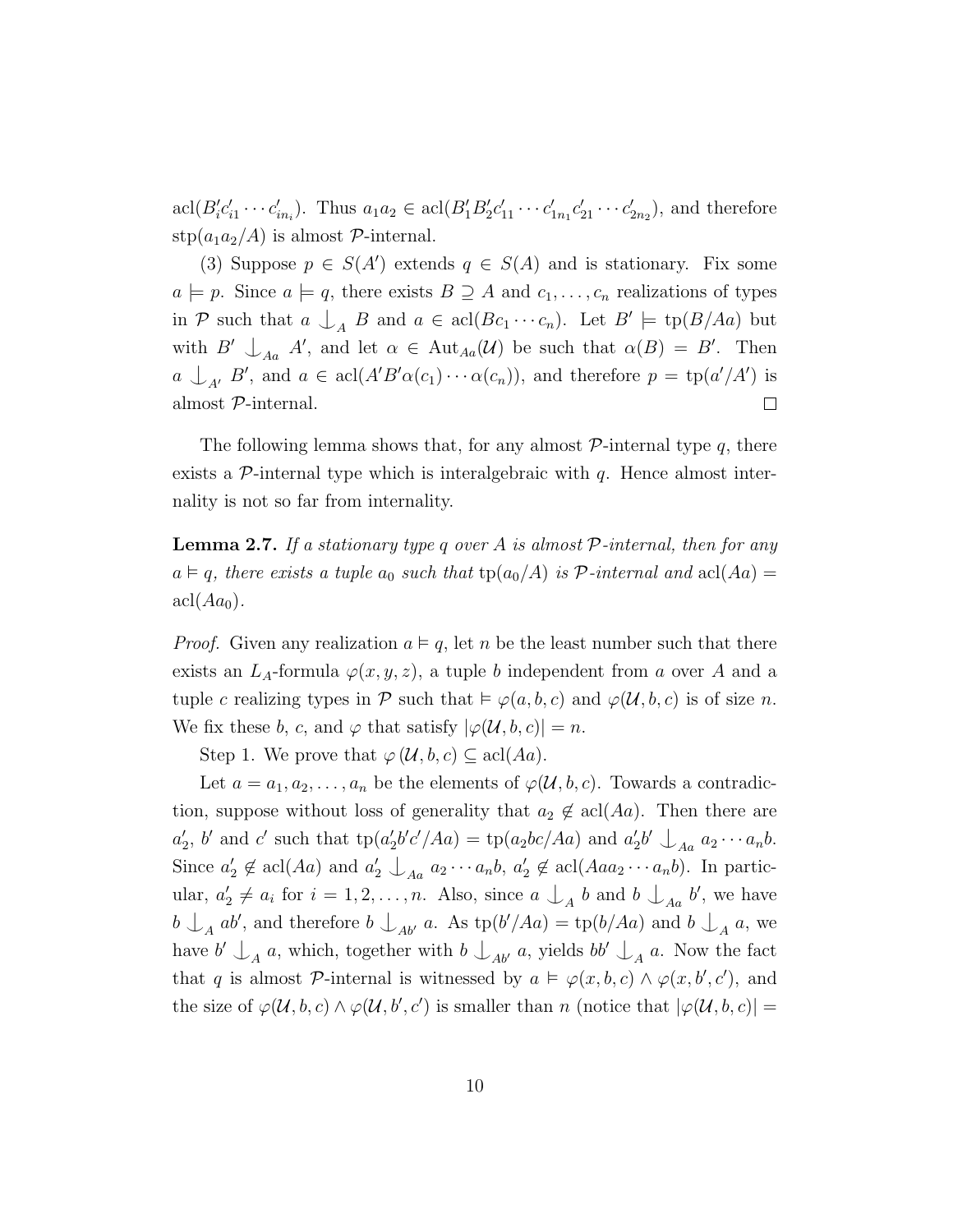$\operatorname{acl}(B_i'c_{i1}' \cdots c_{in_i}')$. Thus $a_1a_2 \in \operatorname{acl}(B_1'B_2'c_{11}' \cdots c_{1n_1}'c_{21}' \cdots c_{2n_2}')$, and therefore $\operatorname{stp}(a_1a_2/A)$ is almost $\mathcal{P}$-internal.

(3) Suppose $p \in S(A')$ extends $q \in S(A)$ and is stationary. Fix some $a \models p$. Since $a \models q$, there exists $B \supseteq A$ and $c_1, \ldots, c_n$ realizations of types in $\mathcal{P}$ such that $a \mathop{\smile\!\!\!\!\!\!|}\,_A B$ and $a \in \operatorname{acl}(Bc_1 \cdots c_n)$. Let $B' \models \operatorname{tp}(B/Aa)$ but with $B' \mathop{\smile\!\!\!\!\!\!|}\,_{Aa} A'$, and let $\alpha \in \operatorname{Aut}_{Aa}(\mathcal{U})$ be such that $\alpha(B) = B'$. Then $a \mathop{\smile\!\!\!\!\!\!|}\,_{A'} B'$, and $a \in \operatorname{acl}(A'B'\alpha(c_1) \cdots \alpha(c_n))$, and therefore $p = \operatorname{tp}(a'/A')$ is almost $\mathcal{P}$-internal. $\square$

The following lemma shows that, for any almost $\mathcal{P}$-internal type $q$, there exists a $\mathcal{P}$-internal type which is interalgebraic with $q$. Hence almost internality is not so far from internality.

**Lemma 2.7.** *If a stationary type $q$ over $A$ is almost $\mathcal{P}$-internal, then for any $a \vDash q$, there exists a tuple $a_0$ such that $\operatorname{tp}(a_0/A)$ is $\mathcal{P}$-internal and $\operatorname{acl}(Aa) = \operatorname{acl}(Aa_0)$.*

*Proof.* Given any realization $a \vDash q$, let $n$ be the least number such that there exists an $L_A$-formula $\varphi(x, y, z)$, a tuple $b$ independent from $a$ over $A$ and a tuple $c$ realizing types in $\mathcal{P}$ such that $\vDash \varphi(a, b, c)$ and $\varphi(\mathcal{U}, b, c)$ is of size $n$. We fix these $b$, $c$, and $\varphi$ that satisfy $|\varphi(\mathcal{U}, b, c)| = n$.

Step 1. We prove that $\varphi(\mathcal{U}, b, c) \subseteq \operatorname{acl}(Aa)$.

Let $a = a_1, a_2, \ldots, a_n$ be the elements of $\varphi(\mathcal{U}, b, c)$. Towards a contradiction, suppose without loss of generality that $a_2 \notin \operatorname{acl}(Aa)$. Then there are $a_2'$, $b'$ and $c'$ such that $\operatorname{tp}(a_2'b'c'/Aa) = \operatorname{tp}(a_2bc/Aa)$ and $a_2'b' \mathop{\smile\!\!\!\!\!\!|}\,_{Aa} a_2 \cdots a_nb$. Since $a_2' \notin \operatorname{acl}(Aa)$ and $a_2' \mathop{\smile\!\!\!\!\!\!|}\,_{Aa} a_2 \cdots a_nb$, $a_2' \notin \operatorname{acl}(Aaa_2 \cdots a_nb)$. In particular, $a_2' \neq a_i$ for $i = 1, 2, \ldots, n$. Also, since $a \mathop{\smile\!\!\!\!\!\!|}\,_A b$ and $b \mathop{\smile\!\!\!\!\!\!|}\,_{Aa} b'$, we have $b \mathop{\smile\!\!\!\!\!\!|}\,_A ab'$, and therefore $b \mathop{\smile\!\!\!\!\!\!|}\,_{Ab'} a$. As $\operatorname{tp}(b'/Aa) = \operatorname{tp}(b/Aa)$ and $b \mathop{\smile\!\!\!\!\!\!|}\,_A a$, we have $b' \mathop{\smile\!\!\!\!\!\!|}\,_A a$, which, together with $b \mathop{\smile\!\!\!\!\!\!|}\,_{Ab'} a$, yields $bb' \mathop{\smile\!\!\!\!\!\!|}\,_A a$. Now the fact that $q$ is almost $\mathcal{P}$-internal is witnessed by $a \vDash \varphi(x, b, c) \wedge \varphi(x, b', c')$, and the size of $\varphi(\mathcal{U}, b, c) \wedge \varphi(\mathcal{U}, b', c')$ is smaller than $n$ (notice that $|\varphi(\mathcal{U}, b, c)| =$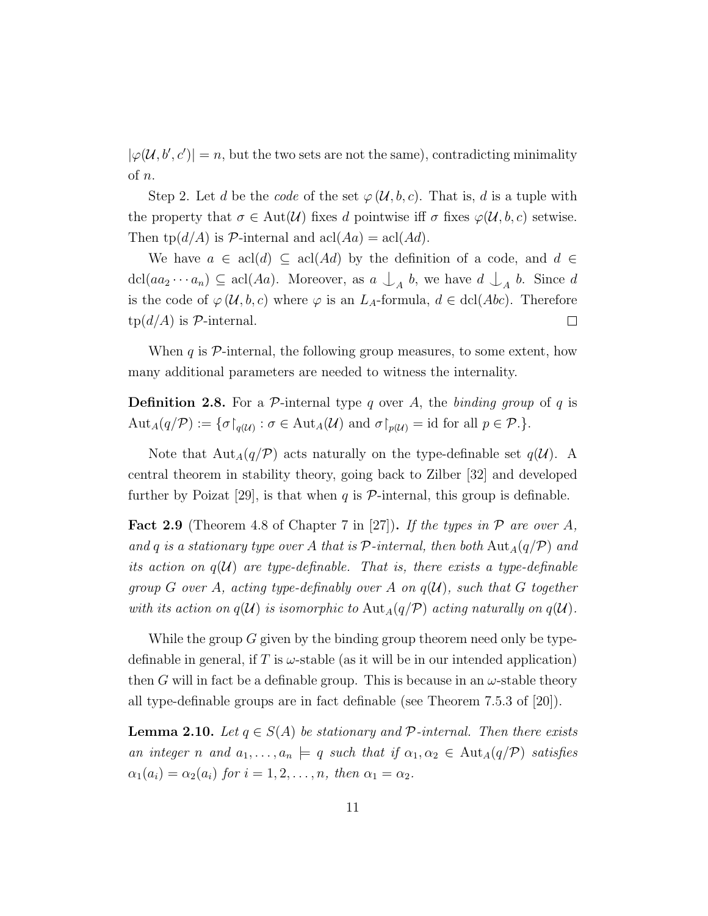$|\varphi(\mathcal{U}, b', c')| = n$, but the two sets are not the same), contradicting minimality of $n$.

Step 2. Let $d$ be the *code* of the set $\varphi(\mathcal{U}, b, c)$. That is, $d$ is a tuple with the property that $\sigma \in \mathrm{Aut}(\mathcal{U})$ fixes $d$ pointwise iff $\sigma$ fixes $\varphi(\mathcal{U}, b, c)$ setwise. Then $\mathrm{tp}(d/A)$ is $\mathcal{P}$-internal and $\mathrm{acl}(Aa) = \mathrm{acl}(Ad)$.

We have $a \in \mathrm{acl}(d) \subseteq \mathrm{acl}(Ad)$ by the definition of a code, and $d \in \mathrm{dcl}(aa_2 \cdots a_n) \subseteq \mathrm{acl}(Aa)$. Moreover, as $a \mathop{\smile\!\!\!\!\!\mid}_A b$, we have $d \mathop{\smile\!\!\!\!\!\mid}_A b$. Since $d$ is the code of $\varphi(\mathcal{U}, b, c)$ where $\varphi$ is an $L_A$-formula, $d \in \mathrm{dcl}(Abc)$. Therefore $\mathrm{tp}(d/A)$ is $\mathcal{P}$-internal. $\square$

When $q$ is $\mathcal{P}$-internal, the following group measures, to some extent, how many additional parameters are needed to witness the internality.

**Definition 2.8.** For a $\mathcal{P}$-internal type $q$ over $A$, the *binding group* of $q$ is $\mathrm{Aut}_A(q/\mathcal{P}) := \{\sigma\restriction_{q(\mathcal{U})} : \sigma \in \mathrm{Aut}_A(\mathcal{U}) \text{ and } \sigma\restriction_{p(\mathcal{U})} = \mathrm{id} \text{ for all } p \in \mathcal{P}.\}$.

Note that $\mathrm{Aut}_A(q/\mathcal{P})$ acts naturally on the type-definable set $q(\mathcal{U})$. A central theorem in stability theory, going back to Zilber [32] and developed further by Poizat [29], is that when $q$ is $\mathcal{P}$-internal, this group is definable.

**Fact 2.9** (Theorem 4.8 of Chapter 7 in [27])**.** *If the types in $\mathcal{P}$ are over $A$, and $q$ is a stationary type over $A$ that is $\mathcal{P}$-internal, then both $\mathrm{Aut}_A(q/\mathcal{P})$ and its action on $q(\mathcal{U})$ are type-definable. That is, there exists a type-definable group $G$ over $A$, acting type-definably over $A$ on $q(\mathcal{U})$, such that $G$ together with its action on $q(\mathcal{U})$ is isomorphic to $\mathrm{Aut}_A(q/\mathcal{P})$ acting naturally on $q(\mathcal{U})$.*

While the group $G$ given by the binding group theorem need only be type-definable in general, if $T$ is $\omega$-stable (as it will be in our intended application) then $G$ will in fact be a definable group. This is because in an $\omega$-stable theory all type-definable groups are in fact definable (see Theorem 7.5.3 of [20]).

**Lemma 2.10.** *Let $q \in S(A)$ be stationary and $\mathcal{P}$-internal. Then there exists an integer $n$ and $a_1, \ldots, a_n \models q$ such that if $\alpha_1, \alpha_2 \in \mathrm{Aut}_A(q/\mathcal{P})$ satisfies $\alpha_1(a_i) = \alpha_2(a_i)$ for $i = 1, 2, \ldots, n$, then $\alpha_1 = \alpha_2$.*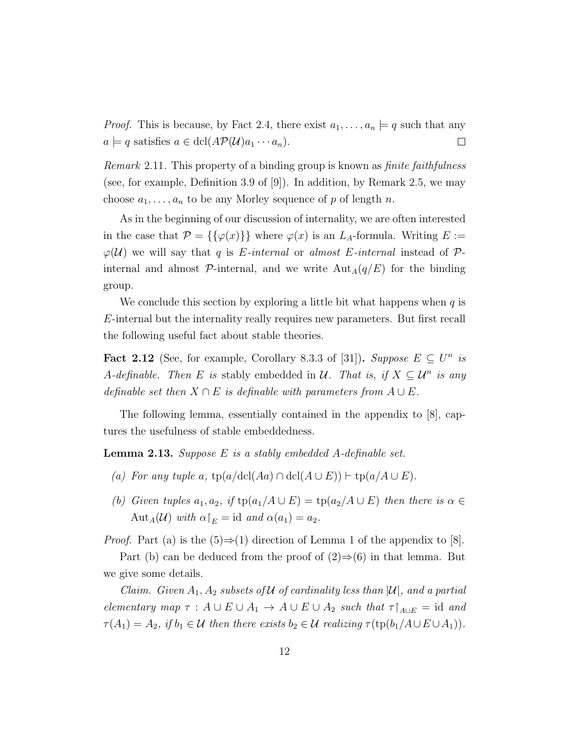*Proof.* This is because, by Fact 2.4, there exist $a_1, \ldots, a_n \models q$ such that any $a \models q$ satisfies $a \in \operatorname{dcl}(A\mathcal{P}(\mathcal{U})a_1 \cdots a_n)$. $\square$

*Remark* 2.11. This property of a binding group is known as *finite faithfulness* (see, for example, Definition 3.9 of [9]). In addition, by Remark 2.5, we may choose $a_1, \ldots, a_n$ to be any Morley sequence of $p$ of length $n$.

As in the beginning of our discussion of internality, we are often interested in the case that $\mathcal{P} = \{\{\varphi(x)\}\}$ where $\varphi(x)$ is an $L_A$-formula. Writing $E := \varphi(\mathcal{U})$ we will say that $q$ is *$E$-internal* or *almost $E$-internal* instead of $\mathcal{P}$-internal and almost $\mathcal{P}$-internal, and we write $\operatorname{Aut}_A(q/E)$ for the binding group.

We conclude this section by exploring a little bit what happens when $q$ is $E$-internal but the internality really requires new parameters. But first recall the following useful fact about stable theories.

**Fact 2.12** (See, for example, Corollary 8.3.3 of [31])**.** *Suppose $E \subseteq U^n$ is $A$-definable. Then $E$ is* stably embedded *in $\mathcal{U}$. That is, if $X \subseteq \mathcal{U}^n$ is any definable set then $X \cap E$ is definable with parameters from $A \cup E$.*

The following lemma, essentially contained in the appendix to [8], captures the usefulness of stable embeddedness.

**Lemma 2.13.** *Suppose $E$ is a stably embedded $A$-definable set.*

- *(a) For any tuple $a$, $\operatorname{tp}(a/\operatorname{dcl}(Aa) \cap \operatorname{dcl}(A \cup E)) \vdash \operatorname{tp}(a/A \cup E)$.*
- *(b) Given tuples $a_1, a_2$, if $\operatorname{tp}(a_1/A \cup E) = \operatorname{tp}(a_2/A \cup E)$ then there is $\alpha \in \operatorname{Aut}_A(\mathcal{U})$ with $\alpha\restriction_E = \operatorname{id}$ and $\alpha(a_1) = a_2$.*

*Proof.* Part (a) is the (5)$\Rightarrow$(1) direction of Lemma 1 of the appendix to [8].

Part (b) can be deduced from the proof of (2)$\Rightarrow$(6) in that lemma. But we give some details.

*Claim. Given $A_1, A_2$ subsets of $\mathcal{U}$ of cardinality less than $|\mathcal{U}|$, and a partial elementary map $\tau : A \cup E \cup A_1 \to A \cup E \cup A_2$ such that $\tau\restriction_{A\cup E} = \operatorname{id}$ and $\tau(A_1) = A_2$, if $b_1 \in \mathcal{U}$ then there exists $b_2 \in \mathcal{U}$ realizing $\tau(\operatorname{tp}(b_1/A \cup E \cup A_1))$.*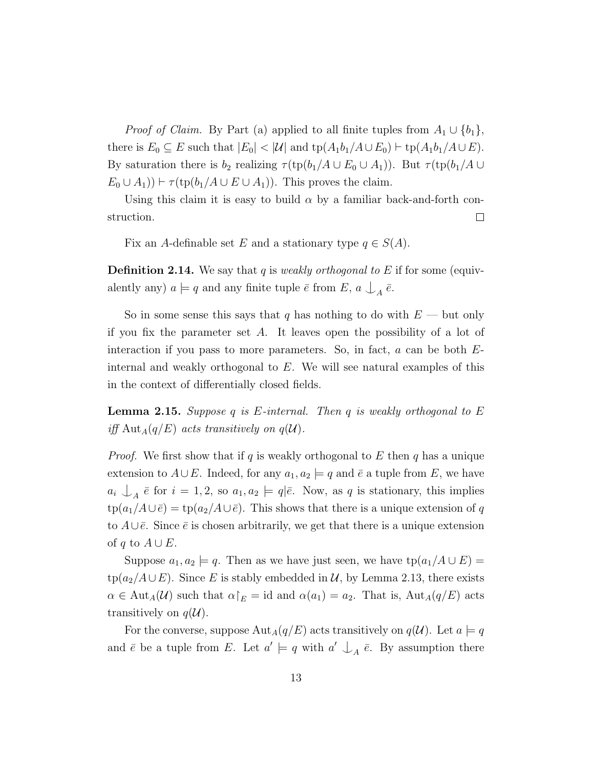*Proof of Claim.* By Part (a) applied to all finite tuples from $A_1 \cup \{b_1\}$, there is $E_0 \subseteq E$ such that $|E_0| < |\mathcal{U}|$ and $\mathrm{tp}(A_1 b_1 / A \cup E_0) \vdash \mathrm{tp}(A_1 b_1 / A \cup E)$. By saturation there is $b_2$ realizing $\tau(\mathrm{tp}(b_1/A \cup E_0 \cup A_1))$. But $\tau(\mathrm{tp}(b_1/A \cup E_0 \cup A_1)) \vdash \tau(\mathrm{tp}(b_1/A \cup E \cup A_1))$. This proves the claim.

Using this claim it is easy to build $\alpha$ by a familiar back-and-forth construction. $\square$

Fix an $A$-definable set $E$ and a stationary type $q \in S(A)$.

**Definition 2.14.** We say that $q$ is *weakly orthogonal to $E$* if for some (equivalently any) $a \models q$ and any finite tuple $\bar{e}$ from $E$, $a \mathop{\smile\!\!\!\!\!\!\,|}_A \bar{e}$.

So in some sense this says that $q$ has nothing to do with $E$ — but only if you fix the parameter set $A$. It leaves open the possibility of a lot of interaction if you pass to more parameters. So, in fact, $a$ can be both $E$-internal and weakly orthogonal to $E$. We will see natural examples of this in the context of differentially closed fields.

**Lemma 2.15.** *Suppose $q$ is $E$-internal. Then $q$ is weakly orthogonal to $E$ iff $\mathrm{Aut}_A(q/E)$ acts transitively on $q(\mathcal{U})$.*

*Proof.* We first show that if $q$ is weakly orthogonal to $E$ then $q$ has a unique extension to $A \cup E$. Indeed, for any $a_1, a_2 \models q$ and $\bar{e}$ a tuple from $E$, we have $a_i \mathop{\smile\!\!\!\!\!\!\,|}_A \bar{e}$ for $i = 1, 2$, so $a_1, a_2 \models q|\bar{e}$. Now, as $q$ is stationary, this implies $\mathrm{tp}(a_1/A \cup \bar{e}) = \mathrm{tp}(a_2/A \cup \bar{e})$. This shows that there is a unique extension of $q$ to $A \cup \bar{e}$. Since $\bar{e}$ is chosen arbitrarily, we get that there is a unique extension of $q$ to $A \cup E$.

Suppose $a_1, a_2 \models q$. Then as we have just seen, we have $\mathrm{tp}(a_1/A \cup E) = \mathrm{tp}(a_2/A \cup E)$. Since $E$ is stably embedded in $\mathcal{U}$, by Lemma 2.13, there exists $\alpha \in \mathrm{Aut}_A(\mathcal{U})$ such that $\alpha\restriction_E = \mathrm{id}$ and $\alpha(a_1) = a_2$. That is, $\mathrm{Aut}_A(q/E)$ acts transitively on $q(\mathcal{U})$.

For the converse, suppose $\mathrm{Aut}_A(q/E)$ acts transitively on $q(\mathcal{U})$. Let $a \models q$ and $\bar{e}$ be a tuple from $E$. Let $a' \models q$ with $a' \mathop{\smile\!\!\!\!\!\!\,|}_A \bar{e}$. By assumption there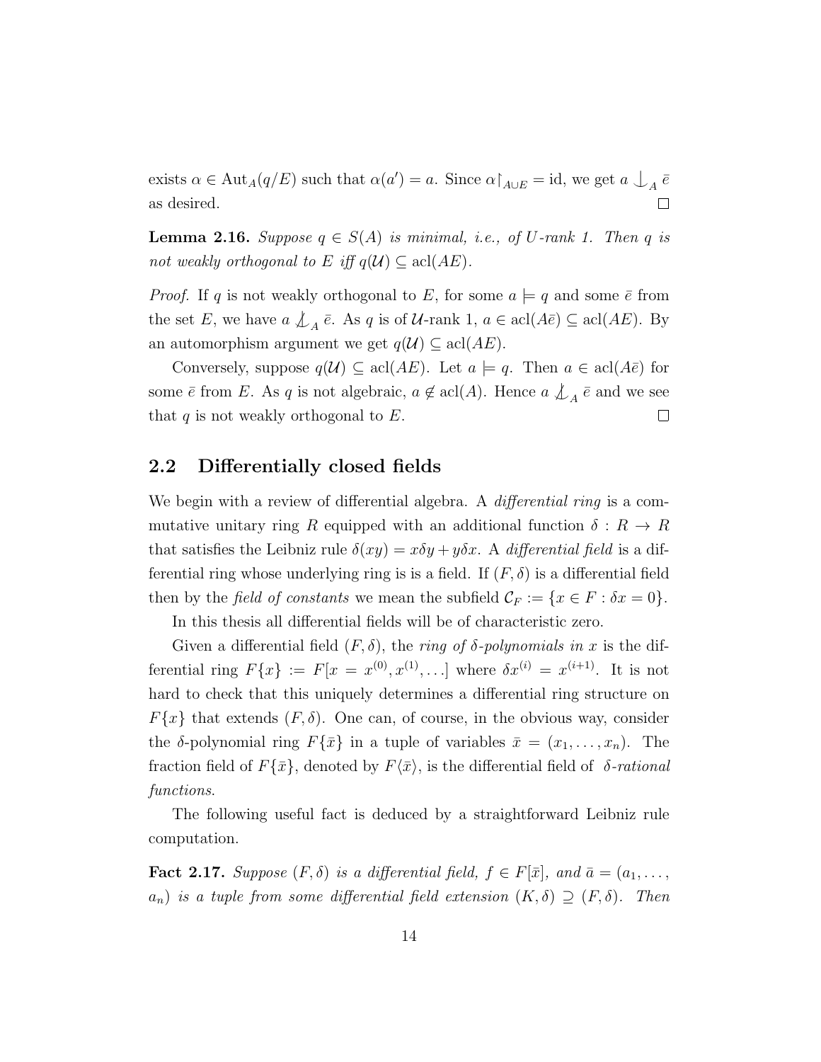exists $\alpha \in \mathrm{Aut}_A(q/E)$ such that $\alpha(a') = a$. Since $\alpha\restriction_{A\cup E} = \mathrm{id}$, we get $a \mathop{\smile\!\!\!\!\!\!|}_A \bar{e}$ as desired. $\square$

**Lemma 2.16.** *Suppose $q \in S(A)$ is minimal, i.e., of $U$-rank 1. Then $q$ is not weakly orthogonal to $E$ iff $q(\mathcal{U}) \subseteq \mathrm{acl}(AE)$.*

*Proof.* If $q$ is not weakly orthogonal to $E$, for some $a \models q$ and some $\bar{e}$ from the set $E$, we have $a \not\mathop{\smile\!\!\!\!\!\!|}_A \bar{e}$. As $q$ is of $\mathcal{U}$-rank 1, $a \in \mathrm{acl}(A\bar{e}) \subseteq \mathrm{acl}(AE)$. By an automorphism argument we get $q(\mathcal{U}) \subseteq \mathrm{acl}(AE)$.

Conversely, suppose $q(\mathcal{U}) \subseteq \mathrm{acl}(AE)$. Let $a \models q$. Then $a \in \mathrm{acl}(A\bar{e})$ for some $\bar{e}$ from $E$. As $q$ is not algebraic, $a \notin \mathrm{acl}(A)$. Hence $a \not\mathop{\smile\!\!\!\!\!\!|}_A \bar{e}$ and we see that $q$ is not weakly orthogonal to $E$. $\square$

## 2.2 Differentially closed fields

We begin with a review of differential algebra. A *differential ring* is a commutative unitary ring $R$ equipped with an additional function $\delta : R \to R$ that satisfies the Leibniz rule $\delta(xy) = x\delta y + y\delta x$. A *differential field* is a differential ring whose underlying ring is is a field. If $(F, \delta)$ is a differential field then by the *field of constants* we mean the subfield $\mathcal{C}_F := \{x \in F : \delta x = 0\}$.

In this thesis all differential fields will be of characteristic zero.

Given a differential field $(F, \delta)$, the *ring of $\delta$-polynomials in $x$* is the differential ring $F\{x\} := F[x = x^{(0)}, x^{(1)}, \ldots]$ where $\delta x^{(i)} = x^{(i+1)}$. It is not hard to check that this uniquely determines a differential ring structure on $F\{x\}$ that extends $(F, \delta)$. One can, of course, in the obvious way, consider the $\delta$-polynomial ring $F\{\bar{x}\}$ in a tuple of variables $\bar{x} = (x_1, \ldots, x_n)$. The fraction field of $F\{\bar{x}\}$, denoted by $F\langle\bar{x}\rangle$, is the differential field of *$\delta$-rational functions*.

The following useful fact is deduced by a straightforward Leibniz rule computation.

**Fact 2.17.** *Suppose $(F, \delta)$ is a differential field, $f \in F[\bar{x}]$, and $\bar{a} = (a_1, \ldots, a_n)$ is a tuple from some differential field extension $(K, \delta) \supseteq (F, \delta)$. Then*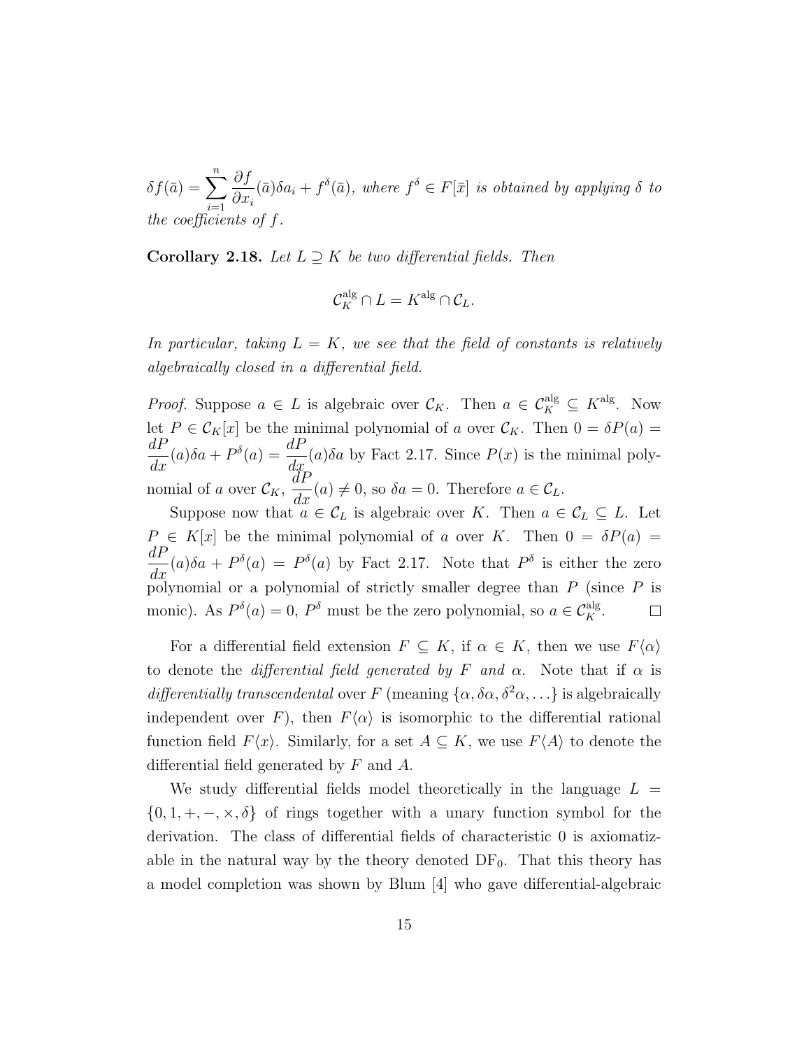$\delta f(\bar{a}) = \sum_{i=1}^{n} \frac{\partial f}{\partial x_i}(\bar{a})\delta a_i + f^{\delta}(\bar{a})$, *where* $f^{\delta} \in F[\bar{x}]$ *is obtained by applying* $\delta$ *to the coefficients of* $f$.

**Corollary 2.18.** *Let* $L \supseteq K$ *be two differential fields. Then*

$$\mathcal{C}_K^{\mathrm{alg}} \cap L = K^{\mathrm{alg}} \cap \mathcal{C}_L.$$

*In particular, taking* $L = K$*, we see that the field of constants is relatively algebraically closed in a differential field.*

*Proof.* Suppose $a \in L$ is algebraic over $\mathcal{C}_K$. Then $a \in \mathcal{C}_K^{\mathrm{alg}} \subseteq K^{\mathrm{alg}}$. Now let $P \in \mathcal{C}_K[x]$ be the minimal polynomial of $a$ over $\mathcal{C}_K$. Then $0 = \delta P(a) = \frac{dP}{dx}(a)\delta a + P^{\delta}(a) = \frac{dP}{dx}(a)\delta a$ by Fact 2.17. Since $P(x)$ is the minimal polynomial of $a$ over $\mathcal{C}_K$, $\frac{dP}{dx}(a) \neq 0$, so $\delta a = 0$. Therefore $a \in \mathcal{C}_L$.

Suppose now that $a \in \mathcal{C}_L$ is algebraic over $K$. Then $a \in \mathcal{C}_L \subseteq L$. Let $P \in K[x]$ be the minimal polynomial of $a$ over $K$. Then $0 = \delta P(a) = \frac{dP}{dx}(a)\delta a + P^{\delta}(a) = P^{\delta}(a)$ by Fact 2.17. Note that $P^{\delta}$ is either the zero polynomial or a polynomial of strictly smaller degree than $P$ (since $P$ is monic). As $P^{\delta}(a) = 0$, $P^{\delta}$ must be the zero polynomial, so $a \in \mathcal{C}_K^{\mathrm{alg}}$. $\square$

For a differential field extension $F \subseteq K$, if $\alpha \in K$, then we use $F\langle\alpha\rangle$ to denote the *differential field generated by* $F$ *and* $\alpha$. Note that if $\alpha$ is *differentially transcendental* over $F$ (meaning $\{\alpha, \delta\alpha, \delta^2\alpha, \ldots\}$ is algebraically independent over $F$), then $F\langle\alpha\rangle$ is isomorphic to the differential rational function field $F\langle x\rangle$. Similarly, for a set $A \subseteq K$, we use $F\langle A\rangle$ to denote the differential field generated by $F$ and $A$.

We study differential fields model theoretically in the language $L = \{0, 1, +, -, \times, \delta\}$ of rings together with a unary function symbol for the derivation. The class of differential fields of characteristic 0 is axiomatizable in the natural way by the theory denoted $\mathrm{DF}_0$. That this theory has a model completion was shown by Blum [4] who gave differential-algebraic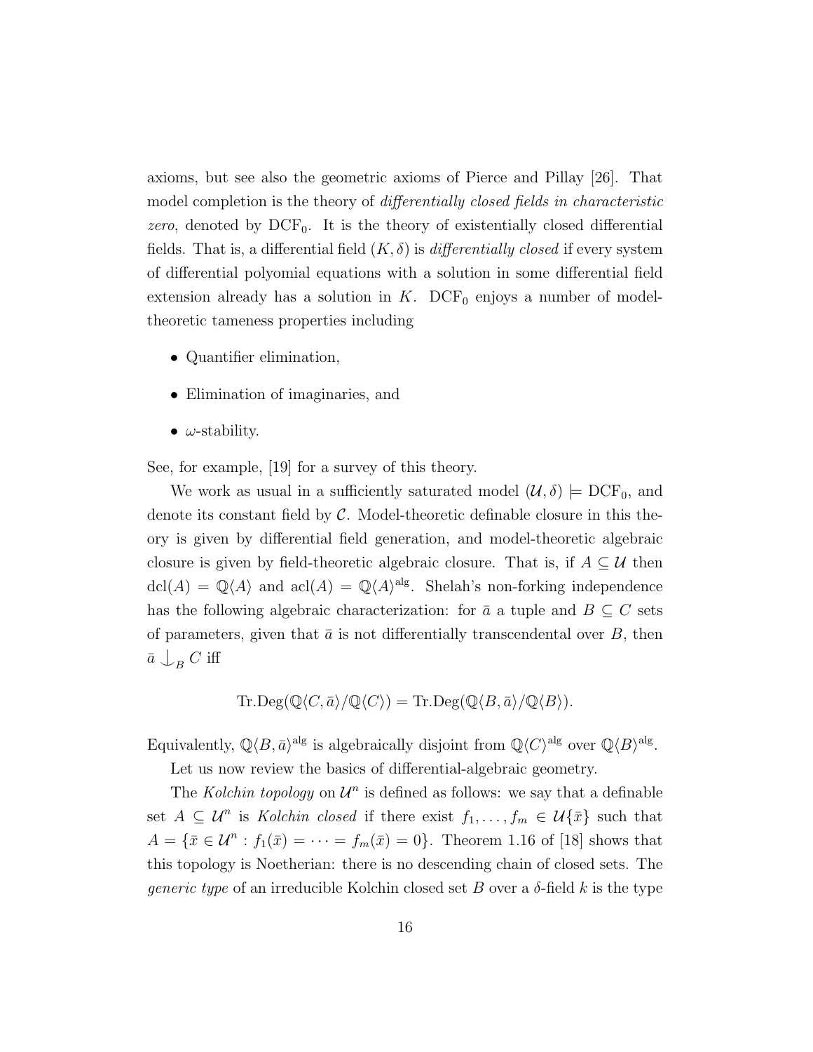axioms, but see also the geometric axioms of Pierce and Pillay [26]. That model completion is the theory of *differentially closed fields in characteristic zero*, denoted by $\mathrm{DCF}_0$. It is the theory of existentially closed differential fields. That is, a differential field $(K, \delta)$ is *differentially closed* if every system of differential polyomial equations with a solution in some differential field extension already has a solution in $K$. $\mathrm{DCF}_0$ enjoys a number of model-theoretic tameness properties including

- Quantifier elimination,
- Elimination of imaginaries, and
- $\omega$-stability.

See, for example, [19] for a survey of this theory.

We work as usual in a sufficiently saturated model $(\mathcal{U}, \delta) \models \mathrm{DCF}_0$, and denote its constant field by $\mathcal{C}$. Model-theoretic definable closure in this theory is given by differential field generation, and model-theoretic algebraic closure is given by field-theoretic algebraic closure. That is, if $A \subseteq \mathcal{U}$ then $\mathrm{dcl}(A) = \mathbb{Q}\langle A\rangle$ and $\mathrm{acl}(A) = \mathbb{Q}\langle A\rangle^{\mathrm{alg}}$. Shelah's non-forking independence has the following algebraic characterization: for $\bar{a}$ a tuple and $B \subseteq C$ sets of parameters, given that $\bar{a}$ is not differentially transcendental over $B$, then $\bar{a} \mathop{\smile\!\!\!\!\!\!|}_B C$ iff

$$\mathrm{Tr.Deg}(\mathbb{Q}\langle C, \bar{a}\rangle / \mathbb{Q}\langle C\rangle) = \mathrm{Tr.Deg}(\mathbb{Q}\langle B, \bar{a}\rangle / \mathbb{Q}\langle B\rangle).$$

Equivalently, $\mathbb{Q}\langle B, \bar{a}\rangle^{\mathrm{alg}}$ is algebraically disjoint from $\mathbb{Q}\langle C\rangle^{\mathrm{alg}}$ over $\mathbb{Q}\langle B\rangle^{\mathrm{alg}}$.

Let us now review the basics of differential-algebraic geometry.

The *Kolchin topology* on $\mathcal{U}^n$ is defined as follows: we say that a definable set $A \subseteq \mathcal{U}^n$ is *Kolchin closed* if there exist $f_1, \ldots, f_m \in \mathcal{U}\{\bar{x}\}$ such that $A = \{\bar{x} \in \mathcal{U}^n : f_1(\bar{x}) = \cdots = f_m(\bar{x}) = 0\}$. Theorem 1.16 of [18] shows that this topology is Noetherian: there is no descending chain of closed sets. The *generic type* of an irreducible Kolchin closed set $B$ over a $\delta$-field $k$ is the type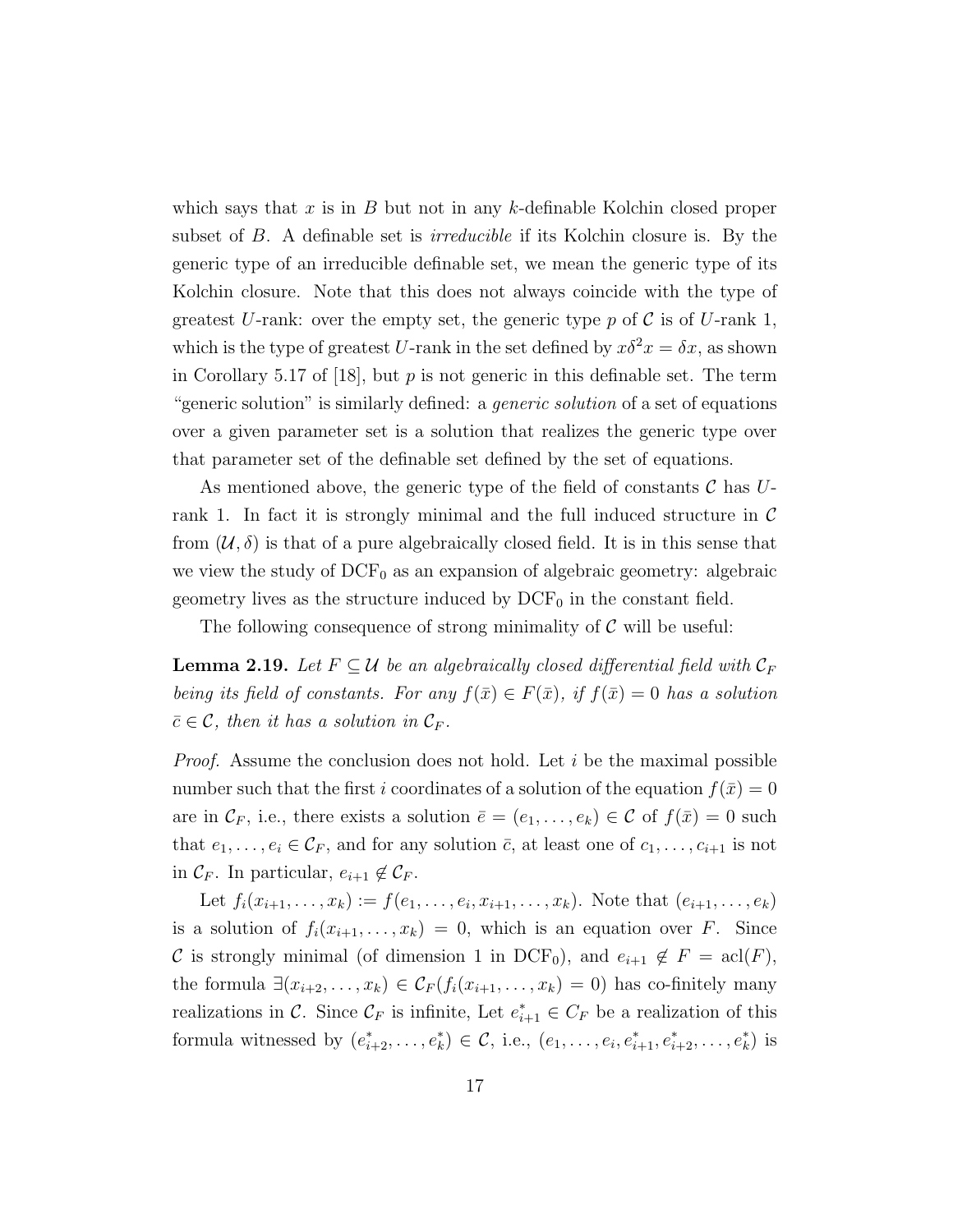which says that $x$ is in $B$ but not in any $k$-definable Kolchin closed proper subset of $B$. A definable set is *irreducible* if its Kolchin closure is. By the generic type of an irreducible definable set, we mean the generic type of its Kolchin closure. Note that this does not always coincide with the type of greatest $U$-rank: over the empty set, the generic type $p$ of $\mathcal{C}$ is of $U$-rank 1, which is the type of greatest $U$-rank in the set defined by $x\delta^2 x = \delta x$, as shown in Corollary 5.17 of [18], but $p$ is not generic in this definable set. The term "generic solution" is similarly defined: a *generic solution* of a set of equations over a given parameter set is a solution that realizes the generic type over that parameter set of the definable set defined by the set of equations.

As mentioned above, the generic type of the field of constants $\mathcal{C}$ has $U$-rank 1. In fact it is strongly minimal and the full induced structure in $\mathcal{C}$ from $(\mathcal{U}, \delta)$ is that of a pure algebraically closed field. It is in this sense that we view the study of $\mathrm{DCF}_0$ as an expansion of algebraic geometry: algebraic geometry lives as the structure induced by $\mathrm{DCF}_0$ in the constant field.

The following consequence of strong minimality of $\mathcal{C}$ will be useful:

**Lemma 2.19.** *Let $F \subseteq \mathcal{U}$ be an algebraically closed differential field with $\mathcal{C}_F$ being its field of constants. For any $f(\bar{x}) \in F(\bar{x})$, if $f(\bar{x}) = 0$ has a solution $\bar{c} \in \mathcal{C}$, then it has a solution in $\mathcal{C}_F$.*

*Proof.* Assume the conclusion does not hold. Let $i$ be the maximal possible number such that the first $i$ coordinates of a solution of the equation $f(\bar{x}) = 0$ are in $\mathcal{C}_F$, i.e., there exists a solution $\bar{e} = (e_1, \ldots, e_k) \in \mathcal{C}$ of $f(\bar{x}) = 0$ such that $e_1, \ldots, e_i \in \mathcal{C}_F$, and for any solution $\bar{c}$, at least one of $c_1, \ldots, c_{i+1}$ is not in $\mathcal{C}_F$. In particular, $e_{i+1} \notin \mathcal{C}_F$.

Let $f_i(x_{i+1}, \ldots, x_k) := f(e_1, \ldots, e_i, x_{i+1}, \ldots, x_k)$. Note that $(e_{i+1}, \ldots, e_k)$ is a solution of $f_i(x_{i+1}, \ldots, x_k) = 0$, which is an equation over $F$. Since $\mathcal{C}$ is strongly minimal (of dimension 1 in $\mathrm{DCF}_0$), and $e_{i+1} \notin F = \mathrm{acl}(F)$, the formula $\exists (x_{i+2}, \ldots, x_k) \in \mathcal{C}_F (f_i(x_{i+1}, \ldots, x_k) = 0)$ has co-finitely many realizations in $\mathcal{C}$. Since $\mathcal{C}_F$ is infinite, Let $e^*_{i+1} \in C_F$ be a realization of this formula witnessed by $(e^*_{i+2}, \ldots, e^*_k) \in \mathcal{C}$, i.e., $(e_1, \ldots, e_i, e^*_{i+1}, e^*_{i+2}, \ldots, e^*_k)$ is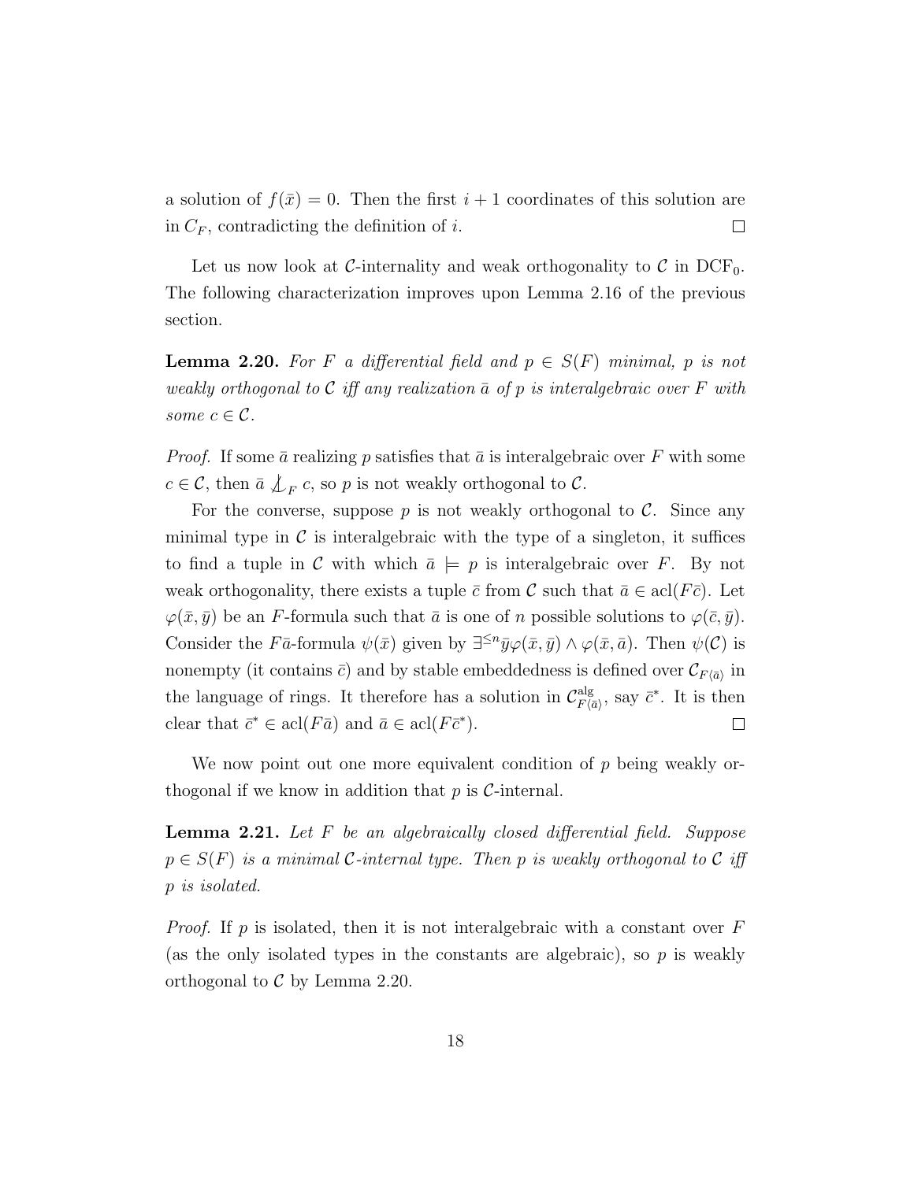a solution of $f(\bar{x}) = 0$. Then the first $i+1$ coordinates of this solution are in $C_F$, contradicting the definition of $i$. $\square$

Let us now look at $\mathcal{C}$-internality and weak orthogonality to $\mathcal{C}$ in $\mathrm{DCF}_0$. The following characterization improves upon Lemma 2.16 of the previous section.

**Lemma 2.20.** *For $F$ a differential field and $p \in S(F)$ minimal, $p$ is not weakly orthogonal to $\mathcal{C}$ iff any realization $\bar{a}$ of $p$ is interalgebraic over $F$ with some $c \in \mathcal{C}$.*

*Proof.* If some $\bar{a}$ realizing $p$ satisfies that $\bar{a}$ is interalgebraic over $F$ with some $c \in \mathcal{C}$, then $\bar{a} \not\perp_F c$, so $p$ is not weakly orthogonal to $\mathcal{C}$.

For the converse, suppose $p$ is not weakly orthogonal to $\mathcal{C}$. Since any minimal type in $\mathcal{C}$ is interalgebraic with the type of a singleton, it suffices to find a tuple in $\mathcal{C}$ with which $\bar{a} \models p$ is interalgebraic over $F$. By not weak orthogonality, there exists a tuple $\bar{c}$ from $\mathcal{C}$ such that $\bar{a} \in \mathrm{acl}(F\bar{c})$. Let $\varphi(\bar{x}, \bar{y})$ be an $F$-formula such that $\bar{a}$ is one of $n$ possible solutions to $\varphi(\bar{c}, \bar{y})$. Consider the $F\bar{a}$-formula $\psi(\bar{x})$ given by $\exists^{\leq n}\bar{y}\varphi(\bar{x}, \bar{y}) \wedge \varphi(\bar{x}, \bar{a})$. Then $\psi(\mathcal{C})$ is nonempty (it contains $\bar{c}$) and by stable embeddedness is defined over $\mathcal{C}_{F\langle\bar{a}\rangle}$ in the language of rings. It therefore has a solution in $\mathcal{C}^{\mathrm{alg}}_{F\langle\bar{a}\rangle}$, say $\bar{c}^*$. It is then clear that $\bar{c}^* \in \mathrm{acl}(F\bar{a})$ and $\bar{a} \in \mathrm{acl}(F\bar{c}^*)$. $\square$

We now point out one more equivalent condition of $p$ being weakly orthogonal if we know in addition that $p$ is $\mathcal{C}$-internal.

**Lemma 2.21.** *Let $F$ be an algebraically closed differential field. Suppose $p \in S(F)$ is a minimal $\mathcal{C}$-internal type. Then $p$ is weakly orthogonal to $\mathcal{C}$ iff $p$ is isolated.*

*Proof.* If $p$ is isolated, then it is not interalgebraic with a constant over $F$ (as the only isolated types in the constants are algebraic), so $p$ is weakly orthogonal to $\mathcal{C}$ by Lemma 2.20.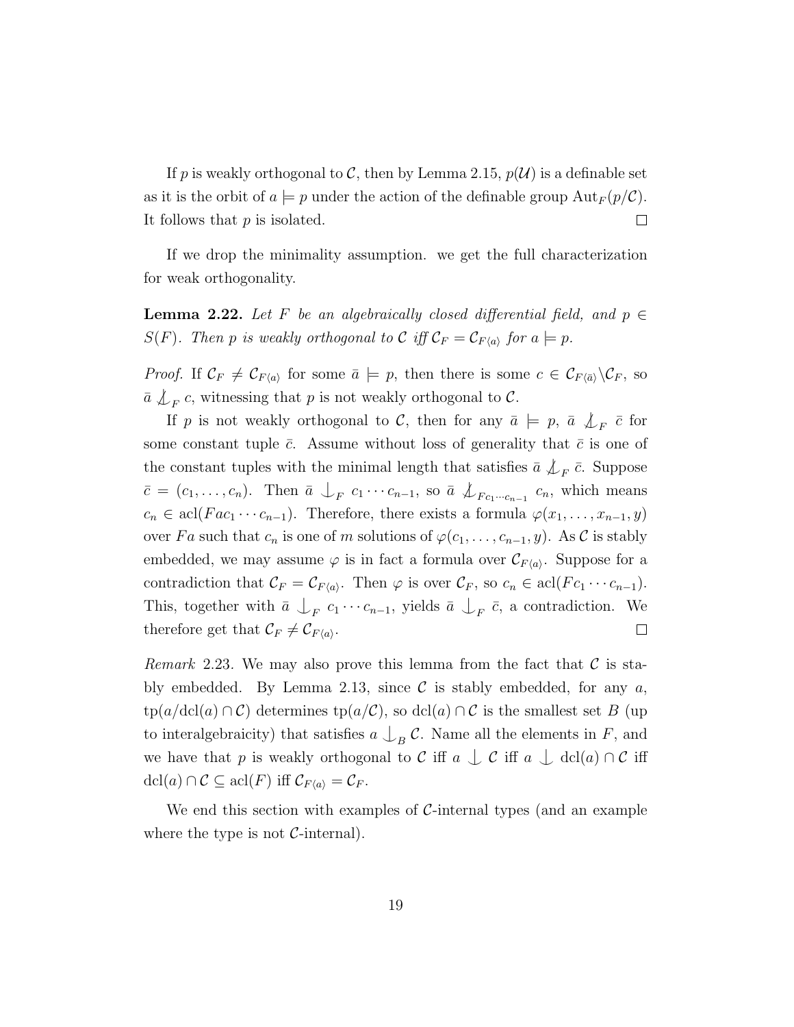If $p$ is weakly orthogonal to $\mathcal{C}$, then by Lemma 2.15, $p(\mathcal{U})$ is a definable set as it is the orbit of $a \models p$ under the action of the definable group $\mathrm{Aut}_F(p/\mathcal{C})$. It follows that $p$ is isolated. $\square$

If we drop the minimality assumption. we get the full characterization for weak orthogonality.

**Lemma 2.22.** *Let $F$ be an algebraically closed differential field, and $p \in S(F)$. Then $p$ is weakly orthogonal to $\mathcal{C}$ iff $\mathcal{C}_F = \mathcal{C}_{F\langle a\rangle}$ for $a \models p$.*

*Proof.* If $\mathcal{C}_F \neq \mathcal{C}_{F\langle a\rangle}$ for some $\bar{a} \models p$, then there is some $c \in \mathcal{C}_{F\langle \bar{a}\rangle} \backslash \mathcal{C}_F$, so $\bar{a} \not\perp_F c$, witnessing that $p$ is not weakly orthogonal to $\mathcal{C}$.

If $p$ is not weakly orthogonal to $\mathcal{C}$, then for any $\bar{a} \models p$, $\bar{a} \not\perp_F \bar{c}$ for some constant tuple $\bar{c}$. Assume without loss of generality that $\bar{c}$ is one of the constant tuples with the minimal length that satisfies $\bar{a} \not\perp_F \bar{c}$. Suppose $\bar{c} = (c_1, \dots, c_n)$. Then $\bar{a} \perp_F c_1 \cdots c_{n-1}$, so $\bar{a} \not\perp_{Fc_1\cdots c_{n-1}} c_n$, which means $c_n \in \mathrm{acl}(Fac_1 \cdots c_{n-1})$. Therefore, there exists a formula $\varphi(x_1, \dots, x_{n-1}, y)$ over $Fa$ such that $c_n$ is one of $m$ solutions of $\varphi(c_1, \dots, c_{n-1}, y)$. As $\mathcal{C}$ is stably embedded, we may assume $\varphi$ is in fact a formula over $\mathcal{C}_{F\langle a\rangle}$. Suppose for a contradiction that $\mathcal{C}_F = \mathcal{C}_{F\langle a\rangle}$. Then $\varphi$ is over $\mathcal{C}_F$, so $c_n \in \mathrm{acl}(Fc_1 \cdots c_{n-1})$. This, together with $\bar{a} \perp_F c_1 \cdots c_{n-1}$, yields $\bar{a} \perp_F \bar{c}$, a contradiction. We therefore get that $\mathcal{C}_F \neq \mathcal{C}_{F\langle a\rangle}$. $\square$

*Remark* 2.23. We may also prove this lemma from the fact that $\mathcal{C}$ is stably embedded. By Lemma 2.13, since $\mathcal{C}$ is stably embedded, for any $a$, $\mathrm{tp}(a/\mathrm{dcl}(a) \cap \mathcal{C})$ determines $\mathrm{tp}(a/\mathcal{C})$, so $\mathrm{dcl}(a) \cap \mathcal{C}$ is the smallest set $B$ (up to interalgebraicity) that satisfies $a \perp_B \mathcal{C}$. Name all the elements in $F$, and we have that $p$ is weakly orthogonal to $\mathcal{C}$ iff $a \perp \mathcal{C}$ iff $a \perp \mathrm{dcl}(a) \cap \mathcal{C}$ iff $\mathrm{dcl}(a) \cap \mathcal{C} \subseteq \mathrm{acl}(F)$ iff $\mathcal{C}_{F\langle a\rangle} = \mathcal{C}_F$.

We end this section with examples of $\mathcal{C}$-internal types (and an example where the type is not $\mathcal{C}$-internal).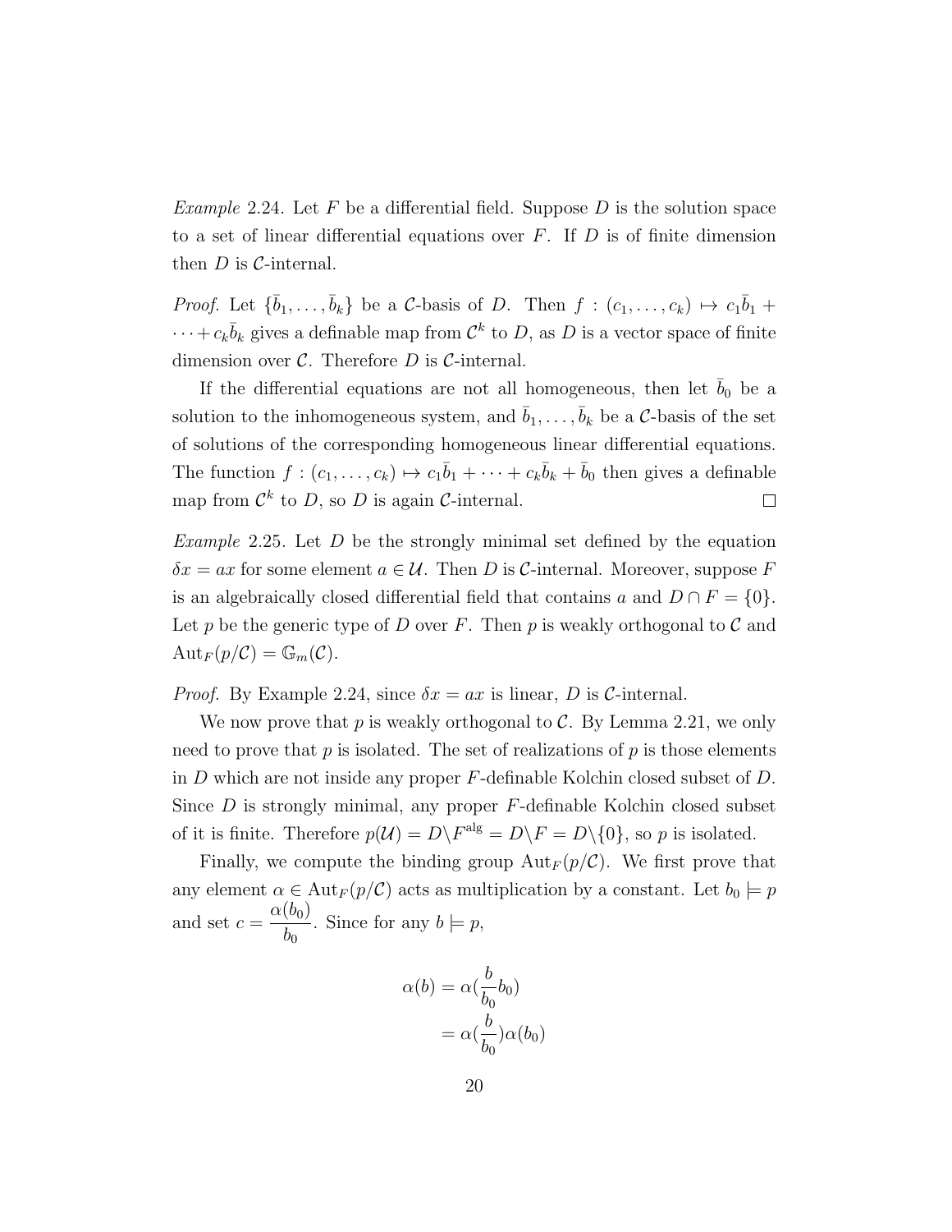*Example* 2.24. Let $F$ be a differential field. Suppose $D$ is the solution space to a set of linear differential equations over $F$. If $D$ is of finite dimension then $D$ is $\mathcal{C}$-internal.

*Proof.* Let $\{\bar{b}_1, \ldots, \bar{b}_k\}$ be a $\mathcal{C}$-basis of $D$. Then $f : (c_1, \ldots, c_k) \mapsto c_1\bar{b}_1 + \cdots + c_k\bar{b}_k$ gives a definable map from $\mathcal{C}^k$ to $D$, as $D$ is a vector space of finite dimension over $\mathcal{C}$. Therefore $D$ is $\mathcal{C}$-internal.

If the differential equations are not all homogeneous, then let $\bar{b}_0$ be a solution to the inhomogeneous system, and $\bar{b}_1, \ldots, \bar{b}_k$ be a $\mathcal{C}$-basis of the set of solutions of the corresponding homogeneous linear differential equations. The function $f : (c_1, \ldots, c_k) \mapsto c_1\bar{b}_1 + \cdots + c_k\bar{b}_k + \bar{b}_0$ then gives a definable map from $\mathcal{C}^k$ to $D$, so $D$ is again $\mathcal{C}$-internal. ∎

*Example* 2.25. Let $D$ be the strongly minimal set defined by the equation $\delta x = ax$ for some element $a \in \mathcal{U}$. Then $D$ is $\mathcal{C}$-internal. Moreover, suppose $F$ is an algebraically closed differential field that contains $a$ and $D \cap F = \{0\}$. Let $p$ be the generic type of $D$ over $F$. Then $p$ is weakly orthogonal to $\mathcal{C}$ and $\text{Aut}_F(p/\mathcal{C}) = \mathbb{G}_m(\mathcal{C})$.

*Proof.* By Example 2.24, since $\delta x = ax$ is linear, $D$ is $\mathcal{C}$-internal.

We now prove that $p$ is weakly orthogonal to $\mathcal{C}$. By Lemma 2.21, we only need to prove that $p$ is isolated. The set of realizations of $p$ is those elements in $D$ which are not inside any proper $F$-definable Kolchin closed subset of $D$. Since $D$ is strongly minimal, any proper $F$-definable Kolchin closed subset of it is finite. Therefore $p(\mathcal{U}) = D \backslash F^{\text{alg}} = D \backslash F = D \backslash \{0\}$, so $p$ is isolated.

Finally, we compute the binding group $\text{Aut}_F(p/\mathcal{C})$. We first prove that any element $\alpha \in \text{Aut}_F(p/\mathcal{C})$ acts as multiplication by a constant. Let $b_0 \models p$ and set $c = \dfrac{\alpha(b_0)}{b_0}$. Since for any $b \models p$,

$$\begin{aligned}
\alpha(b) &= \alpha(\frac{b}{b_0} b_0) \\
&= \alpha(\frac{b}{b_0})\alpha(b_0)
\end{aligned}$$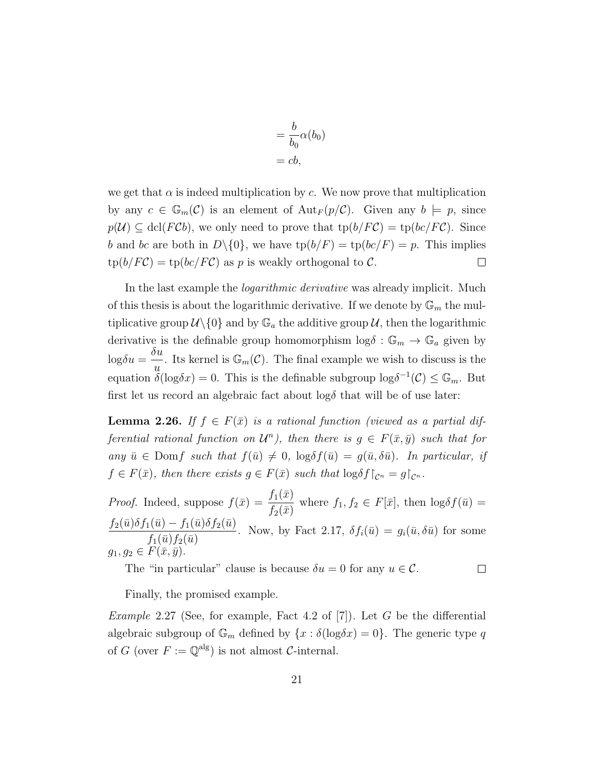$$= \frac{b}{b_0}\alpha(b_0)$$
$$= cb,$$

we get that $\alpha$ is indeed multiplication by $c$. We now prove that multiplication by any $c \in \mathbb{G}_m(\mathcal{C})$ is an element of $\mathrm{Aut}_F(p/\mathcal{C})$. Given any $b \models p$, since $p(\mathcal{U}) \subseteq \mathrm{dcl}(F\mathcal{C}b)$, we only need to prove that $\mathrm{tp}(b/F\mathcal{C}) = \mathrm{tp}(bc/F\mathcal{C})$. Since $b$ and $bc$ are both in $D\backslash\{0\}$, we have $\mathrm{tp}(b/F) = \mathrm{tp}(bc/F) = p$. This implies $\mathrm{tp}(b/F\mathcal{C}) = \mathrm{tp}(bc/F\mathcal{C})$ as $p$ is weakly orthogonal to $\mathcal{C}$. $\square$

In the last example the *logarithmic derivative* was already implicit. Much of this thesis is about the logarithmic derivative. If we denote by $\mathbb{G}_m$ the multiplicative group $\mathcal{U}\backslash\{0\}$ and by $\mathbb{G}_a$ the additive group $\mathcal{U}$, then the logarithmic derivative is the definable group homomorphism $\mathrm{log}\delta : \mathbb{G}_m \to \mathbb{G}_a$ given by $\mathrm{log}\delta u = \dfrac{\delta u}{u}$. Its kernel is $\mathbb{G}_m(\mathcal{C})$. The final example we wish to discuss is the equation $\delta(\mathrm{log}\delta x) = 0$. This is the definable subgroup $\mathrm{log}\delta^{-1}(\mathcal{C}) \leq \mathbb{G}_m$. But first let us record an algebraic fact about $\mathrm{log}\delta$ that will be of use later:

**Lemma 2.26.** *If $f \in F(\bar{x})$ is a rational function (viewed as a partial differential rational function on $\mathcal{U}^n$), then there is $g \in F(\bar{x}, \bar{y})$ such that for any $\bar{u} \in \mathrm{Dom}f$ such that $f(\bar{u}) \neq 0$, $\mathrm{log}\delta f(\bar{u}) = g(\bar{u}, \delta\bar{u})$. In particular, if $f \in F(\bar{x})$, then there exists $g \in F(\bar{x})$ such that $\mathrm{log}\delta f\restriction_{\mathcal{C}^n} = g\restriction_{\mathcal{C}^n}$.*

*Proof.* Indeed, suppose $f(\bar{x}) = \dfrac{f_1(\bar{x})}{f_2(\bar{x})}$ where $f_1, f_2 \in F[\bar{x}]$, then $\mathrm{log}\delta f(\bar{u}) = \dfrac{f_2(\bar{u})\delta f_1(\bar{u}) - f_1(\bar{u})\delta f_2(\bar{u})}{f_1(\bar{u})f_2(\bar{u})}$. Now, by Fact 2.17, $\delta f_i(\bar{u}) = g_i(\bar{u}, \delta\bar{u})$ for some $g_1, g_2 \in F(\bar{x}, \bar{y})$.

The "in particular" clause is because $\delta u = 0$ for any $u \in \mathcal{C}$. $\square$

Finally, the promised example.

*Example* 2.27 (See, for example, Fact 4.2 of [7]). Let $G$ be the differential algebraic subgroup of $\mathbb{G}_m$ defined by $\{x : \delta(\mathrm{log}\delta x) = 0\}$. The generic type $q$ of $G$ (over $F := \mathbb{Q}^{\mathrm{alg}}$) is not almost $\mathcal{C}$-internal.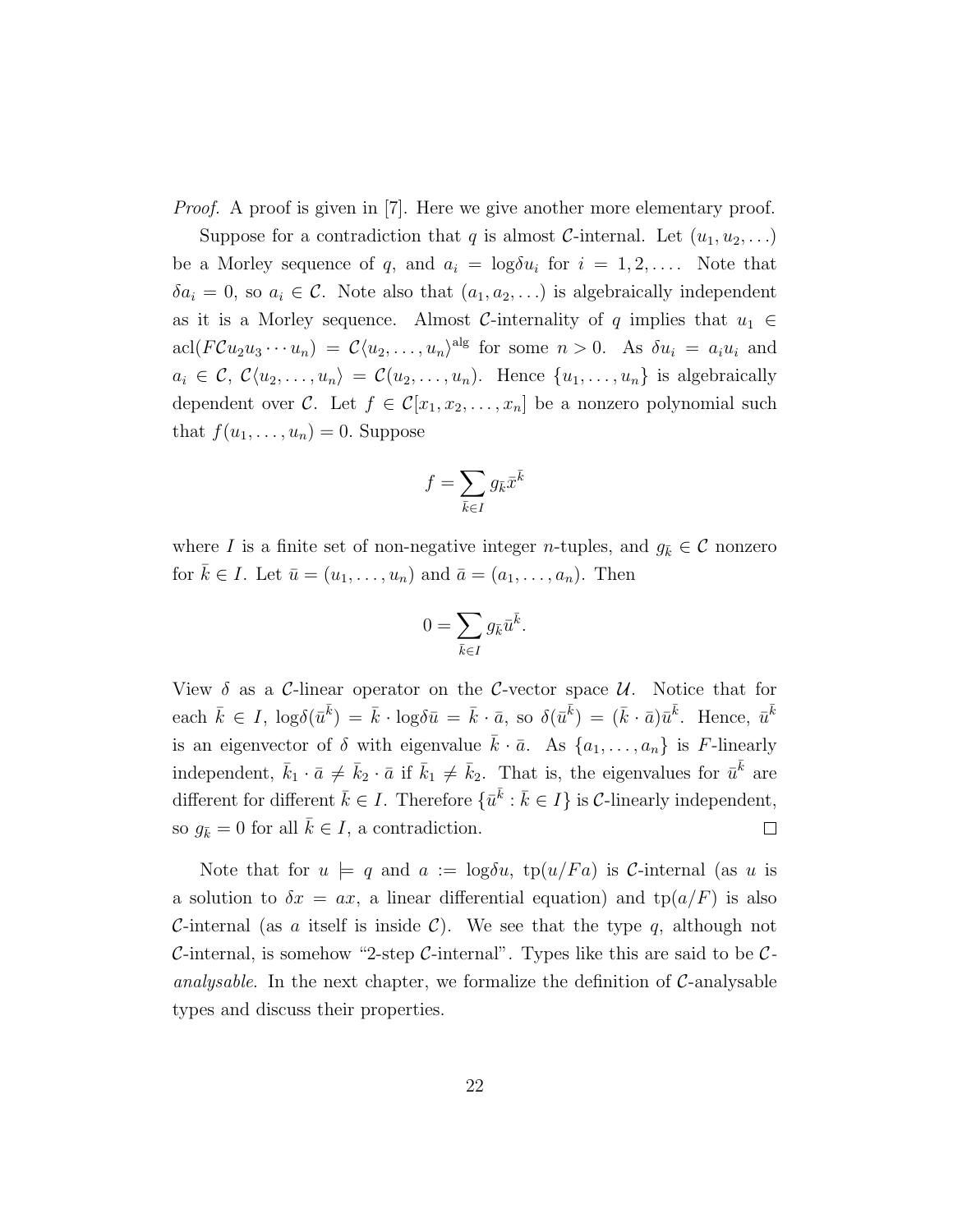*Proof.* A proof is given in [7]. Here we give another more elementary proof.

Suppose for a contradiction that $q$ is almost $\mathcal{C}$-internal. Let $(u_1, u_2, \ldots)$ be a Morley sequence of $q$, and $a_i = \log\delta u_i$ for $i = 1, 2, \ldots$. Note that $\delta a_i = 0$, so $a_i \in \mathcal{C}$. Note also that $(a_1, a_2, \ldots)$ is algebraically independent as it is a Morley sequence. Almost $\mathcal{C}$-internality of $q$ implies that $u_1 \in \operatorname{acl}(F\mathcal{C}u_2u_3\cdots u_n) = \mathcal{C}\langle u_2, \ldots, u_n\rangle^{\text{alg}}$ for some $n > 0$. As $\delta u_i = a_i u_i$ and $a_i \in \mathcal{C}$, $\mathcal{C}\langle u_2, \ldots, u_n\rangle = \mathcal{C}(u_2, \ldots, u_n)$. Hence $\{u_1, \ldots, u_n\}$ is algebraically dependent over $\mathcal{C}$. Let $f \in \mathcal{C}[x_1, x_2, \ldots, x_n]$ be a nonzero polynomial such that $f(u_1, \ldots, u_n) = 0$. Suppose

$$f = \sum_{\bar{k} \in I} g_{\bar{k}} \bar{x}^{\bar{k}}$$

where $I$ is a finite set of non-negative integer $n$-tuples, and $g_{\bar{k}} \in \mathcal{C}$ nonzero for $\bar{k} \in I$. Let $\bar{u} = (u_1, \ldots, u_n)$ and $\bar{a} = (a_1, \ldots, a_n)$. Then

$$0 = \sum_{\bar{k} \in I} g_{\bar{k}} \bar{u}^{\bar{k}}.$$

View $\delta$ as a $\mathcal{C}$-linear operator on the $\mathcal{C}$-vector space $\mathcal{U}$. Notice that for each $\bar{k} \in I$, $\log\delta(\bar{u}^{\bar{k}}) = \bar{k} \cdot \log\delta\bar{u} = \bar{k} \cdot \bar{a}$, so $\delta(\bar{u}^{\bar{k}}) = (\bar{k} \cdot \bar{a})\bar{u}^{\bar{k}}$. Hence, $\bar{u}^{\bar{k}}$ is an eigenvector of $\delta$ with eigenvalue $\bar{k} \cdot \bar{a}$. As $\{a_1, \ldots, a_n\}$ is $F$-linearly independent, $\bar{k}_1 \cdot \bar{a} \neq \bar{k}_2 \cdot \bar{a}$ if $\bar{k}_1 \neq \bar{k}_2$. That is, the eigenvalues for $\bar{u}^{\bar{k}}$ are different for different $\bar{k} \in I$. Therefore $\{\bar{u}^{\bar{k}} : \bar{k} \in I\}$ is $\mathcal{C}$-linearly independent, so $g_{\bar{k}} = 0$ for all $\bar{k} \in I$, a contradiction. $\square$

Note that for $u \models q$ and $a := \log\delta u$, $\operatorname{tp}(u/Fa)$ is $\mathcal{C}$-internal (as $u$ is a solution to $\delta x = ax$, a linear differential equation) and $\operatorname{tp}(a/F)$ is also $\mathcal{C}$-internal (as $a$ itself is inside $\mathcal{C}$). We see that the type $q$, although not $\mathcal{C}$-internal, is somehow "2-step $\mathcal{C}$-internal". Types like this are said to be $\mathcal{C}$-*analysable*. In the next chapter, we formalize the definition of $\mathcal{C}$-analysable types and discuss their properties.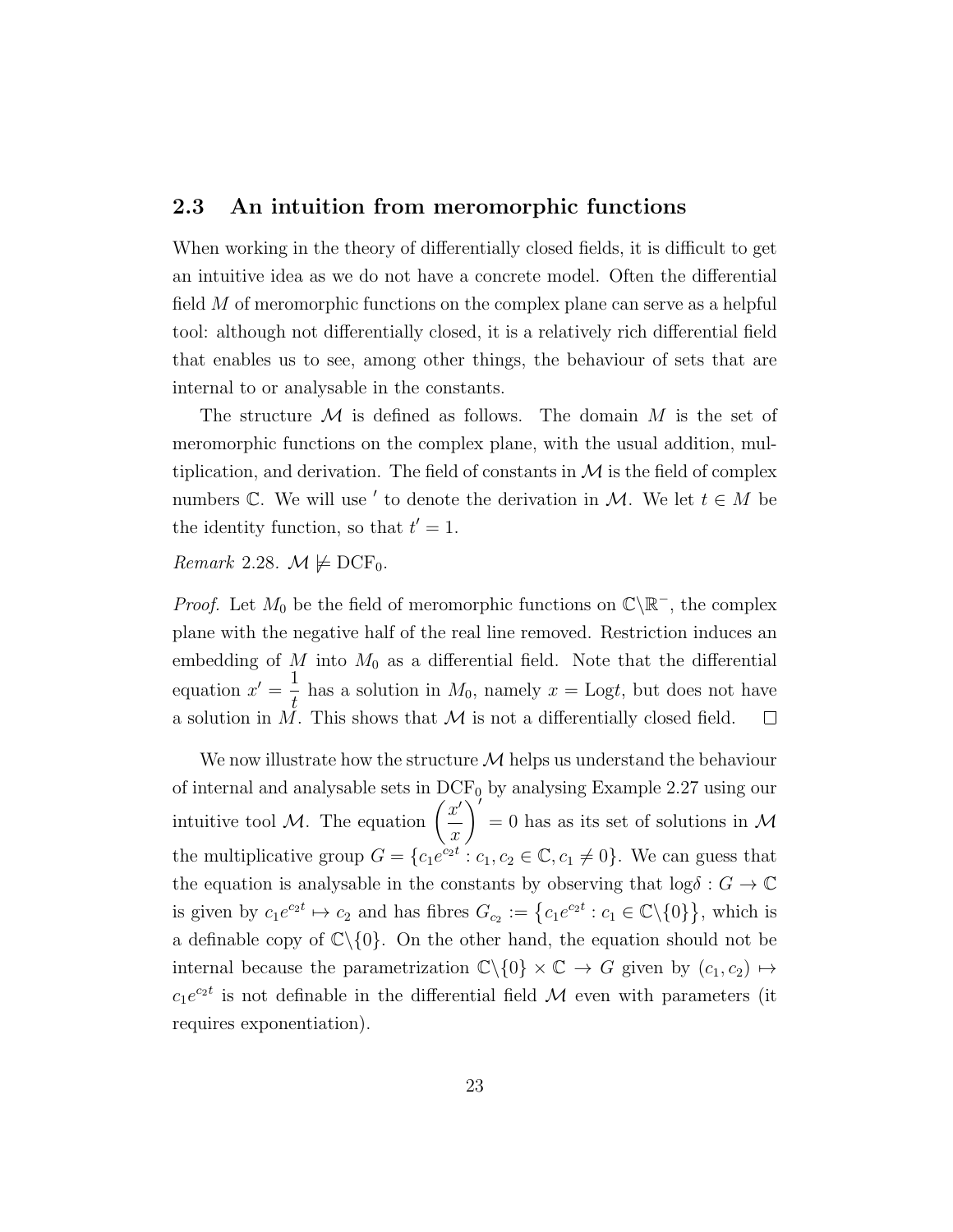## 2.3 An intuition from meromorphic functions

When working in the theory of differentially closed fields, it is difficult to get an intuitive idea as we do not have a concrete model. Often the differential field $M$ of meromorphic functions on the complex plane can serve as a helpful tool: although not differentially closed, it is a relatively rich differential field that enables us to see, among other things, the behaviour of sets that are internal to or analysable in the constants.

The structure $\mathcal{M}$ is defined as follows. The domain $M$ is the set of meromorphic functions on the complex plane, with the usual addition, multiplication, and derivation. The field of constants in $\mathcal{M}$ is the field of complex numbers $\mathbb{C}$. We will use $'$ to denote the derivation in $\mathcal{M}$. We let $t \in M$ be the identity function, so that $t' = 1$.

*Remark* 2.28. $\mathcal{M} \not\models \mathrm{DCF}_0$.

*Proof.* Let $M_0$ be the field of meromorphic functions on $\mathbb{C}\backslash\mathbb{R}^-$, the complex plane with the negative half of the real line removed. Restriction induces an embedding of $M$ into $M_0$ as a differential field. Note that the differential equation $x' = \dfrac{1}{t}$ has a solution in $M_0$, namely $x = \mathrm{Log} t$, but does not have a solution in $M$. This shows that $\mathcal{M}$ is not a differentially closed field. $\square$

We now illustrate how the structure $\mathcal{M}$ helps us understand the behaviour of internal and analysable sets in $\mathrm{DCF}_0$ by analysing Example 2.27 using our intuitive tool $\mathcal{M}$. The equation $\left(\dfrac{x'}{x}\right)' = 0$ has as its set of solutions in $\mathcal{M}$ the multiplicative group $G = \{c_1 e^{c_2 t} : c_1, c_2 \in \mathbb{C}, c_1 \neq 0\}$. We can guess that the equation is analysable in the constants by observing that $\log\delta : G \to \mathbb{C}$ is given by $c_1 e^{c_2 t} \mapsto c_2$ and has fibres $G_{c_2} := \left\{c_1 e^{c_2 t} : c_1 \in \mathbb{C}\backslash\{0\}\right\}$, which is a definable copy of $\mathbb{C}\backslash\{0\}$. On the other hand, the equation should not be internal because the parametrization $\mathbb{C}\backslash\{0\} \times \mathbb{C} \to G$ given by $(c_1, c_2) \mapsto c_1 e^{c_2 t}$ is not definable in the differential field $\mathcal{M}$ even with parameters (it requires exponentiation).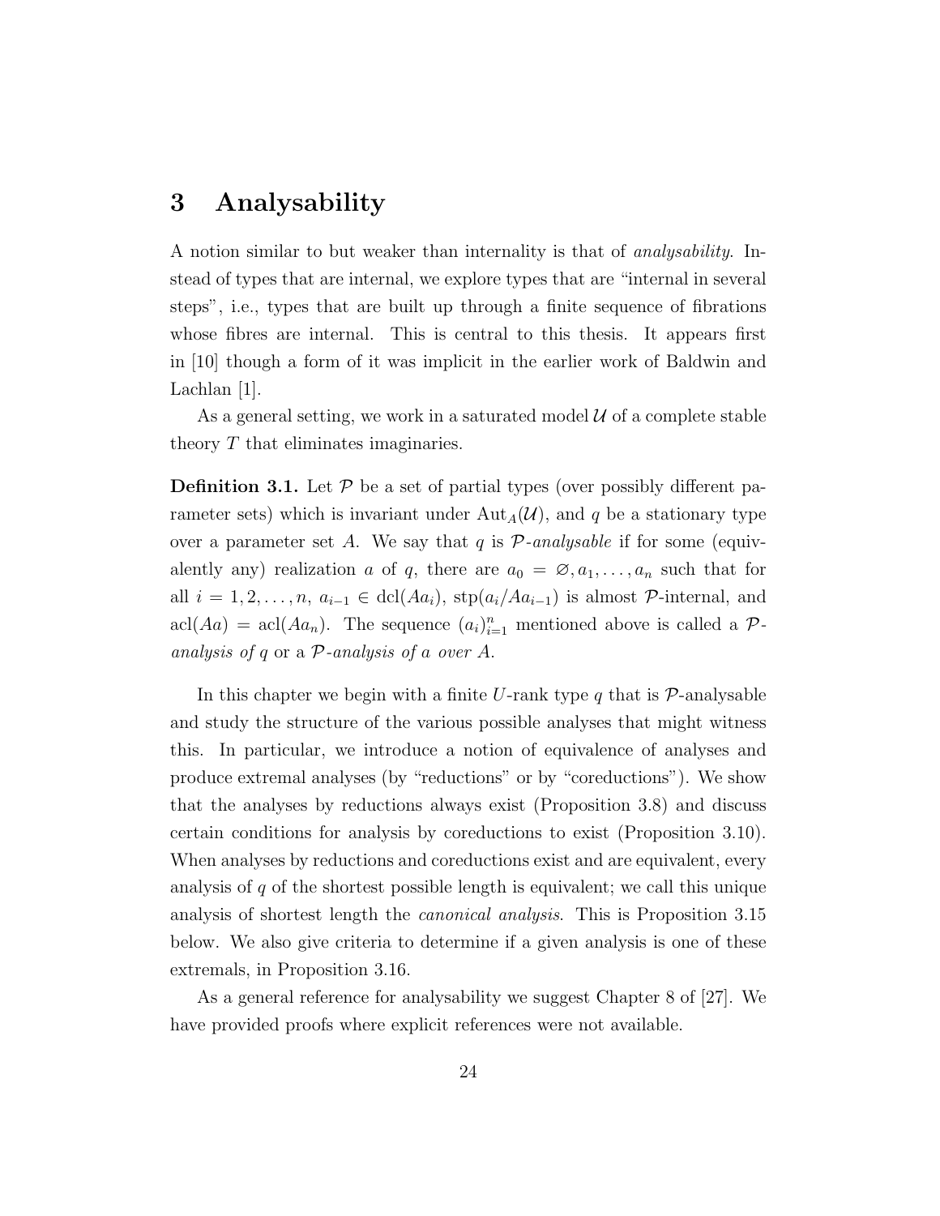# 3 Analysability

A notion similar to but weaker than internality is that of *analysability*. Instead of types that are internal, we explore types that are "internal in several steps", i.e., types that are built up through a finite sequence of fibrations whose fibres are internal. This is central to this thesis. It appears first in [10] though a form of it was implicit in the earlier work of Baldwin and Lachlan [1].

As a general setting, we work in a saturated model $\mathcal{U}$ of a complete stable theory $T$ that eliminates imaginaries.

**Definition 3.1.** Let $\mathcal{P}$ be a set of partial types (over possibly different parameter sets) which is invariant under $\mathrm{Aut}_A(\mathcal{U})$, and $q$ be a stationary type over a parameter set $A$. We say that $q$ is *$\mathcal{P}$-analysable* if for some (equivalently any) realization $a$ of $q$, there are $a_0 = \varnothing, a_1, \ldots, a_n$ such that for all $i = 1, 2, \ldots, n$, $a_{i-1} \in \mathrm{dcl}(Aa_i)$, $\mathrm{stp}(a_i/Aa_{i-1})$ is almost $\mathcal{P}$-internal, and $\mathrm{acl}(Aa) = \mathrm{acl}(Aa_n)$. The sequence $(a_i)_{i=1}^n$ mentioned above is called a *$\mathcal{P}$-analysis of $q$* or a *$\mathcal{P}$-analysis of $a$ over $A$*.

In this chapter we begin with a finite $U$-rank type $q$ that is $\mathcal{P}$-analysable and study the structure of the various possible analyses that might witness this. In particular, we introduce a notion of equivalence of analyses and produce extremal analyses (by "reductions" or by "coreductions"). We show that the analyses by reductions always exist (Proposition 3.8) and discuss certain conditions for analysis by coreductions to exist (Proposition 3.10). When analyses by reductions and coreductions exist and are equivalent, every analysis of $q$ of the shortest possible length is equivalent; we call this unique analysis of shortest length the *canonical analysis*. This is Proposition 3.15 below. We also give criteria to determine if a given analysis is one of these extremals, in Proposition 3.16.

As a general reference for analysability we suggest Chapter 8 of [27]. We have provided proofs where explicit references were not available.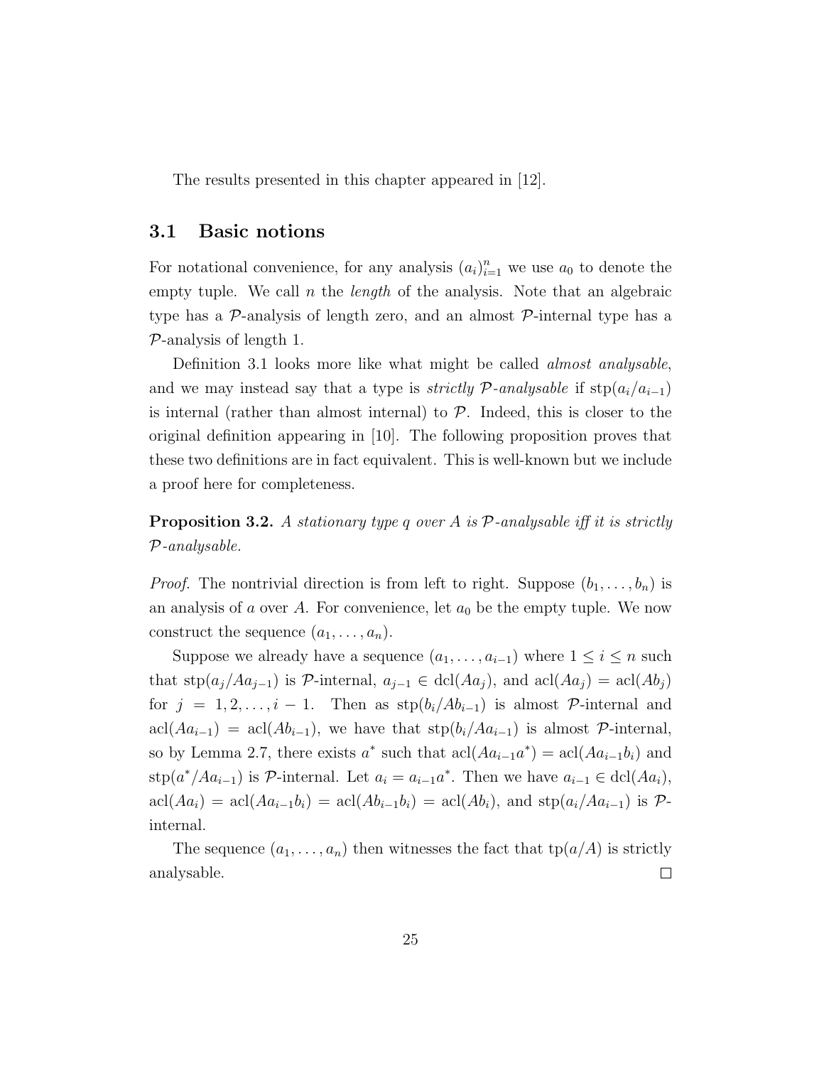The results presented in this chapter appeared in [12].

## 3.1 Basic notions

For notational convenience, for any analysis $(a_i)_{i=1}^n$ we use $a_0$ to denote the empty tuple. We call $n$ the *length* of the analysis. Note that an algebraic type has a $\mathcal{P}$-analysis of length zero, and an almost $\mathcal{P}$-internal type has a $\mathcal{P}$-analysis of length 1.

Definition 3.1 looks more like what might be called *almost analysable*, and we may instead say that a type is *strictly $\mathcal{P}$-analysable* if $\mathrm{stp}(a_i/a_{i-1})$ is internal (rather than almost internal) to $\mathcal{P}$. Indeed, this is closer to the original definition appearing in [10]. The following proposition proves that these two definitions are in fact equivalent. This is well-known but we include a proof here for completeness.

**Proposition 3.2.** *A stationary type $q$ over $A$ is $\mathcal{P}$-analysable iff it is strictly $\mathcal{P}$-analysable.*

*Proof.* The nontrivial direction is from left to right. Suppose $(b_1, \ldots, b_n)$ is an analysis of $a$ over $A$. For convenience, let $a_0$ be the empty tuple. We now construct the sequence $(a_1, \ldots, a_n)$.

Suppose we already have a sequence $(a_1, \ldots, a_{i-1})$ where $1 \leq i \leq n$ such that $\mathrm{stp}(a_j/Aa_{j-1})$ is $\mathcal{P}$-internal, $a_{j-1} \in \mathrm{dcl}(Aa_j)$, and $\mathrm{acl}(Aa_j) = \mathrm{acl}(Ab_j)$ for $j = 1, 2, \ldots, i-1$. Then as $\mathrm{stp}(b_i/Ab_{i-1})$ is almost $\mathcal{P}$-internal and $\mathrm{acl}(Aa_{i-1}) = \mathrm{acl}(Ab_{i-1})$, we have that $\mathrm{stp}(b_i/Aa_{i-1})$ is almost $\mathcal{P}$-internal, so by Lemma 2.7, there exists $a^*$ such that $\mathrm{acl}(Aa_{i-1}a^*) = \mathrm{acl}(Aa_{i-1}b_i)$ and $\mathrm{stp}(a^*/Aa_{i-1})$ is $\mathcal{P}$-internal. Let $a_i = a_{i-1}a^*$. Then we have $a_{i-1} \in \mathrm{dcl}(Aa_i)$, $\mathrm{acl}(Aa_i) = \mathrm{acl}(Aa_{i-1}b_i) = \mathrm{acl}(Ab_{i-1}b_i) = \mathrm{acl}(Ab_i)$, and $\mathrm{stp}(a_i/Aa_{i-1})$ is $\mathcal{P}$-internal.

The sequence $(a_1, \ldots, a_n)$ then witnesses the fact that $\mathrm{tp}(a/A)$ is strictly analysable. $\square$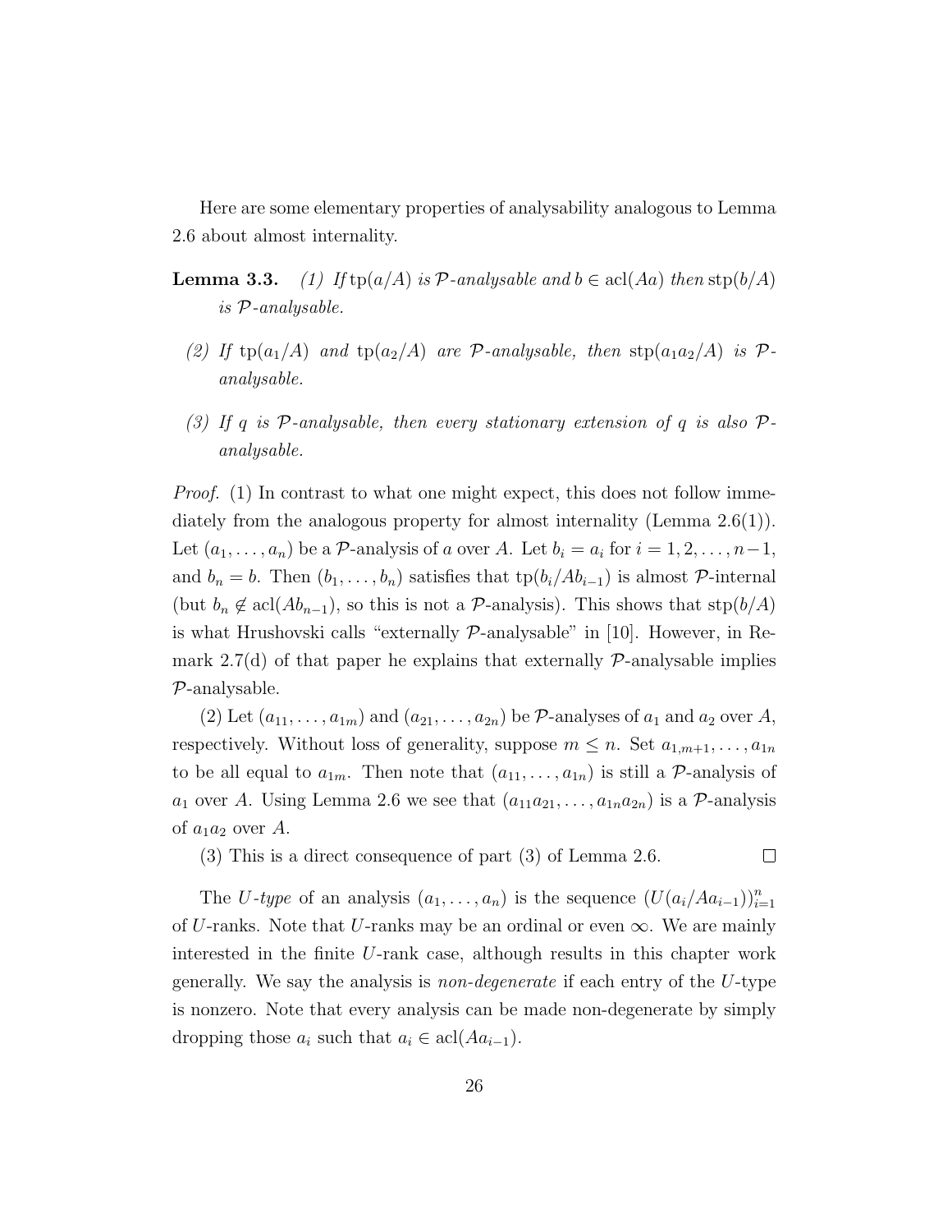Here are some elementary properties of analysability analogous to Lemma 2.6 about almost internality.

**Lemma 3.3.** *(1) If $\mathrm{tp}(a/A)$ is $\mathcal{P}$-analysable and $b \in \mathrm{acl}(Aa)$ then $\mathrm{stp}(b/A)$ is $\mathcal{P}$-analysable.*

*(2) If $\mathrm{tp}(a_1/A)$ and $\mathrm{tp}(a_2/A)$ are $\mathcal{P}$-analysable, then $\mathrm{stp}(a_1a_2/A)$ is $\mathcal{P}$-analysable.*

*(3) If $q$ is $\mathcal{P}$-analysable, then every stationary extension of $q$ is also $\mathcal{P}$-analysable.*

*Proof.* (1) In contrast to what one might expect, this does not follow immediately from the analogous property for almost internality (Lemma 2.6(1)). Let $(a_1, \ldots, a_n)$ be a $\mathcal{P}$-analysis of $a$ over $A$. Let $b_i = a_i$ for $i = 1, 2, \ldots, n-1$, and $b_n = b$. Then $(b_1, \ldots, b_n)$ satisfies that $\mathrm{tp}(b_i/Ab_{i-1})$ is almost $\mathcal{P}$-internal (but $b_n \notin \mathrm{acl}(Ab_{n-1})$, so this is not a $\mathcal{P}$-analysis). This shows that $\mathrm{stp}(b/A)$ is what Hrushovski calls "externally $\mathcal{P}$-analysable" in [10]. However, in Remark 2.7(d) of that paper he explains that externally $\mathcal{P}$-analysable implies $\mathcal{P}$-analysable.

(2) Let $(a_{11}, \ldots, a_{1m})$ and $(a_{21}, \ldots, a_{2n})$ be $\mathcal{P}$-analyses of $a_1$ and $a_2$ over $A$, respectively. Without loss of generality, suppose $m \leq n$. Set $a_{1,m+1}, \ldots, a_{1n}$ to be all equal to $a_{1m}$. Then note that $(a_{11}, \ldots, a_{1n})$ is still a $\mathcal{P}$-analysis of $a_1$ over $A$. Using Lemma 2.6 we see that $(a_{11}a_{21}, \ldots, a_{1n}a_{2n})$ is a $\mathcal{P}$-analysis of $a_1a_2$ over $A$.

(3) This is a direct consequence of part (3) of Lemma 2.6. $\square$

The *$U$-type* of an analysis $(a_1, \ldots, a_n)$ is the sequence $(U(a_i/Aa_{i-1}))_{i=1}^n$ of $U$-ranks. Note that $U$-ranks may be an ordinal or even $\infty$. We are mainly interested in the finite $U$-rank case, although results in this chapter work generally. We say the analysis is *non-degenerate* if each entry of the $U$-type is nonzero. Note that every analysis can be made non-degenerate by simply dropping those $a_i$ such that $a_i \in \mathrm{acl}(Aa_{i-1})$.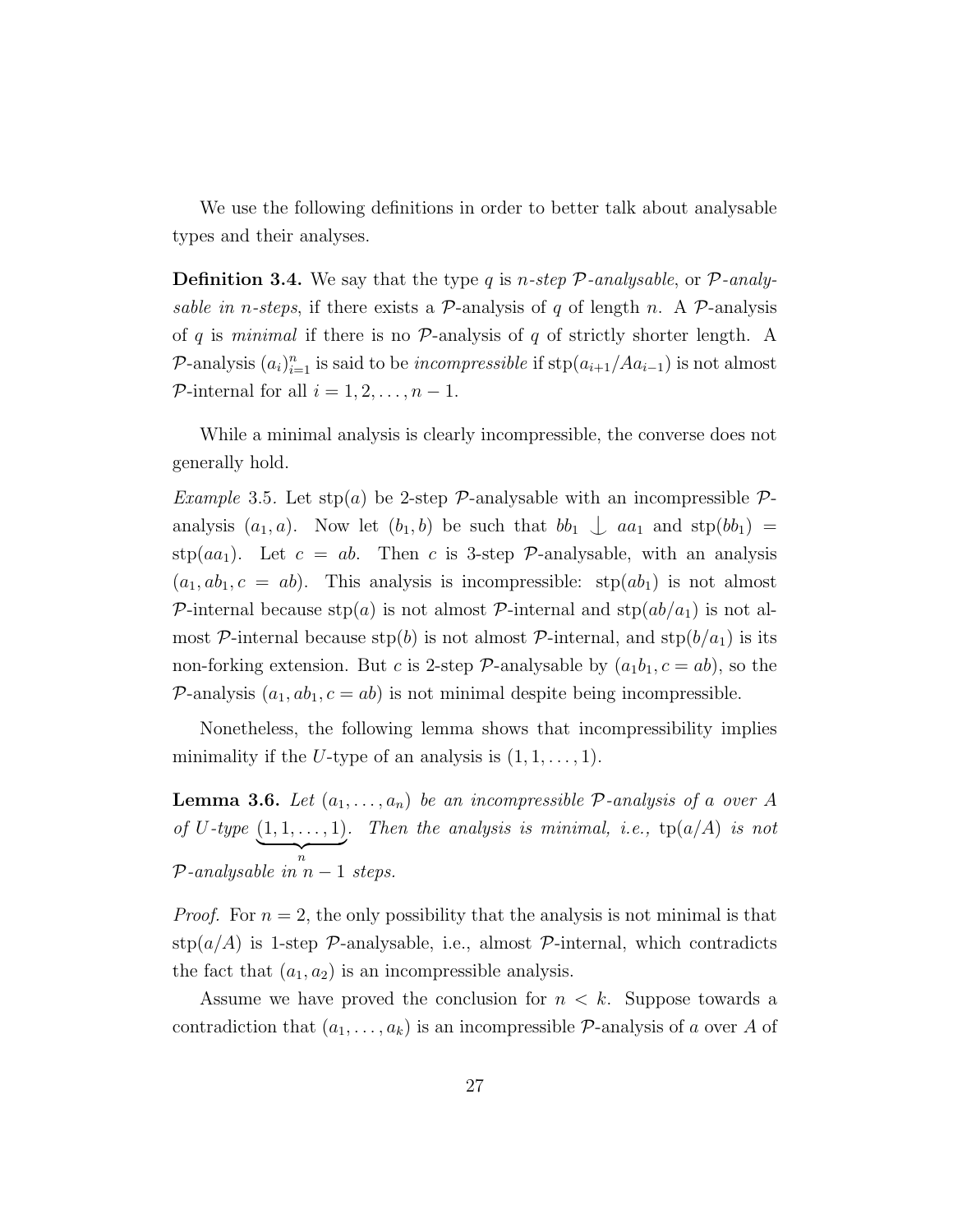We use the following definitions in order to better talk about analysable types and their analyses.

**Definition 3.4.** We say that the type $q$ is *$n$-step $\mathcal{P}$-analysable*, or *$\mathcal{P}$-analysable in $n$-steps*, if there exists a $\mathcal{P}$-analysis of $q$ of length $n$. A $\mathcal{P}$-analysis of $q$ is *minimal* if there is no $\mathcal{P}$-analysis of $q$ of strictly shorter length. A $\mathcal{P}$-analysis $(a_i)_{i=1}^{n}$ is said to be *incompressible* if $\operatorname{stp}(a_{i+1}/Aa_{i-1})$ is not almost $\mathcal{P}$-internal for all $i = 1, 2, \ldots, n-1$.

While a minimal analysis is clearly incompressible, the converse does not generally hold.

*Example* 3.5. Let $\operatorname{stp}(a)$ be 2-step $\mathcal{P}$-analysable with an incompressible $\mathcal{P}$-analysis $(a_1, a)$. Now let $(b_1, b)$ be such that $bb_1 \mathop{\smile\!\!\!\!\!\mid} aa_1$ and $\operatorname{stp}(bb_1) = \operatorname{stp}(aa_1)$. Let $c = ab$. Then $c$ is 3-step $\mathcal{P}$-analysable, with an analysis $(a_1, ab_1, c = ab)$. This analysis is incompressible: $\operatorname{stp}(ab_1)$ is not almost $\mathcal{P}$-internal because $\operatorname{stp}(a)$ is not almost $\mathcal{P}$-internal and $\operatorname{stp}(ab/a_1)$ is not almost $\mathcal{P}$-internal because $\operatorname{stp}(b)$ is not almost $\mathcal{P}$-internal, and $\operatorname{stp}(b/a_1)$ is its non-forking extension. But $c$ is 2-step $\mathcal{P}$-analysable by $(a_1b_1, c = ab)$, so the $\mathcal{P}$-analysis $(a_1, ab_1, c = ab)$ is not minimal despite being incompressible.

Nonetheless, the following lemma shows that incompressibility implies minimality if the $U$-type of an analysis is $(1, 1, \ldots, 1)$.

**Lemma 3.6.** *Let $(a_1, \ldots, a_n)$ be an incompressible $\mathcal{P}$-analysis of $a$ over $A$ of $U$-type $\underbrace{(1, 1, \ldots, 1)}_{n}$. Then the analysis is minimal, i.e., $\operatorname{tp}(a/A)$ is not $\mathcal{P}$-analysable in $n-1$ steps.*

*Proof.* For $n = 2$, the only possibility that the analysis is not minimal is that $\operatorname{stp}(a/A)$ is 1-step $\mathcal{P}$-analysable, i.e., almost $\mathcal{P}$-internal, which contradicts the fact that $(a_1, a_2)$ is an incompressible analysis.

Assume we have proved the conclusion for $n < k$. Suppose towards a contradiction that $(a_1, \ldots, a_k)$ is an incompressible $\mathcal{P}$-analysis of $a$ over $A$ of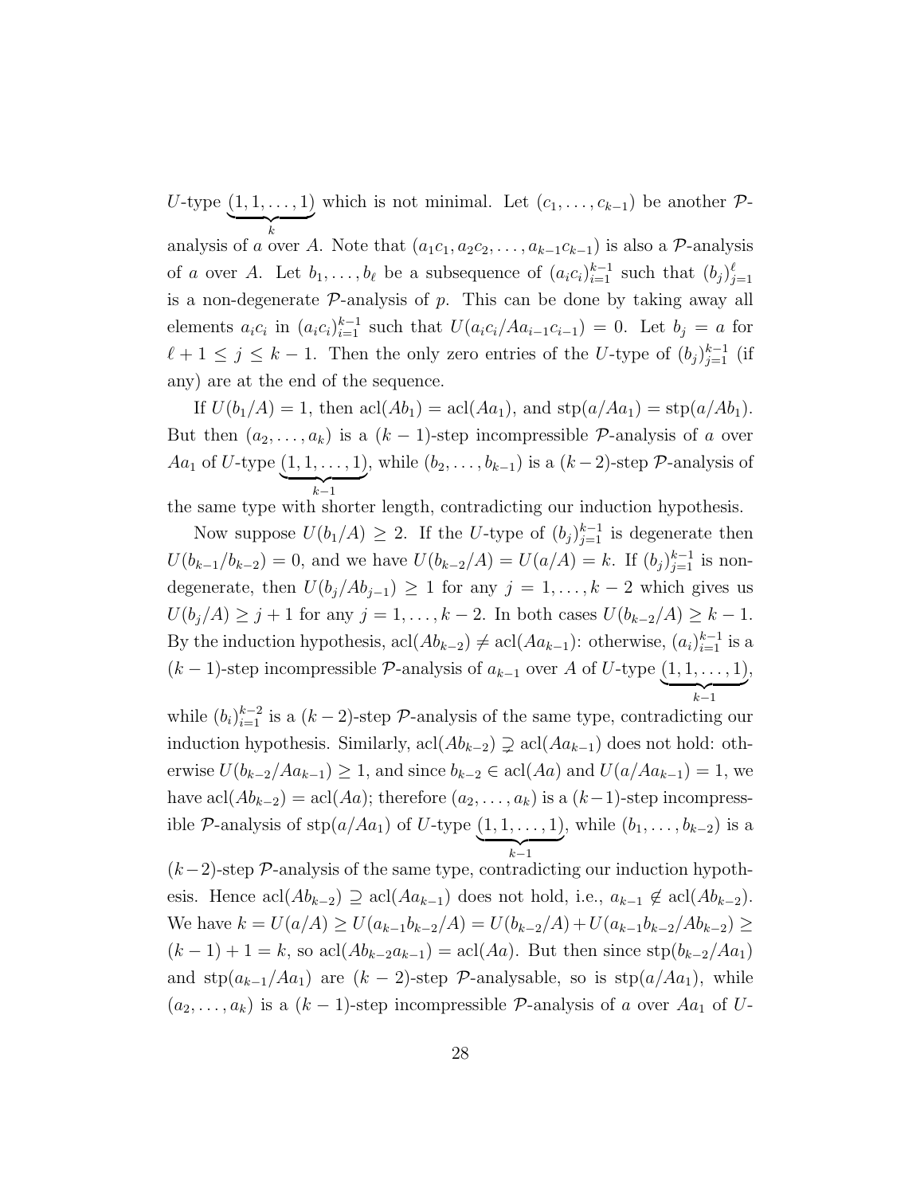$U$-type $\underbrace{(1, 1, \ldots, 1)}_{k}$ which is not minimal. Let $(c_1, \ldots, c_{k-1})$ be another $\mathcal{P}$-analysis of $a$ over $A$. Note that $(a_1c_1, a_2c_2, \ldots, a_{k-1}c_{k-1})$ is also a $\mathcal{P}$-analysis of $a$ over $A$. Let $b_1, \ldots, b_\ell$ be a subsequence of $(a_ic_i)_{i=1}^{k-1}$ such that $(b_j)_{j=1}^{\ell}$ is a non-degenerate $\mathcal{P}$-analysis of $p$. This can be done by taking away all elements $a_ic_i$ in $(a_ic_i)_{i=1}^{k-1}$ such that $U(a_ic_i/Aa_{i-1}c_{i-1}) = 0$. Let $b_j = a$ for $\ell + 1 \leq j \leq k - 1$. Then the only zero entries of the $U$-type of $(b_j)_{j=1}^{k-1}$ (if any) are at the end of the sequence.

If $U(b_1/A) = 1$, then $\mathrm{acl}(Ab_1) = \mathrm{acl}(Aa_1)$, and $\mathrm{stp}(a/Aa_1) = \mathrm{stp}(a/Ab_1)$. But then $(a_2, \ldots, a_k)$ is a $(k-1)$-step incompressible $\mathcal{P}$-analysis of $a$ over $Aa_1$ of $U$-type $\underbrace{(1, 1, \ldots, 1)}_{k-1}$, while $(b_2, \ldots, b_{k-1})$ is a $(k-2)$-step $\mathcal{P}$-analysis of the same type with shorter length, contradicting our induction hypothesis.

Now suppose $U(b_1/A) \geq 2$. If the $U$-type of $(b_j)_{j=1}^{k-1}$ is degenerate then $U(b_{k-1}/b_{k-2}) = 0$, and we have $U(b_{k-2}/A) = U(a/A) = k$. If $(b_j)_{j=1}^{k-1}$ is non-degenerate, then $U(b_j/Ab_{j-1}) \geq 1$ for any $j = 1, \ldots, k-2$ which gives us $U(b_j/A) \geq j + 1$ for any $j = 1, \ldots, k-2$. In both cases $U(b_{k-2}/A) \geq k - 1$. By the induction hypothesis, $\mathrm{acl}(Ab_{k-2}) \neq \mathrm{acl}(Aa_{k-1})$: otherwise, $(a_i)_{i=1}^{k-1}$ is a $(k-1)$-step incompressible $\mathcal{P}$-analysis of $a_{k-1}$ over $A$ of $U$-type $\underbrace{(1, 1, \ldots, 1)}_{k-1}$, while $(b_i)_{i=1}^{k-2}$ is a $(k-2)$-step $\mathcal{P}$-analysis of the same type, contradicting our induction hypothesis. Similarly, $\mathrm{acl}(Ab_{k-2}) \supsetneq \mathrm{acl}(Aa_{k-1})$ does not hold: otherwise $U(b_{k-2}/Aa_{k-1}) \geq 1$, and since $b_{k-2} \in \mathrm{acl}(Aa)$ and $U(a/Aa_{k-1}) = 1$, we have $\mathrm{acl}(Ab_{k-2}) = \mathrm{acl}(Aa)$; therefore $(a_2, \ldots, a_k)$ is a $(k-1)$-step incompressible $\mathcal{P}$-analysis of $\mathrm{stp}(a/Aa_1)$ of $U$-type $\underbrace{(1, 1, \ldots, 1)}_{k-1}$, while $(b_1, \ldots, b_{k-2})$ is a $(k-2)$-step $\mathcal{P}$-analysis of the same type, contradicting our induction hypothesis. Hence $\mathrm{acl}(Ab_{k-2}) \supseteq \mathrm{acl}(Aa_{k-1})$ does not hold, i.e., $a_{k-1} \notin \mathrm{acl}(Ab_{k-2})$. We have $k = U(a/A) \geq U(a_{k-1}b_{k-2}/A) = U(b_{k-2}/A) + U(a_{k-1}b_{k-2}/Ab_{k-2}) \geq (k-1) + 1 = k$, so $\mathrm{acl}(Ab_{k-2}a_{k-1}) = \mathrm{acl}(Aa)$. But then since $\mathrm{stp}(b_{k-2}/Aa_1)$ and $\mathrm{stp}(a_{k-1}/Aa_1)$ are $(k-2)$-step $\mathcal{P}$-analysable, so is $\mathrm{stp}(a/Aa_1)$, while $(a_2, \ldots, a_k)$ is a $(k-1)$-step incompressible $\mathcal{P}$-analysis of $a$ over $Aa_1$ of $U$-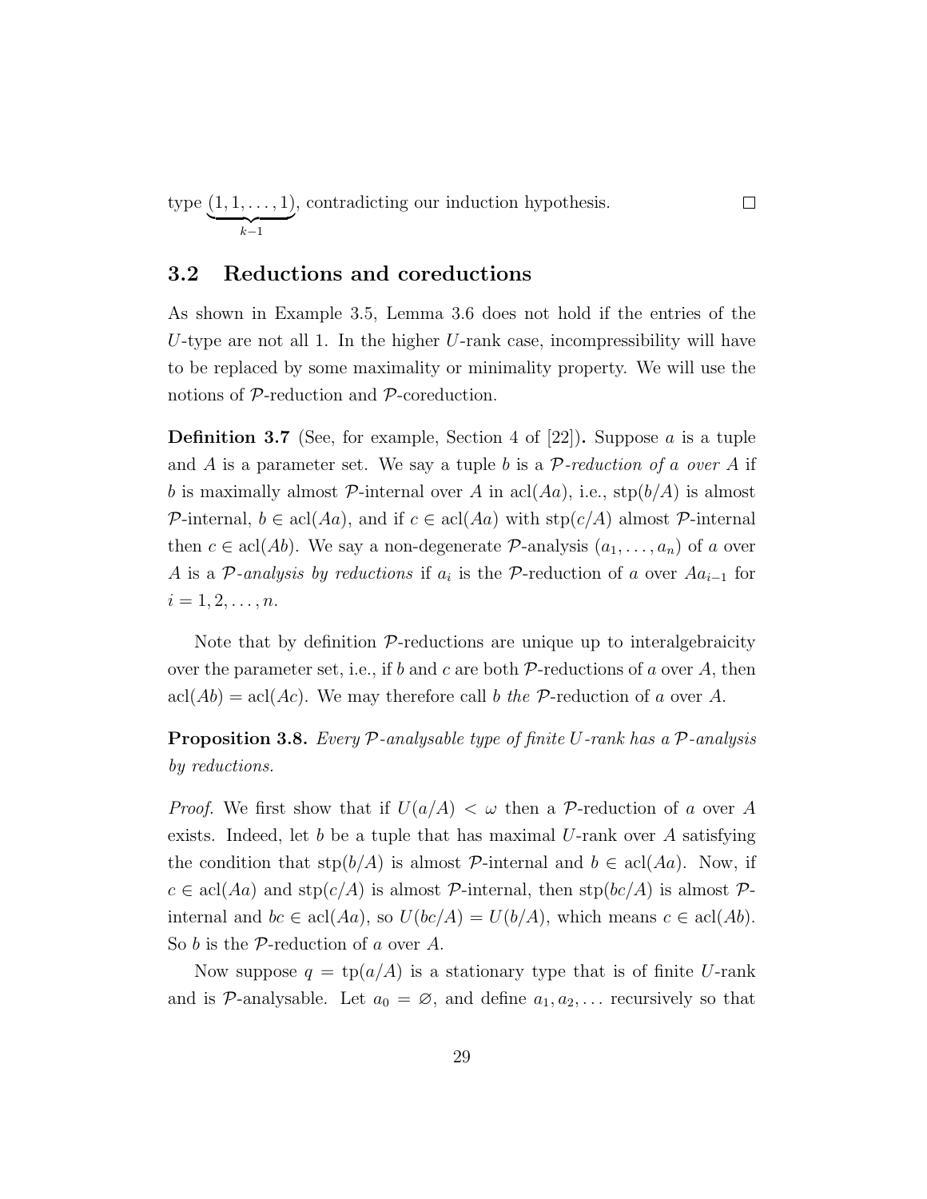type $\underbrace{(1, 1, \ldots, 1)}_{k-1}$, contradicting our induction hypothesis. $\square$

## 3.2 Reductions and coreductions

As shown in Example 3.5, Lemma 3.6 does not hold if the entries of the $U$-type are not all 1. In the higher $U$-rank case, incompressibility will have to be replaced by some maximality or minimality property. We will use the notions of $\mathcal{P}$-reduction and $\mathcal{P}$-coreduction.

**Definition 3.7** (See, for example, Section 4 of [22])**.** Suppose $a$ is a tuple and $A$ is a parameter set. We say a tuple $b$ is a *$\mathcal{P}$-reduction of $a$ over $A$* if $b$ is maximally almost $\mathcal{P}$-internal over $A$ in $\mathrm{acl}(Aa)$, i.e., $\mathrm{stp}(b/A)$ is almost $\mathcal{P}$-internal, $b \in \mathrm{acl}(Aa)$, and if $c \in \mathrm{acl}(Aa)$ with $\mathrm{stp}(c/A)$ almost $\mathcal{P}$-internal then $c \in \mathrm{acl}(Ab)$. We say a non-degenerate $\mathcal{P}$-analysis $(a_1, \ldots, a_n)$ of $a$ over $A$ is a *$\mathcal{P}$-analysis by reductions* if $a_i$ is the $\mathcal{P}$-reduction of $a$ over $Aa_{i-1}$ for $i = 1, 2, \ldots, n$.

Note that by definition $\mathcal{P}$-reductions are unique up to interalgebraicity over the parameter set, i.e., if $b$ and $c$ are both $\mathcal{P}$-reductions of $a$ over $A$, then $\mathrm{acl}(Ab) = \mathrm{acl}(Ac)$. We may therefore call $b$ *the* $\mathcal{P}$-reduction of $a$ over $A$.

**Proposition 3.8.** *Every $\mathcal{P}$-analysable type of finite $U$-rank has a $\mathcal{P}$-analysis by reductions.*

*Proof.* We first show that if $U(a/A) < \omega$ then a $\mathcal{P}$-reduction of $a$ over $A$ exists. Indeed, let $b$ be a tuple that has maximal $U$-rank over $A$ satisfying the condition that $\mathrm{stp}(b/A)$ is almost $\mathcal{P}$-internal and $b \in \mathrm{acl}(Aa)$. Now, if $c \in \mathrm{acl}(Aa)$ and $\mathrm{stp}(c/A)$ is almost $\mathcal{P}$-internal, then $\mathrm{stp}(bc/A)$ is almost $\mathcal{P}$-internal and $bc \in \mathrm{acl}(Aa)$, so $U(bc/A) = U(b/A)$, which means $c \in \mathrm{acl}(Ab)$. So $b$ is the $\mathcal{P}$-reduction of $a$ over $A$.

Now suppose $q = \mathrm{tp}(a/A)$ is a stationary type that is of finite $U$-rank and is $\mathcal{P}$-analysable. Let $a_0 = \varnothing$, and define $a_1, a_2, \ldots$ recursively so that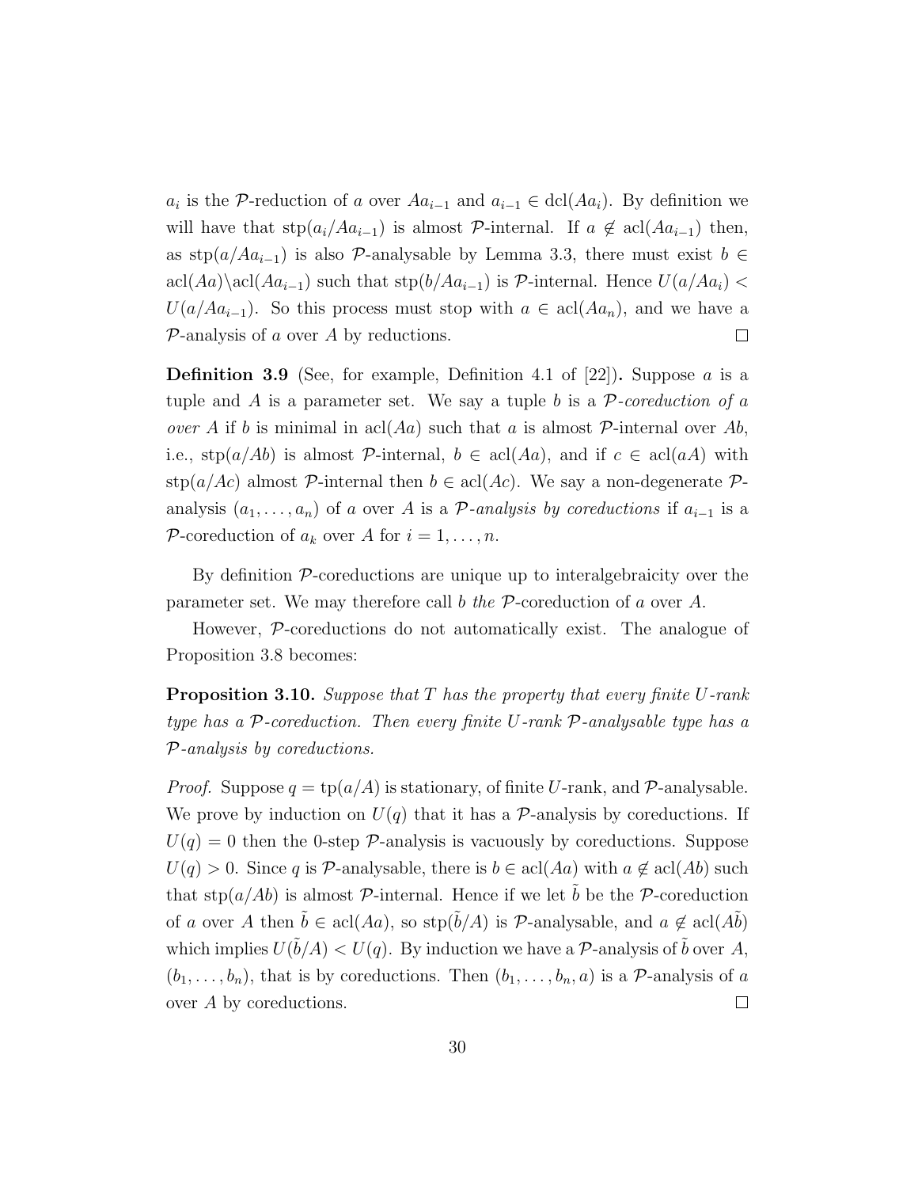$a_i$ is the $\mathcal{P}$-reduction of $a$ over $Aa_{i-1}$ and $a_{i-1} \in \operatorname{dcl}(Aa_i)$. By definition we will have that $\operatorname{stp}(a_i/Aa_{i-1})$ is almost $\mathcal{P}$-internal. If $a \notin \operatorname{acl}(Aa_{i-1})$ then, as $\operatorname{stp}(a/Aa_{i-1})$ is also $\mathcal{P}$-analysable by Lemma 3.3, there must exist $b \in \operatorname{acl}(Aa) \backslash \operatorname{acl}(Aa_{i-1})$ such that $\operatorname{stp}(b/Aa_{i-1})$ is $\mathcal{P}$-internal. Hence $U(a/Aa_i) < U(a/Aa_{i-1})$. So this process must stop with $a \in \operatorname{acl}(Aa_n)$, and we have a $\mathcal{P}$-analysis of $a$ over $A$ by reductions. $\square$

**Definition 3.9** (See, for example, Definition 4.1 of [22])**.** Suppose $a$ is a tuple and $A$ is a parameter set. We say a tuple $b$ is a *$\mathcal{P}$-coreduction of $a$ over $A$* if $b$ is minimal in $\operatorname{acl}(Aa)$ such that $a$ is almost $\mathcal{P}$-internal over $Ab$, i.e., $\operatorname{stp}(a/Ab)$ is almost $\mathcal{P}$-internal, $b \in \operatorname{acl}(Aa)$, and if $c \in \operatorname{acl}(aA)$ with $\operatorname{stp}(a/Ac)$ almost $\mathcal{P}$-internal then $b \in \operatorname{acl}(Ac)$. We say a non-degenerate $\mathcal{P}$-analysis $(a_1, \ldots, a_n)$ of $a$ over $A$ is a *$\mathcal{P}$-analysis by coreductions* if $a_{i-1}$ is a $\mathcal{P}$-coreduction of $a_k$ over $A$ for $i = 1, \ldots, n$.

By definition $\mathcal{P}$-coreductions are unique up to interalgebraicity over the parameter set. We may therefore call $b$ *the* $\mathcal{P}$-coreduction of $a$ over $A$.

However, $\mathcal{P}$-coreductions do not automatically exist. The analogue of Proposition 3.8 becomes:

**Proposition 3.10.** *Suppose that $T$ has the property that every finite $U$-rank type has a $\mathcal{P}$-coreduction. Then every finite $U$-rank $\mathcal{P}$-analysable type has a $\mathcal{P}$-analysis by coreductions.*

*Proof.* Suppose $q = \operatorname{tp}(a/A)$ is stationary, of finite $U$-rank, and $\mathcal{P}$-analysable. We prove by induction on $U(q)$ that it has a $\mathcal{P}$-analysis by coreductions. If $U(q) = 0$ then the 0-step $\mathcal{P}$-analysis is vacuously by coreductions. Suppose $U(q) > 0$. Since $q$ is $\mathcal{P}$-analysable, there is $b \in \operatorname{acl}(Aa)$ with $a \notin \operatorname{acl}(Ab)$ such that $\operatorname{stp}(a/Ab)$ is almost $\mathcal{P}$-internal. Hence if we let $\tilde{b}$ be the $\mathcal{P}$-coreduction of $a$ over $A$ then $\tilde{b} \in \operatorname{acl}(Aa)$, so $\operatorname{stp}(\tilde{b}/A)$ is $\mathcal{P}$-analysable, and $a \notin \operatorname{acl}(A\tilde{b})$ which implies $U(\tilde{b}/A) < U(q)$. By induction we have a $\mathcal{P}$-analysis of $\tilde{b}$ over $A$, $(b_1, \ldots, b_n)$, that is by coreductions. Then $(b_1, \ldots, b_n, a)$ is a $\mathcal{P}$-analysis of $a$ over $A$ by coreductions. $\square$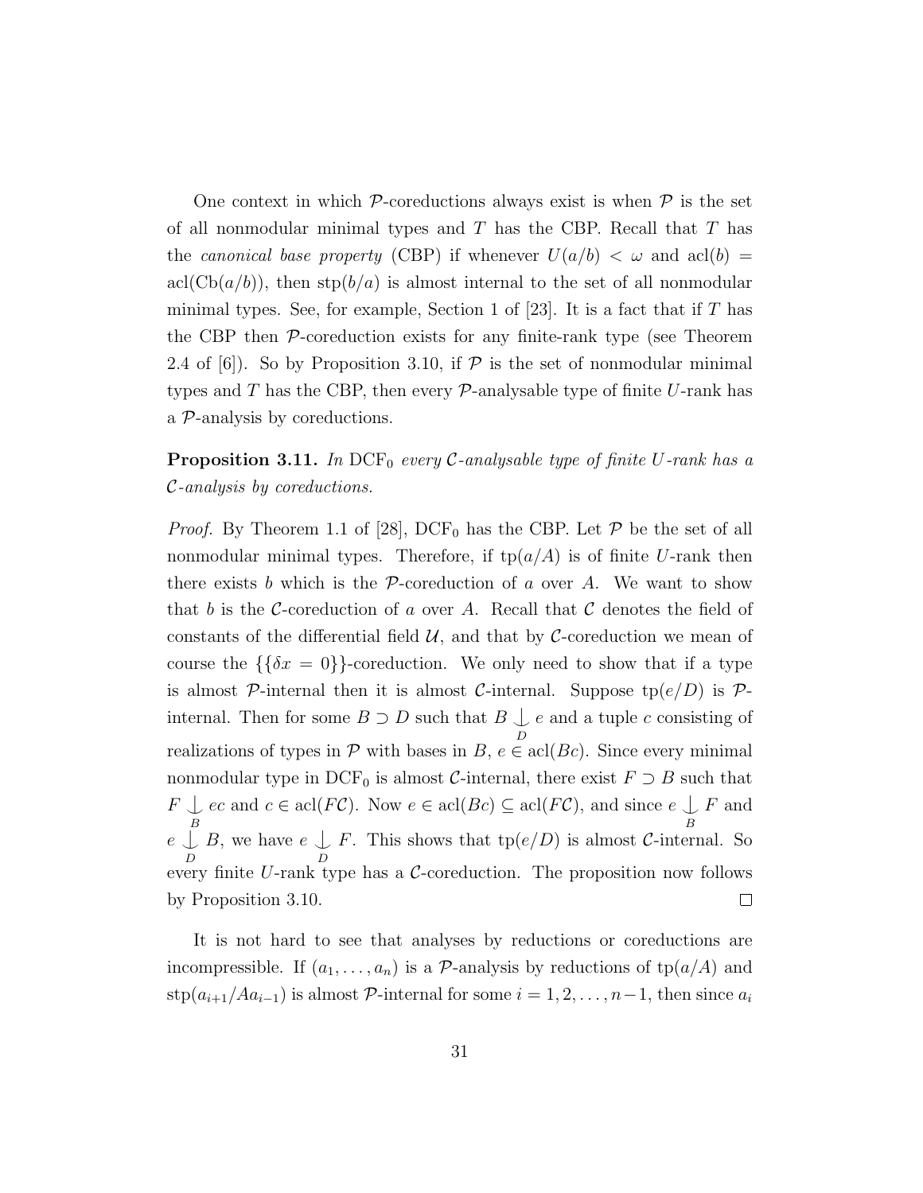One context in which $\mathcal{P}$-coreductions always exist is when $\mathcal{P}$ is the set of all nonmodular minimal types and $T$ has the CBP. Recall that $T$ has the *canonical base property* (CBP) if whenever $U(a/b) < \omega$ and $\operatorname{acl}(b) = \operatorname{acl}(\operatorname{Cb}(a/b))$, then $\operatorname{stp}(b/a)$ is almost internal to the set of all nonmodular minimal types. See, for example, Section 1 of [23]. It is a fact that if $T$ has the CBP then $\mathcal{P}$-coreduction exists for any finite-rank type (see Theorem 2.4 of [6]). So by Proposition 3.10, if $\mathcal{P}$ is the set of nonmodular minimal types and $T$ has the CBP, then every $\mathcal{P}$-analysable type of finite $U$-rank has a $\mathcal{P}$-analysis by coreductions.

**Proposition 3.11.** *In* $\mathrm{DCF}_0$ *every* $\mathcal{C}$*-analysable type of finite* $U$*-rank has a* $\mathcal{C}$*-analysis by coreductions.*

*Proof.* By Theorem 1.1 of [28], $\mathrm{DCF}_0$ has the CBP. Let $\mathcal{P}$ be the set of all nonmodular minimal types. Therefore, if $\operatorname{tp}(a/A)$ is of finite $U$-rank then there exists $b$ which is the $\mathcal{P}$-coreduction of $a$ over $A$. We want to show that $b$ is the $\mathcal{C}$-coreduction of $a$ over $A$. Recall that $\mathcal{C}$ denotes the field of constants of the differential field $\mathcal{U}$, and that by $\mathcal{C}$-coreduction we mean of course the $\{\{\delta x = 0\}\}$-coreduction. We only need to show that if a type is almost $\mathcal{P}$-internal then it is almost $\mathcal{C}$-internal. Suppose $\operatorname{tp}(e/D)$ is $\mathcal{P}$-internal. Then for some $B \supset D$ such that $B \underset{D}{\downarrow} e$ and a tuple $c$ consisting of realizations of types in $\mathcal{P}$ with bases in $B$, $e \in \operatorname{acl}(Bc)$. Since every minimal nonmodular type in $\mathrm{DCF}_0$ is almost $\mathcal{C}$-internal, there exist $F \supset B$ such that $F \underset{B}{\downarrow} ec$ and $c \in \operatorname{acl}(F\mathcal{C})$. Now $e \in \operatorname{acl}(Bc) \subseteq \operatorname{acl}(F\mathcal{C})$, and since $e \underset{B}{\downarrow} F$ and $e \underset{D}{\downarrow} B$, we have $e \underset{D}{\downarrow} F$. This shows that $\operatorname{tp}(e/D)$ is almost $\mathcal{C}$-internal. So every finite $U$-rank type has a $\mathcal{C}$-coreduction. The proposition now follows by Proposition 3.10. $\square$

It is not hard to see that analyses by reductions or coreductions are incompressible. If $(a_1, \ldots, a_n)$ is a $\mathcal{P}$-analysis by reductions of $\operatorname{tp}(a/A)$ and $\operatorname{stp}(a_{i+1}/Aa_{i-1})$ is almost $\mathcal{P}$-internal for some $i = 1, 2, \ldots, n-1$, then since $a_i$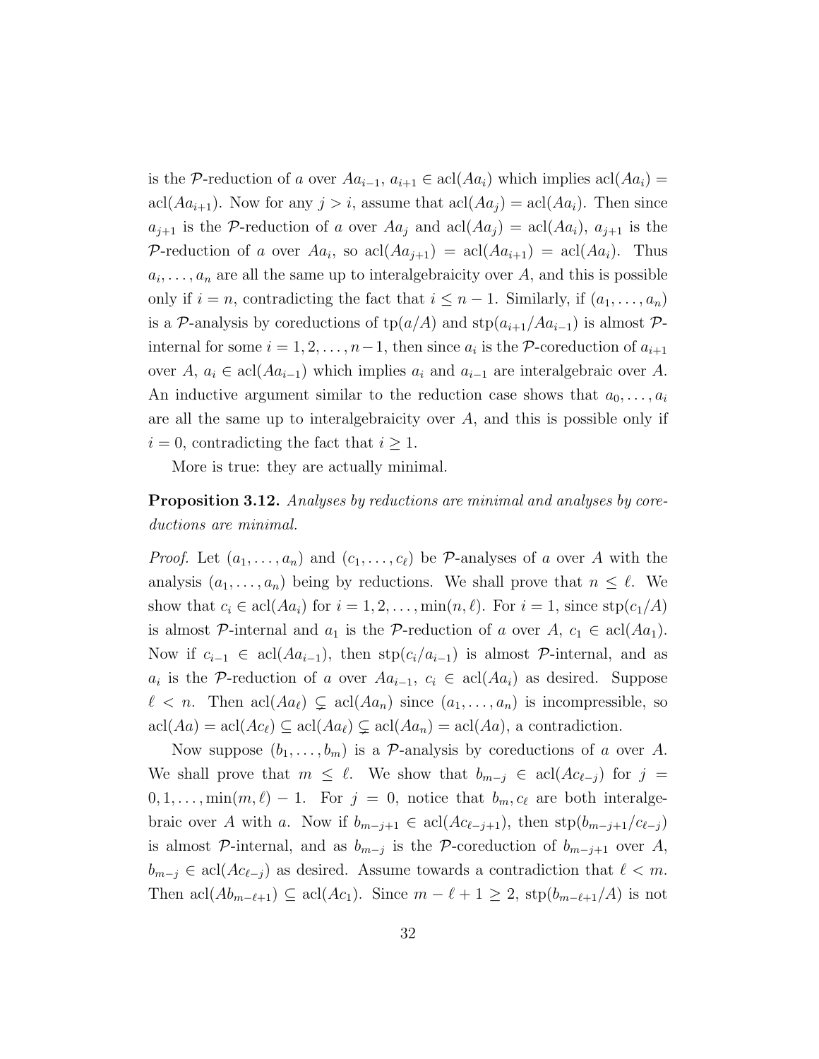is the $\mathcal{P}$-reduction of $a$ over $Aa_{i-1}$, $a_{i+1} \in \operatorname{acl}(Aa_i)$ which implies $\operatorname{acl}(Aa_i) = \operatorname{acl}(Aa_{i+1})$. Now for any $j > i$, assume that $\operatorname{acl}(Aa_j) = \operatorname{acl}(Aa_i)$. Then since $a_{j+1}$ is the $\mathcal{P}$-reduction of $a$ over $Aa_j$ and $\operatorname{acl}(Aa_j) = \operatorname{acl}(Aa_i)$, $a_{j+1}$ is the $\mathcal{P}$-reduction of $a$ over $Aa_i$, so $\operatorname{acl}(Aa_{j+1}) = \operatorname{acl}(Aa_{i+1}) = \operatorname{acl}(Aa_i)$. Thus $a_i, \ldots, a_n$ are all the same up to interalgebraicity over $A$, and this is possible only if $i = n$, contradicting the fact that $i \leq n-1$. Similarly, if $(a_1, \ldots, a_n)$ is a $\mathcal{P}$-analysis by coreductions of $\operatorname{tp}(a/A)$ and $\operatorname{stp}(a_{i+1}/Aa_{i-1})$ is almost $\mathcal{P}$-internal for some $i = 1, 2, \ldots, n-1$, then since $a_i$ is the $\mathcal{P}$-coreduction of $a_{i+1}$ over $A$, $a_i \in \operatorname{acl}(Aa_{i-1})$ which implies $a_i$ and $a_{i-1}$ are interalgebraic over $A$. An inductive argument similar to the reduction case shows that $a_0, \ldots, a_i$ are all the same up to interalgebraicity over $A$, and this is possible only if $i = 0$, contradicting the fact that $i \geq 1$.

More is true: they are actually minimal.

**Proposition 3.12.** *Analyses by reductions are minimal and analyses by coreductions are minimal.*

*Proof.* Let $(a_1, \ldots, a_n)$ and $(c_1, \ldots, c_\ell)$ be $\mathcal{P}$-analyses of $a$ over $A$ with the analysis $(a_1, \ldots, a_n)$ being by reductions. We shall prove that $n \leq \ell$. We show that $c_i \in \operatorname{acl}(Aa_i)$ for $i = 1, 2, \ldots, \min(n, \ell)$. For $i = 1$, since $\operatorname{stp}(c_1/A)$ is almost $\mathcal{P}$-internal and $a_1$ is the $\mathcal{P}$-reduction of $a$ over $A$, $c_1 \in \operatorname{acl}(Aa_1)$. Now if $c_{i-1} \in \operatorname{acl}(Aa_{i-1})$, then $\operatorname{stp}(c_i/a_{i-1})$ is almost $\mathcal{P}$-internal, and as $a_i$ is the $\mathcal{P}$-reduction of $a$ over $Aa_{i-1}$, $c_i \in \operatorname{acl}(Aa_i)$ as desired. Suppose $\ell < n$. Then $\operatorname{acl}(Aa_\ell) \subsetneq \operatorname{acl}(Aa_n)$ since $(a_1, \ldots, a_n)$ is incompressible, so $\operatorname{acl}(Aa) = \operatorname{acl}(Ac_\ell) \subseteq \operatorname{acl}(Aa_\ell) \subsetneq \operatorname{acl}(Aa_n) = \operatorname{acl}(Aa)$, a contradiction.

Now suppose $(b_1, \ldots, b_m)$ is a $\mathcal{P}$-analysis by coreductions of $a$ over $A$. We shall prove that $m \leq \ell$. We show that $b_{m-j} \in \operatorname{acl}(Ac_{\ell-j})$ for $j = 0, 1, \ldots, \min(m, \ell) - 1$. For $j = 0$, notice that $b_m, c_\ell$ are both interalgebraic over $A$ with $a$. Now if $b_{m-j+1} \in \operatorname{acl}(Ac_{\ell-j+1})$, then $\operatorname{stp}(b_{m-j+1}/c_{\ell-j})$ is almost $\mathcal{P}$-internal, and as $b_{m-j}$ is the $\mathcal{P}$-coreduction of $b_{m-j+1}$ over $A$, $b_{m-j} \in \operatorname{acl}(Ac_{\ell-j})$ as desired. Assume towards a contradiction that $\ell < m$. Then $\operatorname{acl}(Ab_{m-\ell+1}) \subseteq \operatorname{acl}(Ac_1)$. Since $m - \ell + 1 \geq 2$, $\operatorname{stp}(b_{m-\ell+1}/A)$ is not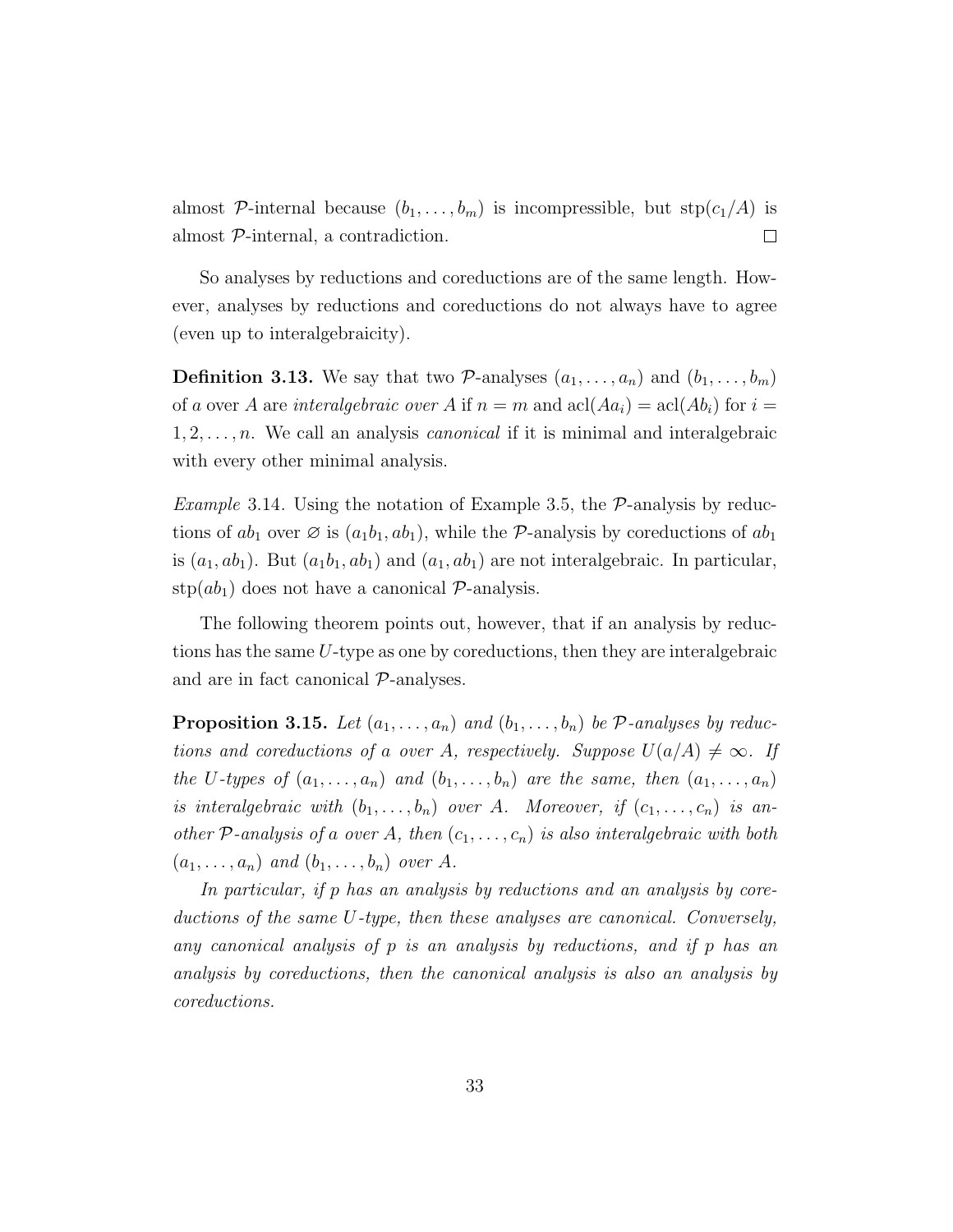almost $\mathcal{P}$-internal because $(b_1, \ldots, b_m)$ is incompressible, but $\operatorname{stp}(c_1/A)$ is almost $\mathcal{P}$-internal, a contradiction. $\square$

So analyses by reductions and coreductions are of the same length. However, analyses by reductions and coreductions do not always have to agree (even up to interalgebraicity).

**Definition 3.13.** We say that two $\mathcal{P}$-analyses $(a_1, \ldots, a_n)$ and $(b_1, \ldots, b_m)$ of $a$ over $A$ are *interalgebraic over $A$* if $n = m$ and $\operatorname{acl}(Aa_i) = \operatorname{acl}(Ab_i)$ for $i = 1, 2, \ldots, n$. We call an analysis *canonical* if it is minimal and interalgebraic with every other minimal analysis.

*Example* 3.14. Using the notation of Example 3.5, the $\mathcal{P}$-analysis by reductions of $ab_1$ over $\varnothing$ is $(a_1b_1, ab_1)$, while the $\mathcal{P}$-analysis by coreductions of $ab_1$ is $(a_1, ab_1)$. But $(a_1b_1, ab_1)$ and $(a_1, ab_1)$ are not interalgebraic. In particular, $\operatorname{stp}(ab_1)$ does not have a canonical $\mathcal{P}$-analysis.

The following theorem points out, however, that if an analysis by reductions has the same $U$-type as one by coreductions, then they are interalgebraic and are in fact canonical $\mathcal{P}$-analyses.

**Proposition 3.15.** *Let $(a_1, \ldots, a_n)$ and $(b_1, \ldots, b_n)$ be $\mathcal{P}$-analyses by reductions and coreductions of $a$ over $A$, respectively. Suppose $U(a/A) \neq \infty$. If the $U$-types of $(a_1, \ldots, a_n)$ and $(b_1, \ldots, b_n)$ are the same, then $(a_1, \ldots, a_n)$ is interalgebraic with $(b_1, \ldots, b_n)$ over $A$. Moreover, if $(c_1, \ldots, c_n)$ is another $\mathcal{P}$-analysis of $a$ over $A$, then $(c_1, \ldots, c_n)$ is also interalgebraic with both $(a_1, \ldots, a_n)$ and $(b_1, \ldots, b_n)$ over $A$.*

*In particular, if $p$ has an analysis by reductions and an analysis by coreductions of the same $U$-type, then these analyses are canonical. Conversely, any canonical analysis of $p$ is an analysis by reductions, and if $p$ has an analysis by coreductions, then the canonical analysis is also an analysis by coreductions.*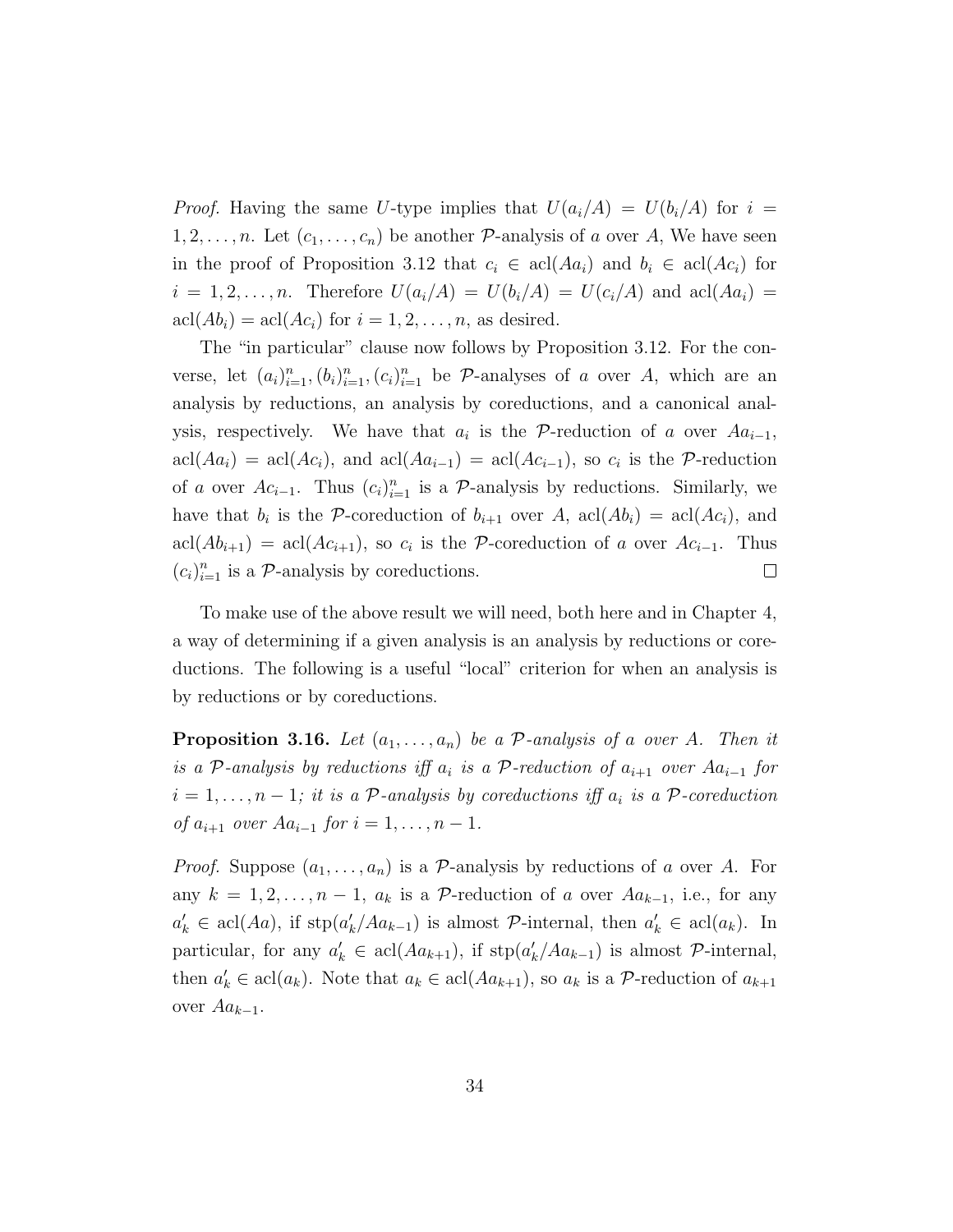*Proof.* Having the same $U$-type implies that $U(a_i/A) = U(b_i/A)$ for $i = 1, 2, \ldots, n$. Let $(c_1, \ldots, c_n)$ be another $\mathcal{P}$-analysis of $a$ over $A$, We have seen in the proof of Proposition 3.12 that $c_i \in \operatorname{acl}(Aa_i)$ and $b_i \in \operatorname{acl}(Ac_i)$ for $i = 1, 2, \ldots, n$. Therefore $U(a_i/A) = U(b_i/A) = U(c_i/A)$ and $\operatorname{acl}(Aa_i) = \operatorname{acl}(Ab_i) = \operatorname{acl}(Ac_i)$ for $i = 1, 2, \ldots, n$, as desired.

The "in particular" clause now follows by Proposition 3.12. For the converse, let $(a_i)_{i=1}^n, (b_i)_{i=1}^n, (c_i)_{i=1}^n$ be $\mathcal{P}$-analyses of $a$ over $A$, which are an analysis by reductions, an analysis by coreductions, and a canonical analysis, respectively. We have that $a_i$ is the $\mathcal{P}$-reduction of $a$ over $Aa_{i-1}$, $\operatorname{acl}(Aa_i) = \operatorname{acl}(Ac_i)$, and $\operatorname{acl}(Aa_{i-1}) = \operatorname{acl}(Ac_{i-1})$, so $c_i$ is the $\mathcal{P}$-reduction of $a$ over $Ac_{i-1}$. Thus $(c_i)_{i=1}^n$ is a $\mathcal{P}$-analysis by reductions. Similarly, we have that $b_i$ is the $\mathcal{P}$-coreduction of $b_{i+1}$ over $A$, $\operatorname{acl}(Ab_i) = \operatorname{acl}(Ac_i)$, and $\operatorname{acl}(Ab_{i+1}) = \operatorname{acl}(Ac_{i+1})$, so $c_i$ is the $\mathcal{P}$-coreduction of $a$ over $Ac_{i-1}$. Thus $(c_i)_{i=1}^n$ is a $\mathcal{P}$-analysis by coreductions. □

To make use of the above result we will need, both here and in Chapter 4, a way of determining if a given analysis is an analysis by reductions or coreductions. The following is a useful "local" criterion for when an analysis is by reductions or by coreductions.

**Proposition 3.16.** *Let $(a_1, \ldots, a_n)$ be a $\mathcal{P}$-analysis of $a$ over $A$. Then it is a $\mathcal{P}$-analysis by reductions iff $a_i$ is a $\mathcal{P}$-reduction of $a_{i+1}$ over $Aa_{i-1}$ for $i = 1, \ldots, n-1$; it is a $\mathcal{P}$-analysis by coreductions iff $a_i$ is a $\mathcal{P}$-coreduction of $a_{i+1}$ over $Aa_{i-1}$ for $i = 1, \ldots, n-1$.*

*Proof.* Suppose $(a_1, \ldots, a_n)$ is a $\mathcal{P}$-analysis by reductions of $a$ over $A$. For any $k = 1, 2, \ldots, n-1$, $a_k$ is a $\mathcal{P}$-reduction of $a$ over $Aa_{k-1}$, i.e., for any $a'_k \in \operatorname{acl}(Aa)$, if $\operatorname{stp}(a'_k/Aa_{k-1})$ is almost $\mathcal{P}$-internal, then $a'_k \in \operatorname{acl}(a_k)$. In particular, for any $a'_k \in \operatorname{acl}(Aa_{k+1})$, if $\operatorname{stp}(a'_k/Aa_{k-1})$ is almost $\mathcal{P}$-internal, then $a'_k \in \operatorname{acl}(a_k)$. Note that $a_k \in \operatorname{acl}(Aa_{k+1})$, so $a_k$ is a $\mathcal{P}$-reduction of $a_{k+1}$ over $Aa_{k-1}$.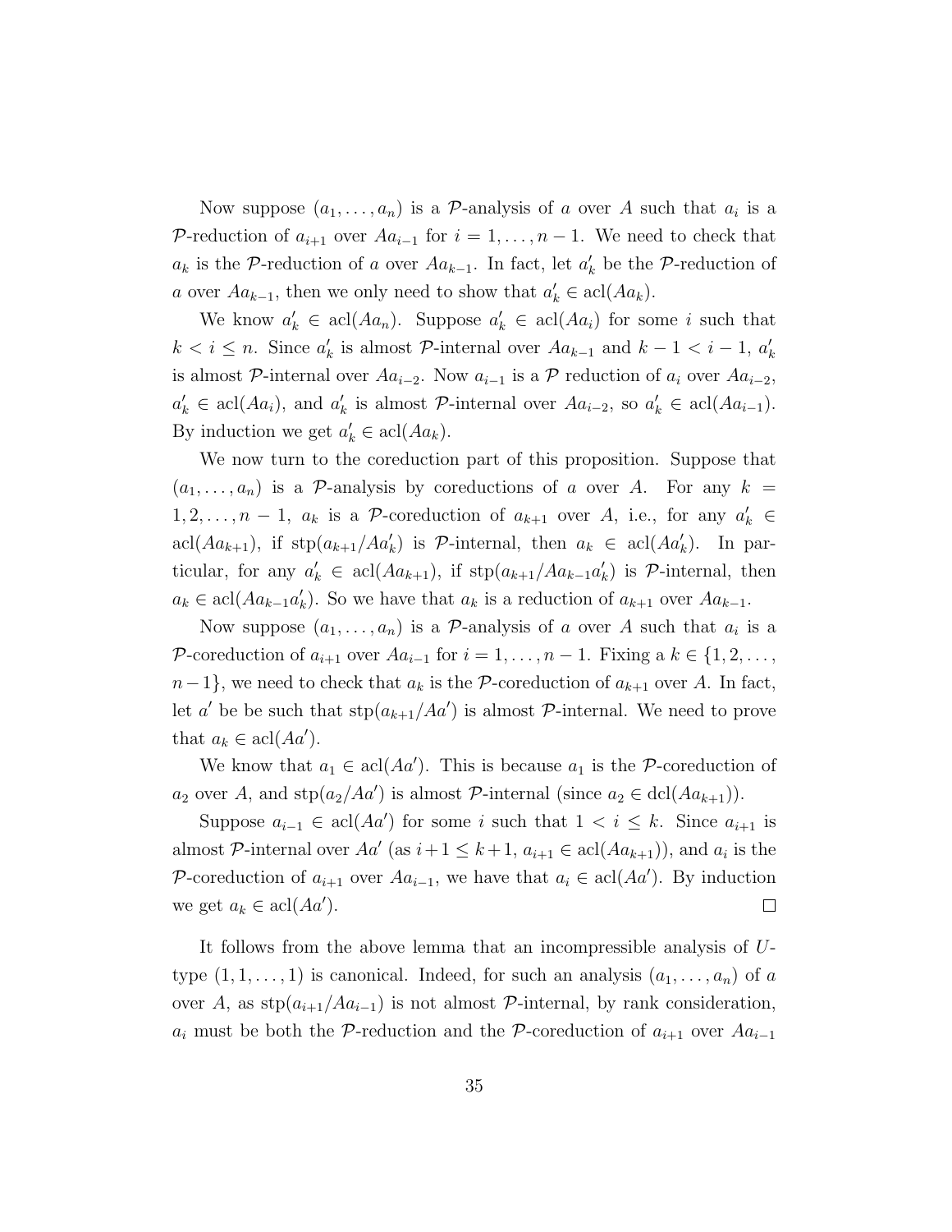Now suppose $(a_1, \ldots, a_n)$ is a $\mathcal{P}$-analysis of $a$ over $A$ such that $a_i$ is a $\mathcal{P}$-reduction of $a_{i+1}$ over $Aa_{i-1}$ for $i = 1, \ldots, n-1$. We need to check that $a_k$ is the $\mathcal{P}$-reduction of $a$ over $Aa_{k-1}$. In fact, let $a'_k$ be the $\mathcal{P}$-reduction of $a$ over $Aa_{k-1}$, then we only need to show that $a'_k \in \mathrm{acl}(Aa_k)$.

We know $a'_k \in \mathrm{acl}(Aa_n)$. Suppose $a'_k \in \mathrm{acl}(Aa_i)$ for some $i$ such that $k < i \leq n$. Since $a'_k$ is almost $\mathcal{P}$-internal over $Aa_{k-1}$ and $k-1 < i-1$, $a'_k$ is almost $\mathcal{P}$-internal over $Aa_{i-2}$. Now $a_{i-1}$ is a $\mathcal{P}$ reduction of $a_i$ over $Aa_{i-2}$, $a'_k \in \mathrm{acl}(Aa_i)$, and $a'_k$ is almost $\mathcal{P}$-internal over $Aa_{i-2}$, so $a'_k \in \mathrm{acl}(Aa_{i-1})$. By induction we get $a'_k \in \mathrm{acl}(Aa_k)$.

We now turn to the coreduction part of this proposition. Suppose that $(a_1, \ldots, a_n)$ is a $\mathcal{P}$-analysis by coreductions of $a$ over $A$. For any $k = 1, 2, \ldots, n-1$, $a_k$ is a $\mathcal{P}$-coreduction of $a_{k+1}$ over $A$, i.e., for any $a'_k \in \mathrm{acl}(Aa_{k+1})$, if $\mathrm{stp}(a_{k+1}/Aa'_k)$ is $\mathcal{P}$-internal, then $a_k \in \mathrm{acl}(Aa'_k)$. In particular, for any $a'_k \in \mathrm{acl}(Aa_{k+1})$, if $\mathrm{stp}(a_{k+1}/Aa_{k-1}a'_k)$ is $\mathcal{P}$-internal, then $a_k \in \mathrm{acl}(Aa_{k-1}a'_k)$. So we have that $a_k$ is a reduction of $a_{k+1}$ over $Aa_{k-1}$.

Now suppose $(a_1, \ldots, a_n)$ is a $\mathcal{P}$-analysis of $a$ over $A$ such that $a_i$ is a $\mathcal{P}$-coreduction of $a_{i+1}$ over $Aa_{i-1}$ for $i = 1, \ldots, n-1$. Fixing a $k \in \{1, 2, \ldots, n-1\}$, we need to check that $a_k$ is the $\mathcal{P}$-coreduction of $a_{k+1}$ over $A$. In fact, let $a'$ be be such that $\mathrm{stp}(a_{k+1}/Aa')$ is almost $\mathcal{P}$-internal. We need to prove that $a_k \in \mathrm{acl}(Aa')$.

We know that $a_1 \in \mathrm{acl}(Aa')$. This is because $a_1$ is the $\mathcal{P}$-coreduction of $a_2$ over $A$, and $\mathrm{stp}(a_2/Aa')$ is almost $\mathcal{P}$-internal (since $a_2 \in \mathrm{dcl}(Aa_{k+1})$).

Suppose $a_{i-1} \in \mathrm{acl}(Aa')$ for some $i$ such that $1 < i \leq k$. Since $a_{i+1}$ is almost $\mathcal{P}$-internal over $Aa'$ (as $i+1 \leq k+1$, $a_{i+1} \in \mathrm{acl}(Aa_{k+1})$), and $a_i$ is the $\mathcal{P}$-coreduction of $a_{i+1}$ over $Aa_{i-1}$, we have that $a_i \in \mathrm{acl}(Aa')$. By induction we get $a_k \in \mathrm{acl}(Aa')$. ∎

It follows from the above lemma that an incompressible analysis of $U$-type $(1, 1, \ldots, 1)$ is canonical. Indeed, for such an analysis $(a_1, \ldots, a_n)$ of $a$ over $A$, as $\mathrm{stp}(a_{i+1}/Aa_{i-1})$ is not almost $\mathcal{P}$-internal, by rank consideration, $a_i$ must be both the $\mathcal{P}$-reduction and the $\mathcal{P}$-coreduction of $a_{i+1}$ over $Aa_{i-1}$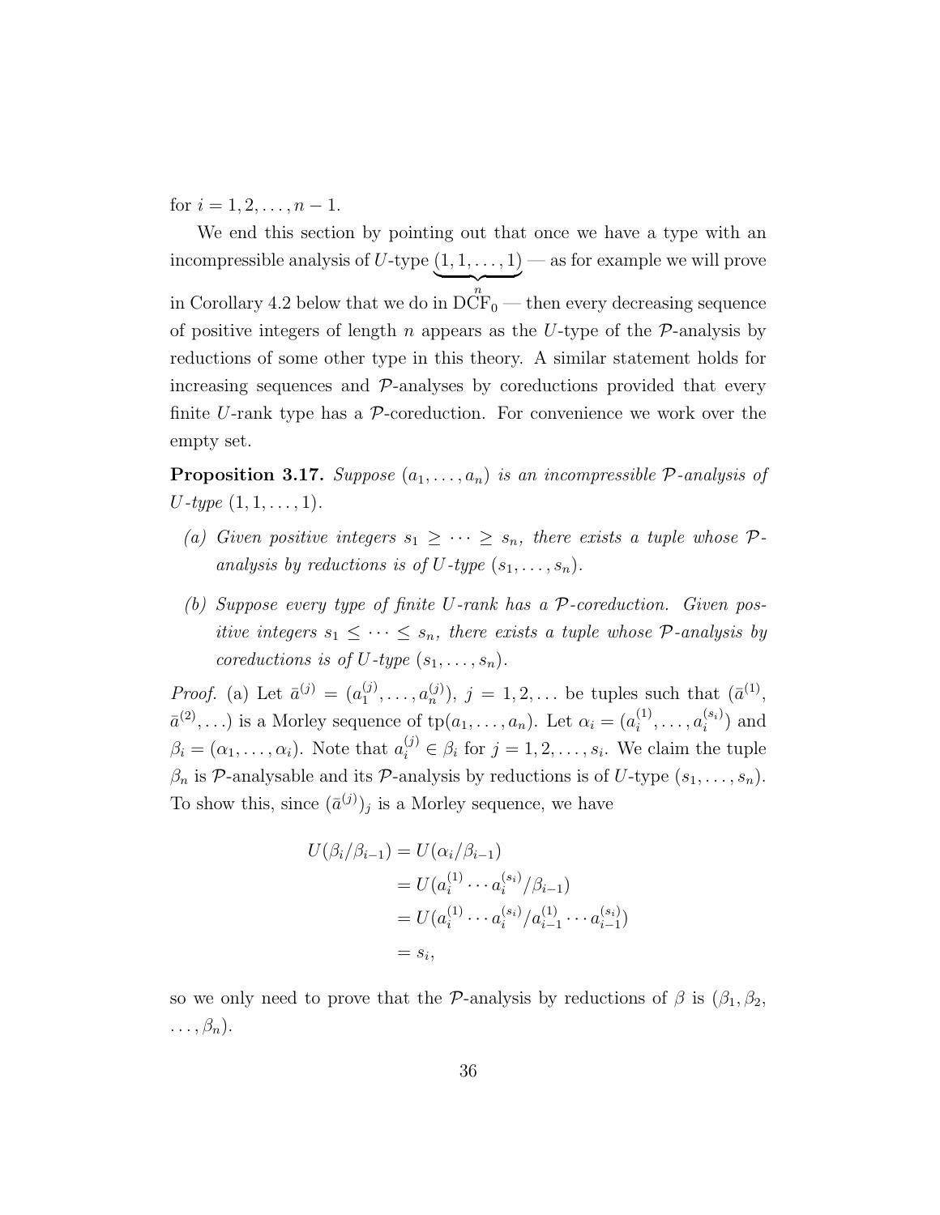for $i = 1, 2, \ldots, n-1$.

We end this section by pointing out that once we have a type with an incompressible analysis of $U$-type $\underbrace{(1, 1, \ldots, 1)}_{n}$ — as for example we will prove in Corollary 4.2 below that we do in $\mathrm{DCF}_0$ — then every decreasing sequence of positive integers of length $n$ appears as the $U$-type of the $\mathcal{P}$-analysis by reductions of some other type in this theory. A similar statement holds for increasing sequences and $\mathcal{P}$-analyses by coreductions provided that every finite $U$-rank type has a $\mathcal{P}$-coreduction. For convenience we work over the empty set.

**Proposition 3.17.** *Suppose $(a_1, \ldots, a_n)$ is an incompressible $\mathcal{P}$-analysis of $U$-type $(1, 1, \ldots, 1)$.*

- *(a) Given positive integers $s_1 \geq \cdots \geq s_n$, there exists a tuple whose $\mathcal{P}$-analysis by reductions is of $U$-type $(s_1, \ldots, s_n)$.*
- *(b) Suppose every type of finite $U$-rank has a $\mathcal{P}$-coreduction. Given positive integers $s_1 \leq \cdots \leq s_n$, there exists a tuple whose $\mathcal{P}$-analysis by coreductions is of $U$-type $(s_1, \ldots, s_n)$.*

*Proof.* (a) Let $\bar{a}^{(j)} = (a_1^{(j)}, \ldots, a_n^{(j)})$, $j = 1, 2, \ldots$ be tuples such that $(\bar{a}^{(1)}, \bar{a}^{(2)}, \ldots)$ is a Morley sequence of $\mathrm{tp}(a_1, \ldots, a_n)$. Let $\alpha_i = (a_i^{(1)}, \ldots, a_i^{(s_i)})$ and $\beta_i = (\alpha_1, \ldots, \alpha_i)$. Note that $a_i^{(j)} \in \beta_i$ for $j = 1, 2, \ldots, s_i$. We claim the tuple $\beta_n$ is $\mathcal{P}$-analysable and its $\mathcal{P}$-analysis by reductions is of $U$-type $(s_1, \ldots, s_n)$. To show this, since $(\bar{a}^{(j)})_j$ is a Morley sequence, we have

$$
\begin{aligned}
U(\beta_i/\beta_{i-1}) &= U(\alpha_i/\beta_{i-1}) \\
&= U(a_i^{(1)} \cdots a_i^{(s_i)}/\beta_{i-1}) \\
&= U(a_i^{(1)} \cdots a_i^{(s_i)}/a_{i-1}^{(1)} \cdots a_{i-1}^{(s_i)}) \\
&= s_i,
\end{aligned}
$$

so we only need to prove that the $\mathcal{P}$-analysis by reductions of $\beta$ is $(\beta_1, \beta_2, \ldots, \beta_n)$.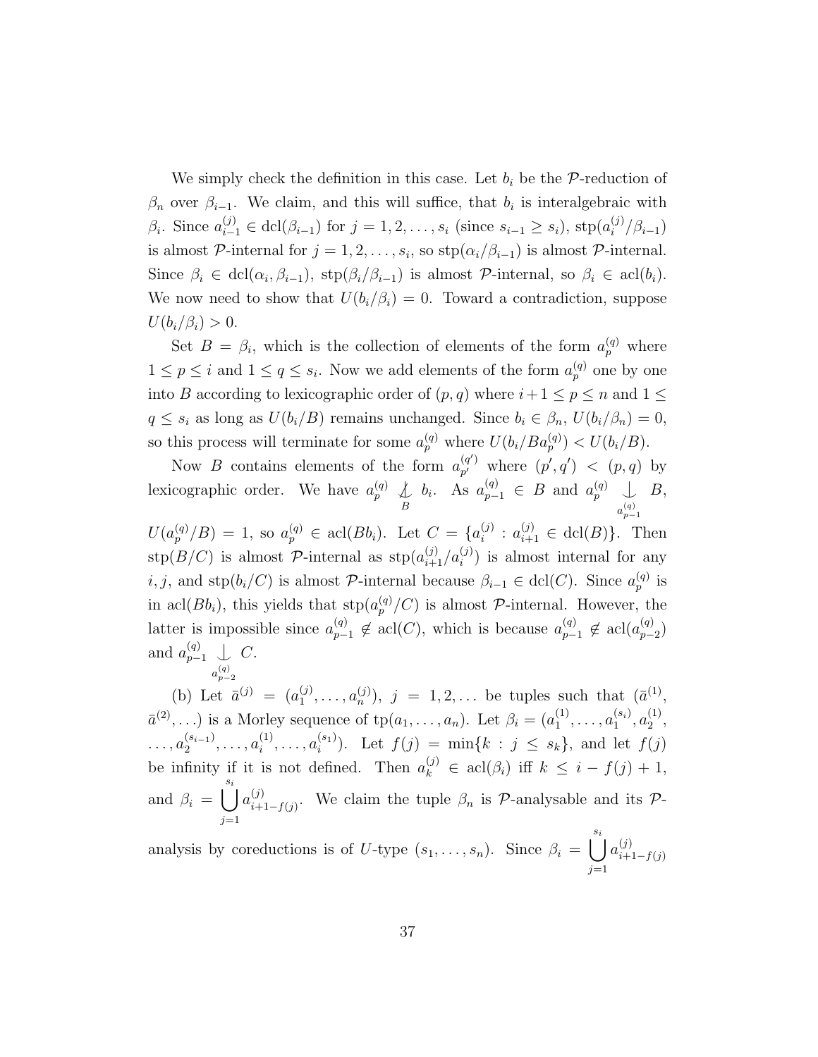We simply check the definition in this case. Let $b_i$ be the $\mathcal{P}$-reduction of $\beta_n$ over $\beta_{i-1}$. We claim, and this will suffice, that $b_i$ is interalgebraic with $\beta_i$. Since $a_{i-1}^{(j)} \in \operatorname{dcl}(\beta_{i-1})$ for $j = 1, 2, \ldots, s_i$ (since $s_{i-1} \geq s_i$), $\operatorname{stp}(a_i^{(j)}/\beta_{i-1})$ is almost $\mathcal{P}$-internal for $j = 1, 2, \ldots, s_i$, so $\operatorname{stp}(\alpha_i/\beta_{i-1})$ is almost $\mathcal{P}$-internal. Since $\beta_i \in \operatorname{dcl}(\alpha_i, \beta_{i-1})$, $\operatorname{stp}(\beta_i/\beta_{i-1})$ is almost $\mathcal{P}$-internal, so $\beta_i \in \operatorname{acl}(b_i)$. We now need to show that $U(b_i/\beta_i) = 0$. Toward a contradiction, suppose $U(b_i/\beta_i) > 0$.

Set $B = \beta_i$, which is the collection of elements of the form $a_p^{(q)}$ where $1 \leq p \leq i$ and $1 \leq q \leq s_i$. Now we add elements of the form $a_p^{(q)}$ one by one into $B$ according to lexicographic order of $(p, q)$ where $i+1 \leq p \leq n$ and $1 \leq q \leq s_i$ as long as $U(b_i/B)$ remains unchanged. Since $b_i \in \beta_n$, $U(b_i/\beta_n) = 0$, so this process will terminate for some $a_p^{(q)}$ where $U(b_i/Ba_p^{(q)}) < U(b_i/B)$.

Now $B$ contains elements of the form $a_{p'}^{(q')}$ where $(p', q') < (p, q)$ by lexicographic order. We have $a_p^{(q)} \not\mathop{\smile}\limits^{\hbox{\tiny$|$}}_B b_i$. As $a_{p-1}^{(q)} \in B$ and $a_p^{(q)} \mathop{\smile}\limits^{\hbox{\tiny$|$}}_{a_{p-1}^{(q)}} B$, $U(a_p^{(q)}/B) = 1$, so $a_p^{(q)} \in \operatorname{acl}(Bb_i)$. Let $C = \{a_i^{(j)} : a_{i+1}^{(j)} \in \operatorname{dcl}(B)\}$. Then $\operatorname{stp}(B/C)$ is almost $\mathcal{P}$-internal as $\operatorname{stp}(a_{i+1}^{(j)}/a_i^{(j)})$ is almost internal for any $i, j$, and $\operatorname{stp}(b_i/C)$ is almost $\mathcal{P}$-internal because $\beta_{i-1} \in \operatorname{dcl}(C)$. Since $a_p^{(q)}$ is in $\operatorname{acl}(Bb_i)$, this yields that $\operatorname{stp}(a_p^{(q)}/C)$ is almost $\mathcal{P}$-internal. However, the latter is impossible since $a_{p-1}^{(q)} \notin \operatorname{acl}(C)$, which is because $a_{p-1}^{(q)} \notin \operatorname{acl}(a_{p-2}^{(q)})$ and $a_{p-1}^{(q)} \mathop{\smile}\limits^{\hbox{\tiny$|$}}_{a_{p-2}^{(q)}} C$.

(b) Let $\bar{a}^{(j)} = (a_1^{(j)}, \ldots, a_n^{(j)})$, $j = 1, 2, \ldots$ be tuples such that $(\bar{a}^{(1)}, \bar{a}^{(2)}, \ldots)$ is a Morley sequence of $\operatorname{tp}(a_1, \ldots, a_n)$. Let $\beta_i = (a_1^{(1)}, \ldots, a_1^{(s_i)}, a_2^{(1)}, \ldots, a_2^{(s_{i-1})}, \ldots, a_i^{(1)}, \ldots, a_i^{(s_1)})$. Let $f(j) = \min\{k : j \leq s_k\}$, and let $f(j)$ be infinity if it is not defined. Then $a_k^{(j)} \in \operatorname{acl}(\beta_i)$ iff $k \leq i - f(j) + 1$, and $\beta_i = \bigcup_{j=1}^{s_i} a_{i+1-f(j)}^{(j)}$. We claim the tuple $\beta_n$ is $\mathcal{P}$-analysable and its $\mathcal{P}$-analysis by coreductions is of $U$-type $(s_1, \ldots, s_n)$. Since $\beta_i = \bigcup_{j=1}^{s_i} a_{i+1-f(j)}^{(j)}$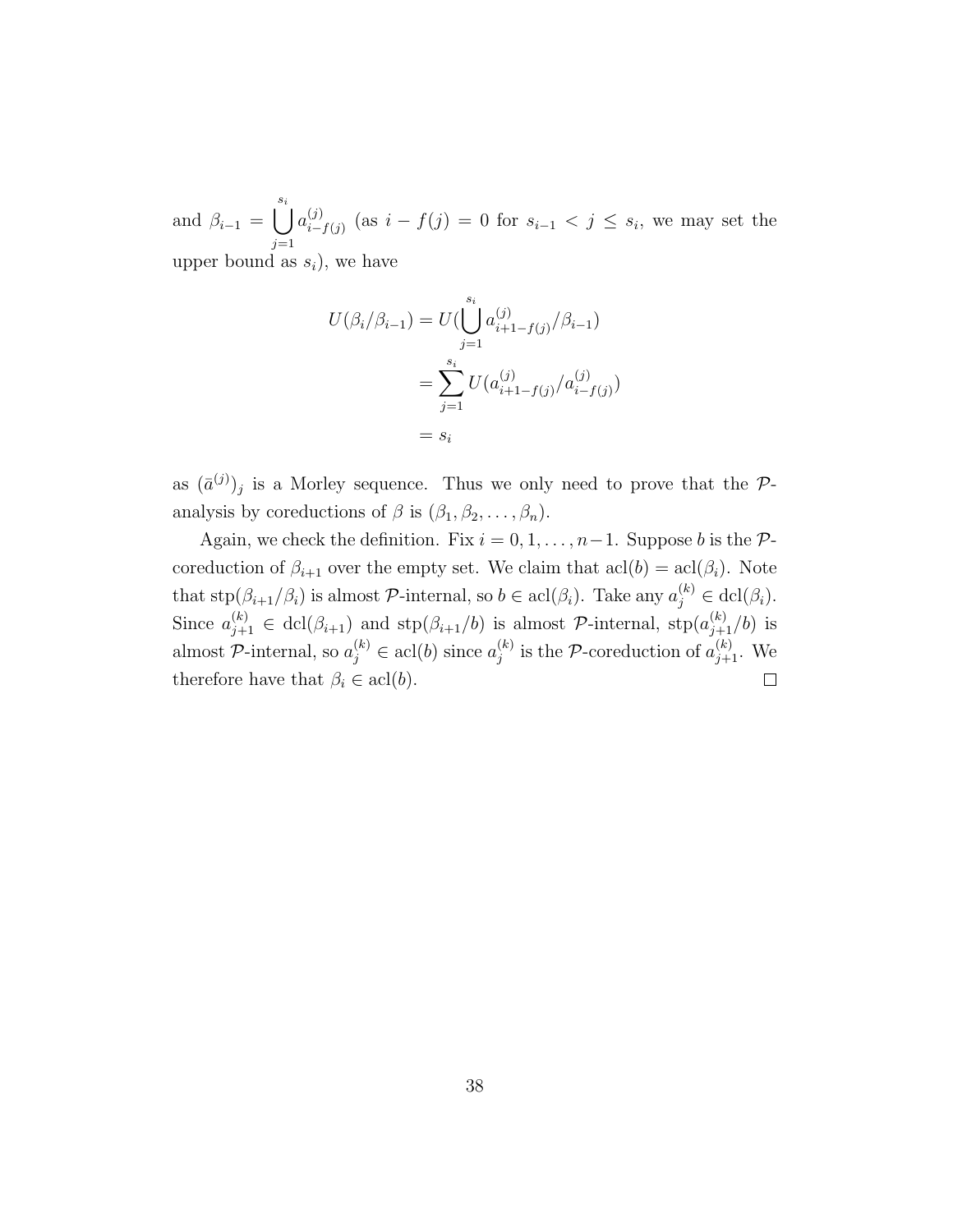and $\beta_{i-1} = \bigcup_{j=1}^{s_i} a^{(j)}_{i-f(j)}$ (as $i - f(j) = 0$ for $s_{i-1} < j \leq s_i$, we may set the upper bound as $s_i$), we have

$$
\begin{aligned}
U(\beta_i/\beta_{i-1}) &= U(\bigcup_{j=1}^{s_i} a^{(j)}_{i+1-f(j)}/\beta_{i-1}) \\
&= \sum_{j=1}^{s_i} U(a^{(j)}_{i+1-f(j)}/a^{(j)}_{i-f(j)}) \\
&= s_i
\end{aligned}
$$

as $(\bar{a}^{(j)})_j$ is a Morley sequence. Thus we only need to prove that the $\mathcal{P}$-analysis by coreductions of $\beta$ is $(\beta_1, \beta_2, \ldots, \beta_n)$.

Again, we check the definition. Fix $i = 0, 1, \ldots, n-1$. Suppose $b$ is the $\mathcal{P}$-coreduction of $\beta_{i+1}$ over the empty set. We claim that $\operatorname{acl}(b) = \operatorname{acl}(\beta_i)$. Note that $\operatorname{stp}(\beta_{i+1}/\beta_i)$ is almost $\mathcal{P}$-internal, so $b \in \operatorname{acl}(\beta_i)$. Take any $a^{(k)}_j \in \operatorname{dcl}(\beta_i)$. Since $a^{(k)}_{j+1} \in \operatorname{dcl}(\beta_{i+1})$ and $\operatorname{stp}(\beta_{i+1}/b)$ is almost $\mathcal{P}$-internal, $\operatorname{stp}(a^{(k)}_{j+1}/b)$ is almost $\mathcal{P}$-internal, so $a^{(k)}_j \in \operatorname{acl}(b)$ since $a^{(k)}_j$ is the $\mathcal{P}$-coreduction of $a^{(k)}_{j+1}$. We therefore have that $\beta_i \in \operatorname{acl}(b)$. $\square$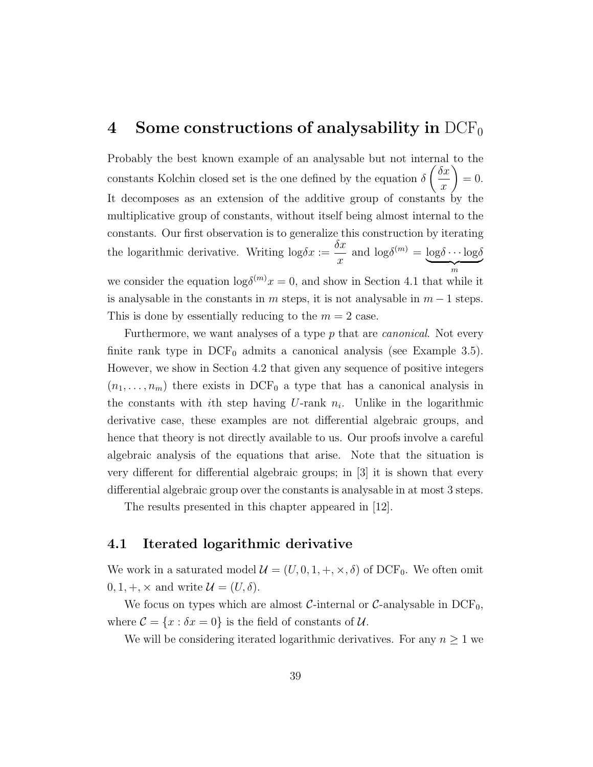# 4 Some constructions of analysability in $\mathrm{DCF}_0$

Probably the best known example of an analysable but not internal to the constants Kolchin closed set is the one defined by the equation $\delta\left(\frac{\delta x}{x}\right) = 0$. It decomposes as an extension of the additive group of constants by the multiplicative group of constants, without itself being almost internal to the constants. Our first observation is to generalize this construction by iterating the logarithmic derivative. Writing $\mathrm{log}\delta x := \frac{\delta x}{x}$ and $\mathrm{log}\delta^{(m)} = \underbrace{\mathrm{log}\delta \cdots \mathrm{log}\delta}_{m}$ we consider the equation $\mathrm{log}\delta^{(m)} x = 0$, and show in Section 4.1 that while it is analysable in the constants in $m$ steps, it is not analysable in $m-1$ steps. This is done by essentially reducing to the $m = 2$ case.

Furthermore, we want analyses of a type $p$ that are *canonical*. Not every finite rank type in $\mathrm{DCF}_0$ admits a canonical analysis (see Example 3.5). However, we show in Section 4.2 that given any sequence of positive integers $(n_1, \ldots, n_m)$ there exists in $\mathrm{DCF}_0$ a type that has a canonical analysis in the constants with $i$th step having $U$-rank $n_i$. Unlike in the logarithmic derivative case, these examples are not differential algebraic groups, and hence that theory is not directly available to us. Our proofs involve a careful algebraic analysis of the equations that arise. Note that the situation is very different for differential algebraic groups; in [3] it is shown that every differential algebraic group over the constants is analysable in at most 3 steps.

The results presented in this chapter appeared in [12].

## 4.1 Iterated logarithmic derivative

We work in a saturated model $\mathcal{U} = (U, 0, 1, +, \times, \delta)$ of $\mathrm{DCF}_0$. We often omit $0, 1, +, \times$ and write $\mathcal{U} = (U, \delta)$.

We focus on types which are almost $\mathcal{C}$-internal or $\mathcal{C}$-analysable in $\mathrm{DCF}_0$, where $\mathcal{C} = \{x : \delta x = 0\}$ is the field of constants of $\mathcal{U}$.

We will be considering iterated logarithmic derivatives. For any $n \geq 1$ we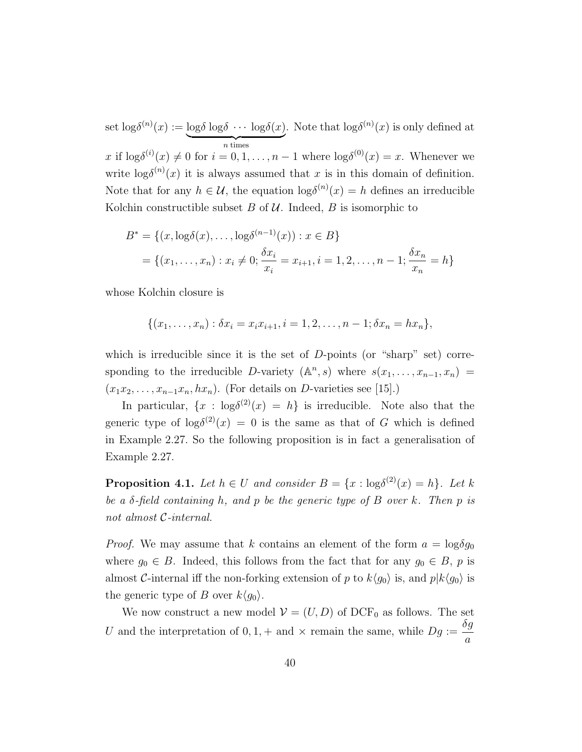set $\text{log}\delta^{(n)}(x) := \underbrace{\text{log}\delta\, \text{log}\delta\, \cdots\, \text{log}\delta(x)}_{n \text{ times}}$. Note that $\text{log}\delta^{(n)}(x)$ is only defined at $x$ if $\text{log}\delta^{(i)}(x) \neq 0$ for $i = 0, 1, \ldots, n-1$ where $\text{log}\delta^{(0)}(x) = x$. Whenever we write $\text{log}\delta^{(n)}(x)$ it is always assumed that $x$ is in this domain of definition. Note that for any $h \in \mathcal{U}$, the equation $\text{log}\delta^{(n)}(x) = h$ defines an irreducible Kolchin constructible subset $B$ of $\mathcal{U}$. Indeed, $B$ is isomorphic to

$$
\begin{aligned}
B^* &= \{(x, \text{log}\delta(x), \ldots, \text{log}\delta^{(n-1)}(x)) : x \in B\} \\
&= \{(x_1, \ldots, x_n) : x_i \neq 0; \frac{\delta x_i}{x_i} = x_{i+1}, i = 1, 2, \ldots, n-1; \frac{\delta x_n}{x_n} = h\}
\end{aligned}
$$

whose Kolchin closure is

$$
\{(x_1, \ldots, x_n) : \delta x_i = x_i x_{i+1}, i = 1, 2, \ldots, n-1; \delta x_n = h x_n\},
$$

which is irreducible since it is the set of $D$-points (or "sharp" set) corresponding to the irreducible $D$-variety $(\mathbb{A}^n, s)$ where $s(x_1, \ldots, x_{n-1}, x_n) = (x_1 x_2, \ldots, x_{n-1} x_n, h x_n)$. (For details on $D$-varieties see [15].)

In particular, $\{x : \text{log}\delta^{(2)}(x) = h\}$ is irreducible. Note also that the generic type of $\text{log}\delta^{(2)}(x) = 0$ is the same as that of $G$ which is defined in Example 2.27. So the following proposition is in fact a generalisation of Example 2.27.

**Proposition 4.1.** *Let $h \in U$ and consider $B = \{x : \text{log}\delta^{(2)}(x) = h\}$. Let $k$ be a $\delta$-field containing $h$, and $p$ be the generic type of $B$ over $k$. Then $p$ is not almost $\mathcal{C}$-internal.*

*Proof.* We may assume that $k$ contains an element of the form $a = \text{log}\delta g_0$ where $g_0 \in B$. Indeed, this follows from the fact that for any $g_0 \in B$, $p$ is almost $\mathcal{C}$-internal iff the non-forking extension of $p$ to $k\langle g_0 \rangle$ is, and $p|k\langle g_0 \rangle$ is the generic type of $B$ over $k\langle g_0 \rangle$.

We now construct a new model $\mathcal{V} = (U, D)$ of $\text{DCF}_0$ as follows. The set $U$ and the interpretation of $0, 1, +$ and $\times$ remain the same, while $Dg := \dfrac{\delta g}{a}$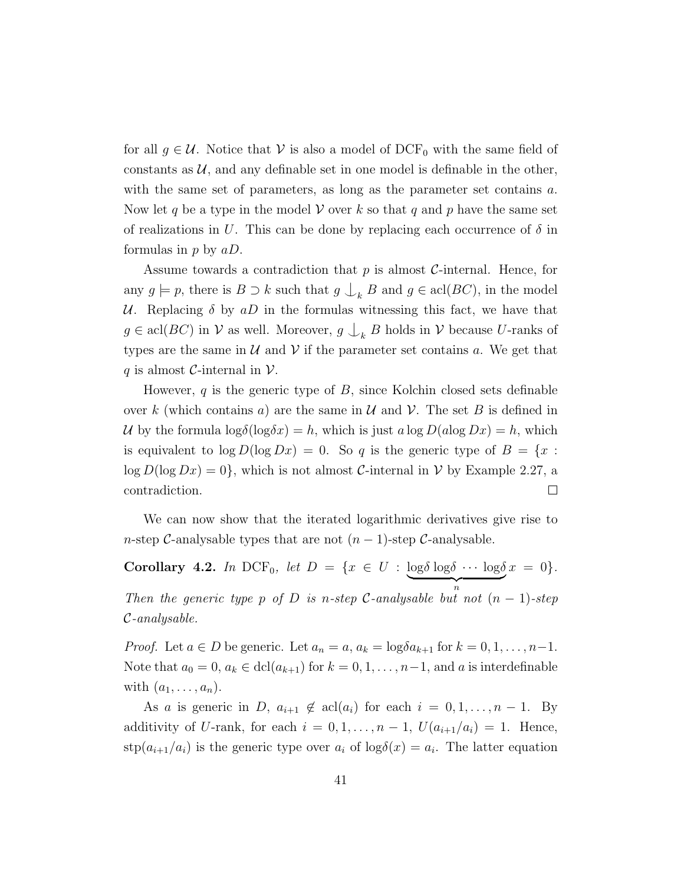for all $g \in \mathcal{U}$. Notice that $\mathcal{V}$ is also a model of $\mathrm{DCF}_0$ with the same field of constants as $\mathcal{U}$, and any definable set in one model is definable in the other, with the same set of parameters, as long as the parameter set contains $a$. Now let $q$ be a type in the model $\mathcal{V}$ over $k$ so that $q$ and $p$ have the same set of realizations in $U$. This can be done by replacing each occurrence of $\delta$ in formulas in $p$ by $aD$.

Assume towards a contradiction that $p$ is almost $\mathcal{C}$-internal. Hence, for any $g \models p$, there is $B \supset k$ such that $g \mathop{\smile\hskip-0.9em\raise0.4em\hbox{$\vert$}}_k B$ and $g \in \mathrm{acl}(BC)$, in the model $\mathcal{U}$. Replacing $\delta$ by $aD$ in the formulas witnessing this fact, we have that $g \in \mathrm{acl}(BC)$ in $\mathcal{V}$ as well. Moreover, $g \mathop{\smile\hskip-0.9em\raise0.4em\hbox{$\vert$}}_k B$ holds in $\mathcal{V}$ because $U$-ranks of types are the same in $\mathcal{U}$ and $\mathcal{V}$ if the parameter set contains $a$. We get that $q$ is almost $\mathcal{C}$-internal in $\mathcal{V}$.

However, $q$ is the generic type of $B$, since Kolchin closed sets definable over $k$ (which contains $a$) are the same in $\mathcal{U}$ and $\mathcal{V}$. The set $B$ is defined in $\mathcal{U}$ by the formula $\mathrm{log}\delta(\mathrm{log}\delta x) = h$, which is just $a \log D(a\log Dx) = h$, which is equivalent to $\log D(\log Dx) = 0$. So $q$ is the generic type of $B = \{x : \log D(\log Dx) = 0\}$, which is not almost $\mathcal{C}$-internal in $\mathcal{V}$ by Example 2.27, a contradiction. $\square$

We can now show that the iterated logarithmic derivatives give rise to $n$-step $\mathcal{C}$-analysable types that are not $(n-1)$-step $\mathcal{C}$-analysable.

**Corollary 4.2.** *In* $\mathrm{DCF}_0$*, let* $D = \{x \in U : \underbrace{\mathrm{log}\delta\, \mathrm{log}\delta \cdots \mathrm{log}\delta}_{n}\, x = 0\}$*. Then the generic type $p$ of $D$ is $n$-step $\mathcal{C}$-analysable but not $(n-1)$-step $\mathcal{C}$-analysable.*

*Proof.* Let $a \in D$ be generic. Let $a_n = a$, $a_k = \mathrm{log}\delta a_{k+1}$ for $k = 0, 1, \ldots, n-1$. Note that $a_0 = 0$, $a_k \in \mathrm{dcl}(a_{k+1})$ for $k = 0, 1, \ldots, n-1$, and $a$ is interdefinable with $(a_1, \ldots, a_n)$.

As $a$ is generic in $D$, $a_{i+1} \notin \mathrm{acl}(a_i)$ for each $i = 0, 1, \ldots, n-1$. By additivity of $U$-rank, for each $i = 0, 1, \ldots, n-1$, $U(a_{i+1}/a_i) = 1$. Hence, $\mathrm{stp}(a_{i+1}/a_i)$ is the generic type over $a_i$ of $\mathrm{log}\delta(x) = a_i$. The latter equation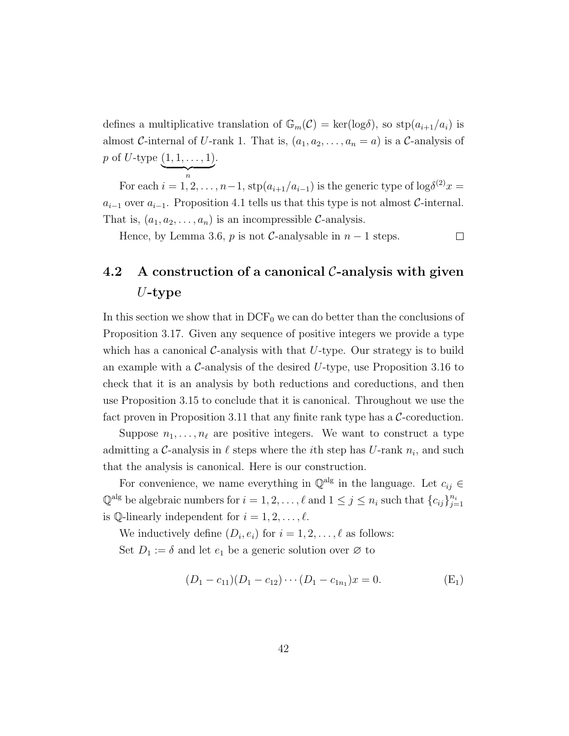defines a multiplicative translation of $\mathbb{G}_m(\mathcal{C}) = \ker(\log\delta)$, so $\operatorname{stp}(a_{i+1}/a_i)$ is almost $\mathcal{C}$-internal of $U$-rank 1. That is, $(a_1, a_2, \ldots, a_n = a)$ is a $\mathcal{C}$-analysis of $p$ of $U$-type $\underbrace{(1, 1, \ldots, 1)}_{n}$.

For each $i = 1, 2, \ldots, n-1$, $\operatorname{stp}(a_{i+1}/a_{i-1})$ is the generic type of $\log\delta^{(2)}x = a_{i-1}$ over $a_{i-1}$. Proposition 4.1 tells us that this type is not almost $\mathcal{C}$-internal. That is, $(a_1, a_2, \ldots, a_n)$ is an incompressible $\mathcal{C}$-analysis.

Hence, by Lemma 3.6, $p$ is not $\mathcal{C}$-analysable in $n-1$ steps. $\square$

## 4.2 A construction of a canonical $\mathcal{C}$-analysis with given $U$-type

In this section we show that in $\mathrm{DCF}_0$ we can do better than the conclusions of Proposition 3.17. Given any sequence of positive integers we provide a type which has a canonical $\mathcal{C}$-analysis with that $U$-type. Our strategy is to build an example with a $\mathcal{C}$-analysis of the desired $U$-type, use Proposition 3.16 to check that it is an analysis by both reductions and coreductions, and then use Proposition 3.15 to conclude that it is canonical. Throughout we use the fact proven in Proposition 3.11 that any finite rank type has a $\mathcal{C}$-coreduction.

Suppose $n_1, \ldots, n_\ell$ are positive integers. We want to construct a type admitting a $\mathcal{C}$-analysis in $\ell$ steps where the $i$th step has $U$-rank $n_i$, and such that the analysis is canonical. Here is our construction.

For convenience, we name everything in $\mathbb{Q}^{\mathrm{alg}}$ in the language. Let $c_{ij} \in \mathbb{Q}^{\mathrm{alg}}$ be algebraic numbers for $i = 1, 2, \ldots, \ell$ and $1 \leq j \leq n_i$ such that $\{c_{ij}\}_{j=1}^{n_i}$ is $\mathbb{Q}$-linearly independent for $i = 1, 2, \ldots, \ell$.

We inductively define $(D_i, e_i)$ for $i = 1, 2, \ldots, \ell$ as follows:

Set $D_1 := \delta$ and let $e_1$ be a generic solution over $\varnothing$ to

$$(D_1 - c_{11})(D_1 - c_{12}) \cdots (D_1 - c_{1n_1})x = 0. \tag{E$_1$}$$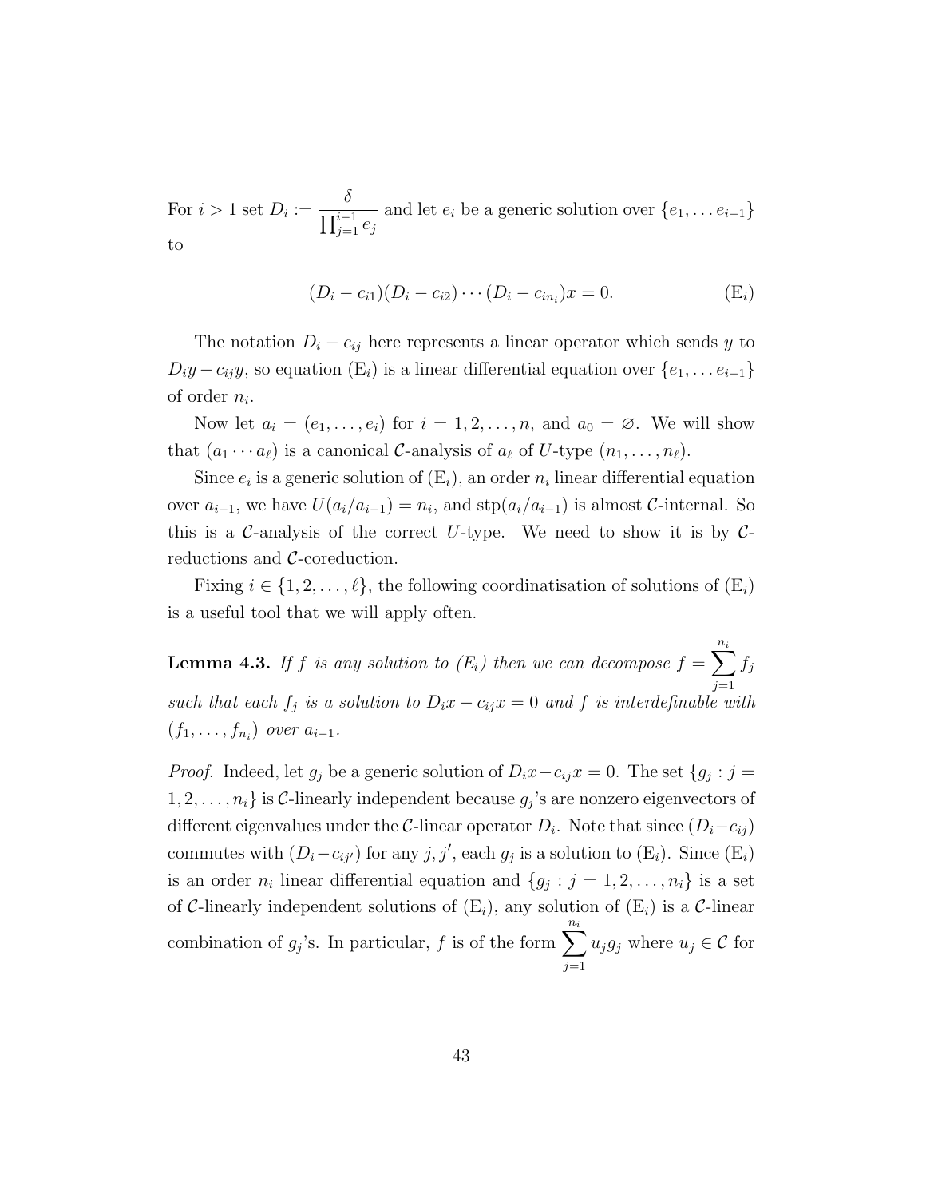For $i > 1$ set $D_i := \dfrac{\delta}{\prod_{j=1}^{i-1} e_j}$ and let $e_i$ be a generic solution over $\{e_1, \dots e_{i-1}\}$ to

$$(D_i - c_{i1})(D_i - c_{i2}) \cdots (D_i - c_{in_i})x = 0. \tag{E$_i$}$$

The notation $D_i - c_{ij}$ here represents a linear operator which sends $y$ to $D_i y - c_{ij} y$, so equation (E$_i$) is a linear differential equation over $\{e_1, \dots e_{i-1}\}$ of order $n_i$.

Now let $a_i = (e_1, \dots, e_i)$ for $i = 1, 2, \dots, n$, and $a_0 = \varnothing$. We will show that $(a_1 \cdots a_\ell)$ is a canonical $\mathcal{C}$-analysis of $a_\ell$ of $U$-type $(n_1, \dots, n_\ell)$.

Since $e_i$ is a generic solution of (E$_i$), an order $n_i$ linear differential equation over $a_{i-1}$, we have $U(a_i/a_{i-1}) = n_i$, and $\text{stp}(a_i/a_{i-1})$ is almost $\mathcal{C}$-internal. So this is a $\mathcal{C}$-analysis of the correct $U$-type. We need to show it is by $\mathcal{C}$-reductions and $\mathcal{C}$-coreduction.

Fixing $i \in \{1, 2, \dots, \ell\}$, the following coordinatisation of solutions of (E$_i$) is a useful tool that we will apply often.

**Lemma 4.3.** *If $f$ is any solution to (E$_i$) then we can decompose $f = \sum_{j=1}^{n_i} f_j$ such that each $f_j$ is a solution to $D_i x - c_{ij} x = 0$ and $f$ is interdefinable with $(f_1, \dots, f_{n_i})$ over $a_{i-1}$.*

*Proof.* Indeed, let $g_j$ be a generic solution of $D_i x - c_{ij} x = 0$. The set $\{g_j : j = 1, 2, \dots, n_i\}$ is $\mathcal{C}$-linearly independent because $g_j$'s are nonzero eigenvectors of different eigenvalues under the $\mathcal{C}$-linear operator $D_i$. Note that since $(D_i - c_{ij})$ commutes with $(D_i - c_{ij'})$ for any $j, j'$, each $g_j$ is a solution to (E$_i$). Since (E$_i$) is an order $n_i$ linear differential equation and $\{g_j : j = 1, 2, \dots, n_i\}$ is a set of $\mathcal{C}$-linearly independent solutions of (E$_i$), any solution of (E$_i$) is a $\mathcal{C}$-linear combination of $g_j$'s. In particular, $f$ is of the form $\sum_{j=1}^{n_i} u_j g_j$ where $u_j \in \mathcal{C}$ for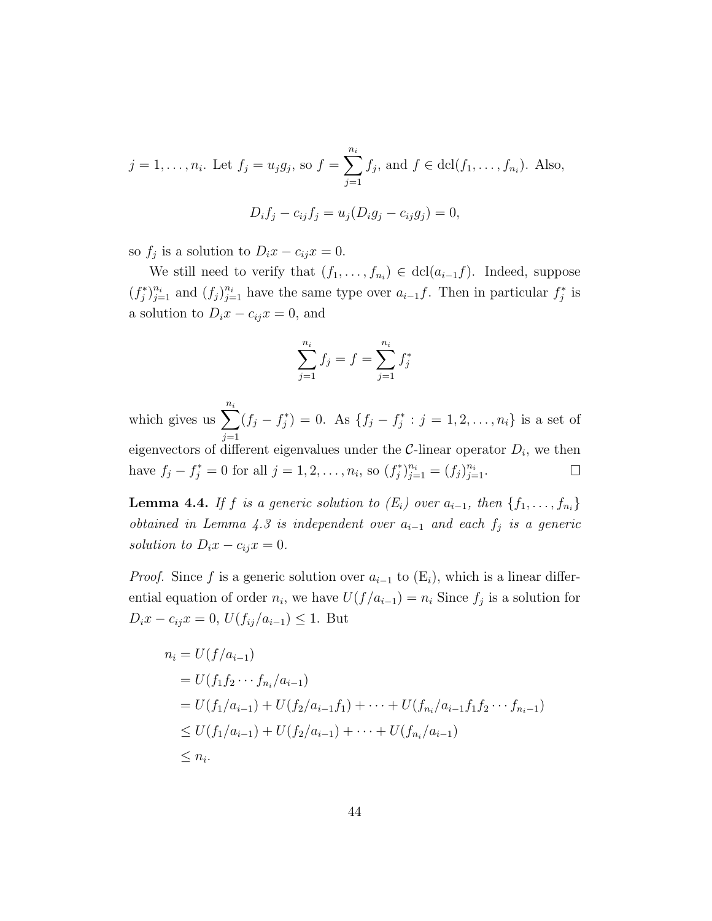$j = 1, \ldots, n_i$. Let $f_j = u_j g_j$, so $f = \sum_{j=1}^{n_i} f_j$, and $f \in \operatorname{dcl}(f_1, \ldots, f_{n_i})$. Also,

$$D_i f_j - c_{ij} f_j = u_j (D_i g_j - c_{ij} g_j) = 0,$$

so $f_j$ is a solution to $D_i x - c_{ij} x = 0$.

We still need to verify that $(f_1, \ldots, f_{n_i}) \in \operatorname{dcl}(a_{i-1} f)$. Indeed, suppose $(f_j^*)_{j=1}^{n_i}$ and $(f_j)_{j=1}^{n_i}$ have the same type over $a_{i-1} f$. Then in particular $f_j^*$ is a solution to $D_i x - c_{ij} x = 0$, and

$$\sum_{j=1}^{n_i} f_j = f = \sum_{j=1}^{n_i} f_j^*$$

which gives us $\sum_{j=1}^{n_i} (f_j - f_j^*) = 0$. As $\{f_j - f_j^* : j = 1, 2, \ldots, n_i\}$ is a set of eigenvectors of different eigenvalues under the $\mathcal{C}$-linear operator $D_i$, we then have $f_j - f_j^* = 0$ for all $j = 1, 2, \ldots, n_i$, so $(f_j^*)_{j=1}^{n_i} = (f_j)_{j=1}^{n_i}$. □

**Lemma 4.4.** *If $f$ is a generic solution to $(E_i)$ over $a_{i-1}$, then $\{f_1, \ldots, f_{n_i}\}$ obtained in Lemma 4.3 is independent over $a_{i-1}$ and each $f_j$ is a generic solution to $D_i x - c_{ij} x = 0$.*

*Proof.* Since $f$ is a generic solution over $a_{i-1}$ to $(\mathrm{E}_i)$, which is a linear differential equation of order $n_i$, we have $U(f/a_{i-1}) = n_i$ Since $f_j$ is a solution for $D_i x - c_{ij} x = 0$, $U(f_{ij}/a_{i-1}) \leq 1$. But

$$\begin{aligned}
n_i &= U(f/a_{i-1}) \\
&= U(f_1 f_2 \cdots f_{n_i}/a_{i-1}) \\
&= U(f_1/a_{i-1}) + U(f_2/a_{i-1} f_1) + \cdots + U(f_{n_i}/a_{i-1} f_1 f_2 \cdots f_{n_i - 1}) \\
&\leq U(f_1/a_{i-1}) + U(f_2/a_{i-1}) + \cdots + U(f_{n_i}/a_{i-1}) \\
&\leq n_i.
\end{aligned}$$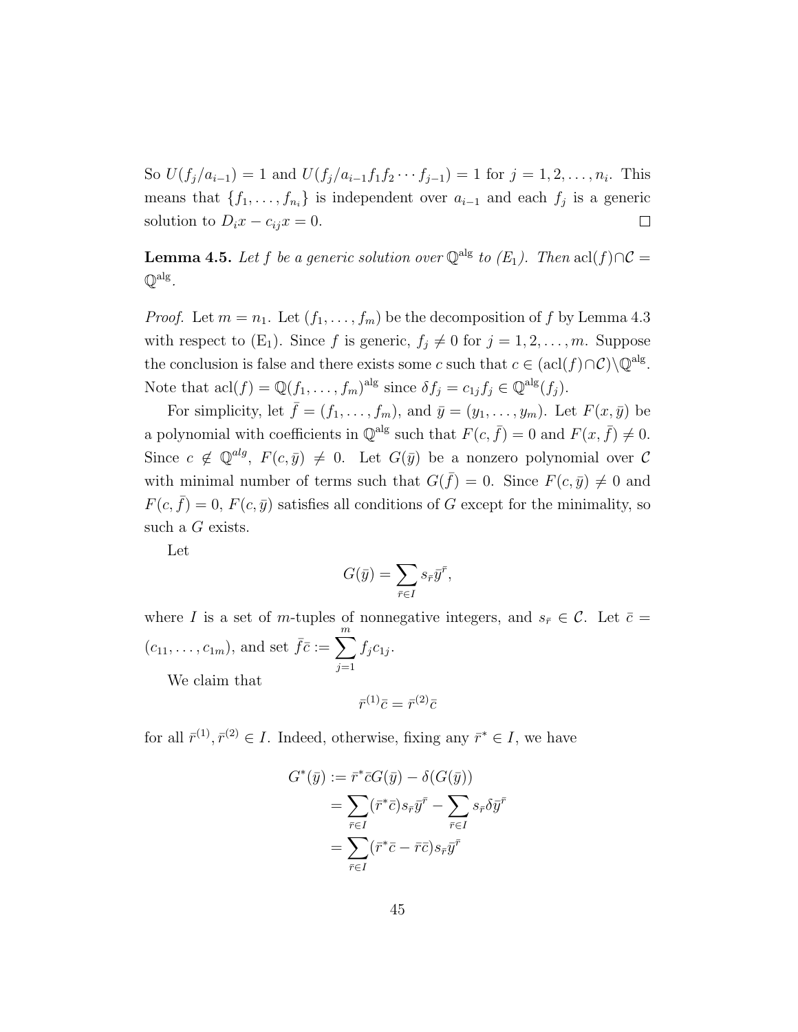So $U(f_j/a_{i-1}) = 1$ and $U(f_j/a_{i-1}f_1f_2\cdots f_{j-1}) = 1$ for $j = 1, 2, \ldots, n_i$. This means that $\{f_1, \ldots, f_{n_i}\}$ is independent over $a_{i-1}$ and each $f_j$ is a generic solution to $D_i x - c_{ij}x = 0$. $\square$

**Lemma 4.5.** *Let $f$ be a generic solution over $\mathbb{Q}^{\text{alg}}$ to (E$_1$). Then* $\text{acl}(f) \cap \mathcal{C} = \mathbb{Q}^{\text{alg}}$.

*Proof.* Let $m = n_1$. Let $(f_1, \ldots, f_m)$ be the decomposition of $f$ by Lemma 4.3 with respect to (E$_1$). Since $f$ is generic, $f_j \neq 0$ for $j = 1, 2, \ldots, m$. Suppose the conclusion is false and there exists some $c$ such that $c \in (\text{acl}(f) \cap \mathcal{C}) \setminus \mathbb{Q}^{\text{alg}}$. Note that $\text{acl}(f) = \mathbb{Q}(f_1, \ldots, f_m)^{\text{alg}}$ since $\delta f_j = c_{1j} f_j \in \mathbb{Q}^{\text{alg}}(f_j)$.

For simplicity, let $\bar{f} = (f_1, \ldots, f_m)$, and $\bar{y} = (y_1, \ldots, y_m)$. Let $F(x, \bar{y})$ be a polynomial with coefficients in $\mathbb{Q}^{\text{alg}}$ such that $F(c, \bar{f}) = 0$ and $F(x, \bar{f}) \neq 0$. Since $c \notin \mathbb{Q}^{alg}$, $F(c, \bar{y}) \neq 0$. Let $G(\bar{y})$ be a nonzero polynomial over $\mathcal{C}$ with minimal number of terms such that $G(\bar{f}) = 0$. Since $F(c, \bar{y}) \neq 0$ and $F(c, \bar{f}) = 0$, $F(c, \bar{y})$ satisfies all conditions of $G$ except for the minimality, so such a $G$ exists.

Let

$$G(\bar{y}) = \sum_{\bar{r} \in I} s_{\bar{r}} \bar{y}^{\bar{r}},$$

where $I$ is a set of $m$-tuples of nonnegative integers, and $s_{\bar{r}} \in \mathcal{C}$. Let $\bar{c} = (c_{11}, \ldots, c_{1m})$, and set $\bar{f}\bar{c} := \sum_{j=1}^{m} f_j c_{1j}$.

We claim that

$$\bar{r}^{(1)}\bar{c} = \bar{r}^{(2)}\bar{c}$$

for all $\bar{r}^{(1)}, \bar{r}^{(2)} \in I$. Indeed, otherwise, fixing any $\bar{r}^* \in I$, we have

$$\begin{aligned} G^*(\bar{y}) &:= \bar{r}^*\bar{c}G(\bar{y}) - \delta(G(\bar{y})) \\ &= \sum_{\bar{r} \in I} (\bar{r}^*\bar{c}) s_{\bar{r}} \bar{y}^{\bar{r}} - \sum_{\bar{r} \in I} s_{\bar{r}} \delta \bar{y}^{\bar{r}} \\ &= \sum_{\bar{r} \in I} (\bar{r}^*\bar{c} - \bar{r}\bar{c}) s_{\bar{r}} \bar{y}^{\bar{r}} \end{aligned}$$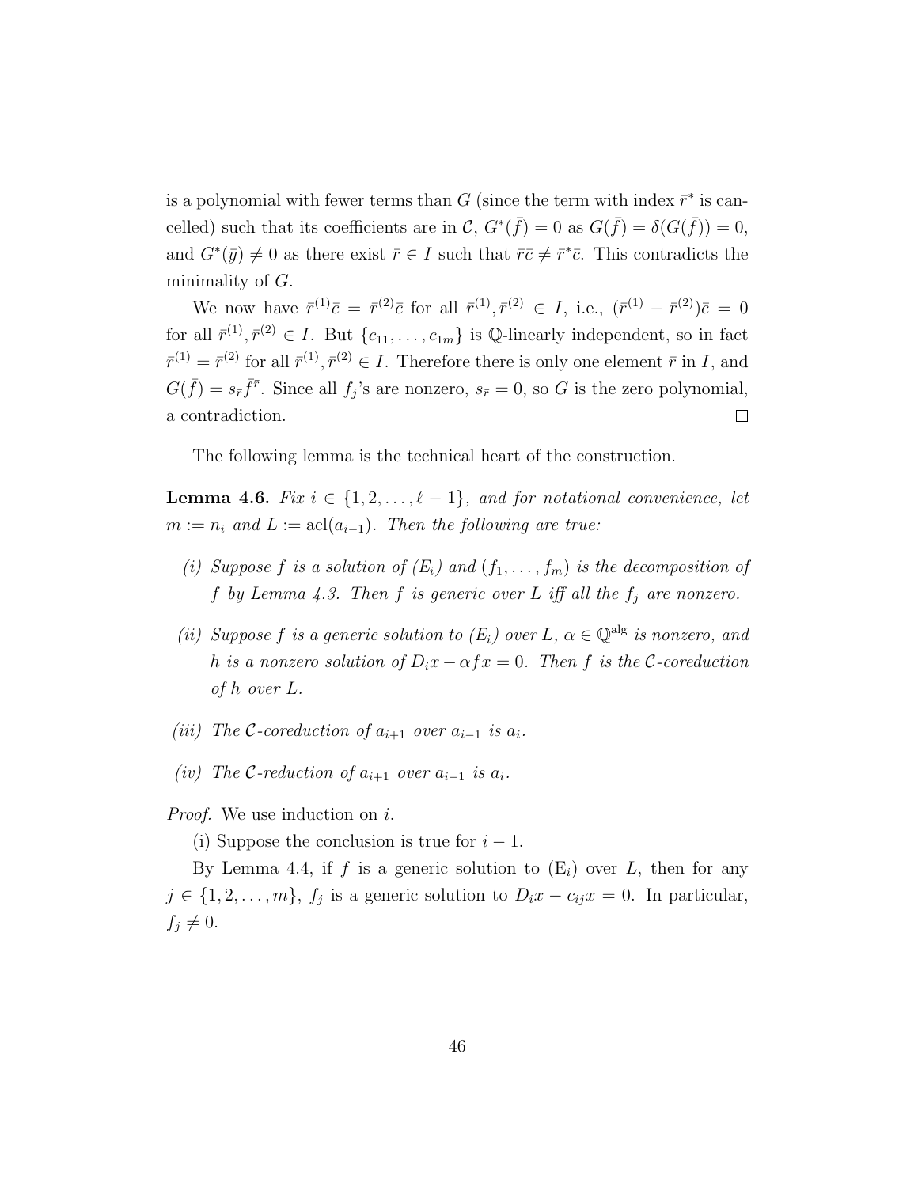is a polynomial with fewer terms than $G$ (since the term with index $\bar{r}^*$ is cancelled) such that its coefficients are in $\mathcal{C}$, $G^*(\bar{f}) = 0$ as $G(\bar{f}) = \delta(G(\bar{f})) = 0$, and $G^*(\bar{y}) \neq 0$ as there exist $\bar{r} \in I$ such that $\bar{r}\bar{c} \neq \bar{r}^*\bar{c}$. This contradicts the minimality of $G$.

We now have $\bar{r}^{(1)}\bar{c} = \bar{r}^{(2)}\bar{c}$ for all $\bar{r}^{(1)}, \bar{r}^{(2)} \in I$, i.e., $(\bar{r}^{(1)} - \bar{r}^{(2)})\bar{c} = 0$ for all $\bar{r}^{(1)}, \bar{r}^{(2)} \in I$. But $\{c_{11}, \ldots, c_{1m}\}$ is $\mathbb{Q}$-linearly independent, so in fact $\bar{r}^{(1)} = \bar{r}^{(2)}$ for all $\bar{r}^{(1)}, \bar{r}^{(2)} \in I$. Therefore there is only one element $\bar{r}$ in $I$, and $G(\bar{f}) = s_{\bar{r}}\bar{f}^{\bar{r}}$. Since all $f_j$'s are nonzero, $s_{\bar{r}} = 0$, so $G$ is the zero polynomial, a contradiction. $\square$

The following lemma is the technical heart of the construction.

**Lemma 4.6.** *Fix $i \in \{1, 2, \ldots, \ell - 1\}$, and for notational convenience, let $m := n_i$ and $L := \operatorname{acl}(a_{i-1})$. Then the following are true:*

*(i) Suppose $f$ is a solution of ($E_i$) and $(f_1, \ldots, f_m)$ is the decomposition of $f$ by Lemma 4.3. Then $f$ is generic over $L$ iff all the $f_j$ are nonzero.*

*(ii) Suppose $f$ is a generic solution to ($E_i$) over $L$, $\alpha \in \mathbb{Q}^{\mathrm{alg}}$ is nonzero, and $h$ is a nonzero solution of $D_i x - \alpha f x = 0$. Then $f$ is the $\mathcal{C}$-coreduction of $h$ over $L$.*

*(iii) The $\mathcal{C}$-coreduction of $a_{i+1}$ over $a_{i-1}$ is $a_i$.*

*(iv) The $\mathcal{C}$-reduction of $a_{i+1}$ over $a_{i-1}$ is $a_i$.*

*Proof.* We use induction on $i$.

(i) Suppose the conclusion is true for $i - 1$.

By Lemma 4.4, if $f$ is a generic solution to ($\mathrm{E}_i$) over $L$, then for any $j \in \{1, 2, \ldots, m\}$, $f_j$ is a generic solution to $D_i x - c_{ij} x = 0$. In particular, $f_j \neq 0$.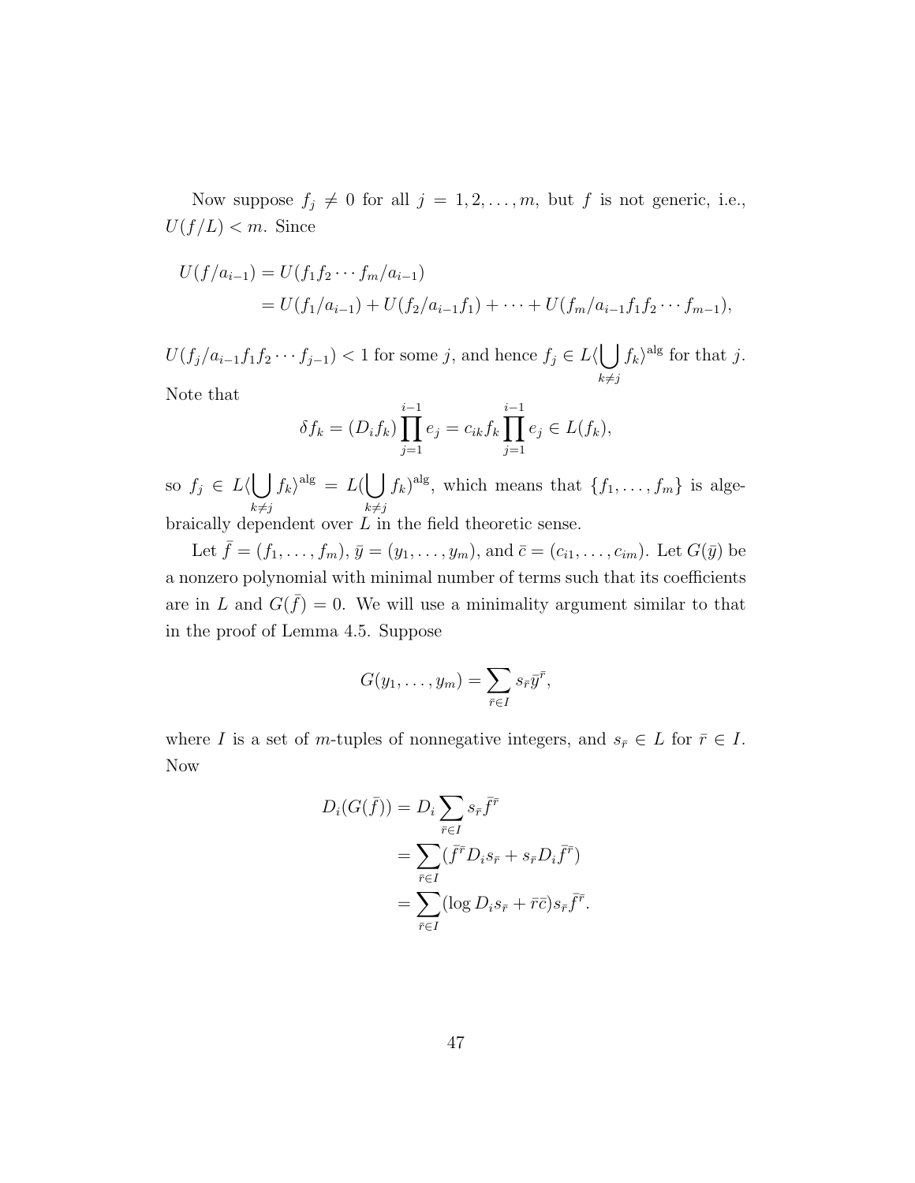Now suppose $f_j \neq 0$ for all $j = 1, 2, \ldots, m$, but $f$ is not generic, i.e., $U(f/L) < m$. Since

$$
\begin{aligned}
U(f/a_{i-1}) &= U(f_1 f_2 \cdots f_m / a_{i-1}) \\
&= U(f_1/a_{i-1}) + U(f_2/a_{i-1} f_1) + \cdots + U(f_m/a_{i-1} f_1 f_2 \cdots f_{m-1}),
\end{aligned}
$$

$U(f_j/a_{i-1} f_1 f_2 \cdots f_{j-1}) < 1$ for some $j$, and hence $f_j \in L\langle \bigcup_{k \neq j} f_k \rangle^{\text{alg}}$ for that $j$. Note that

$$
\delta f_k = (D_i f_k) \prod_{j=1}^{i-1} e_j = c_{ik} f_k \prod_{j=1}^{i-1} e_j \in L(f_k),
$$

so $f_j \in L\langle \bigcup_{k \neq j} f_k \rangle^{\text{alg}} = L(\bigcup_{k \neq j} f_k)^{\text{alg}}$, which means that $\{f_1, \ldots, f_m\}$ is algebraically dependent over $L$ in the field theoretic sense.

Let $\bar{f} = (f_1, \ldots, f_m)$, $\bar{y} = (y_1, \ldots, y_m)$, and $\bar{c} = (c_{i1}, \ldots, c_{im})$. Let $G(\bar{y})$ be a nonzero polynomial with minimal number of terms such that its coefficients are in $L$ and $G(\bar{f}) = 0$. We will use a minimality argument similar to that in the proof of Lemma 4.5. Suppose

$$
G(y_1, \ldots, y_m) = \sum_{\bar{r} \in I} s_{\bar{r}} \bar{y}^{\bar{r}},
$$

where $I$ is a set of $m$-tuples of nonnegative integers, and $s_{\bar{r}} \in L$ for $\bar{r} \in I$. Now

$$
\begin{aligned}
D_i(G(\bar{f})) &= D_i \sum_{\bar{r} \in I} s_{\bar{r}} \bar{f}^{\bar{r}} \\
&= \sum_{\bar{r} \in I} (\bar{f}^{\bar{r}} D_i s_{\bar{r}} + s_{\bar{r}} D_i \bar{f}^{\bar{r}}) \\
&= \sum_{\bar{r} \in I} (\log D_i s_{\bar{r}} + \bar{r}\bar{c}) s_{\bar{r}} \bar{f}^{\bar{r}}.
\end{aligned}
$$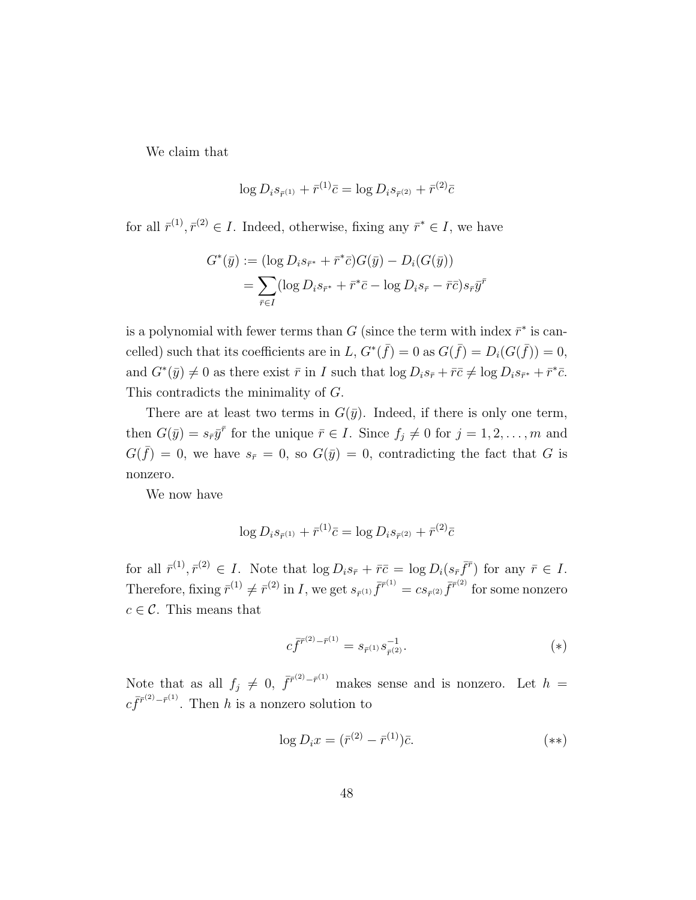We claim that

$$\log D_i s_{\bar{r}^{(1)}} + \bar{r}^{(1)}\bar{c} = \log D_i s_{\bar{r}^{(2)}} + \bar{r}^{(2)}\bar{c}$$

for all $\bar{r}^{(1)}, \bar{r}^{(2)} \in I$. Indeed, otherwise, fixing any $\bar{r}^* \in I$, we have

$$\begin{aligned} G^*(\bar{y}) &:= (\log D_i s_{\bar{r}^*} + \bar{r}^*\bar{c})G(\bar{y}) - D_i(G(\bar{y})) \\ &= \sum_{\bar{r}\in I}(\log D_i s_{\bar{r}^*} + \bar{r}^*\bar{c} - \log D_i s_{\bar{r}} - \bar{r}\bar{c})s_{\bar{r}}\bar{y}^{\bar{r}} \end{aligned}$$

is a polynomial with fewer terms than $G$ (since the term with index $\bar{r}^*$ is cancelled) such that its coefficients are in $L$, $G^*(\bar{f}) = 0$ as $G(\bar{f}) = D_i(G(\bar{f})) = 0$, and $G^*(\bar{y}) \neq 0$ as there exist $\bar{r}$ in $I$ such that $\log D_i s_{\bar{r}} + \bar{r}\bar{c} \neq \log D_i s_{\bar{r}^*} + \bar{r}^*\bar{c}$. This contradicts the minimality of $G$.

There are at least two terms in $G(\bar{y})$. Indeed, if there is only one term, then $G(\bar{y}) = s_{\bar{r}}\bar{y}^{\bar{r}}$ for the unique $\bar{r} \in I$. Since $f_j \neq 0$ for $j = 1, 2, \ldots, m$ and $G(\bar{f}) = 0$, we have $s_{\bar{r}} = 0$, so $G(\bar{y}) = 0$, contradicting the fact that $G$ is nonzero.

We now have

$$\log D_i s_{\bar{r}^{(1)}} + \bar{r}^{(1)}\bar{c} = \log D_i s_{\bar{r}^{(2)}} + \bar{r}^{(2)}\bar{c}$$

for all $\bar{r}^{(1)}, \bar{r}^{(2)} \in I$. Note that $\log D_i s_{\bar{r}} + \bar{r}\bar{c} = \log D_i(s_{\bar{r}}\bar{f}^{\bar{r}})$ for any $\bar{r} \in I$. Therefore, fixing $\bar{r}^{(1)} \neq \bar{r}^{(2)}$ in $I$, we get $s_{\bar{r}^{(1)}}\bar{f}^{\bar{r}^{(1)}} = c s_{\bar{r}^{(2)}}\bar{f}^{\bar{r}^{(2)}}$ for some nonzero $c \in \mathcal{C}$. This means that

$$c\bar{f}^{\bar{r}^{(2)}-\bar{r}^{(1)}} = s_{\bar{r}^{(1)}} s_{\bar{r}^{(2)}}^{-1}. \tag{$*$}$$

Note that as all $f_j \neq 0$, $\bar{f}^{\bar{r}^{(2)}-\bar{r}^{(1)}}$ makes sense and is nonzero. Let $h = c\bar{f}^{\bar{r}^{(2)}-\bar{r}^{(1)}}$. Then $h$ is a nonzero solution to

$$\log D_i x = (\bar{r}^{(2)} - \bar{r}^{(1)})\bar{c}. \tag{$**$}$$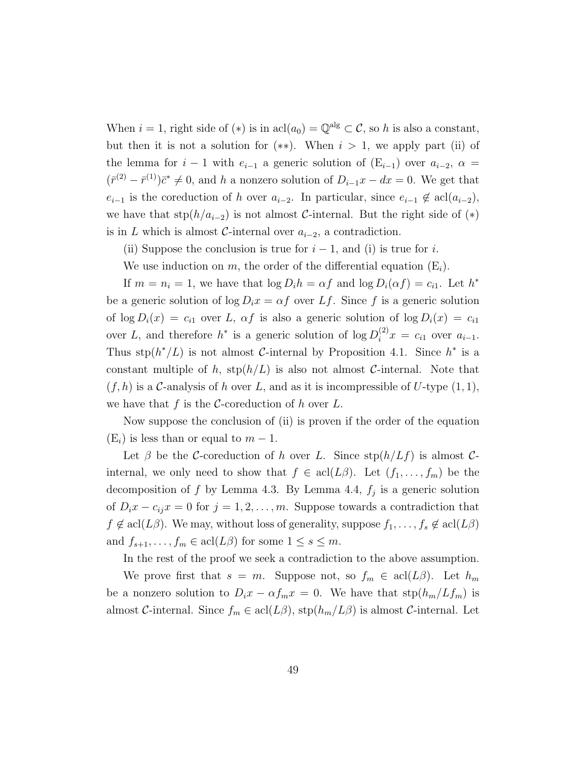When $i = 1$, right side of $(*)$ is in $\mathrm{acl}(a_0) = \mathbb{Q}^{\mathrm{alg}} \subset \mathcal{C}$, so $h$ is also a constant, but then it is not a solution for $(**)$. When $i > 1$, we apply part (ii) of the lemma for $i-1$ with $e_{i-1}$ a generic solution of $(\mathrm{E}_{i-1})$ over $a_{i-2}$, $\alpha = (\bar{r}^{(2)} - \bar{r}^{(1)})\bar{c}^* \neq 0$, and $h$ a nonzero solution of $D_{i-1}x - dx = 0$. We get that $e_{i-1}$ is the coreduction of $h$ over $a_{i-2}$. In particular, since $e_{i-1} \notin \mathrm{acl}(a_{i-2})$, we have that $\mathrm{stp}(h/a_{i-2})$ is not almost $\mathcal{C}$-internal. But the right side of $(*)$ is in $L$ which is almost $\mathcal{C}$-internal over $a_{i-2}$, a contradiction.

(ii) Suppose the conclusion is true for $i-1$, and (i) is true for $i$.

We use induction on $m$, the order of the differential equation $(\mathrm{E}_i)$.

If $m = n_i = 1$, we have that $\log D_i h = \alpha f$ and $\log D_i(\alpha f) = c_{i1}$. Let $h^*$ be a generic solution of $\log D_i x = \alpha f$ over $Lf$. Since $f$ is a generic solution of $\log D_i(x) = c_{i1}$ over $L$, $\alpha f$ is also a generic solution of $\log D_i(x) = c_{i1}$ over $L$, and therefore $h^*$ is a generic solution of $\log D_i^{(2)} x = c_{i1}$ over $a_{i-1}$. Thus $\mathrm{stp}(h^*/L)$ is not almost $\mathcal{C}$-internal by Proposition 4.1. Since $h^*$ is a constant multiple of $h$, $\mathrm{stp}(h/L)$ is also not almost $\mathcal{C}$-internal. Note that $(f, h)$ is a $\mathcal{C}$-analysis of $h$ over $L$, and as it is incompressible of $U$-type $(1, 1)$, we have that $f$ is the $\mathcal{C}$-coreduction of $h$ over $L$.

Now suppose the conclusion of (ii) is proven if the order of the equation $(\mathrm{E}_i)$ is less than or equal to $m - 1$.

Let $\beta$ be the $\mathcal{C}$-coreduction of $h$ over $L$. Since $\mathrm{stp}(h/Lf)$ is almost $\mathcal{C}$-internal, we only need to show that $f \in \mathrm{acl}(L\beta)$. Let $(f_1, \ldots, f_m)$ be the decomposition of $f$ by Lemma 4.3. By Lemma 4.4, $f_j$ is a generic solution of $D_i x - c_{ij} x = 0$ for $j = 1, 2, \ldots, m$. Suppose towards a contradiction that $f \notin \mathrm{acl}(L\beta)$. We may, without loss of generality, suppose $f_1, \ldots, f_s \notin \mathrm{acl}(L\beta)$ and $f_{s+1}, \ldots, f_m \in \mathrm{acl}(L\beta)$ for some $1 \leq s \leq m$.

In the rest of the proof we seek a contradiction to the above assumption.

We prove first that $s = m$. Suppose not, so $f_m \in \mathrm{acl}(L\beta)$. Let $h_m$ be a nonzero solution to $D_i x - \alpha f_m x = 0$. We have that $\mathrm{stp}(h_m/Lf_m)$ is almost $\mathcal{C}$-internal. Since $f_m \in \mathrm{acl}(L\beta)$, $\mathrm{stp}(h_m/L\beta)$ is almost $\mathcal{C}$-internal. Let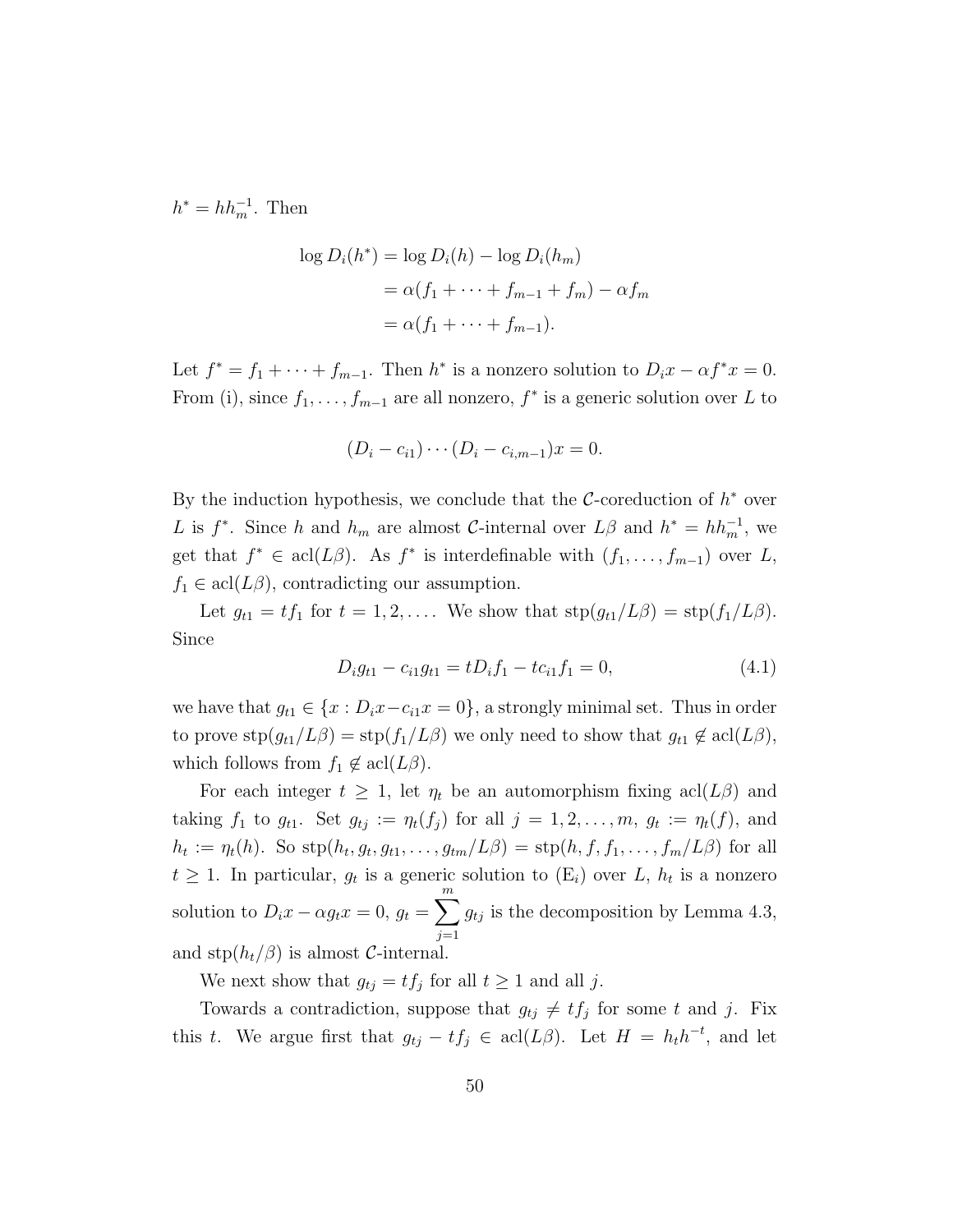$h^* = hh_m^{-1}$. Then

$$\begin{aligned}
\log D_i(h^*) &= \log D_i(h) - \log D_i(h_m) \\
&= \alpha(f_1 + \cdots + f_{m-1} + f_m) - \alpha f_m \\
&= \alpha(f_1 + \cdots + f_{m-1}).
\end{aligned}$$

Let $f^* = f_1 + \cdots + f_{m-1}$. Then $h^*$ is a nonzero solution to $D_i x - \alpha f^* x = 0$. From (i), since $f_1, \ldots, f_{m-1}$ are all nonzero, $f^*$ is a generic solution over $L$ to

$$(D_i - c_{i1}) \cdots (D_i - c_{i,m-1})x = 0.$$

By the induction hypothesis, we conclude that the $\mathcal{C}$-coreduction of $h^*$ over $L$ is $f^*$. Since $h$ and $h_m$ are almost $\mathcal{C}$-internal over $L\beta$ and $h^* = hh_m^{-1}$, we get that $f^* \in \operatorname{acl}(L\beta)$. As $f^*$ is interdefinable with $(f_1, \ldots, f_{m-1})$ over $L$, $f_1 \in \operatorname{acl}(L\beta)$, contradicting our assumption.

Let $g_{t1} = tf_1$ for $t = 1, 2, \ldots$. We show that $\operatorname{stp}(g_{t1}/L\beta) = \operatorname{stp}(f_1/L\beta)$. Since

$$D_i g_{t1} - c_{i1} g_{t1} = tD_i f_1 - tc_{i1} f_1 = 0, \tag{4.1}$$

we have that $g_{t1} \in \{x : D_i x - c_{i1} x = 0\}$, a strongly minimal set. Thus in order to prove $\operatorname{stp}(g_{t1}/L\beta) = \operatorname{stp}(f_1/L\beta)$ we only need to show that $g_{t1} \notin \operatorname{acl}(L\beta)$, which follows from $f_1 \notin \operatorname{acl}(L\beta)$.

For each integer $t \geq 1$, let $\eta_t$ be an automorphism fixing $\operatorname{acl}(L\beta)$ and taking $f_1$ to $g_{t1}$. Set $g_{tj} := \eta_t(f_j)$ for all $j = 1, 2, \ldots, m$, $g_t := \eta_t(f)$, and $h_t := \eta_t(h)$. So $\operatorname{stp}(h_t, g_t, g_{t1}, \ldots, g_{tm}/L\beta) = \operatorname{stp}(h, f, f_1, \ldots, f_m/L\beta)$ for all $t \geq 1$. In particular, $g_t$ is a generic solution to (E$_i$) over $L$, $h_t$ is a nonzero solution to $D_i x - \alpha g_t x = 0$, $g_t = \sum_{j=1}^{m} g_{tj}$ is the decomposition by Lemma 4.3, and $\operatorname{stp}(h_t/\beta)$ is almost $\mathcal{C}$-internal.

We next show that $g_{tj} = tf_j$ for all $t \geq 1$ and all $j$.

Towards a contradiction, suppose that $g_{tj} \neq tf_j$ for some $t$ and $j$. Fix this $t$. We argue first that $g_{tj} - tf_j \in \operatorname{acl}(L\beta)$. Let $H = h_t h^{-t}$, and let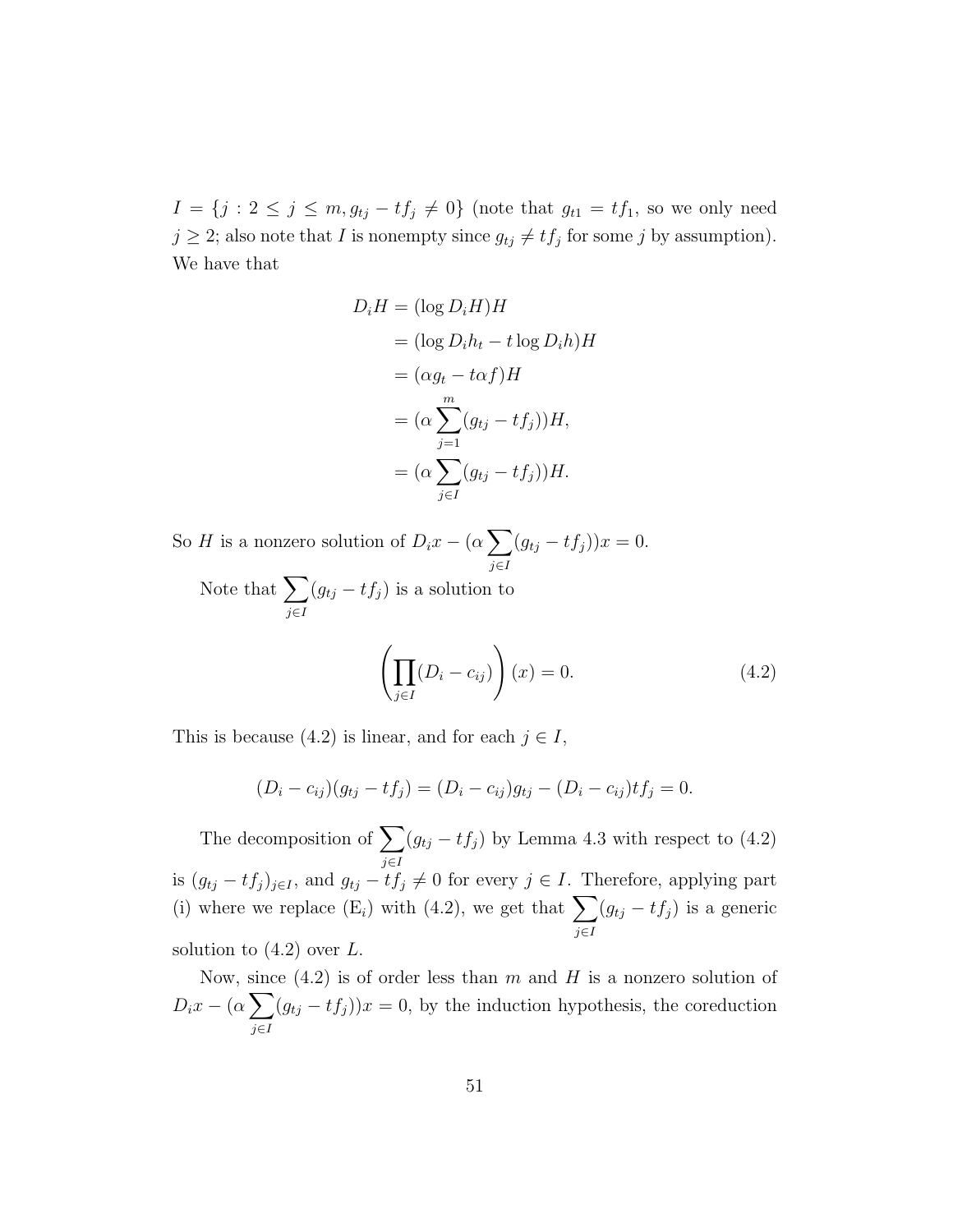$I = \{j : 2 \leq j \leq m, g_{tj} - tf_j \neq 0\}$ (note that $g_{t1} = tf_1$, so we only need $j \geq 2$; also note that $I$ is nonempty since $g_{tj} \neq tf_j$ for some $j$ by assumption). We have that

$$
\begin{aligned}
D_i H &= (\log D_i H) H \\
&= (\log D_i h_t - t \log D_i h) H \\
&= (\alpha g_t - t\alpha f) H \\
&= (\alpha \sum_{j=1}^{m} (g_{tj} - tf_j)) H, \\
&= (\alpha \sum_{j \in I} (g_{tj} - tf_j)) H.
\end{aligned}
$$

So $H$ is a nonzero solution of $D_i x - (\alpha \sum_{j \in I} (g_{tj} - tf_j)) x = 0$.

Note that $\sum_{j \in I} (g_{tj} - tf_j)$ is a solution to

$$
\left( \prod_{j \in I} (D_i - c_{ij}) \right) (x) = 0. \tag{4.2}
$$

This is because (4.2) is linear, and for each $j \in I$,

$$
(D_i - c_{ij})(g_{tj} - tf_j) = (D_i - c_{ij}) g_{tj} - (D_i - c_{ij}) tf_j = 0.
$$

The decomposition of $\sum_{j \in I} (g_{tj} - tf_j)$ by Lemma 4.3 with respect to (4.2) is $(g_{tj} - tf_j)_{j \in I}$, and $g_{tj} - tf_j \neq 0$ for every $j \in I$. Therefore, applying part (i) where we replace ($\mathrm{E}_i$) with (4.2), we get that $\sum_{j \in I} (g_{tj} - tf_j)$ is a generic solution to (4.2) over $L$.

Now, since (4.2) is of order less than $m$ and $H$ is a nonzero solution of $D_i x - (\alpha \sum_{j \in I} (g_{tj} - tf_j)) x = 0$, by the induction hypothesis, the coreduction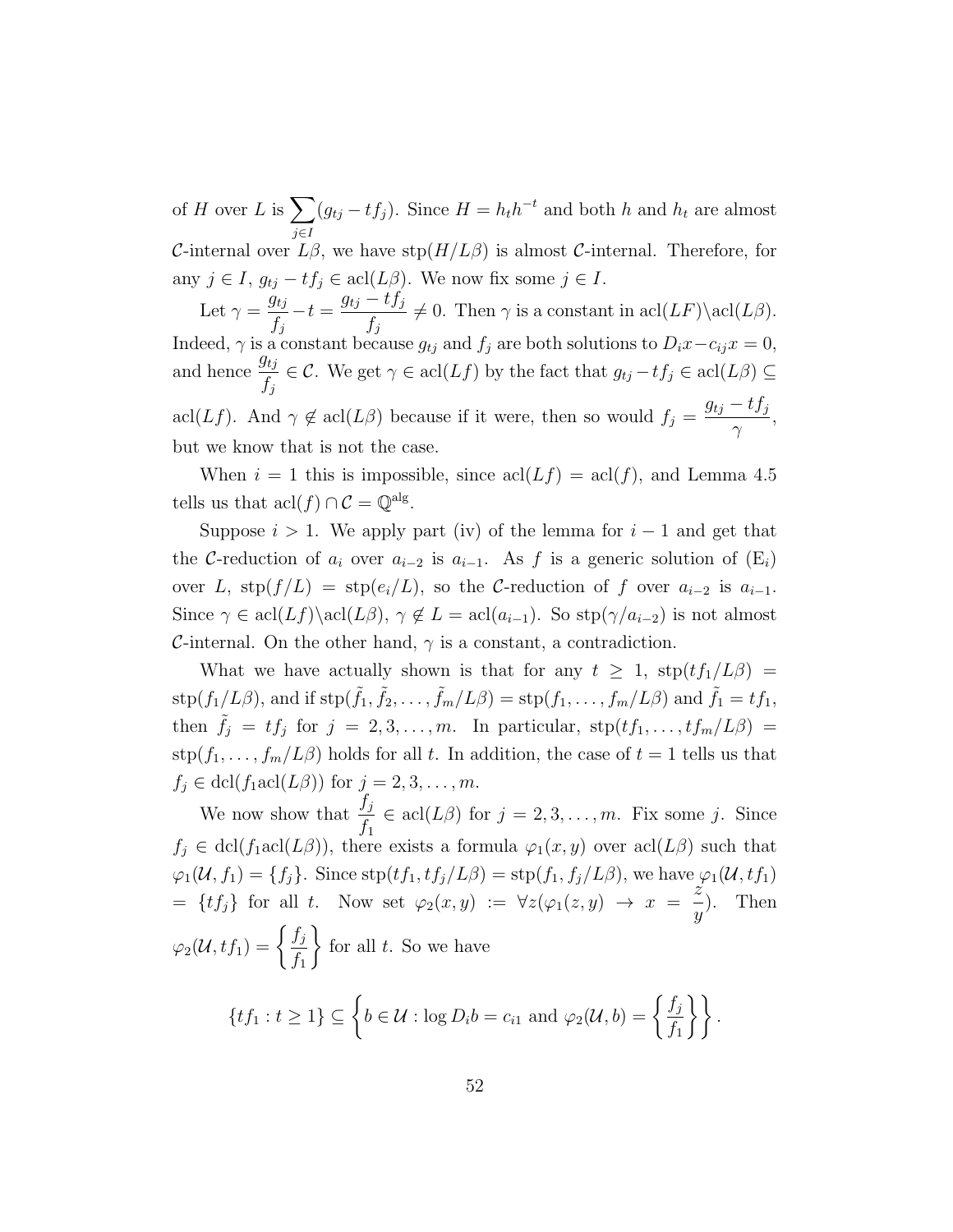of $H$ over $L$ is $\sum_{j\in I}(g_{tj} - tf_j)$. Since $H = h_t h^{-t}$ and both $h$ and $h_t$ are almost $\mathcal{C}$-internal over $L\beta$, we have $\mathrm{stp}(H/L\beta)$ is almost $\mathcal{C}$-internal. Therefore, for any $j \in I$, $g_{tj} - tf_j \in \mathrm{acl}(L\beta)$. We now fix some $j \in I$.

Let $\gamma = \dfrac{g_{tj}}{f_j} - t = \dfrac{g_{tj} - tf_j}{f_j} \neq 0$. Then $\gamma$ is a constant in $\mathrm{acl}(LF)\backslash\mathrm{acl}(L\beta)$. Indeed, $\gamma$ is a constant because $g_{tj}$ and $f_j$ are both solutions to $D_i x - c_{ij}x = 0$, and hence $\dfrac{g_{tj}}{f_j} \in \mathcal{C}$. We get $\gamma \in \mathrm{acl}(Lf)$ by the fact that $g_{tj} - tf_j \in \mathrm{acl}(L\beta) \subseteq \mathrm{acl}(Lf)$. And $\gamma \notin \mathrm{acl}(L\beta)$ because if it were, then so would $f_j = \dfrac{g_{tj} - tf_j}{\gamma}$, but we know that is not the case.

When $i = 1$ this is impossible, since $\mathrm{acl}(Lf) = \mathrm{acl}(f)$, and Lemma 4.5 tells us that $\mathrm{acl}(f) \cap \mathcal{C} = \mathbb{Q}^{\mathrm{alg}}$.

Suppose $i > 1$. We apply part (iv) of the lemma for $i - 1$ and get that the $\mathcal{C}$-reduction of $a_i$ over $a_{i-2}$ is $a_{i-1}$. As $f$ is a generic solution of ($\mathrm{E}_i$) over $L$, $\mathrm{stp}(f/L) = \mathrm{stp}(e_i/L)$, so the $\mathcal{C}$-reduction of $f$ over $a_{i-2}$ is $a_{i-1}$. Since $\gamma \in \mathrm{acl}(Lf)\backslash\mathrm{acl}(L\beta)$, $\gamma \notin L = \mathrm{acl}(a_{i-1})$. So $\mathrm{stp}(\gamma/a_{i-2})$ is not almost $\mathcal{C}$-internal. On the other hand, $\gamma$ is a constant, a contradiction.

What we have actually shown is that for any $t \geq 1$, $\mathrm{stp}(tf_1/L\beta) = \mathrm{stp}(f_1/L\beta)$, and if $\mathrm{stp}(\tilde{f}_1, \tilde{f}_2, \ldots, \tilde{f}_m/L\beta) = \mathrm{stp}(f_1, \ldots, f_m/L\beta)$ and $\tilde{f}_1 = tf_1$, then $\tilde{f}_j = tf_j$ for $j = 2, 3, \ldots, m$. In particular, $\mathrm{stp}(tf_1, \ldots, tf_m/L\beta) = \mathrm{stp}(f_1, \ldots, f_m/L\beta)$ holds for all $t$. In addition, the case of $t = 1$ tells us that $f_j \in \mathrm{dcl}(f_1\mathrm{acl}(L\beta))$ for $j = 2, 3, \ldots, m$.

We now show that $\dfrac{f_j}{f_1} \in \mathrm{acl}(L\beta)$ for $j = 2, 3, \ldots, m$. Fix some $j$. Since $f_j \in \mathrm{dcl}(f_1\mathrm{acl}(L\beta))$, there exists a formula $\varphi_1(x, y)$ over $\mathrm{acl}(L\beta)$ such that $\varphi_1(\mathcal{U}, f_1) = \{f_j\}$. Since $\mathrm{stp}(tf_1, tf_j/L\beta) = \mathrm{stp}(f_1, f_j/L\beta)$, we have $\varphi_1(\mathcal{U}, tf_1) = \{tf_j\}$ for all $t$. Now set $\varphi_2(x, y) := \forall z(\varphi_1(z, y) \to x = \dfrac{z}{y})$. Then $\varphi_2(\mathcal{U}, tf_1) = \left\{\dfrac{f_j}{f_1}\right\}$ for all $t$. So we have

$$\{tf_1 : t \geq 1\} \subseteq \left\{b \in \mathcal{U} : \log D_i b = c_{i1} \text{ and } \varphi_2(\mathcal{U}, b) = \left\{\frac{f_j}{f_1}\right\}\right\}.$$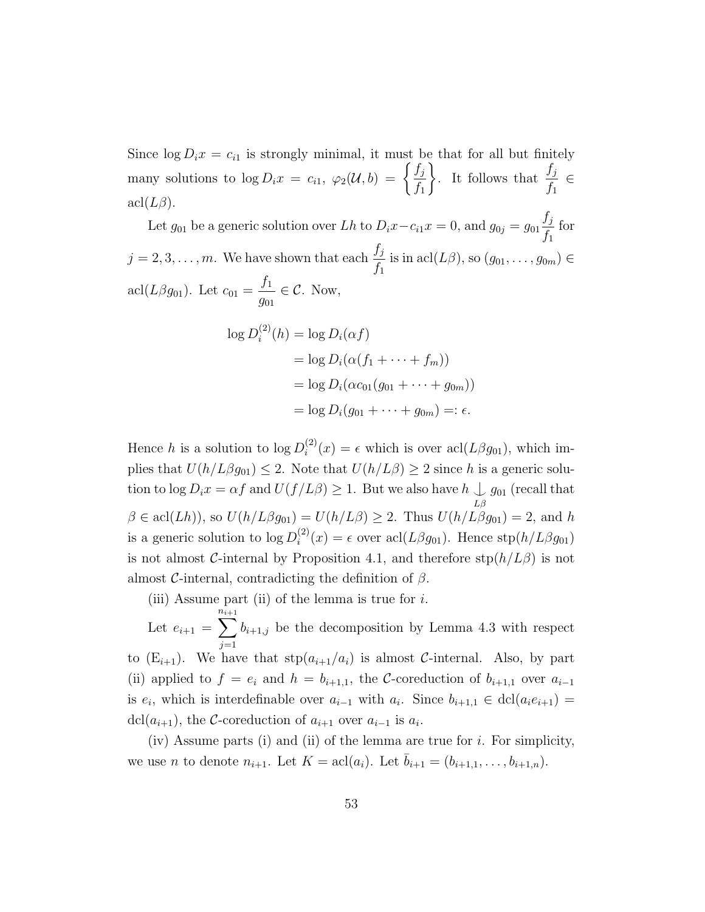Since $\log D_i x = c_{i1}$ is strongly minimal, it must be that for all but finitely many solutions to $\log D_i x = c_{i1}$, $\varphi_2(\mathcal{U}, b) = \left\{\dfrac{f_j}{f_1}\right\}$. It follows that $\dfrac{f_j}{f_1} \in \operatorname{acl}(L\beta)$.

Let $g_{01}$ be a generic solution over $Lh$ to $D_i x - c_{i1} x = 0$, and $g_{0j} = g_{01}\dfrac{f_j}{f_1}$ for $j = 2, 3, \ldots, m$. We have shown that each $\dfrac{f_j}{f_1}$ is in $\operatorname{acl}(L\beta)$, so $(g_{01}, \ldots, g_{0m}) \in \operatorname{acl}(L\beta g_{01})$. Let $c_{01} = \dfrac{f_1}{g_{01}} \in \mathcal{C}$. Now,

$$\begin{aligned}
\log D_i^{(2)}(h) &= \log D_i(\alpha f) \\
&= \log D_i(\alpha(f_1 + \cdots + f_m)) \\
&= \log D_i(\alpha c_{01}(g_{01} + \cdots + g_{0m})) \\
&= \log D_i(g_{01} + \cdots + g_{0m}) =: \epsilon.
\end{aligned}$$

Hence $h$ is a solution to $\log D_i^{(2)}(x) = \epsilon$ which is over $\operatorname{acl}(L\beta g_{01})$, which implies that $U(h/L\beta g_{01}) \leq 2$. Note that $U(h/L\beta) \geq 2$ since $h$ is a generic solution to $\log D_i x = \alpha f$ and $U(f/L\beta) \geq 1$. But we also have $h \underset{L\beta}{\perp\!\!\!\!\perp} g_{01}$ (recall that $\beta \in \operatorname{acl}(Lh)$), so $U(h/L\beta g_{01}) = U(h/L\beta) \geq 2$. Thus $U(h/L\beta g_{01}) = 2$, and $h$ is a generic solution to $\log D_i^{(2)}(x) = \epsilon$ over $\operatorname{acl}(L\beta g_{01})$. Hence $\operatorname{stp}(h/L\beta g_{01})$ is not almost $\mathcal{C}$-internal by Proposition 4.1, and therefore $\operatorname{stp}(h/L\beta)$ is not almost $\mathcal{C}$-internal, contradicting the definition of $\beta$.

(iii) Assume part (ii) of the lemma is true for $i$.

Let $e_{i+1} = \displaystyle\sum_{j=1}^{n_{i+1}} b_{i+1,j}$ be the decomposition by Lemma 4.3 with respect to $(\mathrm{E}_{i+1})$. We have that $\operatorname{stp}(a_{i+1}/a_i)$ is almost $\mathcal{C}$-internal. Also, by part (ii) applied to $f = e_i$ and $h = b_{i+1,1}$, the $\mathcal{C}$-coreduction of $b_{i+1,1}$ over $a_{i-1}$ is $e_i$, which is interdefinable over $a_{i-1}$ with $a_i$. Since $b_{i+1,1} \in \operatorname{dcl}(a_i e_{i+1}) = \operatorname{dcl}(a_{i+1})$, the $\mathcal{C}$-coreduction of $a_{i+1}$ over $a_{i-1}$ is $a_i$.

(iv) Assume parts (i) and (ii) of the lemma are true for $i$. For simplicity, we use $n$ to denote $n_{i+1}$. Let $K = \operatorname{acl}(a_i)$. Let $\bar{b}_{i+1} = (b_{i+1,1}, \ldots, b_{i+1,n})$.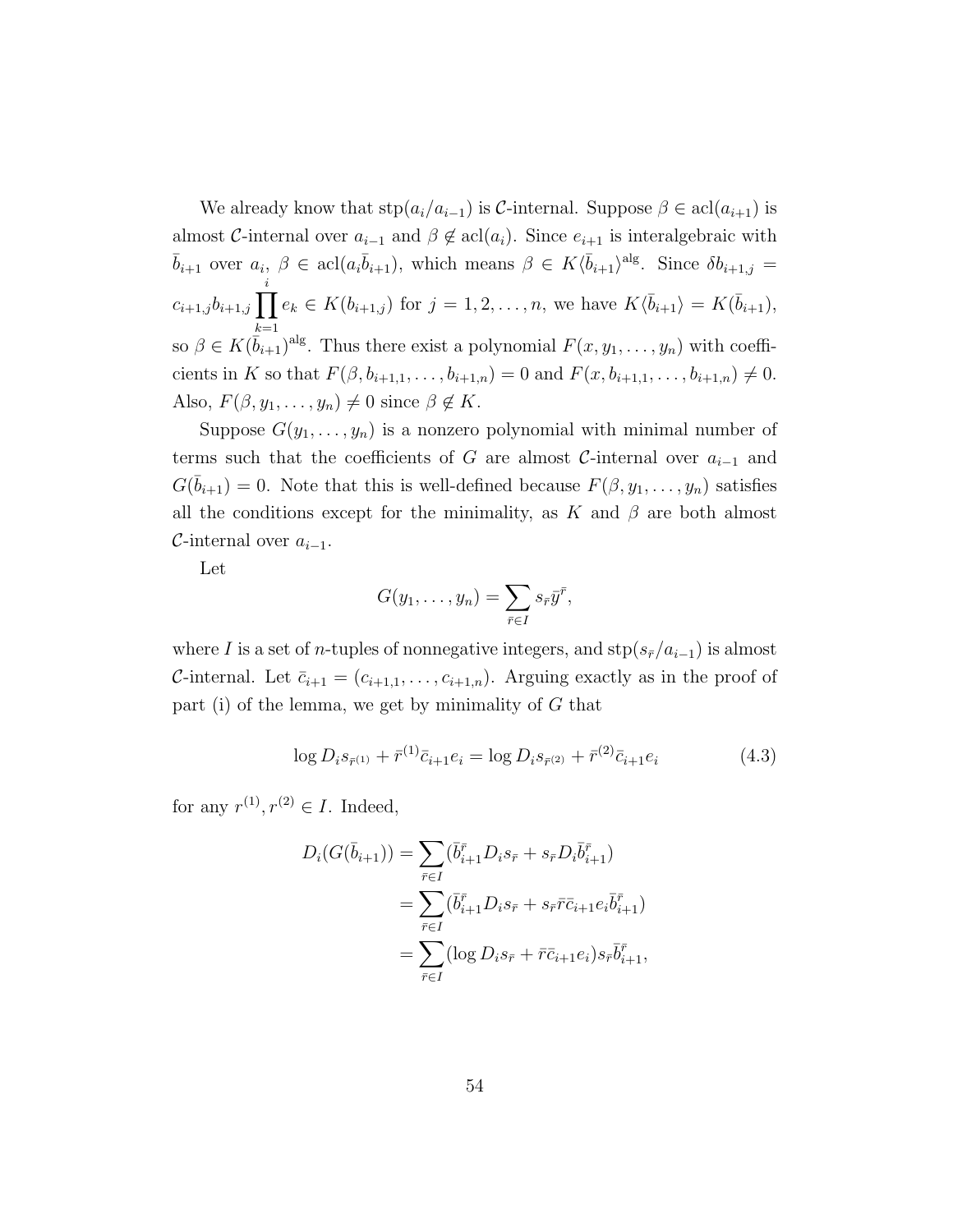We already know that $\operatorname{stp}(a_i/a_{i-1})$ is $\mathcal{C}$-internal. Suppose $\beta \in \operatorname{acl}(a_{i+1})$ is almost $\mathcal{C}$-internal over $a_{i-1}$ and $\beta \notin \operatorname{acl}(a_i)$. Since $e_{i+1}$ is interalgebraic with $\bar{b}_{i+1}$ over $a_i$, $\beta \in \operatorname{acl}(a_i\bar{b}_{i+1})$, which means $\beta \in K\langle\bar{b}_{i+1}\rangle^{\mathrm{alg}}$. Since $\delta b_{i+1,j} = c_{i+1,j}b_{i+1,j}\prod_{k=1}^{i} e_k \in K(b_{i+1,j})$ for $j = 1, 2, \ldots, n$, we have $K\langle\bar{b}_{i+1}\rangle = K(\bar{b}_{i+1})$, so $\beta \in K(\bar{b}_{i+1})^{\mathrm{alg}}$. Thus there exist a polynomial $F(x, y_1, \ldots, y_n)$ with coefficients in $K$ so that $F(\beta, b_{i+1,1}, \ldots, b_{i+1,n}) = 0$ and $F(x, b_{i+1,1}, \ldots, b_{i+1,n}) \neq 0$. Also, $F(\beta, y_1, \ldots, y_n) \neq 0$ since $\beta \notin K$.

Suppose $G(y_1, \ldots, y_n)$ is a nonzero polynomial with minimal number of terms such that the coefficients of $G$ are almost $\mathcal{C}$-internal over $a_{i-1}$ and $G(\bar{b}_{i+1}) = 0$. Note that this is well-defined because $F(\beta, y_1, \ldots, y_n)$ satisfies all the conditions except for the minimality, as $K$ and $\beta$ are both almost $\mathcal{C}$-internal over $a_{i-1}$.

Let

$$G(y_1, \ldots, y_n) = \sum_{\bar{r} \in I} s_{\bar{r}} \bar{y}^{\bar{r}},$$

where $I$ is a set of $n$-tuples of nonnegative integers, and $\operatorname{stp}(s_{\bar{r}}/a_{i-1})$ is almost $\mathcal{C}$-internal. Let $\bar{c}_{i+1} = (c_{i+1,1}, \ldots, c_{i+1,n})$. Arguing exactly as in the proof of part (i) of the lemma, we get by minimality of $G$ that

$$\log D_i s_{\bar{r}^{(1)}} + \bar{r}^{(1)}\bar{c}_{i+1}e_i = \log D_i s_{\bar{r}^{(2)}} + \bar{r}^{(2)}\bar{c}_{i+1}e_i \tag{4.3}$$

for any $r^{(1)}, r^{(2)} \in I$. Indeed,

$$\begin{aligned}
D_i(G(\bar{b}_{i+1})) &= \sum_{\bar{r} \in I} (\bar{b}_{i+1}^{\bar{r}} D_i s_{\bar{r}} + s_{\bar{r}} D_i \bar{b}_{i+1}^{\bar{r}}) \\
&= \sum_{\bar{r} \in I} (\bar{b}_{i+1}^{\bar{r}} D_i s_{\bar{r}} + s_{\bar{r}} \bar{r}\bar{c}_{i+1} e_i \bar{b}_{i+1}^{\bar{r}}) \\
&= \sum_{\bar{r} \in I} (\log D_i s_{\bar{r}} + \bar{r}\bar{c}_{i+1}e_i) s_{\bar{r}} \bar{b}_{i+1}^{\bar{r}},
\end{aligned}$$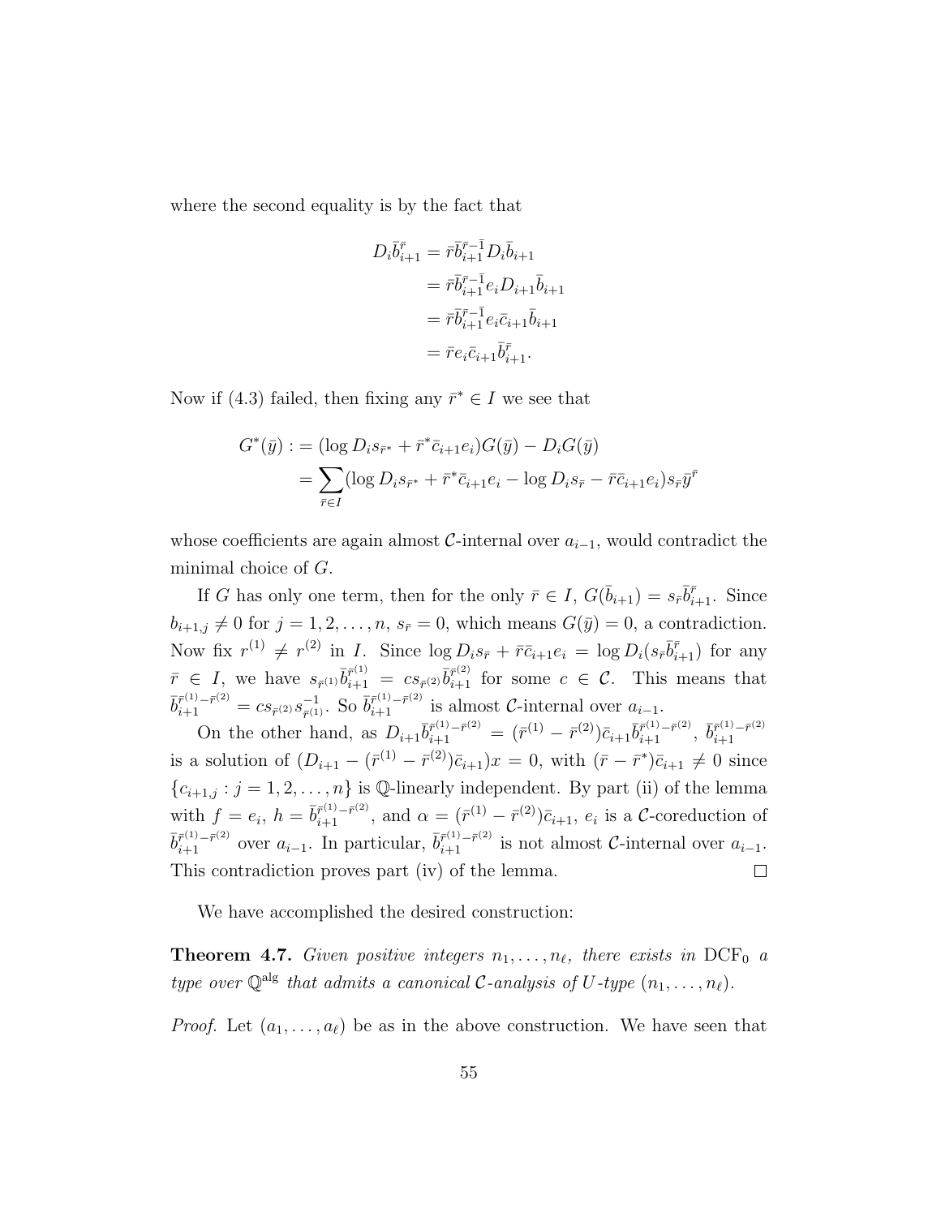where the second equality is by the fact that

$$
\begin{aligned}
D_i \bar{b}_{i+1}^{\bar{r}} &= \bar{r}\bar{b}_{i+1}^{\bar{r}-\bar{1}} D_i \bar{b}_{i+1} \\
&= \bar{r}\bar{b}_{i+1}^{\bar{r}-\bar{1}} e_i D_{i+1} \bar{b}_{i+1} \\
&= \bar{r}\bar{b}_{i+1}^{\bar{r}-\bar{1}} e_i \bar{c}_{i+1} \bar{b}_{i+1} \\
&= \bar{r} e_i \bar{c}_{i+1} \bar{b}_{i+1}^{\bar{r}}.
\end{aligned}
$$

Now if (4.3) failed, then fixing any $\bar{r}^* \in I$ we see that

$$
\begin{aligned}
G^*(\bar{y}) :&= (\log D_i s_{\bar{r}^*} + \bar{r}^* \bar{c}_{i+1} e_i) G(\bar{y}) - D_i G(\bar{y}) \\
&= \sum_{\bar{r} \in I} (\log D_i s_{\bar{r}^*} + \bar{r}^* \bar{c}_{i+1} e_i - \log D_i s_{\bar{r}} - \bar{r}\bar{c}_{i+1} e_i) s_{\bar{r}} \bar{y}^{\bar{r}}
\end{aligned}
$$

whose coefficients are again almost $\mathcal{C}$-internal over $a_{i-1}$, would contradict the minimal choice of $G$.

If $G$ has only one term, then for the only $\bar{r} \in I$, $G(\bar{b}_{i+1}) = s_{\bar{r}} \bar{b}_{i+1}^{\bar{r}}$. Since $b_{i+1,j} \neq 0$ for $j = 1, 2, \ldots, n$, $s_{\bar{r}} = 0$, which means $G(\bar{y}) = 0$, a contradiction. Now fix $r^{(1)} \neq r^{(2)}$ in $I$. Since $\log D_i s_{\bar{r}} + \bar{r}\bar{c}_{i+1} e_i = \log D_i (s_{\bar{r}} \bar{b}_{i+1}^{\bar{r}})$ for any $\bar{r} \in I$, we have $s_{\bar{r}^{(1)}} \bar{b}_{i+1}^{\bar{r}^{(1)}} = c s_{\bar{r}^{(2)}} \bar{b}_{i+1}^{\bar{r}^{(2)}}$ for some $c \in \mathcal{C}$. This means that $\bar{b}_{i+1}^{\bar{r}^{(1)}-\bar{r}^{(2)}} = c s_{\bar{r}^{(2)}} s_{\bar{r}^{(1)}}^{-1}$. So $\bar{b}_{i+1}^{\bar{r}^{(1)}-\bar{r}^{(2)}}$ is almost $\mathcal{C}$-internal over $a_{i-1}$.

On the other hand, as $D_{i+1} \bar{b}_{i+1}^{\bar{r}^{(1)}-\bar{r}^{(2)}} = (\bar{r}^{(1)} - \bar{r}^{(2)}) \bar{c}_{i+1} \bar{b}_{i+1}^{\bar{r}^{(1)}-\bar{r}^{(2)}}$, $\bar{b}_{i+1}^{\bar{r}^{(1)}-\bar{r}^{(2)}}$ is a solution of $(D_{i+1} - (\bar{r}^{(1)} - \bar{r}^{(2)}) \bar{c}_{i+1}) x = 0$, with $(\bar{r} - \bar{r}^*) \bar{c}_{i+1} \neq 0$ since $\{c_{i+1,j} : j = 1, 2, \ldots, n\}$ is $\mathbb{Q}$-linearly independent. By part (ii) of the lemma with $f = e_i$, $h = \bar{b}_{i+1}^{\bar{r}^{(1)}-\bar{r}^{(2)}}$, and $\alpha = (\bar{r}^{(1)} - \bar{r}^{(2)}) \bar{c}_{i+1}$, $e_i$ is a $\mathcal{C}$-coreduction of $\bar{b}_{i+1}^{\bar{r}^{(1)}-\bar{r}^{(2)}}$ over $a_{i-1}$. In particular, $\bar{b}_{i+1}^{\bar{r}^{(1)}-\bar{r}^{(2)}}$ is not almost $\mathcal{C}$-internal over $a_{i-1}$. This contradiction proves part (iv) of the lemma. ∎

We have accomplished the desired construction:

**Theorem 4.7.** *Given positive integers $n_1, \ldots, n_\ell$, there exists in $\mathrm{DCF}_0$ a type over $\mathbb{Q}^{\mathrm{alg}}$ that admits a canonical $\mathcal{C}$-analysis of $U$-type $(n_1, \ldots, n_\ell)$.*

*Proof.* Let $(a_1, \ldots, a_\ell)$ be as in the above construction. We have seen that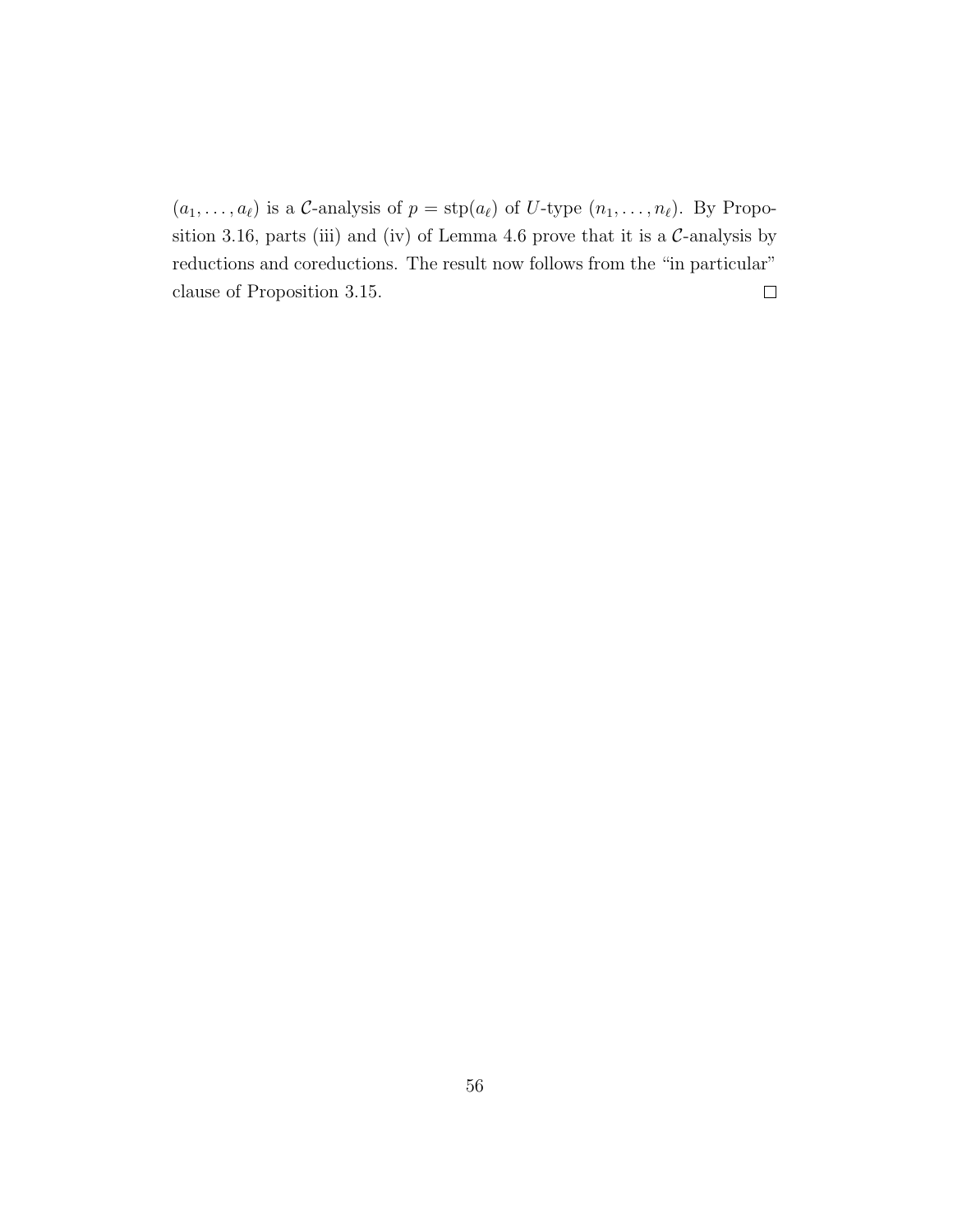$(a_1, \ldots, a_\ell)$ is a $\mathcal{C}$-analysis of $p = \text{stp}(a_\ell)$ of $U$-type $(n_1, \ldots, n_\ell)$. By Proposition 3.16, parts (iii) and (iv) of Lemma 4.6 prove that it is a $\mathcal{C}$-analysis by reductions and coreductions. The result now follows from the "in particular" clause of Proposition 3.15. $\square$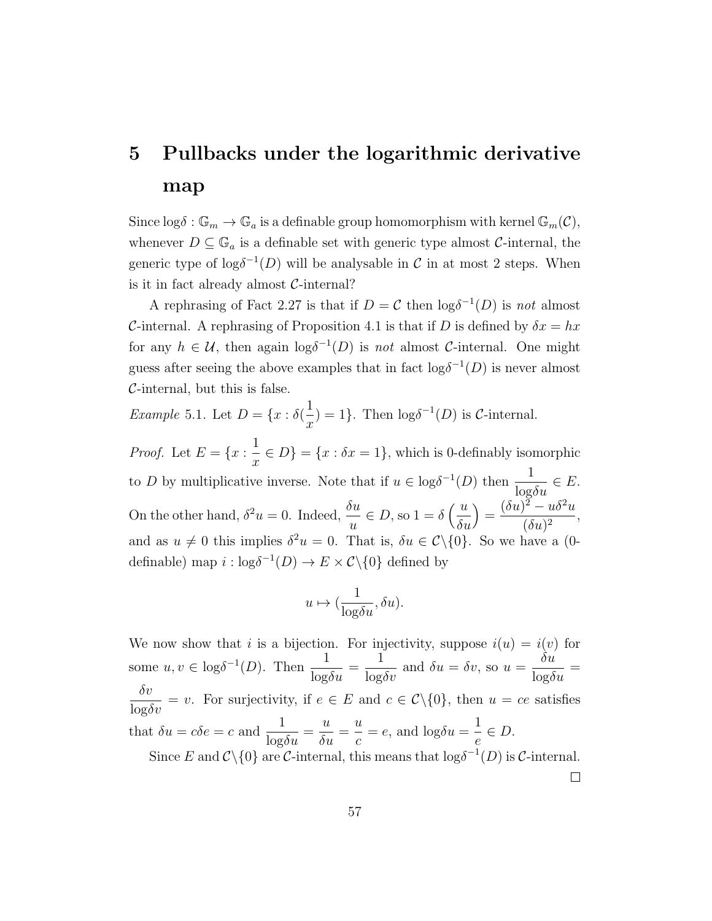# 5 Pullbacks under the logarithmic derivative map

Since $\log\delta : \mathbb{G}_m \to \mathbb{G}_a$ is a definable group homomorphism with kernel $\mathbb{G}_m(\mathcal{C})$, whenever $D \subseteq \mathbb{G}_a$ is a definable set with generic type almost $\mathcal{C}$-internal, the generic type of $\log\delta^{-1}(D)$ will be analysable in $\mathcal{C}$ in at most 2 steps. When is it in fact already almost $\mathcal{C}$-internal?

A rephrasing of Fact 2.27 is that if $D = \mathcal{C}$ then $\log\delta^{-1}(D)$ is *not* almost $\mathcal{C}$-internal. A rephrasing of Proposition 4.1 is that if $D$ is defined by $\delta x = hx$ for any $h \in \mathcal{U}$, then again $\log\delta^{-1}(D)$ is *not* almost $\mathcal{C}$-internal. One might guess after seeing the above examples that in fact $\log\delta^{-1}(D)$ is never almost $\mathcal{C}$-internal, but this is false.

*Example* 5.1. Let $D = \{x : \delta(\frac{1}{x}) = 1\}$. Then $\log\delta^{-1}(D)$ is $\mathcal{C}$-internal.

*Proof.* Let $E = \{x : \frac{1}{x} \in D\} = \{x : \delta x = 1\}$, which is 0-definably isomorphic to $D$ by multiplicative inverse. Note that if $u \in \log\delta^{-1}(D)$ then $\frac{1}{\log\delta u} \in E$. On the other hand, $\delta^2 u = 0$. Indeed, $\frac{\delta u}{u} \in D$, so $1 = \delta\left(\frac{u}{\delta u}\right) = \frac{(\delta u)^2 - u\delta^2 u}{(\delta u)^2}$, and as $u \neq 0$ this implies $\delta^2 u = 0$. That is, $\delta u \in \mathcal{C}\backslash\{0\}$. So we have a (0-definable) map $i : \log\delta^{-1}(D) \to E \times \mathcal{C}\backslash\{0\}$ defined by

$$u \mapsto (\frac{1}{\log\delta u}, \delta u).$$

We now show that $i$ is a bijection. For injectivity, suppose $i(u) = i(v)$ for some $u, v \in \log\delta^{-1}(D)$. Then $\frac{1}{\log\delta u} = \frac{1}{\log\delta v}$ and $\delta u = \delta v$, so $u = \frac{\delta u}{\log\delta u} = \frac{\delta v}{\log\delta v} = v$. For surjectivity, if $e \in E$ and $c \in \mathcal{C}\backslash\{0\}$, then $u = ce$ satisfies that $\delta u = c\delta e = c$ and $\frac{1}{\log\delta u} = \frac{u}{\delta u} = \frac{u}{c} = e$, and $\log\delta u = \frac{1}{e} \in D$.

Since $E$ and $\mathcal{C}\backslash\{0\}$ are $\mathcal{C}$-internal, this means that $\log\delta^{-1}(D)$ is $\mathcal{C}$-internal. $\square$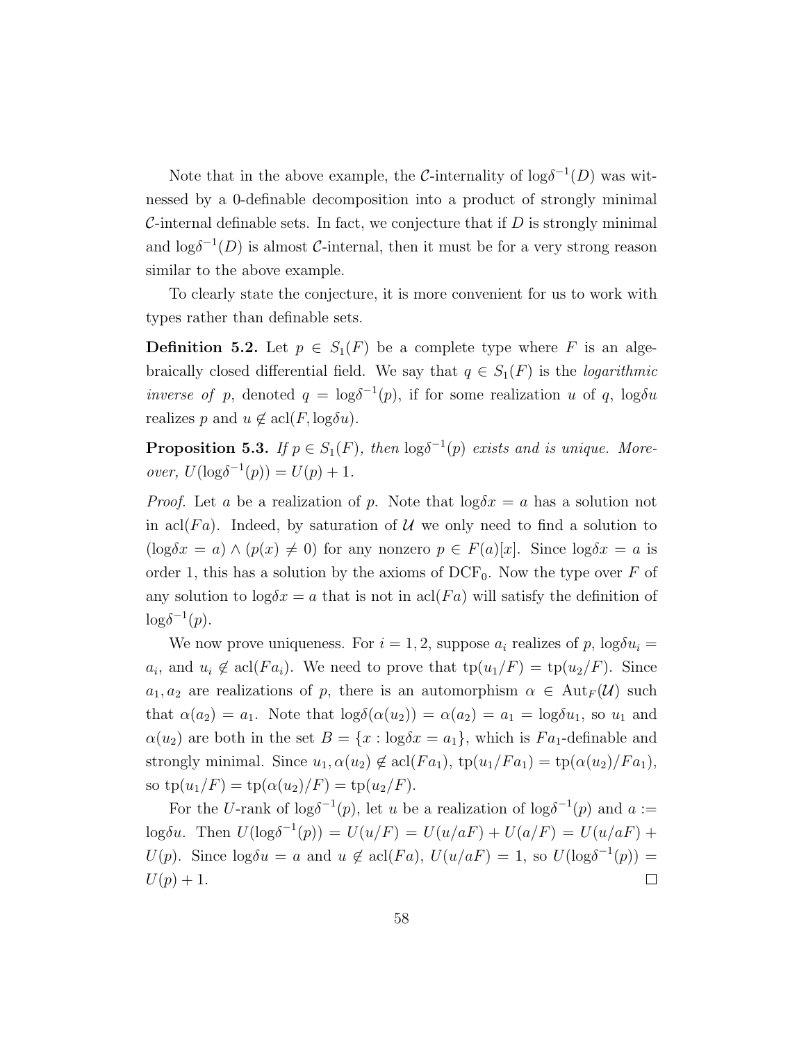Note that in the above example, the $\mathcal{C}$-internality of $\log\delta^{-1}(D)$ was witnessed by a 0-definable decomposition into a product of strongly minimal $\mathcal{C}$-internal definable sets. In fact, we conjecture that if $D$ is strongly minimal and $\log\delta^{-1}(D)$ is almost $\mathcal{C}$-internal, then it must be for a very strong reason similar to the above example.

To clearly state the conjecture, it is more convenient for us to work with types rather than definable sets.

**Definition 5.2.** Let $p \in S_1(F)$ be a complete type where $F$ is an algebraically closed differential field. We say that $q \in S_1(F)$ is the *logarithmic inverse of* $p$, denoted $q = \log\delta^{-1}(p)$, if for some realization $u$ of $q$, $\log\delta u$ realizes $p$ and $u \notin \operatorname{acl}(F, \log\delta u)$.

**Proposition 5.3.** *If $p \in S_1(F)$, then $\log\delta^{-1}(p)$ exists and is unique. Moreover, $U(\log\delta^{-1}(p)) = U(p) + 1$.*

*Proof.* Let $a$ be a realization of $p$. Note that $\log\delta x = a$ has a solution not in $\operatorname{acl}(Fa)$. Indeed, by saturation of $\mathcal{U}$ we only need to find a solution to $(\log\delta x = a) \wedge (p(x) \neq 0)$ for any nonzero $p \in F(a)[x]$. Since $\log\delta x = a$ is order 1, this has a solution by the axioms of $\mathrm{DCF}_0$. Now the type over $F$ of any solution to $\log\delta x = a$ that is not in $\operatorname{acl}(Fa)$ will satisfy the definition of $\log\delta^{-1}(p)$.

We now prove uniqueness. For $i = 1, 2$, suppose $a_i$ realizes of $p$, $\log\delta u_i = a_i$, and $u_i \notin \operatorname{acl}(Fa_i)$. We need to prove that $\operatorname{tp}(u_1/F) = \operatorname{tp}(u_2/F)$. Since $a_1, a_2$ are realizations of $p$, there is an automorphism $\alpha \in \operatorname{Aut}_F(\mathcal{U})$ such that $\alpha(a_2) = a_1$. Note that $\log\delta(\alpha(u_2)) = \alpha(a_2) = a_1 = \log\delta u_1$, so $u_1$ and $\alpha(u_2)$ are both in the set $B = \{x : \log\delta x = a_1\}$, which is $Fa_1$-definable and strongly minimal. Since $u_1, \alpha(u_2) \notin \operatorname{acl}(Fa_1)$, $\operatorname{tp}(u_1/Fa_1) = \operatorname{tp}(\alpha(u_2)/Fa_1)$, so $\operatorname{tp}(u_1/F) = \operatorname{tp}(\alpha(u_2)/F) = \operatorname{tp}(u_2/F)$.

For the $U$-rank of $\log\delta^{-1}(p)$, let $u$ be a realization of $\log\delta^{-1}(p)$ and $a := \log\delta u$. Then $U(\log\delta^{-1}(p)) = U(u/F) = U(u/aF) + U(a/F) = U(u/aF) + U(p)$. Since $\log\delta u = a$ and $u \notin \operatorname{acl}(Fa)$, $U(u/aF) = 1$, so $U(\log\delta^{-1}(p)) = U(p) + 1$. □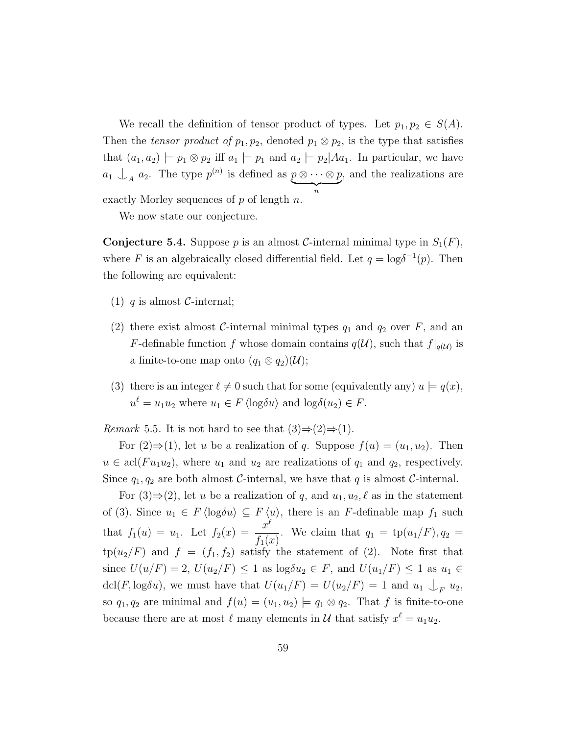We recall the definition of tensor product of types. Let $p_1, p_2 \in S(A)$. Then the *tensor product of* $p_1, p_2$, denoted $p_1 \otimes p_2$, is the type that satisfies that $(a_1, a_2) \models p_1 \otimes p_2$ iff $a_1 \models p_1$ and $a_2 \models p_2|Aa_1$. In particular, we have $a_1 \mathop{\smile\!\!\!\!\!\!\,|}_A a_2$. The type $p^{(n)}$ is defined as $\underbrace{p \otimes \cdots \otimes p}_{n}$, and the realizations are exactly Morley sequences of $p$ of length $n$.

We now state our conjecture.

**Conjecture 5.4.** Suppose $p$ is an almost $\mathcal{C}$-internal minimal type in $S_1(F)$, where $F$ is an algebraically closed differential field. Let $q = \log\delta^{-1}(p)$. Then the following are equivalent:

1. $q$ is almost $\mathcal{C}$-internal;
2. there exist almost $\mathcal{C}$-internal minimal types $q_1$ and $q_2$ over $F$, and an $F$-definable function $f$ whose domain contains $q(\mathcal{U})$, such that $f|_{q(\mathcal{U})}$ is a finite-to-one map onto $(q_1 \otimes q_2)(\mathcal{U})$;
3. there is an integer $\ell \neq 0$ such that for some (equivalently any) $u \models q(x)$, $u^\ell = u_1 u_2$ where $u_1 \in F\langle \log\delta u \rangle$ and $\log\delta(u_2) \in F$.

*Remark* 5.5. It is not hard to see that (3)⇒(2)⇒(1).

For (2)⇒(1), let $u$ be a realization of $q$. Suppose $f(u) = (u_1, u_2)$. Then $u \in \operatorname{acl}(Fu_1u_2)$, where $u_1$ and $u_2$ are realizations of $q_1$ and $q_2$, respectively. Since $q_1, q_2$ are both almost $\mathcal{C}$-internal, we have that $q$ is almost $\mathcal{C}$-internal.

For (3)⇒(2), let $u$ be a realization of $q$, and $u_1, u_2, \ell$ as in the statement of (3). Since $u_1 \in F\langle \log\delta u \rangle \subseteq F\langle u \rangle$, there is an $F$-definable map $f_1$ such that $f_1(u) = u_1$. Let $f_2(x) = \dfrac{x^\ell}{f_1(x)}$. We claim that $q_1 = \operatorname{tp}(u_1/F), q_2 = \operatorname{tp}(u_2/F)$ and $f = (f_1, f_2)$ satisfy the statement of (2). Note first that since $U(u/F) = 2$, $U(u_2/F) \leq 1$ as $\log\delta u_2 \in F$, and $U(u_1/F) \leq 1$ as $u_1 \in \operatorname{dcl}(F, \log\delta u)$, we must have that $U(u_1/F) = U(u_2/F) = 1$ and $u_1 \mathop{\smile\!\!\!\!\!\!\,|}_F u_2$, so $q_1, q_2$ are minimal and $f(u) = (u_1, u_2) \models q_1 \otimes q_2$. That $f$ is finite-to-one because there are at most $\ell$ many elements in $\mathcal{U}$ that satisfy $x^\ell = u_1 u_2$.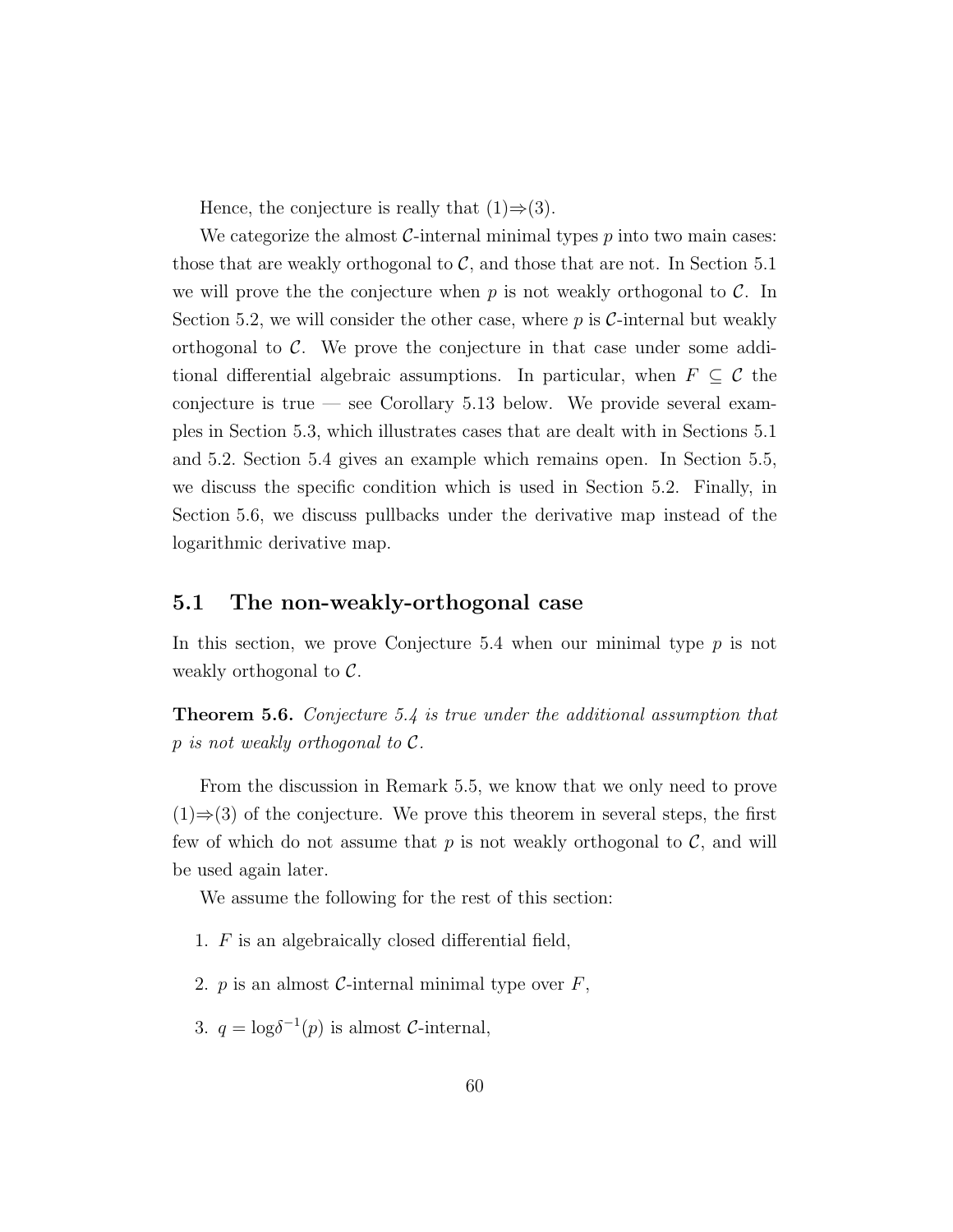Hence, the conjecture is really that (1)⇒(3).

We categorize the almost $\mathcal{C}$-internal minimal types $p$ into two main cases: those that are weakly orthogonal to $\mathcal{C}$, and those that are not. In Section 5.1 we will prove the the conjecture when $p$ is not weakly orthogonal to $\mathcal{C}$. In Section 5.2, we will consider the other case, where $p$ is $\mathcal{C}$-internal but weakly orthogonal to $\mathcal{C}$. We prove the conjecture in that case under some additional differential algebraic assumptions. In particular, when $F \subseteq \mathcal{C}$ the conjecture is true — see Corollary 5.13 below. We provide several examples in Section 5.3, which illustrates cases that are dealt with in Sections 5.1 and 5.2. Section 5.4 gives an example which remains open. In Section 5.5, we discuss the specific condition which is used in Section 5.2. Finally, in Section 5.6, we discuss pullbacks under the derivative map instead of the logarithmic derivative map.

## 5.1 The non-weakly-orthogonal case

In this section, we prove Conjecture 5.4 when our minimal type $p$ is not weakly orthogonal to $\mathcal{C}$.

**Theorem 5.6.** *Conjecture 5.4 is true under the additional assumption that $p$ is not weakly orthogonal to $\mathcal{C}$.*

From the discussion in Remark 5.5, we know that we only need to prove (1)⇒(3) of the conjecture. We prove this theorem in several steps, the first few of which do not assume that $p$ is not weakly orthogonal to $\mathcal{C}$, and will be used again later.

We assume the following for the rest of this section:

1. $F$ is an algebraically closed differential field,
2. $p$ is an almost $\mathcal{C}$-internal minimal type over $F$,
3. $q = \log\delta^{-1}(p)$ is almost $\mathcal{C}$-internal,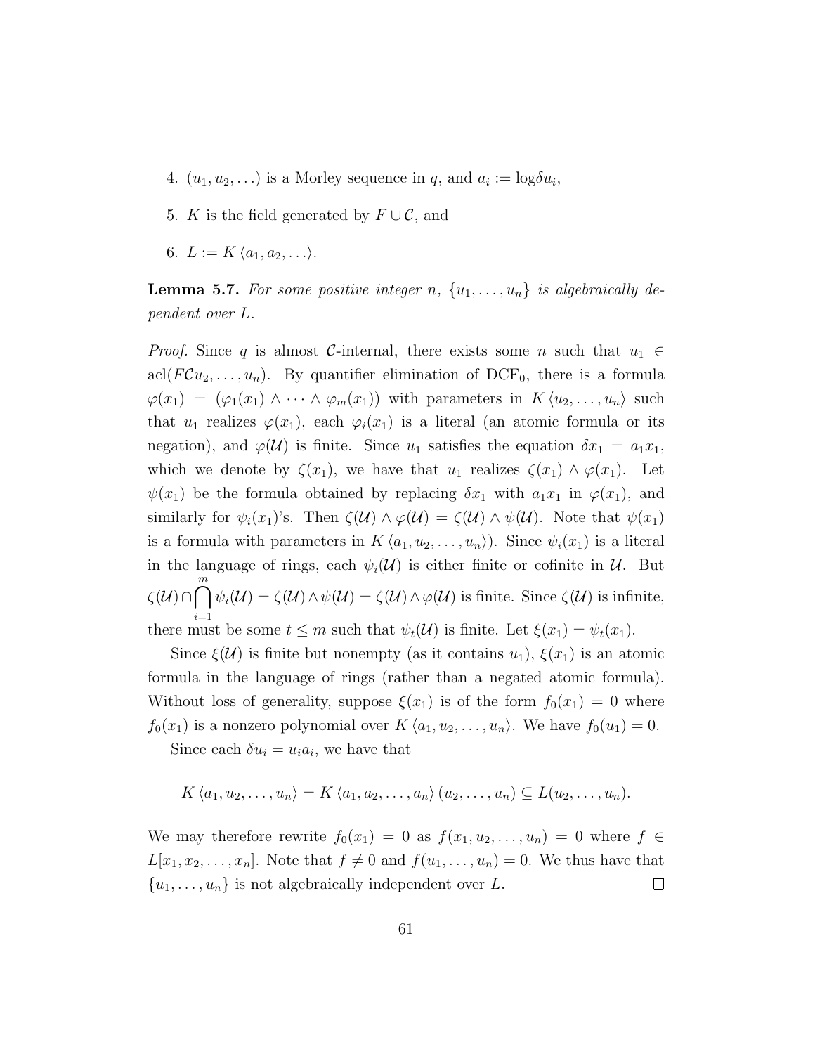4. $(u_1, u_2, \ldots)$ is a Morley sequence in $q$, and $a_i := \log\delta u_i$,
5. $K$ is the field generated by $F \cup \mathcal{C}$, and
6. $L := K\langle a_1, a_2, \ldots\rangle$.

**Lemma 5.7.** *For some positive integer $n$, $\{u_1, \ldots, u_n\}$ is algebraically dependent over $L$.*

*Proof.* Since $q$ is almost $\mathcal{C}$-internal, there exists some $n$ such that $u_1 \in \operatorname{acl}(F\mathcal{C}u_2, \ldots, u_n)$. By quantifier elimination of $\mathrm{DCF}_0$, there is a formula $\varphi(x_1) = (\varphi_1(x_1) \wedge \cdots \wedge \varphi_m(x_1))$ with parameters in $K\langle u_2, \ldots, u_n\rangle$ such that $u_1$ realizes $\varphi(x_1)$, each $\varphi_i(x_1)$ is a literal (an atomic formula or its negation), and $\varphi(\mathcal{U})$ is finite. Since $u_1$ satisfies the equation $\delta x_1 = a_1 x_1$, which we denote by $\zeta(x_1)$, we have that $u_1$ realizes $\zeta(x_1) \wedge \varphi(x_1)$. Let $\psi(x_1)$ be the formula obtained by replacing $\delta x_1$ with $a_1 x_1$ in $\varphi(x_1)$, and similarly for $\psi_i(x_1)$'s. Then $\zeta(\mathcal{U}) \wedge \varphi(\mathcal{U}) = \zeta(\mathcal{U}) \wedge \psi(\mathcal{U})$. Note that $\psi(x_1)$ is a formula with parameters in $K\langle a_1, u_2, \ldots, u_n\rangle$). Since $\psi_i(x_1)$ is a literal in the language of rings, each $\psi_i(\mathcal{U})$ is either finite or cofinite in $\mathcal{U}$. But $\zeta(\mathcal{U}) \cap \bigcap_{i=1}^{m} \psi_i(\mathcal{U}) = \zeta(\mathcal{U}) \wedge \psi(\mathcal{U}) = \zeta(\mathcal{U}) \wedge \varphi(\mathcal{U})$ is finite. Since $\zeta(\mathcal{U})$ is infinite, there must be some $t \leq m$ such that $\psi_t(\mathcal{U})$ is finite. Let $\xi(x_1) = \psi_t(x_1)$.

Since $\xi(\mathcal{U})$ is finite but nonempty (as it contains $u_1$), $\xi(x_1)$ is an atomic formula in the language of rings (rather than a negated atomic formula). Without loss of generality, suppose $\xi(x_1)$ is of the form $f_0(x_1) = 0$ where $f_0(x_1)$ is a nonzero polynomial over $K\langle a_1, u_2, \ldots, u_n\rangle$. We have $f_0(u_1) = 0$.

Since each $\delta u_i = u_i a_i$, we have that

$$K\langle a_1, u_2, \ldots, u_n\rangle = K\langle a_1, a_2, \ldots, a_n\rangle(u_2, \ldots, u_n) \subseteq L(u_2, \ldots, u_n).$$

We may therefore rewrite $f_0(x_1) = 0$ as $f(x_1, u_2, \ldots, u_n) = 0$ where $f \in L[x_1, x_2, \ldots, x_n]$. Note that $f \neq 0$ and $f(u_1, \ldots, u_n) = 0$. We thus have that $\{u_1, \ldots, u_n\}$ is not algebraically independent over $L$. $\square$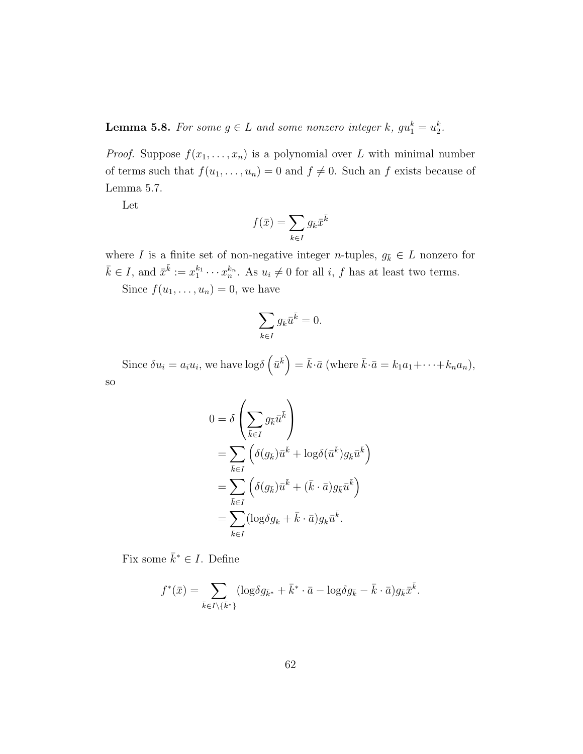**Lemma 5.8.** *For some $g \in L$ and some nonzero integer $k$, $gu_1^k = u_2^k$.*

*Proof.* Suppose $f(x_1, \ldots, x_n)$ is a polynomial over $L$ with minimal number of terms such that $f(u_1, \ldots, u_n) = 0$ and $f \neq 0$. Such an $f$ exists because of Lemma 5.7.

Let

$$f(\bar{x}) = \sum_{\bar{k} \in I} g_{\bar{k}} \bar{x}^{\bar{k}}$$

where $I$ is a finite set of non-negative integer $n$-tuples, $g_{\bar{k}} \in L$ nonzero for $\bar{k} \in I$, and $\bar{x}^{\bar{k}} := x_1^{k_1} \cdots x_n^{k_n}$. As $u_i \neq 0$ for all $i$, $f$ has at least two terms.

Since $f(u_1, \ldots, u_n) = 0$, we have

$$\sum_{\bar{k} \in I} g_{\bar{k}} \bar{u}^{\bar{k}} = 0.$$

Since $\delta u_i = a_i u_i$, we have $\log\delta\left(\bar{u}^{\bar{k}}\right) = \bar{k} \cdot \bar{a}$ (where $\bar{k} \cdot \bar{a} = k_1 a_1 + \cdots + k_n a_n$), so

$$\begin{aligned}
0 &= \delta\left(\sum_{\bar{k} \in I} g_{\bar{k}} \bar{u}^{\bar{k}}\right) \\
&= \sum_{\bar{k} \in I} \left(\delta(g_{\bar{k}}) \bar{u}^{\bar{k}} + \log\delta(\bar{u}^{\bar{k}}) g_{\bar{k}} \bar{u}^{\bar{k}}\right) \\
&= \sum_{\bar{k} \in I} \left(\delta(g_{\bar{k}}) \bar{u}^{\bar{k}} + (\bar{k} \cdot \bar{a}) g_{\bar{k}} \bar{u}^{\bar{k}}\right) \\
&= \sum_{\bar{k} \in I} (\log\delta g_{\bar{k}} + \bar{k} \cdot \bar{a}) g_{\bar{k}} \bar{u}^{\bar{k}}.
\end{aligned}$$

Fix some $\bar{k}^* \in I$. Define

$$f^*(\bar{x}) = \sum_{\bar{k} \in I \setminus \{\bar{k}^*\}} (\log\delta g_{\bar{k}^*} + \bar{k}^* \cdot \bar{a} - \log\delta g_{\bar{k}} - \bar{k} \cdot \bar{a}) g_{\bar{k}} \bar{x}^{\bar{k}}.$$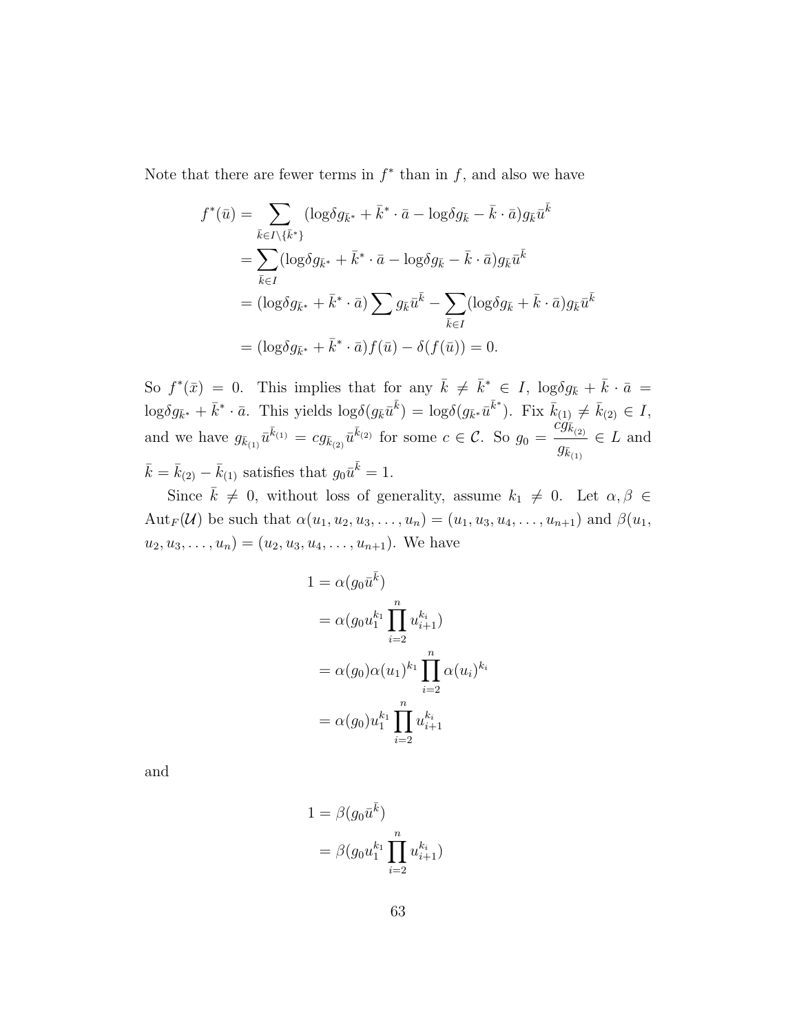Note that there are fewer terms in $f^*$ than in $f$, and also we have

$$
\begin{aligned}
f^*(\bar{u}) &= \sum_{\bar{k}\in I\setminus\{\bar{k}^*\}} (\mathrm{log}\delta g_{\bar{k}^*} + \bar{k}^* \cdot \bar{a} - \mathrm{log}\delta g_{\bar{k}} - \bar{k}\cdot \bar{a}) g_{\bar{k}} \bar{u}^{\bar{k}} \\
&= \sum_{\bar{k}\in I} (\mathrm{log}\delta g_{\bar{k}^*} + \bar{k}^* \cdot \bar{a} - \mathrm{log}\delta g_{\bar{k}} - \bar{k}\cdot \bar{a}) g_{\bar{k}} \bar{u}^{\bar{k}} \\
&= (\mathrm{log}\delta g_{\bar{k}^*} + \bar{k}^* \cdot \bar{a}) \sum g_{\bar{k}} \bar{u}^{\bar{k}} - \sum_{\bar{k}\in I} (\mathrm{log}\delta g_{\bar{k}} + \bar{k}\cdot \bar{a}) g_{\bar{k}} \bar{u}^{\bar{k}} \\
&= (\mathrm{log}\delta g_{\bar{k}^*} + \bar{k}^* \cdot \bar{a}) f(\bar{u}) - \delta(f(\bar{u})) = 0.
\end{aligned}
$$

So $f^*(\bar{x}) = 0$. This implies that for any $\bar{k} \neq \bar{k}^* \in I$, $\mathrm{log}\delta g_{\bar{k}} + \bar{k}\cdot\bar{a} = \mathrm{log}\delta g_{\bar{k}^*} + \bar{k}^*\cdot\bar{a}$. This yields $\mathrm{log}\delta(g_{\bar{k}}\bar{u}^{\bar{k}}) = \mathrm{log}\delta(g_{\bar{k}^*}\bar{u}^{\bar{k}^*})$. Fix $\bar{k}_{(1)} \neq \bar{k}_{(2)} \in I$, and we have $g_{\bar{k}_{(1)}}\bar{u}^{\bar{k}_{(1)}} = c g_{\bar{k}_{(2)}}\bar{u}^{\bar{k}_{(2)}}$ for some $c \in \mathcal{C}$. So $g_0 = \dfrac{c g_{\bar{k}_{(2)}}}{g_{\bar{k}_{(1)}}} \in L$ and $\bar{k} = \bar{k}_{(2)} - \bar{k}_{(1)}$ satisfies that $g_0\bar{u}^{\bar{k}} = 1$.

Since $\bar{k} \neq 0$, without loss of generality, assume $k_1 \neq 0$. Let $\alpha, \beta \in \mathrm{Aut}_F(\mathcal{U})$ be such that $\alpha(u_1, u_2, u_3, \ldots, u_n) = (u_1, u_3, u_4, \ldots, u_{n+1})$ and $\beta(u_1, u_2, u_3, \ldots, u_n) = (u_2, u_3, u_4, \ldots, u_{n+1})$. We have

$$
\begin{aligned}
1 &= \alpha(g_0\bar{u}^{\bar{k}}) \\
&= \alpha(g_0 u_1^{k_1} \prod_{i=2}^{n} u_{i+1}^{k_i}) \\
&= \alpha(g_0)\alpha(u_1)^{k_1} \prod_{i=2}^{n} \alpha(u_i)^{k_i} \\
&= \alpha(g_0) u_1^{k_1} \prod_{i=2}^{n} u_{i+1}^{k_i}
\end{aligned}
$$

and

$$
\begin{aligned}
1 &= \beta(g_0\bar{u}^{\bar{k}}) \\
&= \beta(g_0 u_1^{k_1} \prod_{i=2}^{n} u_{i+1}^{k_i})
\end{aligned}
$$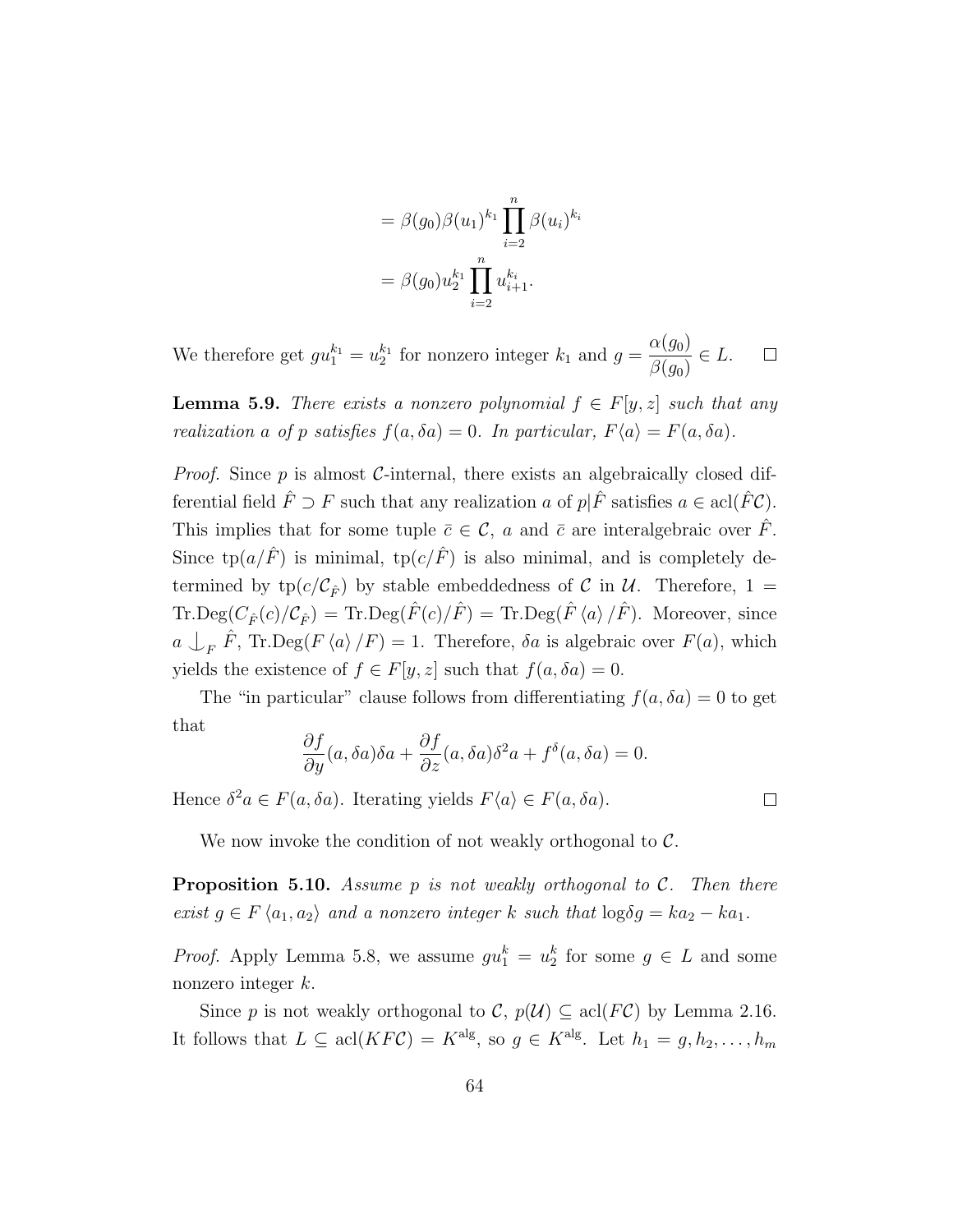$$= \beta(g_0)\beta(u_1)^{k_1} \prod_{i=2}^{n} \beta(u_i)^{k_i}$$

$$= \beta(g_0) u_2^{k_1} \prod_{i=2}^{n} u_{i+1}^{k_i}.$$

We therefore get $gu_1^{k_1} = u_2^{k_1}$ for nonzero integer $k_1$ and $g = \dfrac{\alpha(g_0)}{\beta(g_0)} \in L$. $\square$

**Lemma 5.9.** *There exists a nonzero polynomial $f \in F[y, z]$ such that any realization $a$ of $p$ satisfies $f(a, \delta a) = 0$. In particular, $F\langle a \rangle = F(a, \delta a)$.*

*Proof.* Since $p$ is almost $\mathcal{C}$-internal, there exists an algebraically closed differential field $\hat{F} \supset F$ such that any realization $a$ of $p|\hat{F}$ satisfies $a \in \operatorname{acl}(\hat{F}\mathcal{C})$. This implies that for some tuple $\bar{c} \in \mathcal{C}$, $a$ and $\bar{c}$ are interalgebraic over $\hat{F}$. Since $\operatorname{tp}(a/\hat{F})$ is minimal, $\operatorname{tp}(c/\hat{F})$ is also minimal, and is completely determined by $\operatorname{tp}(c/\mathcal{C}_{\hat{F}})$ by stable embeddedness of $\mathcal{C}$ in $\mathcal{U}$. Therefore, $1 = \text{Tr.Deg}(C_{\hat{F}}(c)/\mathcal{C}_{\hat{F}}) = \text{Tr.Deg}(\hat{F}(c)/\hat{F}) = \text{Tr.Deg}(\hat{F}\langle a \rangle/\hat{F})$. Moreover, since $a \mathop{\smile\!\!\!\!\!\mid}_F \hat{F}$, $\text{Tr.Deg}(F\langle a \rangle/F) = 1$. Therefore, $\delta a$ is algebraic over $F(a)$, which yields the existence of $f \in F[y, z]$ such that $f(a, \delta a) = 0$.

The "in particular" clause follows from differentiating $f(a, \delta a) = 0$ to get that

$$\frac{\partial f}{\partial y}(a, \delta a)\delta a + \frac{\partial f}{\partial z}(a, \delta a)\delta^2 a + f^{\delta}(a, \delta a) = 0.$$

Hence $\delta^2 a \in F(a, \delta a)$. Iterating yields $F\langle a \rangle \in F(a, \delta a)$. $\square$

We now invoke the condition of not weakly orthogonal to $\mathcal{C}$.

**Proposition 5.10.** *Assume $p$ is not weakly orthogonal to $\mathcal{C}$. Then there exist $g \in F\langle a_1, a_2 \rangle$ and a nonzero integer $k$ such that $\log\delta g = ka_2 - ka_1$.*

*Proof.* Apply Lemma 5.8, we assume $gu_1^k = u_2^k$ for some $g \in L$ and some nonzero integer $k$.

Since $p$ is not weakly orthogonal to $\mathcal{C}$, $p(\mathcal{U}) \subseteq \operatorname{acl}(F\mathcal{C})$ by Lemma 2.16. It follows that $L \subseteq \operatorname{acl}(KF\mathcal{C}) = K^{\text{alg}}$, so $g \in K^{\text{alg}}$. Let $h_1 = g, h_2, \ldots, h_m$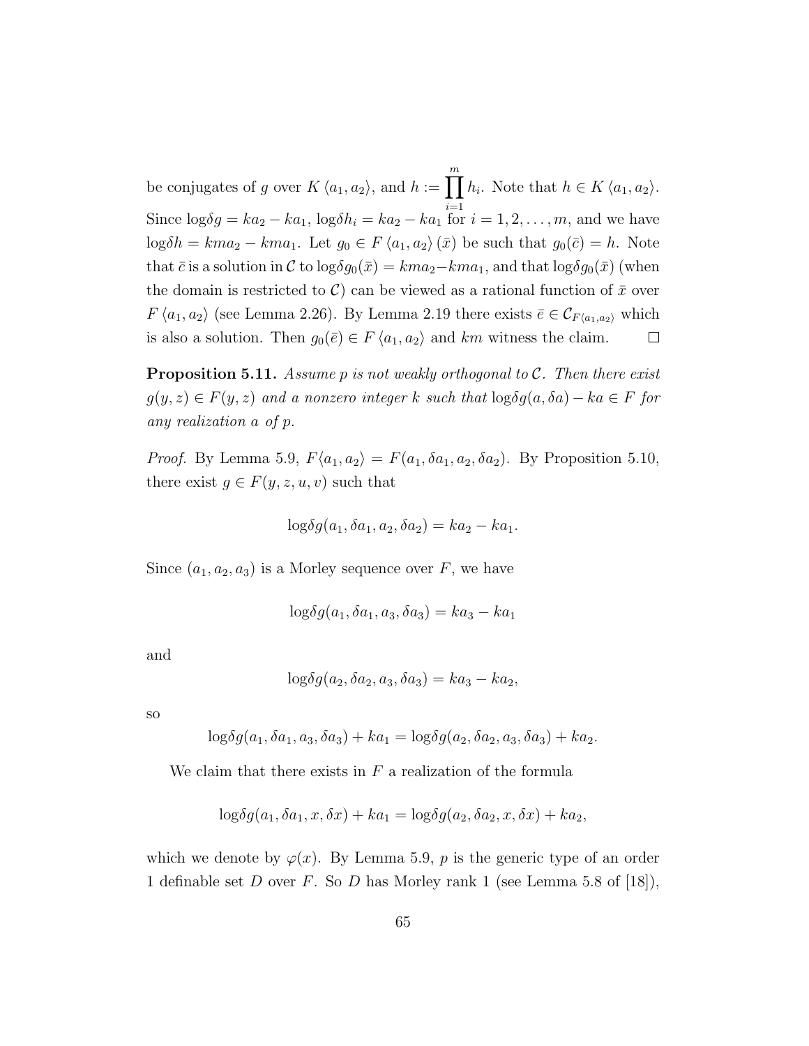be conjugates of $g$ over $K\langle a_1, a_2\rangle$, and $h := \prod_{i=1}^{m} h_i$. Note that $h \in K\langle a_1, a_2\rangle$. Since $\log\delta g = ka_2 - ka_1$, $\log\delta h_i = ka_2 - ka_1$ for $i = 1, 2, \ldots, m$, and we have $\log\delta h = kma_2 - kma_1$. Let $g_0 \in F\langle a_1, a_2\rangle(\bar{x})$ be such that $g_0(\bar{c}) = h$. Note that $\bar{c}$ is a solution in $\mathcal{C}$ to $\log\delta g_0(\bar{x}) = kma_2 - kma_1$, and that $\log\delta g_0(\bar{x})$ (when the domain is restricted to $\mathcal{C}$) can be viewed as a rational function of $\bar{x}$ over $F\langle a_1, a_2\rangle$ (see Lemma 2.26). By Lemma 2.19 there exists $\bar{e} \in \mathcal{C}_{F\langle a_1, a_2\rangle}$ which is also a solution. Then $g_0(\bar{e}) \in F\langle a_1, a_2\rangle$ and $km$ witness the claim. □

**Proposition 5.11.** *Assume $p$ is not weakly orthogonal to $\mathcal{C}$. Then there exist $g(y, z) \in F(y, z)$ and a nonzero integer $k$ such that $\log\delta g(a, \delta a) - ka \in F$ for any realization $a$ of $p$.*

*Proof.* By Lemma 5.9, $F\langle a_1, a_2\rangle = F(a_1, \delta a_1, a_2, \delta a_2)$. By Proposition 5.10, there exist $g \in F(y, z, u, v)$ such that

$$\log\delta g(a_1, \delta a_1, a_2, \delta a_2) = ka_2 - ka_1.$$

Since $(a_1, a_2, a_3)$ is a Morley sequence over $F$, we have

$$\log\delta g(a_1, \delta a_1, a_3, \delta a_3) = ka_3 - ka_1$$

and

$$\log\delta g(a_2, \delta a_2, a_3, \delta a_3) = ka_3 - ka_2,$$

so

$$\log\delta g(a_1, \delta a_1, a_3, \delta a_3) + ka_1 = \log\delta g(a_2, \delta a_2, a_3, \delta a_3) + ka_2.$$

We claim that there exists in $F$ a realization of the formula

$$\log\delta g(a_1, \delta a_1, x, \delta x) + ka_1 = \log\delta g(a_2, \delta a_2, x, \delta x) + ka_2,$$

which we denote by $\varphi(x)$. By Lemma 5.9, $p$ is the generic type of an order 1 definable set $D$ over $F$. So $D$ has Morley rank 1 (see Lemma 5.8 of [18]),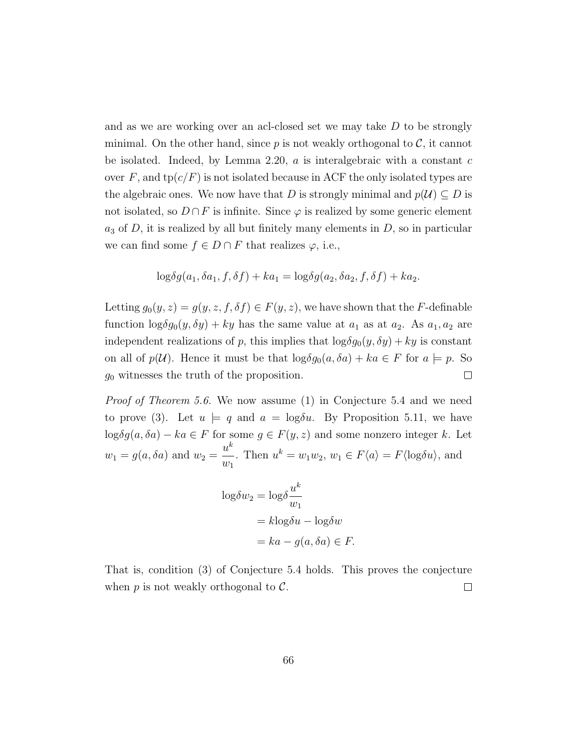and as we are working over an acl-closed set we may take $D$ to be strongly minimal. On the other hand, since $p$ is not weakly orthogonal to $\mathcal{C}$, it cannot be isolated. Indeed, by Lemma 2.20, $a$ is interalgebraic with a constant $c$ over $F$, and $\text{tp}(c/F)$ is not isolated because in ACF the only isolated types are the algebraic ones. We now have that $D$ is strongly minimal and $p(\mathcal{U}) \subseteq D$ is not isolated, so $D \cap F$ is infinite. Since $\varphi$ is realized by some generic element $a_3$ of $D$, it is realized by all but finitely many elements in $D$, so in particular we can find some $f \in D \cap F$ that realizes $\varphi$, i.e.,

$$\log\delta g(a_1, \delta a_1, f, \delta f) + ka_1 = \log\delta g(a_2, \delta a_2, f, \delta f) + ka_2.$$

Letting $g_0(y, z) = g(y, z, f, \delta f) \in F(y, z)$, we have shown that the $F$-definable function $\log\delta g_0(y, \delta y) + ky$ has the same value at $a_1$ as at $a_2$. As $a_1, a_2$ are independent realizations of $p$, this implies that $\log\delta g_0(y, \delta y) + ky$ is constant on all of $p(\mathcal{U})$. Hence it must be that $\log\delta g_0(a, \delta a) + ka \in F$ for $a \models p$. So $g_0$ witnesses the truth of the proposition. $\square$

*Proof of Theorem 5.6.* We now assume (1) in Conjecture 5.4 and we need to prove (3). Let $u \models q$ and $a = \log\delta u$. By Proposition 5.11, we have $\log\delta g(a, \delta a) - ka \in F$ for some $g \in F(y, z)$ and some nonzero integer $k$. Let $w_1 = g(a, \delta a)$ and $w_2 = \dfrac{u^k}{w_1}$. Then $u^k = w_1 w_2$, $w_1 \in F\langle a \rangle = F\langle \log\delta u \rangle$, and

$$\begin{aligned}
\log\delta w_2 &= \log\delta \frac{u^k}{w_1} \\
&= k\log\delta u - \log\delta w \\
&= ka - g(a, \delta a) \in F.
\end{aligned}$$

That is, condition (3) of Conjecture 5.4 holds. This proves the conjecture when $p$ is not weakly orthogonal to $\mathcal{C}$. $\square$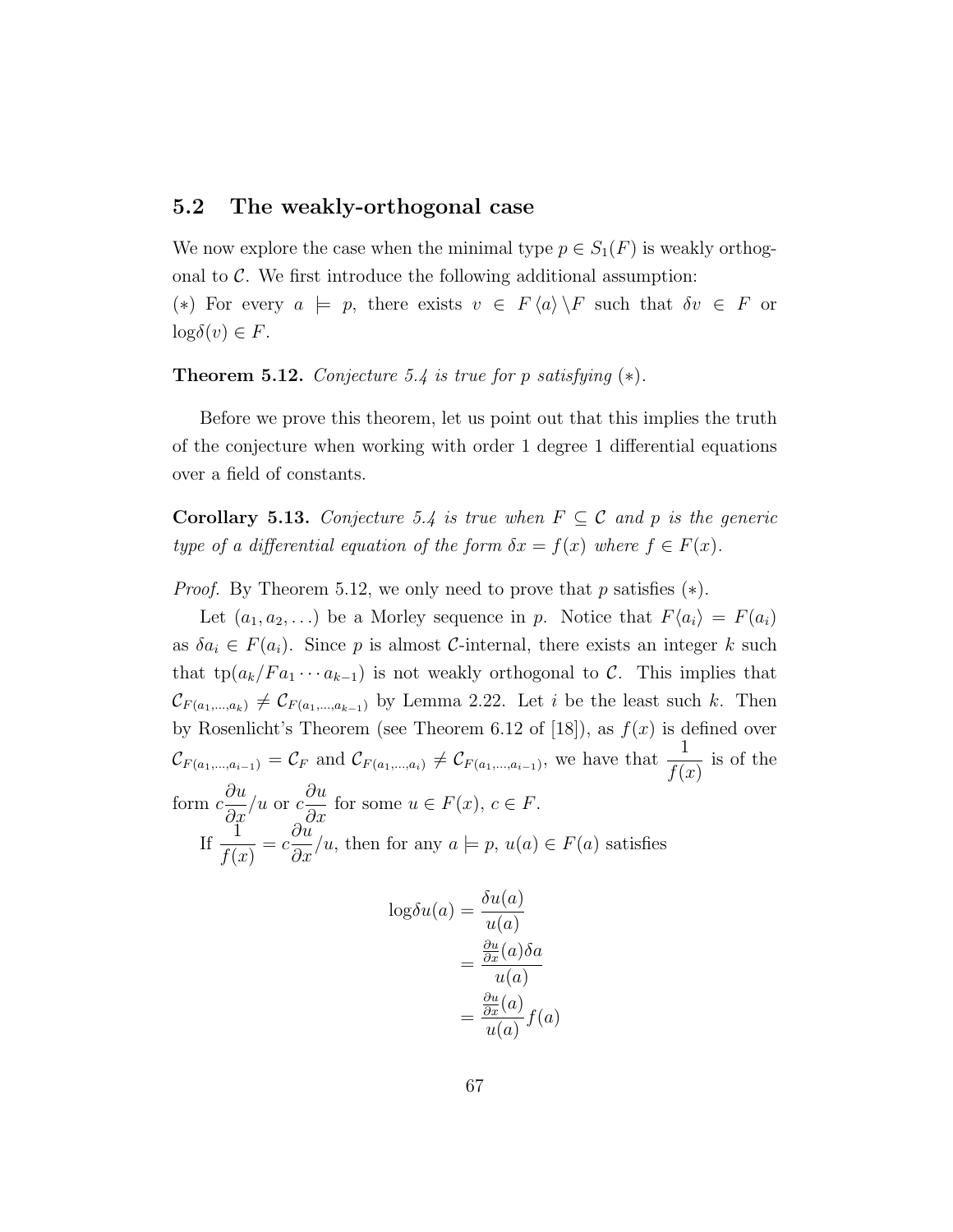## 5.2 The weakly-orthogonal case

We now explore the case when the minimal type $p \in S_1(F)$ is weakly orthogonal to $\mathcal{C}$. We first introduce the following additional assumption:
$(*)$ For every $a \models p$, there exists $v \in F\langle a \rangle \setminus F$ such that $\delta v \in F$ or $\log\delta(v) \in F$.

**Theorem 5.12.** *Conjecture 5.4 is true for $p$ satisfying $(*)$.*

Before we prove this theorem, let us point out that this implies the truth of the conjecture when working with order 1 degree 1 differential equations over a field of constants.

**Corollary 5.13.** *Conjecture 5.4 is true when $F \subseteq \mathcal{C}$ and $p$ is the generic type of a differential equation of the form $\delta x = f(x)$ where $f \in F(x)$.*

*Proof.* By Theorem 5.12, we only need to prove that $p$ satisfies $(*)$.

Let $(a_1, a_2, \ldots)$ be a Morley sequence in $p$. Notice that $F\langle a_i \rangle = F(a_i)$ as $\delta a_i \in F(a_i)$. Since $p$ is almost $\mathcal{C}$-internal, there exists an integer $k$ such that $\mathrm{tp}(a_k / F a_1 \cdots a_{k-1})$ is not weakly orthogonal to $\mathcal{C}$. This implies that $\mathcal{C}_{F(a_1,\ldots,a_k)} \neq \mathcal{C}_{F(a_1,\ldots,a_{k-1})}$ by Lemma 2.22. Let $i$ be the least such $k$. Then by Rosenlicht's Theorem (see Theorem 6.12 of [18]), as $f(x)$ is defined over $\mathcal{C}_{F(a_1,\ldots,a_{i-1})} = \mathcal{C}_F$ and $\mathcal{C}_{F(a_1,\ldots,a_i)} \neq \mathcal{C}_{F(a_1,\ldots,a_{i-1})}$, we have that $\dfrac{1}{f(x)}$ is of the form $c\dfrac{\partial u}{\partial x}/u$ or $c\dfrac{\partial u}{\partial x}$ for some $u \in F(x)$, $c \in F$.

If $\dfrac{1}{f(x)} = c\dfrac{\partial u}{\partial x}/u$, then for any $a \models p$, $u(a) \in F(a)$ satisfies

$$
\begin{aligned}
\log\delta u(a) &= \frac{\delta u(a)}{u(a)} \\
&= \frac{\frac{\partial u}{\partial x}(a)\delta a}{u(a)} \\
&= \frac{\frac{\partial u}{\partial x}(a)}{u(a)} f(a)
\end{aligned}
$$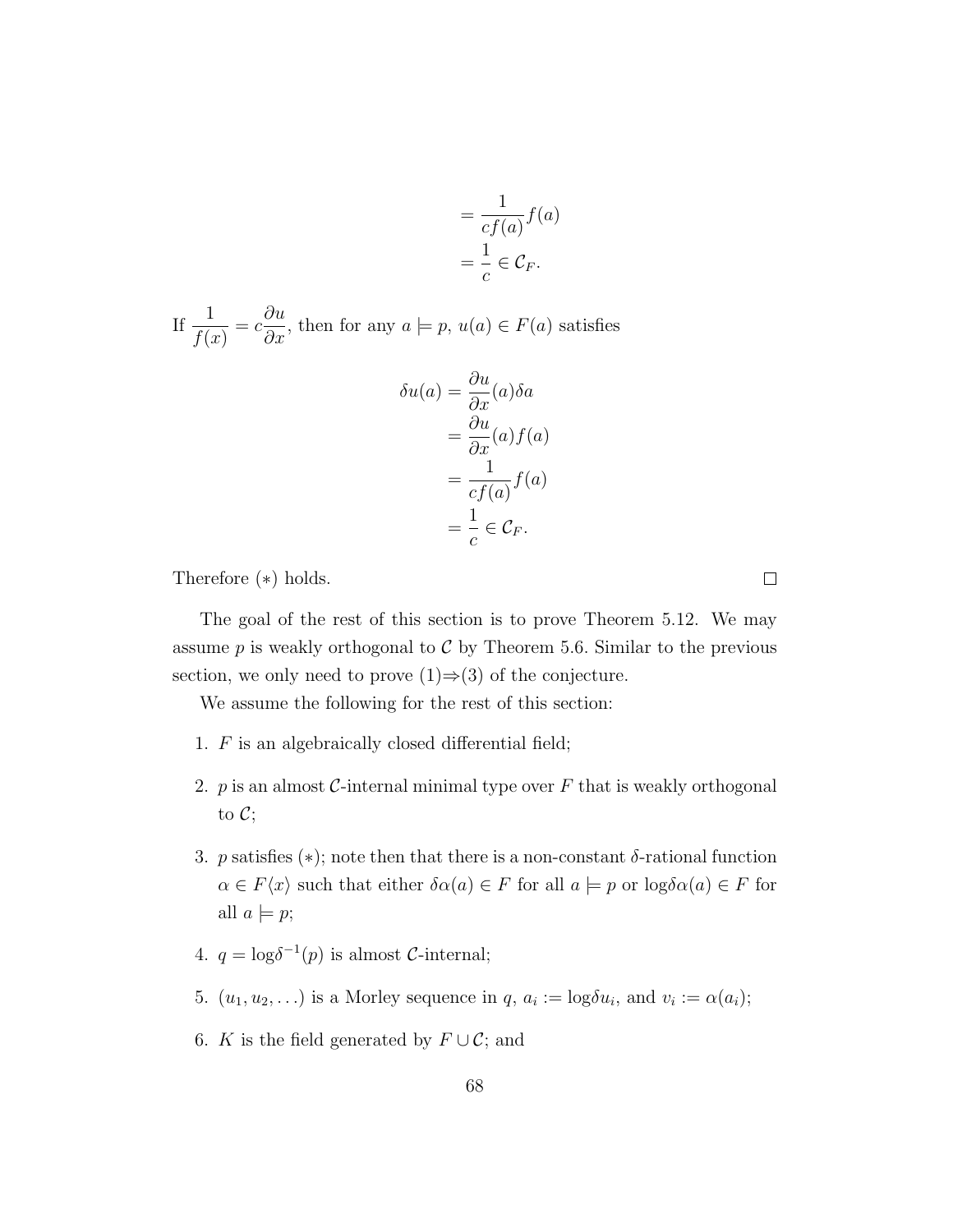$$
\begin{aligned}
&= \frac{1}{cf(a)} f(a) \\
&= \frac{1}{c} \in \mathcal{C}_F.
\end{aligned}
$$

If $\dfrac{1}{f(x)} = c\dfrac{\partial u}{\partial x}$, then for any $a \models p$, $u(a) \in F(a)$ satisfies

$$
\begin{aligned}
\delta u(a) &= \frac{\partial u}{\partial x}(a)\delta a \\
&= \frac{\partial u}{\partial x}(a) f(a) \\
&= \frac{1}{cf(a)} f(a) \\
&= \frac{1}{c} \in \mathcal{C}_F.
\end{aligned}
$$

Therefore $(*)$ holds. $\square$

The goal of the rest of this section is to prove Theorem 5.12. We may assume $p$ is weakly orthogonal to $\mathcal{C}$ by Theorem 5.6. Similar to the previous section, we only need to prove (1)$\Rightarrow$(3) of the conjecture.

We assume the following for the rest of this section:

1. $F$ is an algebraically closed differential field;
2. $p$ is an almost $\mathcal{C}$-internal minimal type over $F$ that is weakly orthogonal to $\mathcal{C}$;
3. $p$ satisfies $(*)$; note then that there is a non-constant $\delta$-rational function $\alpha \in F\langle x \rangle$ such that either $\delta\alpha(a) \in F$ for all $a \models p$ or $\log\delta\alpha(a) \in F$ for all $a \models p$;
4. $q = \log\delta^{-1}(p)$ is almost $\mathcal{C}$-internal;
5. $(u_1, u_2, \ldots)$ is a Morley sequence in $q$, $a_i := \log\delta u_i$, and $v_i := \alpha(a_i)$;
6. $K$ is the field generated by $F \cup \mathcal{C}$; and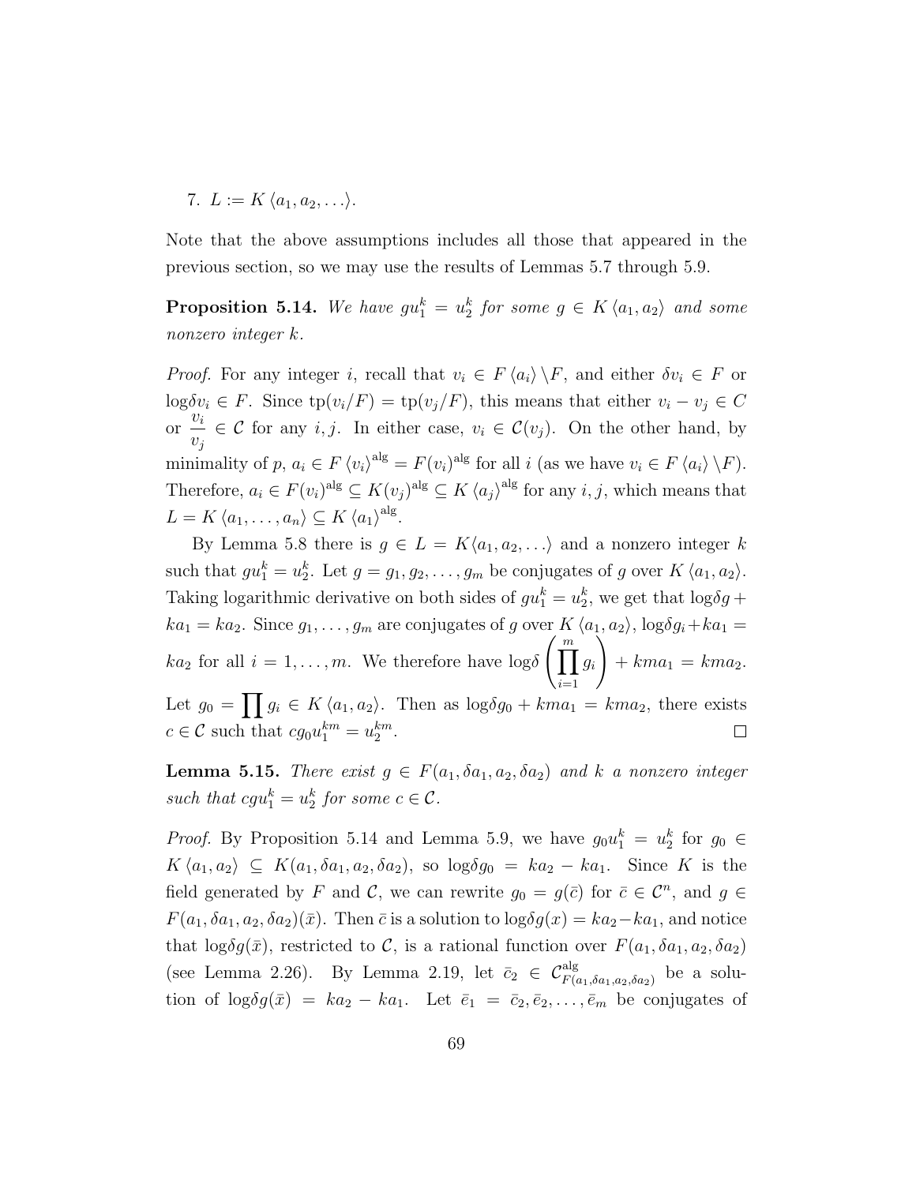7. $L := K\langle a_1, a_2, \ldots\rangle$.

Note that the above assumptions includes all those that appeared in the previous section, so we may use the results of Lemmas 5.7 through 5.9.

**Proposition 5.14.** *We have $gu_1^k = u_2^k$ for some $g \in K\langle a_1, a_2\rangle$ and some nonzero integer $k$.*

*Proof.* For any integer $i$, recall that $v_i \in F\langle a_i\rangle \setminus F$, and either $\delta v_i \in F$ or $\log\delta v_i \in F$. Since $\text{tp}(v_i/F) = \text{tp}(v_j/F)$, this means that either $v_i - v_j \in C$ or $\dfrac{v_i}{v_j} \in \mathcal{C}$ for any $i, j$. In either case, $v_i \in \mathcal{C}(v_j)$. On the other hand, by minimality of $p$, $a_i \in F\langle v_i\rangle^{\text{alg}} = F(v_i)^{\text{alg}}$ for all $i$ (as we have $v_i \in F\langle a_i\rangle \setminus F$). Therefore, $a_i \in F(v_i)^{\text{alg}} \subseteq K(v_j)^{\text{alg}} \subseteq K\langle a_j\rangle^{\text{alg}}$ for any $i, j$, which means that $L = K\langle a_1, \ldots, a_n\rangle \subseteq K\langle a_1\rangle^{\text{alg}}$.

By Lemma 5.8 there is $g \in L = K\langle a_1, a_2, \ldots\rangle$ and a nonzero integer $k$ such that $gu_1^k = u_2^k$. Let $g = g_1, g_2, \ldots, g_m$ be conjugates of $g$ over $K\langle a_1, a_2\rangle$. Taking logarithmic derivative on both sides of $gu_1^k = u_2^k$, we get that $\log\delta g + ka_1 = ka_2$. Since $g_1, \ldots, g_m$ are conjugates of $g$ over $K\langle a_1, a_2\rangle$, $\log\delta g_i + ka_1 = ka_2$ for all $i = 1, \ldots, m$. We therefore have $\log\delta\left(\prod_{i=1}^{m} g_i\right) + kma_1 = kma_2$. Let $g_0 = \prod g_i \in K\langle a_1, a_2\rangle$. Then as $\log\delta g_0 + kma_1 = kma_2$, there exists $c \in \mathcal{C}$ such that $cg_0u_1^{km} = u_2^{km}$. $\square$

**Lemma 5.15.** *There exist $g \in F(a_1, \delta a_1, a_2, \delta a_2)$ and $k$ a nonzero integer such that $cgu_1^k = u_2^k$ for some $c \in \mathcal{C}$.*

*Proof.* By Proposition 5.14 and Lemma 5.9, we have $g_0u_1^k = u_2^k$ for $g_0 \in K\langle a_1, a_2\rangle \subseteq K(a_1, \delta a_1, a_2, \delta a_2)$, so $\log\delta g_0 = ka_2 - ka_1$. Since $K$ is the field generated by $F$ and $\mathcal{C}$, we can rewrite $g_0 = g(\bar{c})$ for $\bar{c} \in \mathcal{C}^n$, and $g \in F(a_1, \delta a_1, a_2, \delta a_2)(\bar{x})$. Then $\bar{c}$ is a solution to $\log\delta g(x) = ka_2 - ka_1$, and notice that $\log\delta g(\bar{x})$, restricted to $\mathcal{C}$, is a rational function over $F(a_1, \delta a_1, a_2, \delta a_2)$ (see Lemma 2.26). By Lemma 2.19, let $\bar{c}_2 \in \mathcal{C}^{\text{alg}}_{F(a_1,\delta a_1,a_2,\delta a_2)}$ be a solution of $\log\delta g(\bar{x}) = ka_2 - ka_1$. Let $\bar{e}_1 = \bar{c}_2, \bar{e}_2, \ldots, \bar{e}_m$ be conjugates of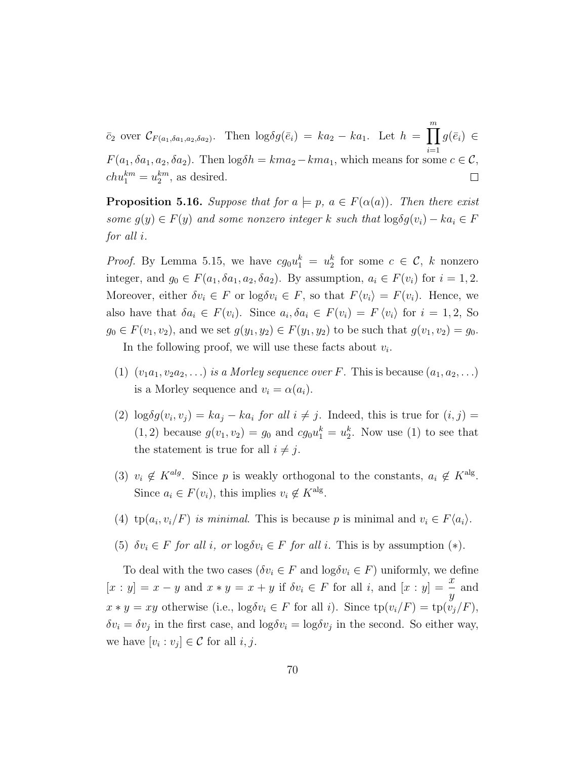$\bar{c}_2$ over $\mathcal{C}_{F(a_1,\delta a_1,a_2,\delta a_2)}$. Then $\log\delta g(\bar{e}_i) = ka_2 - ka_1$. Let $h = \prod_{i=1}^{m} g(\bar{e}_i) \in F(a_1, \delta a_1, a_2, \delta a_2)$. Then $\log\delta h = kma_2 - kma_1$, which means for some $c \in \mathcal{C}$, $chu_1^{km} = u_2^{km}$, as desired. ∎

**Proposition 5.16.** *Suppose that for $a \models p$, $a \in F(\alpha(a))$. Then there exist some $g(y) \in F(y)$ and some nonzero integer $k$ such that $\log\delta g(v_i) - ka_i \in F$ for all $i$.*

*Proof.* By Lemma 5.15, we have $cg_0u_1^k = u_2^k$ for some $c \in \mathcal{C}$, $k$ nonzero integer, and $g_0 \in F(a_1, \delta a_1, a_2, \delta a_2)$. By assumption, $a_i \in F(v_i)$ for $i = 1, 2$. Moreover, either $\delta v_i \in F$ or $\log\delta v_i \in F$, so that $F\langle v_i\rangle = F(v_i)$. Hence, we also have that $\delta a_i \in F(v_i)$. Since $a_i, \delta a_i \in F(v_i) = F\langle v_i\rangle$ for $i = 1, 2$, So $g_0 \in F(v_1, v_2)$, and we set $g(y_1, y_2) \in F(y_1, y_2)$ to be such that $g(v_1, v_2) = g_0$.

In the following proof, we will use these facts about $v_i$.

1. *$(v_1a_1, v_2a_2, \ldots)$ is a Morley sequence over $F$.* This is because $(a_1, a_2, \ldots)$ is a Morley sequence and $v_i = \alpha(a_i)$.
2. *$\log\delta g(v_i, v_j) = ka_j - ka_i$ for all $i \neq j$.* Indeed, this is true for $(i, j) = (1, 2)$ because $g(v_1, v_2) = g_0$ and $cg_0u_1^k = u_2^k$. Now use (1) to see that the statement is true for all $i \neq j$.
3. *$v_i \notin K^{alg}$.* Since $p$ is weakly orthogonal to the constants, $a_i \notin K^{\text{alg}}$. Since $a_i \in F(v_i)$, this implies $v_i \notin K^{\text{alg}}$.
4. *$\text{tp}(a_i, v_i/F)$ is minimal.* This is because $p$ is minimal and $v_i \in F\langle a_i\rangle$.
5. *$\delta v_i \in F$ for all $i$, or $\log\delta v_i \in F$ for all $i$.* This is by assumption $(*)$.

To deal with the two cases ($\delta v_i \in F$ and $\log\delta v_i \in F$) uniformly, we define $[x : y] = x - y$ and $x * y = x + y$ if $\delta v_i \in F$ for all $i$, and $[x : y] = \frac{x}{y}$ and $x * y = xy$ otherwise (i.e., $\log\delta v_i \in F$ for all $i$). Since $\text{tp}(v_i/F) = \text{tp}(v_j/F)$, $\delta v_i = \delta v_j$ in the first case, and $\log\delta v_i = \log\delta v_j$ in the second. So either way, we have $[v_i : v_j] \in \mathcal{C}$ for all $i, j$.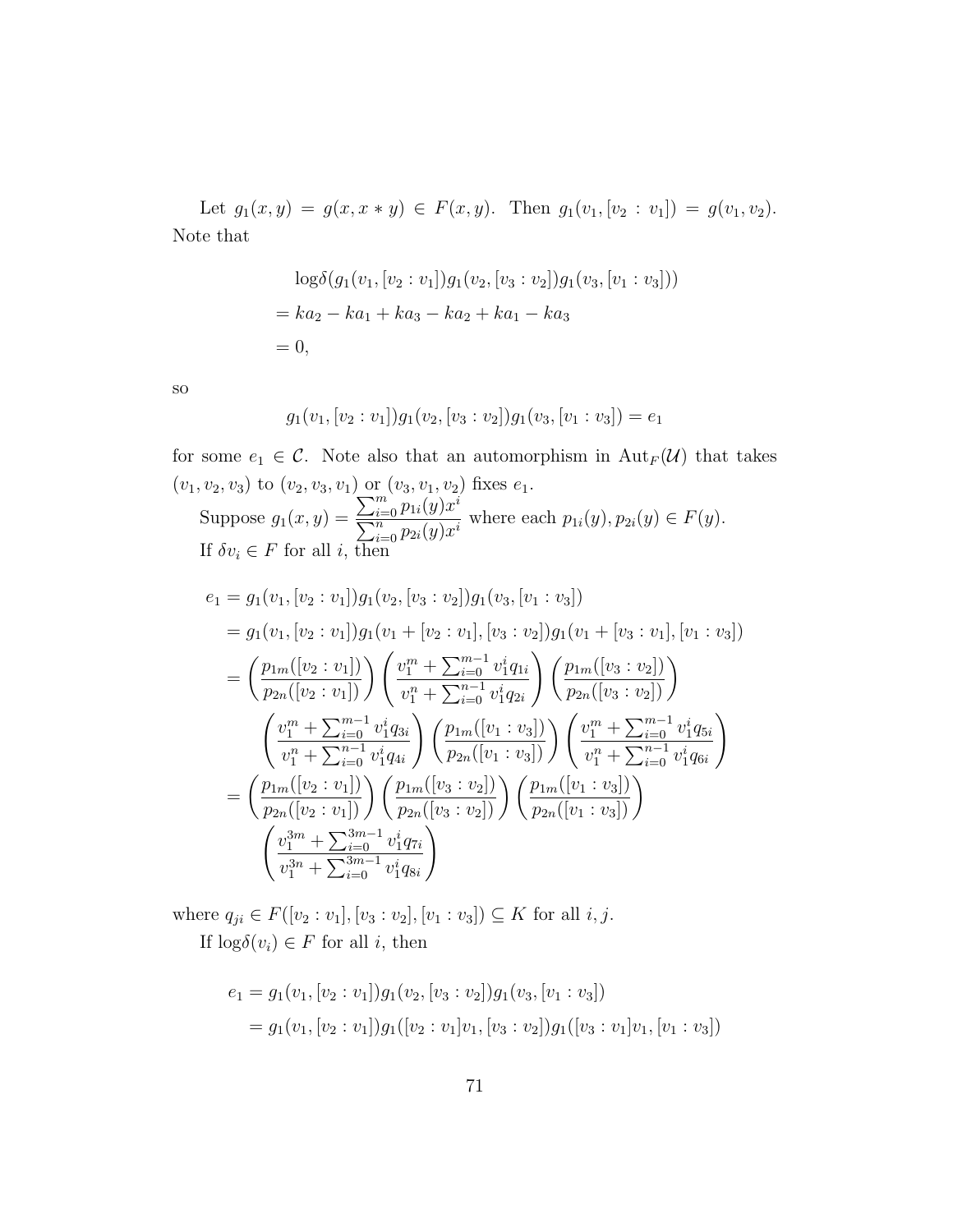Let $g_1(x, y) = g(x, x * y) \in F(x, y)$. Then $g_1(v_1, [v_2 : v_1]) = g(v_1, v_2)$. Note that

$$
\begin{aligned}
&\log\delta(g_1(v_1, [v_2 : v_1])g_1(v_2, [v_3 : v_2])g_1(v_3, [v_1 : v_3])) \\
&= ka_2 - ka_1 + ka_3 - ka_2 + ka_1 - ka_3 \\
&= 0,
\end{aligned}
$$

so

$$
g_1(v_1, [v_2 : v_1])g_1(v_2, [v_3 : v_2])g_1(v_3, [v_1 : v_3]) = e_1
$$

for some $e_1 \in \mathcal{C}$. Note also that an automorphism in $\mathrm{Aut}_F(\mathcal{U})$ that takes $(v_1, v_2, v_3)$ to $(v_2, v_3, v_1)$ or $(v_3, v_1, v_2)$ fixes $e_1$.

Suppose $g_1(x, y) = \dfrac{\sum_{i=0}^{m} p_{1i}(y)x^i}{\sum_{i=0}^{n} p_{2i}(y)x^i}$ where each $p_{1i}(y), p_{2i}(y) \in F(y)$.

If $\delta v_i \in F$ for all $i$, then

$$
\begin{aligned}
e_1 &= g_1(v_1, [v_2 : v_1])g_1(v_2, [v_3 : v_2])g_1(v_3, [v_1 : v_3]) \\
&= g_1(v_1, [v_2 : v_1])g_1(v_1 + [v_2 : v_1], [v_3 : v_2])g_1(v_1 + [v_3 : v_1], [v_1 : v_3]) \\
&= \left(\frac{p_{1m}([v_2 : v_1])}{p_{2n}([v_2 : v_1])}\right)\left(\frac{v_1^m + \sum_{i=0}^{m-1} v_1^i q_{1i}}{v_1^n + \sum_{i=0}^{n-1} v_1^i q_{2i}}\right)\left(\frac{p_{1m}([v_3 : v_2])}{p_{2n}([v_3 : v_2])}\right) \\
&\quad \left(\frac{v_1^m + \sum_{i=0}^{m-1} v_1^i q_{3i}}{v_1^n + \sum_{i=0}^{n-1} v_1^i q_{4i}}\right)\left(\frac{p_{1m}([v_1 : v_3])}{p_{2n}([v_1 : v_3])}\right)\left(\frac{v_1^m + \sum_{i=0}^{m-1} v_1^i q_{5i}}{v_1^n + \sum_{i=0}^{n-1} v_1^i q_{6i}}\right) \\
&= \left(\frac{p_{1m}([v_2 : v_1])}{p_{2n}([v_2 : v_1])}\right)\left(\frac{p_{1m}([v_3 : v_2])}{p_{2n}([v_3 : v_2])}\right)\left(\frac{p_{1m}([v_1 : v_3])}{p_{2n}([v_1 : v_3])}\right) \\
&\quad \left(\frac{v_1^{3m} + \sum_{i=0}^{3m-1} v_1^i q_{7i}}{v_1^{3n} + \sum_{i=0}^{3m-1} v_1^i q_{8i}}\right)
\end{aligned}
$$

where $q_{ji} \in F([v_2 : v_1], [v_3 : v_2], [v_1 : v_3]) \subseteq K$ for all $i, j$.

If $\log\delta(v_i) \in F$ for all $i$, then

$$
\begin{aligned}
e_1 &= g_1(v_1, [v_2 : v_1])g_1(v_2, [v_3 : v_2])g_1(v_3, [v_1 : v_3]) \\
&= g_1(v_1, [v_2 : v_1])g_1([v_2 : v_1]v_1, [v_3 : v_2])g_1([v_3 : v_1]v_1, [v_1 : v_3])
\end{aligned}
$$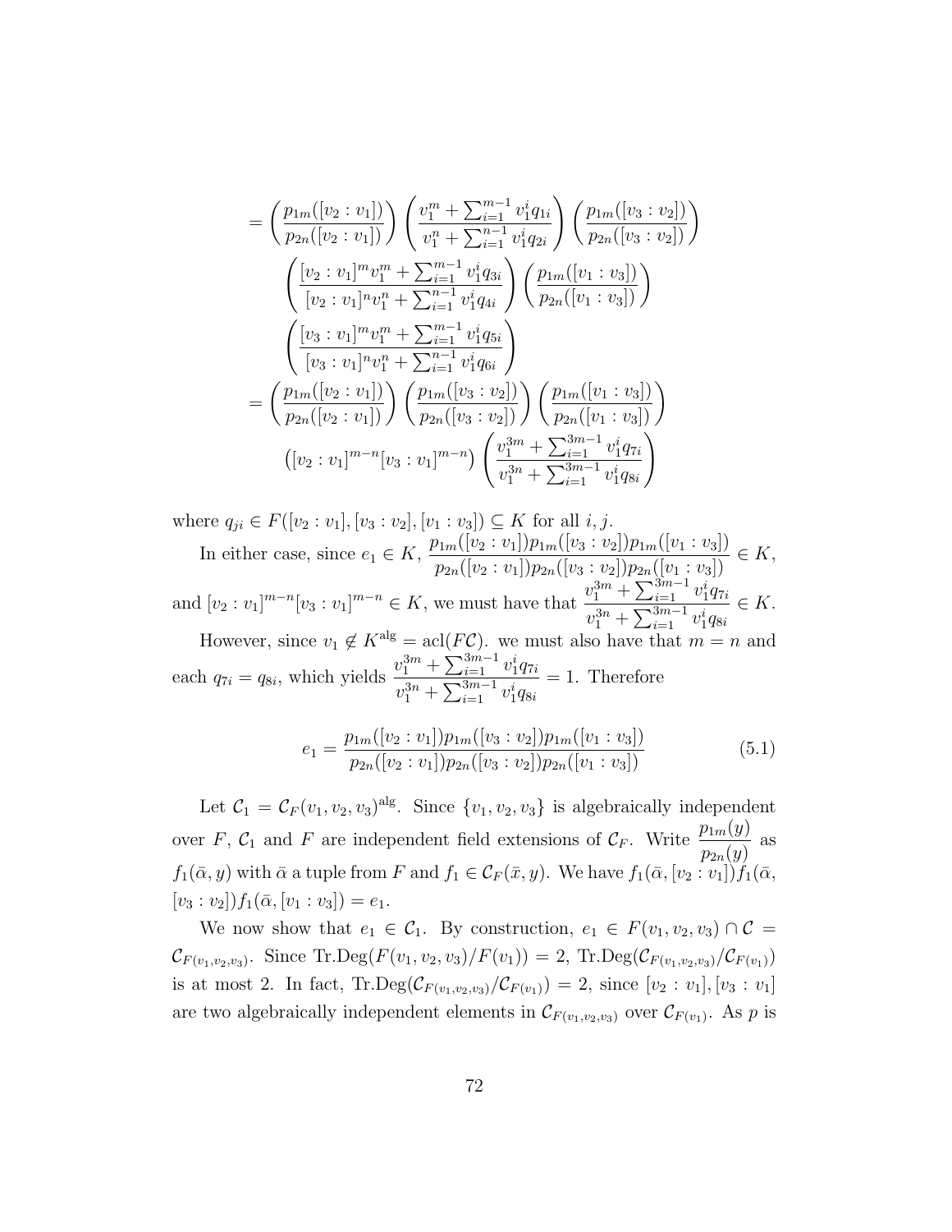$$
\begin{aligned}
&= \left(\frac{p_{1m}([v_2:v_1])}{p_{2n}([v_2:v_1])}\right)\left(\frac{v_1^m+\sum_{i=1}^{m-1}v_1^i q_{1i}}{v_1^n+\sum_{i=1}^{n-1}v_1^i q_{2i}}\right)\left(\frac{p_{1m}([v_3:v_2])}{p_{2n}([v_3:v_2])}\right) \\
&\quad \left(\frac{[v_2:v_1]^m v_1^m+\sum_{i=1}^{m-1}v_1^i q_{3i}}{[v_2:v_1]^n v_1^n+\sum_{i=1}^{n-1}v_1^i q_{4i}}\right)\left(\frac{p_{1m}([v_1:v_3])}{p_{2n}([v_1:v_3])}\right) \\
&\quad \left(\frac{[v_3:v_1]^m v_1^m+\sum_{i=1}^{m-1}v_1^i q_{5i}}{[v_3:v_1]^n v_1^n+\sum_{i=1}^{n-1}v_1^i q_{6i}}\right) \\
&= \left(\frac{p_{1m}([v_2:v_1])}{p_{2n}([v_2:v_1])}\right)\left(\frac{p_{1m}([v_3:v_2])}{p_{2n}([v_3:v_2])}\right)\left(\frac{p_{1m}([v_1:v_3])}{p_{2n}([v_1:v_3])}\right) \\
&\quad \left([v_2:v_1]^{m-n}[v_3:v_1]^{m-n}\right)\left(\frac{v_1^{3m}+\sum_{i=1}^{3m-1}v_1^i q_{7i}}{v_1^{3n}+\sum_{i=1}^{3m-1}v_1^i q_{8i}}\right)
\end{aligned}
$$

where $q_{ji} \in F([v_2:v_1],[v_3:v_2],[v_1:v_3]) \subseteq K$ for all $i, j$.

In either case, since $e_1 \in K$, $\dfrac{p_{1m}([v_2:v_1])p_{1m}([v_3:v_2])p_{1m}([v_1:v_3])}{p_{2n}([v_2:v_1])p_{2n}([v_3:v_2])p_{2n}([v_1:v_3])} \in K$, and $[v_2:v_1]^{m-n}[v_3:v_1]^{m-n} \in K$, we must have that $\dfrac{v_1^{3m}+\sum_{i=1}^{3m-1}v_1^i q_{7i}}{v_1^{3n}+\sum_{i=1}^{3m-1}v_1^i q_{8i}} \in K$.

However, since $v_1 \notin K^{\text{alg}} = \text{acl}(F\mathcal{C})$. we must also have that $m = n$ and each $q_{7i} = q_{8i}$, which yields $\dfrac{v_1^{3m}+\sum_{i=1}^{3m-1}v_1^i q_{7i}}{v_1^{3n}+\sum_{i=1}^{3m-1}v_1^i q_{8i}} = 1$. Therefore

$$
e_1 = \frac{p_{1m}([v_2:v_1])p_{1m}([v_3:v_2])p_{1m}([v_1:v_3])}{p_{2n}([v_2:v_1])p_{2n}([v_3:v_2])p_{2n}([v_1:v_3])} \tag{5.1}
$$

Let $\mathcal{C}_1 = \mathcal{C}_F(v_1,v_2,v_3)^{\text{alg}}$. Since $\{v_1,v_2,v_3\}$ is algebraically independent over $F$, $\mathcal{C}_1$ and $F$ are independent field extensions of $\mathcal{C}_F$. Write $\dfrac{p_{1m}(y)}{p_{2n}(y)}$ as $f_1(\bar{\alpha}, y)$ with $\bar{\alpha}$ a tuple from $F$ and $f_1 \in \mathcal{C}_F(\bar{x}, y)$. We have $f_1(\bar{\alpha},[v_2:v_1])f_1(\bar{\alpha},[v_3:v_2])f_1(\bar{\alpha},[v_1:v_3]) = e_1$.

We now show that $e_1 \in \mathcal{C}_1$. By construction, $e_1 \in F(v_1,v_2,v_3) \cap \mathcal{C} = \mathcal{C}_{F(v_1,v_2,v_3)}$. Since $\text{Tr.Deg}(F(v_1,v_2,v_3)/F(v_1)) = 2$, $\text{Tr.Deg}(\mathcal{C}_{F(v_1,v_2,v_3)}/\mathcal{C}_{F(v_1)})$ is at most 2. In fact, $\text{Tr.Deg}(\mathcal{C}_{F(v_1,v_2,v_3)}/\mathcal{C}_{F(v_1)}) = 2$, since $[v_2:v_1],[v_3:v_1]$ are two algebraically independent elements in $\mathcal{C}_{F(v_1,v_2,v_3)}$ over $\mathcal{C}_{F(v_1)}$. As $p$ is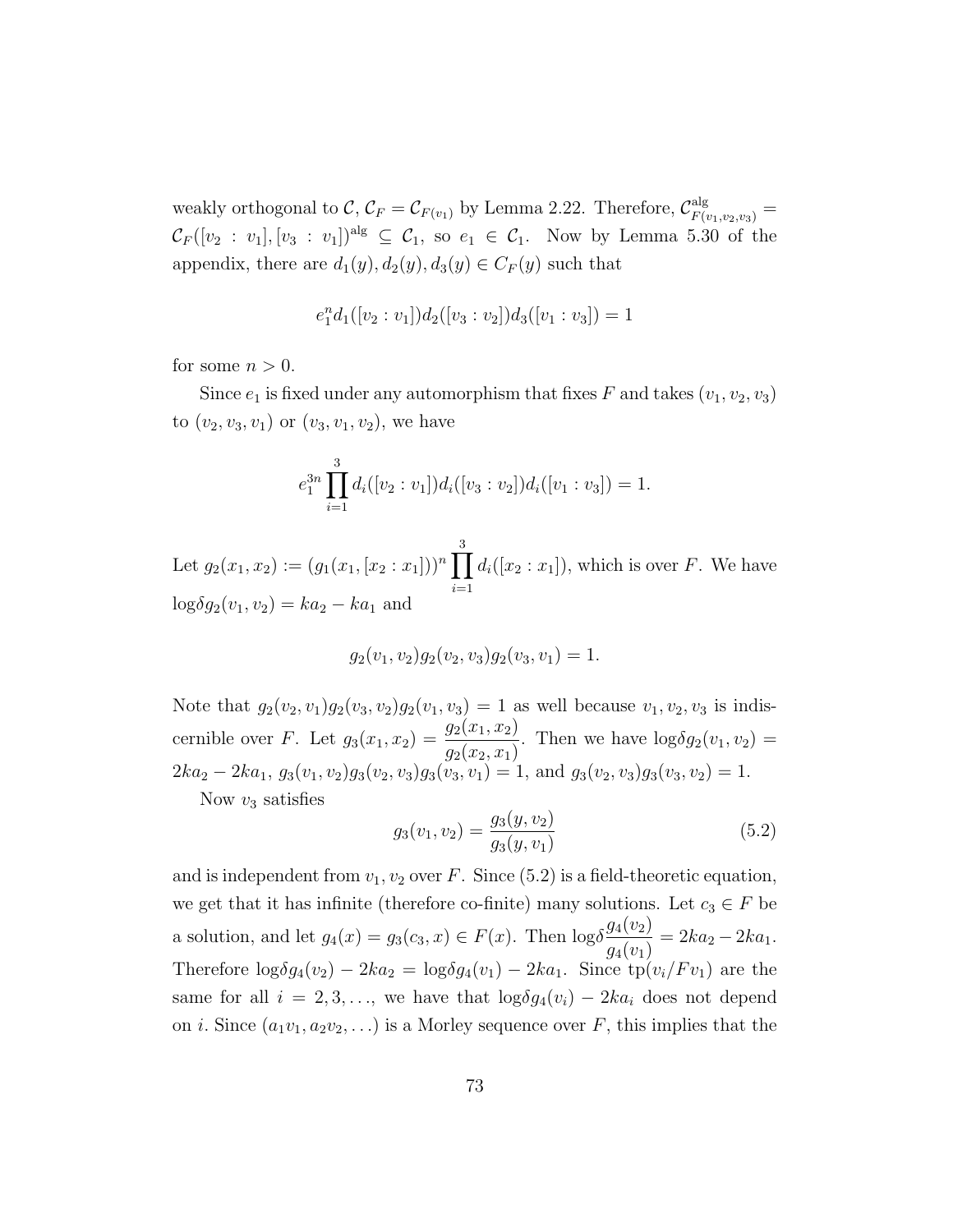weakly orthogonal to $\mathcal{C}$, $\mathcal{C}_F = \mathcal{C}_{F(v_1)}$ by Lemma 2.22. Therefore, $\mathcal{C}^{\text{alg}}_{F(v_1,v_2,v_3)} = \mathcal{C}_F([v_2 : v_1], [v_3 : v_1])^{\text{alg}} \subseteq \mathcal{C}_1$, so $e_1 \in \mathcal{C}_1$. Now by Lemma 5.30 of the appendix, there are $d_1(y), d_2(y), d_3(y) \in C_F(y)$ such that

$$e_1^n d_1([v_2 : v_1]) d_2([v_3 : v_2]) d_3([v_1 : v_3]) = 1$$

for some $n > 0$.

Since $e_1$ is fixed under any automorphism that fixes $F$ and takes $(v_1, v_2, v_3)$ to $(v_2, v_3, v_1)$ or $(v_3, v_1, v_2)$, we have

$$e_1^{3n} \prod_{i=1}^{3} d_i([v_2 : v_1]) d_i([v_3 : v_2]) d_i([v_1 : v_3]) = 1.$$

Let $g_2(x_1, x_2) := (g_1(x_1, [x_2 : x_1]))^n \prod_{i=1}^{3} d_i([x_2 : x_1])$, which is over $F$. We have $\log\delta g_2(v_1, v_2) = ka_2 - ka_1$ and

$$g_2(v_1, v_2) g_2(v_2, v_3) g_2(v_3, v_1) = 1.$$

Note that $g_2(v_2, v_1) g_2(v_3, v_2) g_2(v_1, v_3) = 1$ as well because $v_1, v_2, v_3$ is indiscernible over $F$. Let $g_3(x_1, x_2) = \dfrac{g_2(x_1, x_2)}{g_2(x_2, x_1)}$. Then we have $\log\delta g_2(v_1, v_2) = 2ka_2 - 2ka_1$, $g_3(v_1, v_2) g_3(v_2, v_3) g_3(v_3, v_1) = 1$, and $g_3(v_2, v_3) g_3(v_3, v_2) = 1$.

Now $v_3$ satisfies

$$g_3(v_1, v_2) = \frac{g_3(y, v_2)}{g_3(y, v_1)} \tag{5.2}$$

and is independent from $v_1, v_2$ over $F$. Since (5.2) is a field-theoretic equation, we get that it has infinite (therefore co-finite) many solutions. Let $c_3 \in F$ be a solution, and let $g_4(x) = g_3(c_3, x) \in F(x)$. Then $\log\delta \dfrac{g_4(v_2)}{g_4(v_1)} = 2ka_2 - 2ka_1$. Therefore $\log\delta g_4(v_2) - 2ka_2 = \log\delta g_4(v_1) - 2ka_1$. Since $\text{tp}(v_i/Fv_1)$ are the same for all $i = 2, 3, \ldots$, we have that $\log\delta g_4(v_i) - 2ka_i$ does not depend on $i$. Since $(a_1v_1, a_2v_2, \ldots)$ is a Morley sequence over $F$, this implies that the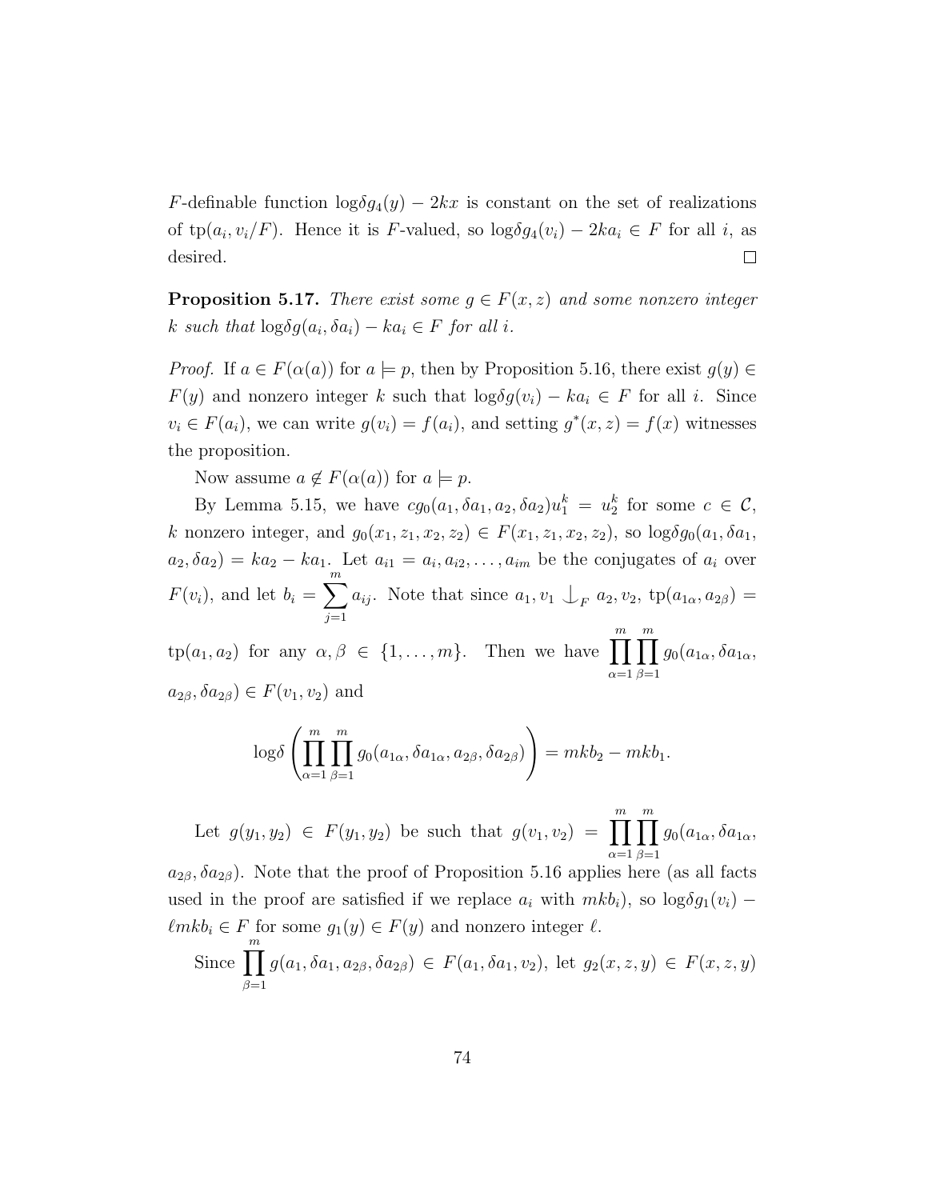$F$-definable function $\log\delta g_4(y) - 2kx$ is constant on the set of realizations of $\mathrm{tp}(a_i, v_i/F)$. Hence it is $F$-valued, so $\log\delta g_4(v_i) - 2ka_i \in F$ for all $i$, as desired. ∎

**Proposition 5.17.** *There exist some $g \in F(x, z)$ and some nonzero integer $k$ such that $\log\delta g(a_i, \delta a_i) - ka_i \in F$ for all $i$.*

*Proof.* If $a \in F(\alpha(a))$ for $a \models p$, then by Proposition 5.16, there exist $g(y) \in F(y)$ and nonzero integer $k$ such that $\log\delta g(v_i) - ka_i \in F$ for all $i$. Since $v_i \in F(a_i)$, we can write $g(v_i) = f(a_i)$, and setting $g^*(x, z) = f(x)$ witnesses the proposition.

Now assume $a \notin F(\alpha(a))$ for $a \models p$.

By Lemma 5.15, we have $cg_0(a_1, \delta a_1, a_2, \delta a_2)u_1^k = u_2^k$ for some $c \in \mathcal{C}$, $k$ nonzero integer, and $g_0(x_1, z_1, x_2, z_2) \in F(x_1, z_1, x_2, z_2)$, so $\log\delta g_0(a_1, \delta a_1, a_2, \delta a_2) = ka_2 - ka_1$. Let $a_{i1} = a_i, a_{i2}, \ldots, a_{im}$ be the conjugates of $a_i$ over $F(v_i)$, and let $b_i = \sum_{j=1}^{m} a_{ij}$. Note that since $a_1, v_1 \mathop{\smile\!\!\!\!\!\!|}_F a_2, v_2$, $\mathrm{tp}(a_{1\alpha}, a_{2\beta}) = \mathrm{tp}(a_1, a_2)$ for any $\alpha, \beta \in \{1, \ldots, m\}$. Then we have $\prod_{\alpha=1}^{m}\prod_{\beta=1}^{m} g_0(a_{1\alpha}, \delta a_{1\alpha}, a_{2\beta}, \delta a_{2\beta}) \in F(v_1, v_2)$ and

$$\log\delta\left(\prod_{\alpha=1}^{m}\prod_{\beta=1}^{m} g_0(a_{1\alpha}, \delta a_{1\alpha}, a_{2\beta}, \delta a_{2\beta})\right) = mkb_2 - mkb_1.$$

Let $g(y_1, y_2) \in F(y_1, y_2)$ be such that $g(v_1, v_2) = \prod_{\alpha=1}^{m}\prod_{\beta=1}^{m} g_0(a_{1\alpha}, \delta a_{1\alpha}, a_{2\beta}, \delta a_{2\beta})$. Note that the proof of Proposition 5.16 applies here (as all facts used in the proof are satisfied if we replace $a_i$ with $mkb_i$), so $\log\delta g_1(v_i) - \ell mkb_i \in F$ for some $g_1(y) \in F(y)$ and nonzero integer $\ell$.

Since $\prod_{\beta=1}^{m} g(a_1, \delta a_1, a_{2\beta}, \delta a_{2\beta}) \in F(a_1, \delta a_1, v_2)$, let $g_2(x, z, y) \in F(x, z, y)$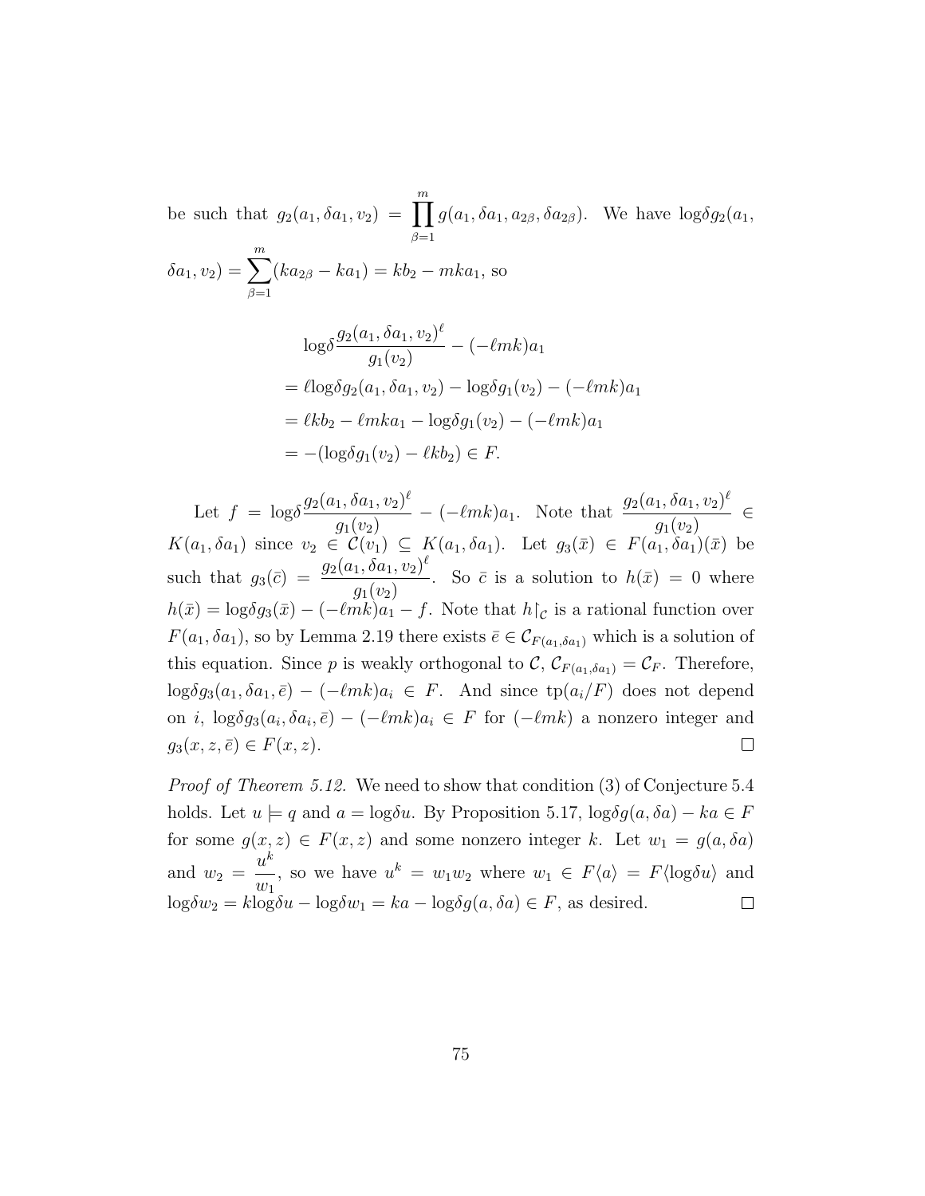be such that $g_2(a_1, \delta a_1, v_2) = \prod_{\beta=1}^{m} g(a_1, \delta a_1, a_{2\beta}, \delta a_{2\beta})$. We have $\text{log}\delta g_2(a_1, \delta a_1, v_2) = \sum_{\beta=1}^{m}(ka_{2\beta} - ka_1) = kb_2 - mka_1$, so

$$
\begin{aligned}
&\text{log}\delta \frac{g_2(a_1, \delta a_1, v_2)^\ell}{g_1(v_2)} - (-\ell mk)a_1 \\
&= \ell \text{log}\delta g_2(a_1, \delta a_1, v_2) - \text{log}\delta g_1(v_2) - (-\ell mk)a_1 \\
&= \ell kb_2 - \ell mka_1 - \text{log}\delta g_1(v_2) - (-\ell mk)a_1 \\
&= -(\text{log}\delta g_1(v_2) - \ell kb_2) \in F.
\end{aligned}
$$

Let $f = \text{log}\delta \frac{g_2(a_1, \delta a_1, v_2)^\ell}{g_1(v_2)} - (-\ell mk)a_1$. Note that $\frac{g_2(a_1, \delta a_1, v_2)^\ell}{g_1(v_2)} \in K(a_1, \delta a_1)$ since $v_2 \in \mathcal{C}(v_1) \subseteq K(a_1, \delta a_1)$. Let $g_3(\bar{x}) \in F(a_1, \delta a_1)(\bar{x})$ be such that $g_3(\bar{c}) = \frac{g_2(a_1, \delta a_1, v_2)^\ell}{g_1(v_2)}$. So $\bar{c}$ is a solution to $h(\bar{x}) = 0$ where $h(\bar{x}) = \text{log}\delta g_3(\bar{x}) - (-\ell mk)a_1 - f$. Note that $h\restriction_{\mathcal{C}}$ is a rational function over $F(a_1, \delta a_1)$, so by Lemma 2.19 there exists $\bar{e} \in \mathcal{C}_{F(a_1, \delta a_1)}$ which is a solution of this equation. Since $p$ is weakly orthogonal to $\mathcal{C}$, $\mathcal{C}_{F(a_1, \delta a_1)} = \mathcal{C}_F$. Therefore, $\text{log}\delta g_3(a_1, \delta a_1, \bar{e}) - (-\ell mk)a_i \in F$. And since $\text{tp}(a_i/F)$ does not depend on $i$, $\text{log}\delta g_3(a_i, \delta a_i, \bar{e}) - (-\ell mk)a_i \in F$ for $(-\ell mk)$ a nonzero integer and $g_3(x, z, \bar{e}) \in F(x, z)$. $\square$

*Proof of Theorem 5.12.* We need to show that condition (3) of Conjecture 5.4 holds. Let $u \models q$ and $a = \text{log}\delta u$. By Proposition 5.17, $\text{log}\delta g(a, \delta a) - ka \in F$ for some $g(x, z) \in F(x, z)$ and some nonzero integer $k$. Let $w_1 = g(a, \delta a)$ and $w_2 = \frac{u^k}{w_1}$, so we have $u^k = w_1 w_2$ where $w_1 \in F\langle a \rangle = F\langle \text{log}\delta u \rangle$ and $\text{log}\delta w_2 = k\text{log}\delta u - \text{log}\delta w_1 = ka - \text{log}\delta g(a, \delta a) \in F$, as desired. $\square$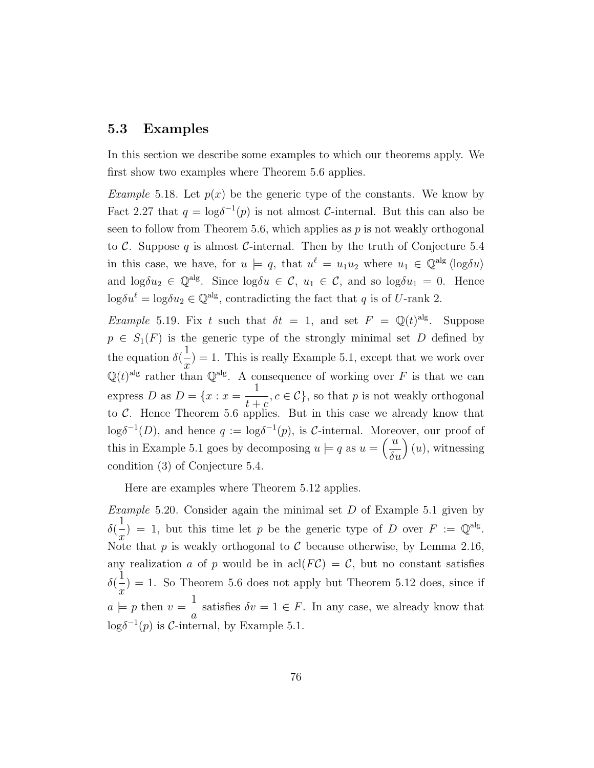### 5.3 Examples

In this section we describe some examples to which our theorems apply. We first show two examples where Theorem 5.6 applies.

*Example* 5.18. Let $p(x)$ be the generic type of the constants. We know by Fact 2.27 that $q = \log\delta^{-1}(p)$ is not almost $\mathcal{C}$-internal. But this can also be seen to follow from Theorem 5.6, which applies as $p$ is not weakly orthogonal to $\mathcal{C}$. Suppose $q$ is almost $\mathcal{C}$-internal. Then by the truth of Conjecture 5.4 in this case, we have, for $u \models q$, that $u^\ell = u_1 u_2$ where $u_1 \in \mathbb{Q}^{\mathrm{alg}}\langle \log\delta u\rangle$ and $\log\delta u_2 \in \mathbb{Q}^{\mathrm{alg}}$. Since $\log\delta u \in \mathcal{C}$, $u_1 \in \mathcal{C}$, and so $\log\delta u_1 = 0$. Hence $\log\delta u^\ell = \log\delta u_2 \in \mathbb{Q}^{\mathrm{alg}}$, contradicting the fact that $q$ is of $U$-rank 2.

*Example* 5.19. Fix $t$ such that $\delta t = 1$, and set $F = \mathbb{Q}(t)^{\mathrm{alg}}$. Suppose $p \in S_1(F)$ is the generic type of the strongly minimal set $D$ defined by the equation $\delta(\frac{1}{x}) = 1$. This is really Example 5.1, except that we work over $\mathbb{Q}(t)^{\mathrm{alg}}$ rather than $\mathbb{Q}^{\mathrm{alg}}$. A consequence of working over $F$ is that we can express $D$ as $D = \{x : x = \frac{1}{t+c}, c \in \mathcal{C}\}$, so that $p$ is not weakly orthogonal to $\mathcal{C}$. Hence Theorem 5.6 applies. But in this case we already know that $\log\delta^{-1}(D)$, and hence $q := \log\delta^{-1}(p)$, is $\mathcal{C}$-internal. Moreover, our proof of this in Example 5.1 goes by decomposing $u \models q$ as $u = \left(\frac{u}{\delta u}\right)(u)$, witnessing condition (3) of Conjecture 5.4.

Here are examples where Theorem 5.12 applies.

*Example* 5.20. Consider again the minimal set $D$ of Example 5.1 given by $\delta(\frac{1}{x}) = 1$, but this time let $p$ be the generic type of $D$ over $F := \mathbb{Q}^{\mathrm{alg}}$. Note that $p$ is weakly orthogonal to $\mathcal{C}$ because otherwise, by Lemma 2.16, any realization $a$ of $p$ would be in $\mathrm{acl}(F\mathcal{C}) = \mathcal{C}$, but no constant satisfies $\delta(\frac{1}{x}) = 1$. So Theorem 5.6 does not apply but Theorem 5.12 does, since if $a \models p$ then $v = \frac{1}{a}$ satisfies $\delta v = 1 \in F$. In any case, we already know that $\log\delta^{-1}(p)$ is $\mathcal{C}$-internal, by Example 5.1.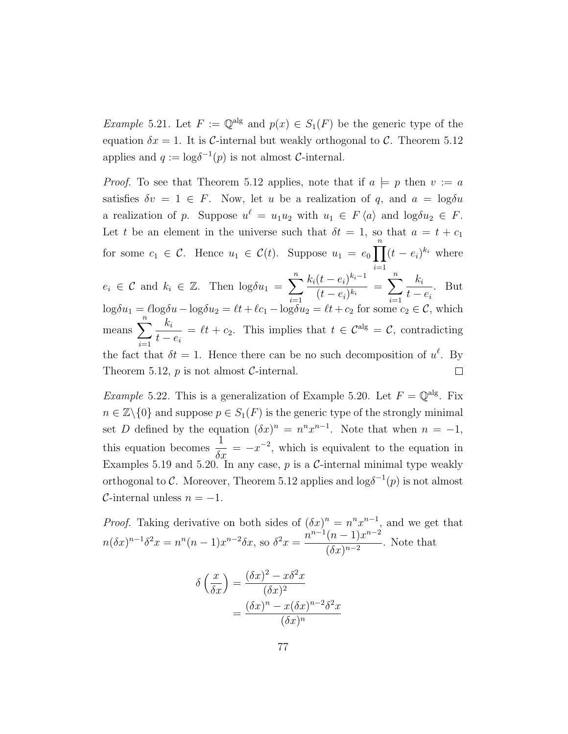*Example* 5.21. Let $F := \mathbb{Q}^{\text{alg}}$ and $p(x) \in S_1(F)$ be the generic type of the equation $\delta x = 1$. It is $\mathcal{C}$-internal but weakly orthogonal to $\mathcal{C}$. Theorem 5.12 applies and $q := \log\delta^{-1}(p)$ is not almost $\mathcal{C}$-internal.

*Proof.* To see that Theorem 5.12 applies, note that if $a \models p$ then $v := a$ satisfies $\delta v = 1 \in F$. Now, let $u$ be a realization of $q$, and $a = \log\delta u$ a realization of $p$. Suppose $u^\ell = u_1 u_2$ with $u_1 \in F\langle a \rangle$ and $\log\delta u_2 \in F$. Let $t$ be an element in the universe such that $\delta t = 1$, so that $a = t + c_1$ for some $c_1 \in \mathcal{C}$. Hence $u_1 \in \mathcal{C}(t)$. Suppose $u_1 = e_0 \prod_{i=1}^{n} (t - e_i)^{k_i}$ where $e_i \in \mathcal{C}$ and $k_i \in \mathbb{Z}$. Then $\log\delta u_1 = \sum_{i=1}^{n} \frac{k_i (t-e_i)^{k_i - 1}}{(t-e_i)^{k_i}} = \sum_{i=1}^{n} \frac{k_i}{t - e_i}$. But $\log\delta u_1 = \ell \log\delta u - \log\delta u_2 = \ell t + \ell c_1 - \log\delta u_2 = \ell t + c_2$ for some $c_2 \in \mathcal{C}$, which means $\sum_{i=1}^{n} \frac{k_i}{t-e_i} = \ell t + c_2$. This implies that $t \in \mathcal{C}^{\text{alg}} = \mathcal{C}$, contradicting the fact that $\delta t = 1$. Hence there can be no such decomposition of $u^\ell$. By Theorem 5.12, $p$ is not almost $\mathcal{C}$-internal. □

*Example* 5.22. This is a generalization of Example 5.20. Let $F = \mathbb{Q}^{\text{alg}}$. Fix $n \in \mathbb{Z} \backslash \{0\}$ and suppose $p \in S_1(F)$ is the generic type of the strongly minimal set $D$ defined by the equation $(\delta x)^n = n^n x^{n-1}$. Note that when $n = -1$, this equation becomes $\frac{1}{\delta x} = -x^{-2}$, which is equivalent to the equation in Examples 5.19 and 5.20. In any case, $p$ is a $\mathcal{C}$-internal minimal type weakly orthogonal to $\mathcal{C}$. Moreover, Theorem 5.12 applies and $\log\delta^{-1}(p)$ is not almost $\mathcal{C}$-internal unless $n = -1$.

*Proof.* Taking derivative on both sides of $(\delta x)^n = n^n x^{n-1}$, and we get that $n(\delta x)^{n-1} \delta^2 x = n^n (n-1) x^{n-2} \delta x$, so $\delta^2 x = \frac{n^{n-1}(n-1)x^{n-2}}{(\delta x)^{n-2}}$. Note that

$$
\begin{aligned}
\delta\left(\frac{x}{\delta x}\right) &= \frac{(\delta x)^2 - x\delta^2 x}{(\delta x)^2} \\
&= \frac{(\delta x)^n - x(\delta x)^{n-2}\delta^2 x}{(\delta x)^n}
\end{aligned}
$$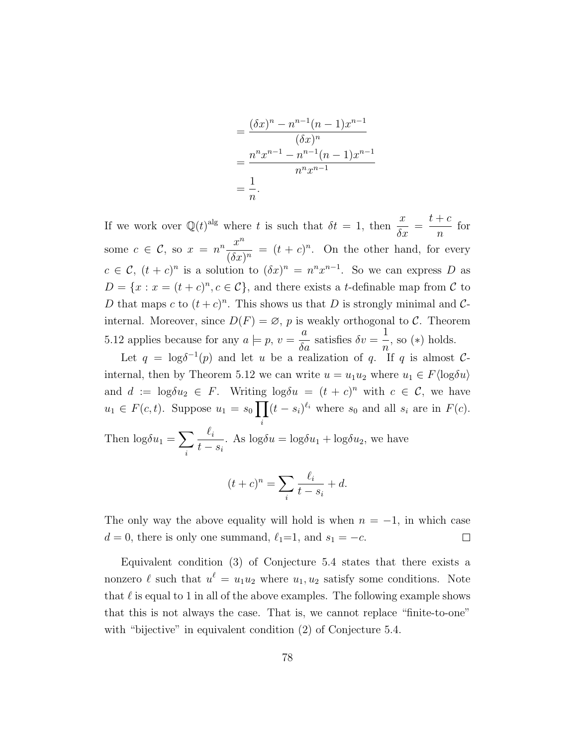$$= \frac{(\delta x)^n - n^{n-1}(n-1)x^{n-1}}{(\delta x)^n}$$
$$= \frac{n^n x^{n-1} - n^{n-1}(n-1)x^{n-1}}{n^n x^{n-1}}$$
$$= \frac{1}{n}.$$

If we work over $\mathbb{Q}(t)^{\mathrm{alg}}$ where $t$ is such that $\delta t = 1$, then $\dfrac{x}{\delta x} = \dfrac{t+c}{n}$ for some $c \in \mathcal{C}$, so $x = n^n \dfrac{x^n}{(\delta x)^n} = (t+c)^n$. On the other hand, for every $c \in \mathcal{C}$, $(t+c)^n$ is a solution to $(\delta x)^n = n^n x^{n-1}$. So we can express $D$ as $D = \{x : x = (t+c)^n, c \in \mathcal{C}\}$, and there exists a $t$-definable map from $\mathcal{C}$ to $D$ that maps $c$ to $(t+c)^n$. This shows us that $D$ is strongly minimal and $\mathcal{C}$-internal. Moreover, since $D(F) = \varnothing$, $p$ is weakly orthogonal to $\mathcal{C}$. Theorem 5.12 applies because for any $a \models p$, $v = \dfrac{a}{\delta a}$ satisfies $\delta v = \dfrac{1}{n}$, so $(*)$ holds.

Let $q = \log\delta^{-1}(p)$ and let $u$ be a realization of $q$. If $q$ is almost $\mathcal{C}$-internal, then by Theorem 5.12 we can write $u = u_1 u_2$ where $u_1 \in F\langle \log\delta u\rangle$ and $d := \log\delta u_2 \in F$. Writing $\log\delta u = (t+c)^n$ with $c \in \mathcal{C}$, we have $u_1 \in F(c,t)$. Suppose $u_1 = s_0 \prod_i (t - s_i)^{\ell_i}$ where $s_0$ and all $s_i$ are in $F(c)$. Then $\log\delta u_1 = \sum_i \dfrac{\ell_i}{t - s_i}$. As $\log\delta u = \log\delta u_1 + \log\delta u_2$, we have

$$(t+c)^n = \sum_i \frac{\ell_i}{t - s_i} + d.$$

The only way the above equality will hold is when $n = -1$, in which case $d = 0$, there is only one summand, $\ell_1$=1, and $s_1 = -c$. □

Equivalent condition (3) of Conjecture 5.4 states that there exists a nonzero $\ell$ such that $u^\ell = u_1 u_2$ where $u_1, u_2$ satisfy some conditions. Note that $\ell$ is equal to 1 in all of the above examples. The following example shows that this is not always the case. That is, we cannot replace "finite-to-one" with "bijective" in equivalent condition (2) of Conjecture 5.4.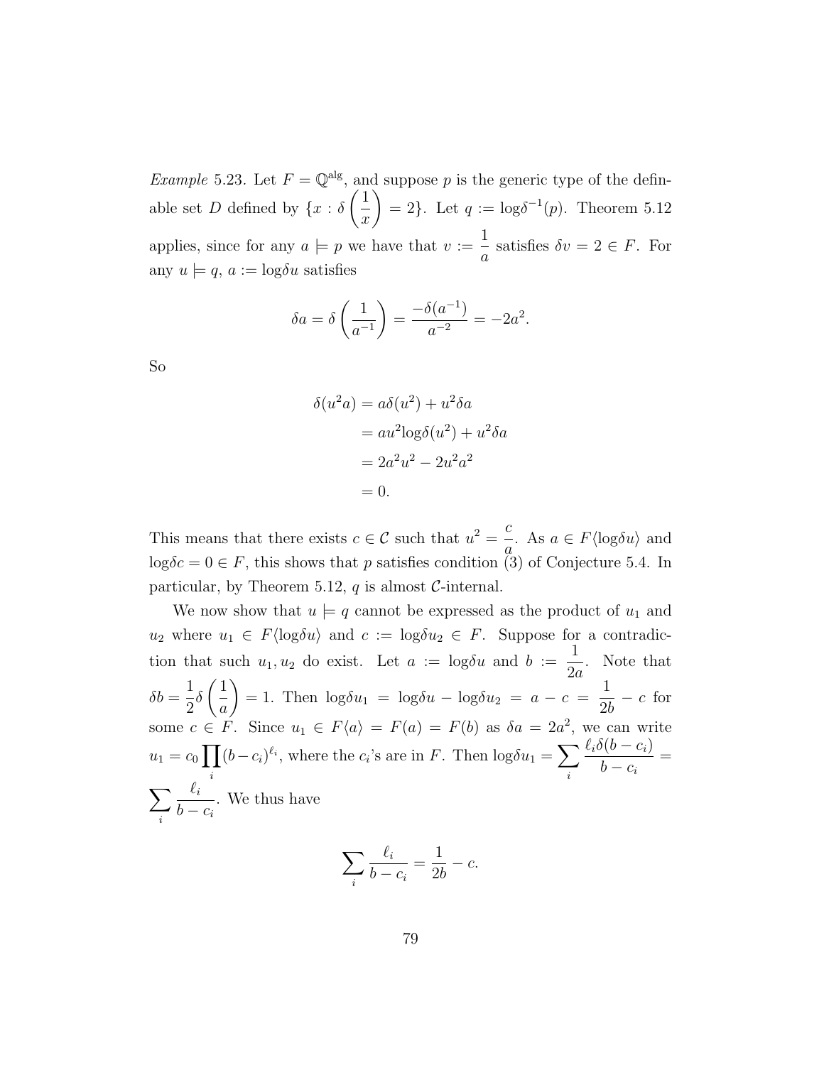*Example* 5.23. Let $F = \mathbb{Q}^{\text{alg}}$, and suppose $p$ is the generic type of the definable set $D$ defined by $\{x : \delta\left(\frac{1}{x}\right) = 2\}$. Let $q := \text{log}\delta^{-1}(p)$. Theorem 5.12 applies, since for any $a \models p$ we have that $v := \frac{1}{a}$ satisfies $\delta v = 2 \in F$. For any $u \models q$, $a := \text{log}\delta u$ satisfies

$$\delta a = \delta\left(\frac{1}{a^{-1}}\right) = \frac{-\delta(a^{-1})}{a^{-2}} = -2a^2.$$

So

$$\begin{aligned}
\delta(u^2 a) &= a\delta(u^2) + u^2\delta a \\
&= au^2 \text{log}\delta(u^2) + u^2\delta a \\
&= 2a^2u^2 - 2u^2a^2 \\
&= 0.
\end{aligned}$$

This means that there exists $c \in \mathcal{C}$ such that $u^2 = \frac{c}{a}$. As $a \in F\langle \text{log}\delta u\rangle$ and $\text{log}\delta c = 0 \in F$, this shows that $p$ satisfies condition (3) of Conjecture 5.4. In particular, by Theorem 5.12, $q$ is almost $\mathcal{C}$-internal.

We now show that $u \models q$ cannot be expressed as the product of $u_1$ and $u_2$ where $u_1 \in F\langle \text{log}\delta u\rangle$ and $c := \text{log}\delta u_2 \in F$. Suppose for a contradiction that such $u_1, u_2$ do exist. Let $a := \text{log}\delta u$ and $b := \frac{1}{2a}$. Note that $\delta b = \frac{1}{2}\delta\left(\frac{1}{a}\right) = 1$. Then $\text{log}\delta u_1 = \text{log}\delta u - \text{log}\delta u_2 = a - c = \frac{1}{2b} - c$ for some $c \in F$. Since $u_1 \in F\langle a\rangle = F(a) = F(b)$ as $\delta a = 2a^2$, we can write $u_1 = c_0 \prod_i (b - c_i)^{\ell_i}$, where the $c_i$'s are in $F$. Then $\text{log}\delta u_1 = \sum_i \frac{\ell_i \delta(b - c_i)}{b - c_i} = \sum_i \frac{\ell_i}{b - c_i}$. We thus have

$$\sum_i \frac{\ell_i}{b - c_i} = \frac{1}{2b} - c.$$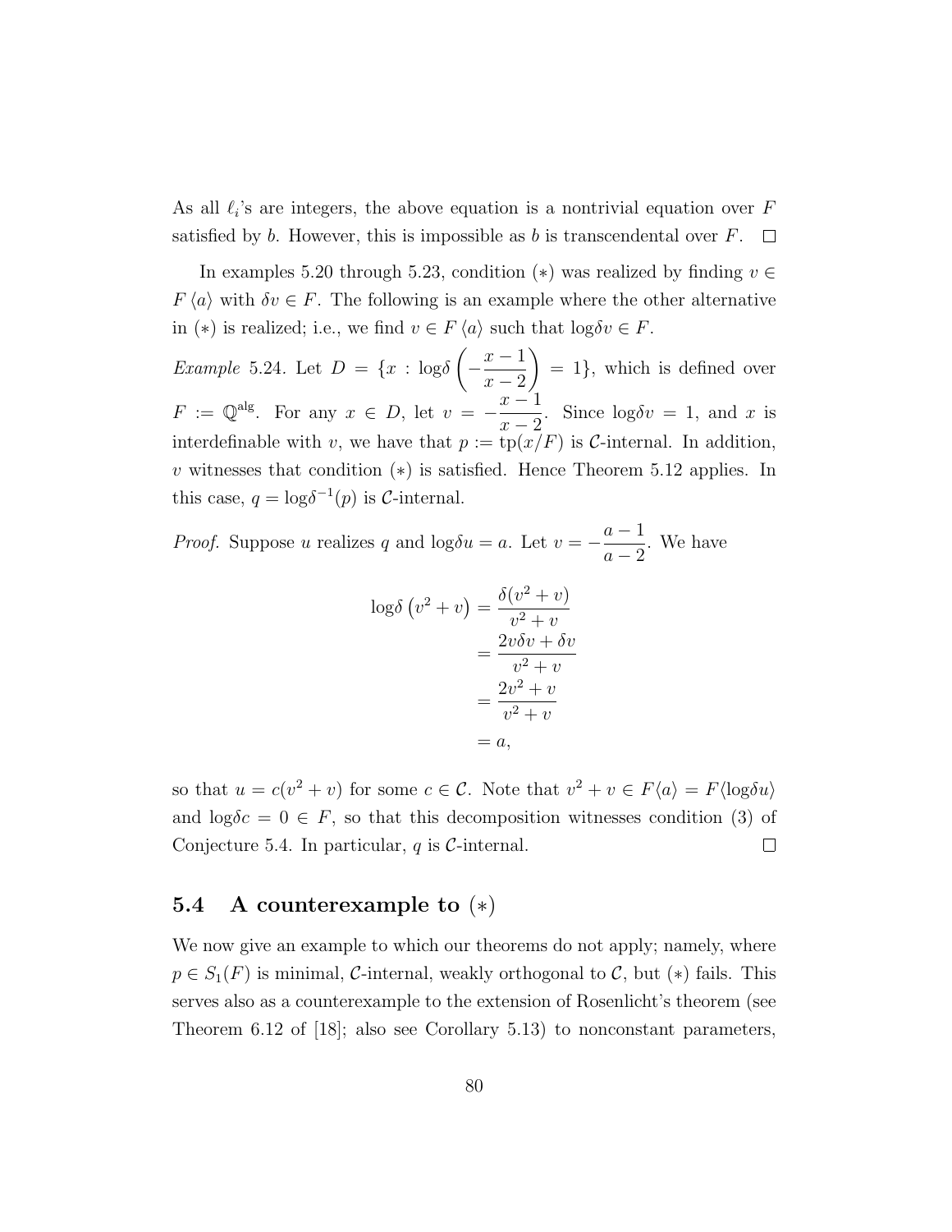As all $\ell_i$'s are integers, the above equation is a nontrivial equation over $F$ satisfied by $b$. However, this is impossible as $b$ is transcendental over $F$. $\square$

In examples 5.20 through 5.23, condition $(*)$ was realized by finding $v \in F\langle a \rangle$ with $\delta v \in F$. The following is an example where the other alternative in $(*)$ is realized; i.e., we find $v \in F\langle a \rangle$ such that $\log\delta v \in F$.

*Example* 5.24. Let $D = \{x : \log\delta\left(-\dfrac{x-1}{x-2}\right) = 1\}$, which is defined over $F := \mathbb{Q}^{\mathrm{alg}}$. For any $x \in D$, let $v = -\dfrac{x-1}{x-2}$. Since $\log\delta v = 1$, and $x$ is interdefinable with $v$, we have that $p := \mathrm{tp}(x/F)$ is $\mathcal{C}$-internal. In addition, $v$ witnesses that condition $(*)$ is satisfied. Hence Theorem 5.12 applies. In this case, $q = \log\delta^{-1}(p)$ is $\mathcal{C}$-internal.

*Proof.* Suppose $u$ realizes $q$ and $\log\delta u = a$. Let $v = -\dfrac{a-1}{a-2}$. We have

$$
\begin{aligned}
\log\delta\left(v^2 + v\right) &= \frac{\delta(v^2+v)}{v^2+v} \\
&= \frac{2v\delta v + \delta v}{v^2+v} \\
&= \frac{2v^2+v}{v^2+v} \\
&= a,
\end{aligned}
$$

so that $u = c(v^2+v)$ for some $c \in \mathcal{C}$. Note that $v^2 + v \in F\langle a \rangle = F\langle \log\delta u \rangle$ and $\log\delta c = 0 \in F$, so that this decomposition witnesses condition (3) of Conjecture 5.4. In particular, $q$ is $\mathcal{C}$-internal. $\square$

## 5.4 A counterexample to $(*)$

We now give an example to which our theorems do not apply; namely, where $p \in S_1(F)$ is minimal, $\mathcal{C}$-internal, weakly orthogonal to $\mathcal{C}$, but $(*)$ fails. This serves also as a counterexample to the extension of Rosenlicht's theorem (see Theorem 6.12 of [18]; also see Corollary 5.13) to nonconstant parameters,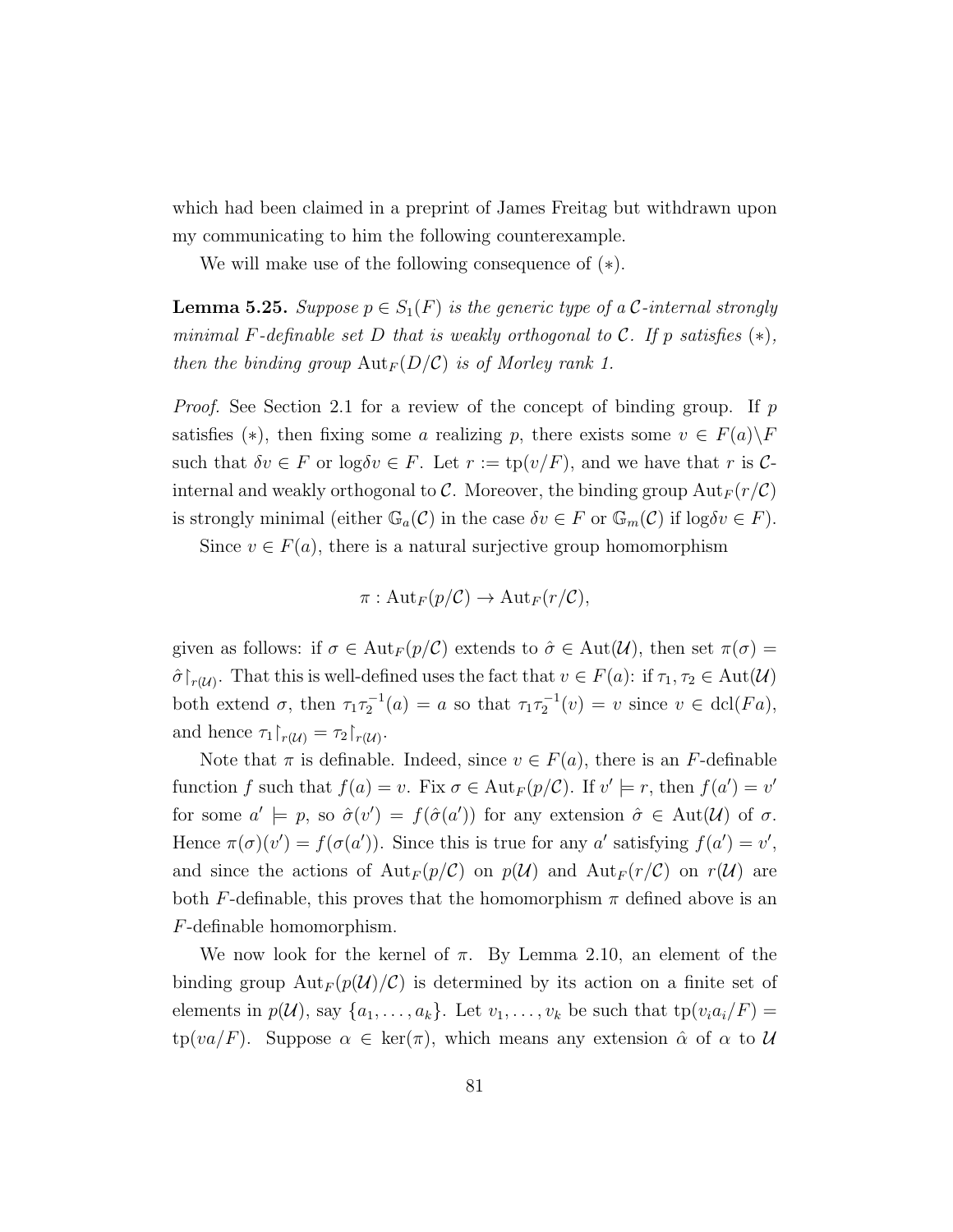which had been claimed in a preprint of James Freitag but withdrawn upon my communicating to him the following counterexample.

We will make use of the following consequence of $(*)$.

**Lemma 5.25.** *Suppose $p \in S_1(F)$ is the generic type of a $\mathcal{C}$-internal strongly minimal $F$-definable set $D$ that is weakly orthogonal to $\mathcal{C}$. If $p$ satisfies $(*)$, then the binding group $\mathrm{Aut}_F(D/\mathcal{C})$ is of Morley rank 1.*

*Proof.* See Section 2.1 for a review of the concept of binding group. If $p$ satisfies $(*)$, then fixing some $a$ realizing $p$, there exists some $v \in F(a)\backslash F$ such that $\delta v \in F$ or $\log\delta v \in F$. Let $r := \mathrm{tp}(v/F)$, and we have that $r$ is $\mathcal{C}$-internal and weakly orthogonal to $\mathcal{C}$. Moreover, the binding group $\mathrm{Aut}_F(r/\mathcal{C})$ is strongly minimal (either $\mathbb{G}_a(\mathcal{C})$ in the case $\delta v \in F$ or $\mathbb{G}_m(\mathcal{C})$ if $\log\delta v \in F$).

Since $v \in F(a)$, there is a natural surjective group homomorphism

$$\pi : \mathrm{Aut}_F(p/\mathcal{C}) \to \mathrm{Aut}_F(r/\mathcal{C}),$$

given as follows: if $\sigma \in \mathrm{Aut}_F(p/\mathcal{C})$ extends to $\hat{\sigma} \in \mathrm{Aut}(\mathcal{U})$, then set $\pi(\sigma) = \hat{\sigma}\restriction_{r(\mathcal{U})}$. That this is well-defined uses the fact that $v \in F(a)$: if $\tau_1, \tau_2 \in \mathrm{Aut}(\mathcal{U})$ both extend $\sigma$, then $\tau_1\tau_2^{-1}(a) = a$ so that $\tau_1\tau_2^{-1}(v) = v$ since $v \in \mathrm{dcl}(Fa)$, and hence $\tau_1\restriction_{r(\mathcal{U})} = \tau_2\restriction_{r(\mathcal{U})}$.

Note that $\pi$ is definable. Indeed, since $v \in F(a)$, there is an $F$-definable function $f$ such that $f(a) = v$. Fix $\sigma \in \mathrm{Aut}_F(p/\mathcal{C})$. If $v' \models r$, then $f(a') = v'$ for some $a' \models p$, so $\hat{\sigma}(v') = f(\hat{\sigma}(a'))$ for any extension $\hat{\sigma} \in \mathrm{Aut}(\mathcal{U})$ of $\sigma$. Hence $\pi(\sigma)(v') = f(\sigma(a'))$. Since this is true for any $a'$ satisfying $f(a') = v'$, and since the actions of $\mathrm{Aut}_F(p/\mathcal{C})$ on $p(\mathcal{U})$ and $\mathrm{Aut}_F(r/\mathcal{C})$ on $r(\mathcal{U})$ are both $F$-definable, this proves that the homomorphism $\pi$ defined above is an $F$-definable homomorphism.

We now look for the kernel of $\pi$. By Lemma 2.10, an element of the binding group $\mathrm{Aut}_F(p(\mathcal{U})/\mathcal{C})$ is determined by its action on a finite set of elements in $p(\mathcal{U})$, say $\{a_1, \ldots, a_k\}$. Let $v_1, \ldots, v_k$ be such that $\mathrm{tp}(v_i a_i/F) = \mathrm{tp}(va/F)$. Suppose $\alpha \in \ker(\pi)$, which means any extension $\hat{\alpha}$ of $\alpha$ to $\mathcal{U}$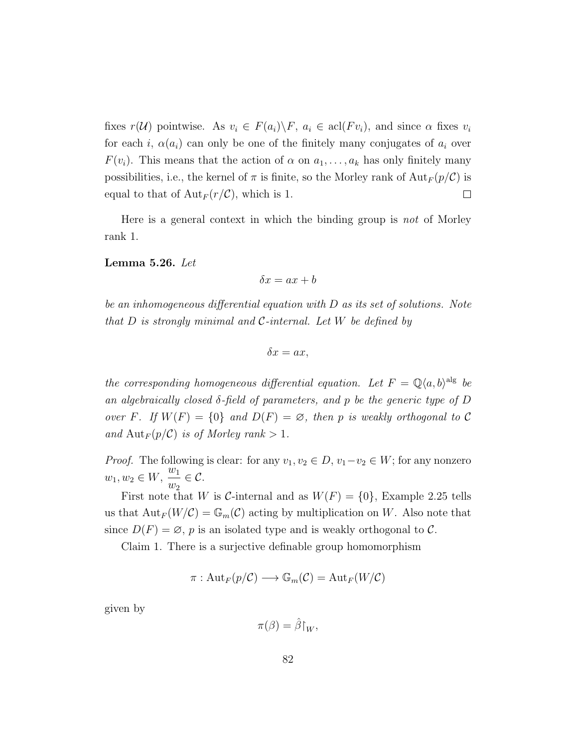fixes $r(\mathcal{U})$ pointwise. As $v_i \in F(a_i)\backslash F$, $a_i \in \operatorname{acl}(Fv_i)$, and since $\alpha$ fixes $v_i$ for each $i$, $\alpha(a_i)$ can only be one of the finitely many conjugates of $a_i$ over $F(v_i)$. This means that the action of $\alpha$ on $a_1, \ldots, a_k$ has only finitely many possibilities, i.e., the kernel of $\pi$ is finite, so the Morley rank of $\operatorname{Aut}_F(p/\mathcal{C})$ is equal to that of $\operatorname{Aut}_F(r/\mathcal{C})$, which is 1. $\square$

Here is a general context in which the binding group is *not* of Morley rank 1.

**Lemma 5.26.** *Let*

$$\delta x = ax + b$$

*be an inhomogeneous differential equation with $D$ as its set of solutions. Note that $D$ is strongly minimal and $\mathcal{C}$-internal. Let $W$ be defined by*

$$\delta x = ax,$$

*the corresponding homogeneous differential equation. Let $F = \mathbb{Q}\langle a, b\rangle^{\text{alg}}$ be an algebraically closed $\delta$-field of parameters, and $p$ be the generic type of $D$ over $F$. If $W(F) = \{0\}$ and $D(F) = \varnothing$, then $p$ is weakly orthogonal to $\mathcal{C}$ and $\operatorname{Aut}_F(p/\mathcal{C})$ is of Morley rank $> 1$.*

*Proof.* The following is clear: for any $v_1, v_2 \in D$, $v_1 - v_2 \in W$; for any nonzero $w_1, w_2 \in W$, $\dfrac{w_1}{w_2} \in \mathcal{C}$.

First note that $W$ is $\mathcal{C}$-internal and as $W(F) = \{0\}$, Example 2.25 tells us that $\operatorname{Aut}_F(W/\mathcal{C}) = \mathbb{G}_m(\mathcal{C})$ acting by multiplication on $W$. Also note that since $D(F) = \varnothing$, $p$ is an isolated type and is weakly orthogonal to $\mathcal{C}$.

Claim 1. There is a surjective definable group homomorphism

$$\pi : \operatorname{Aut}_F(p/\mathcal{C}) \longrightarrow \mathbb{G}_m(\mathcal{C}) = \operatorname{Aut}_F(W/\mathcal{C})$$

given by

$$\pi(\beta) = \hat{\beta}{\restriction}_W,$$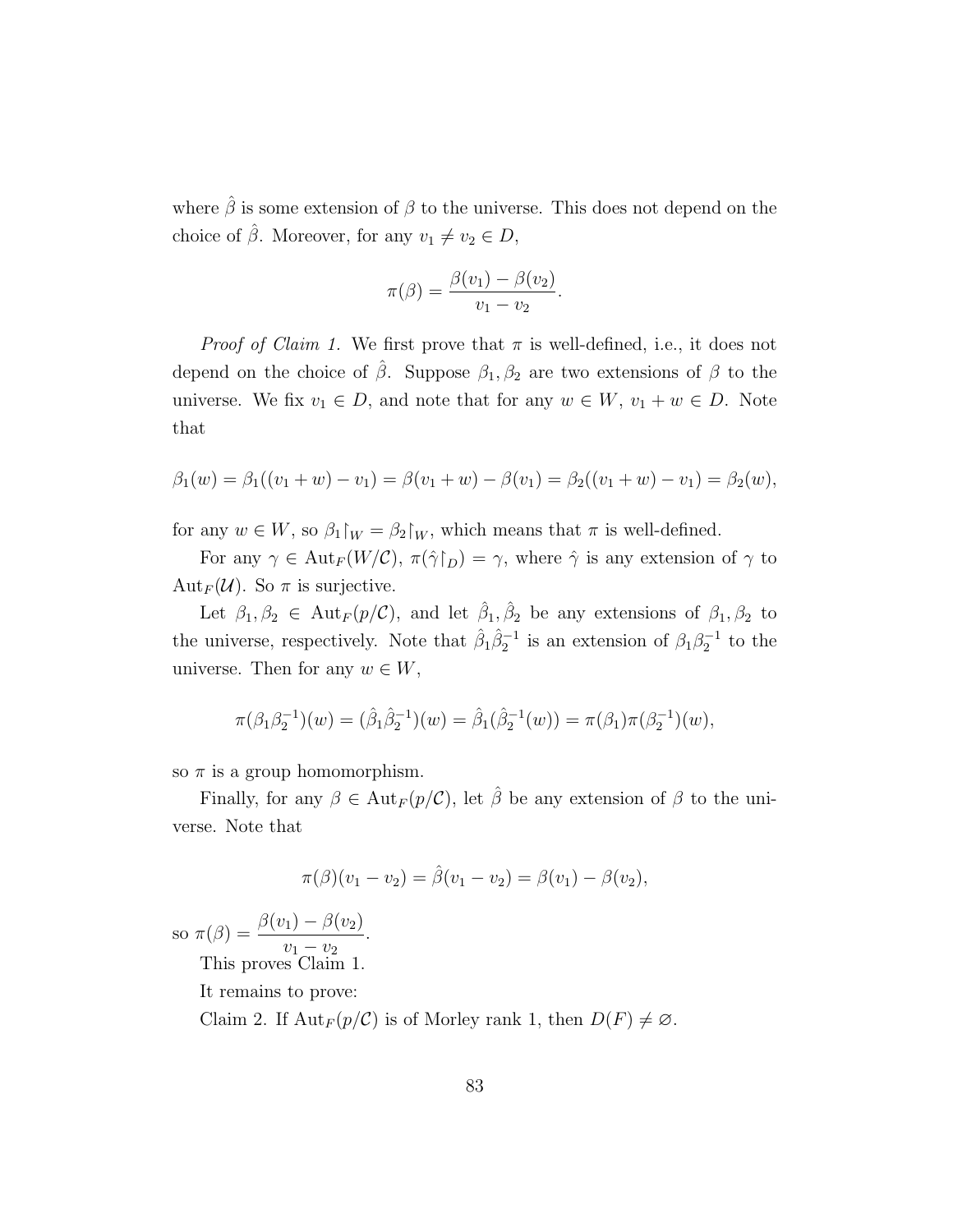where $\hat{\beta}$ is some extension of $\beta$ to the universe. This does not depend on the choice of $\hat{\beta}$. Moreover, for any $v_1 \neq v_2 \in D$,

$$\pi(\beta) = \frac{\beta(v_1) - \beta(v_2)}{v_1 - v_2}.$$

*Proof of Claim 1.* We first prove that $\pi$ is well-defined, i.e., it does not depend on the choice of $\hat{\beta}$. Suppose $\beta_1, \beta_2$ are two extensions of $\beta$ to the universe. We fix $v_1 \in D$, and note that for any $w \in W$, $v_1 + w \in D$. Note that

$$\beta_1(w) = \beta_1((v_1 + w) - v_1) = \beta(v_1 + w) - \beta(v_1) = \beta_2((v_1 + w) - v_1) = \beta_2(w),$$

for any $w \in W$, so $\beta_1{\restriction}_W = \beta_2{\restriction}_W$, which means that $\pi$ is well-defined.

For any $\gamma \in \mathrm{Aut}_F(W/\mathcal{C})$, $\pi(\hat{\gamma}{\restriction}_D) = \gamma$, where $\hat{\gamma}$ is any extension of $\gamma$ to $\mathrm{Aut}_F(\mathcal{U})$. So $\pi$ is surjective.

Let $\beta_1, \beta_2 \in \mathrm{Aut}_F(p/\mathcal{C})$, and let $\hat{\beta}_1, \hat{\beta}_2$ be any extensions of $\beta_1, \beta_2$ to the universe, respectively. Note that $\hat{\beta}_1\hat{\beta}_2^{-1}$ is an extension of $\beta_1\beta_2^{-1}$ to the universe. Then for any $w \in W$,

$$\pi(\beta_1\beta_2^{-1})(w) = (\hat{\beta}_1\hat{\beta}_2^{-1})(w) = \hat{\beta}_1(\hat{\beta}_2^{-1}(w)) = \pi(\beta_1)\pi(\beta_2^{-1})(w),$$

so $\pi$ is a group homomorphism.

Finally, for any $\beta \in \mathrm{Aut}_F(p/\mathcal{C})$, let $\hat{\beta}$ be any extension of $\beta$ to the universe. Note that

$$\pi(\beta)(v_1 - v_2) = \hat{\beta}(v_1 - v_2) = \beta(v_1) - \beta(v_2),$$

so $\pi(\beta) = \dfrac{\beta(v_1) - \beta(v_2)}{v_1 - v_2}$.

This proves Claim 1.

It remains to prove:

Claim 2. If $\mathrm{Aut}_F(p/\mathcal{C})$ is of Morley rank 1, then $D(F) \neq \varnothing$.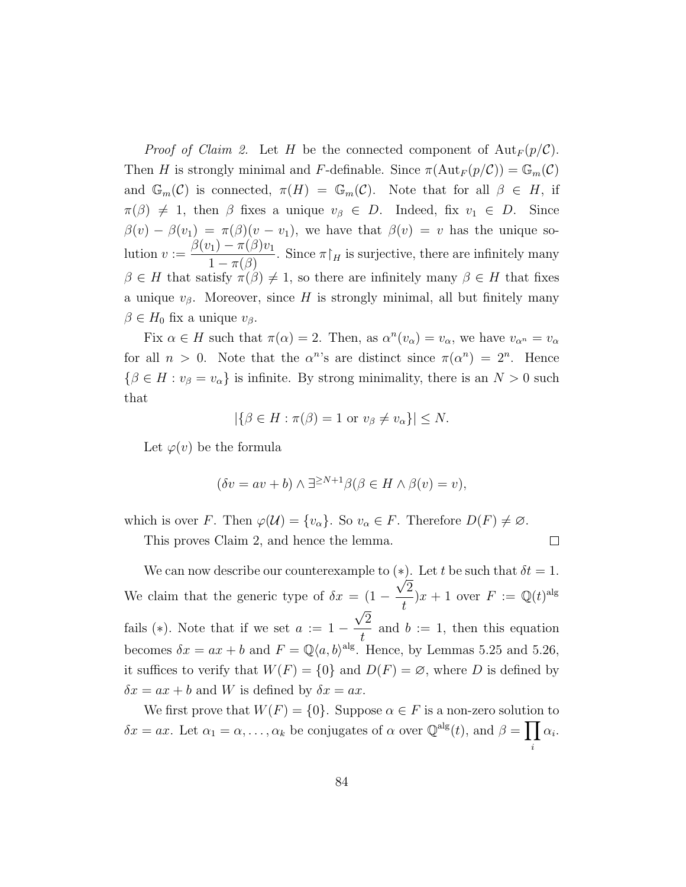*Proof of Claim 2.* Let $H$ be the connected component of $\mathrm{Aut}_F(p/\mathcal{C})$. Then $H$ is strongly minimal and $F$-definable. Since $\pi(\mathrm{Aut}_F(p/\mathcal{C})) = \mathbb{G}_m(\mathcal{C})$ and $\mathbb{G}_m(\mathcal{C})$ is connected, $\pi(H) = \mathbb{G}_m(\mathcal{C})$. Note that for all $\beta \in H$, if $\pi(\beta) \neq 1$, then $\beta$ fixes a unique $v_\beta \in D$. Indeed, fix $v_1 \in D$. Since $\beta(v) - \beta(v_1) = \pi(\beta)(v - v_1)$, we have that $\beta(v) = v$ has the unique solution $v := \dfrac{\beta(v_1) - \pi(\beta)v_1}{1 - \pi(\beta)}$. Since $\pi\restriction_H$ is surjective, there are infinitely many $\beta \in H$ that satisfy $\pi(\beta) \neq 1$, so there are infinitely many $\beta \in H$ that fixes a unique $v_\beta$. Moreover, since $H$ is strongly minimal, all but finitely many $\beta \in H_0$ fix a unique $v_\beta$.

Fix $\alpha \in H$ such that $\pi(\alpha) = 2$. Then, as $\alpha^n(v_\alpha) = v_\alpha$, we have $v_{\alpha^n} = v_\alpha$ for all $n > 0$. Note that the $\alpha^n$'s are distinct since $\pi(\alpha^n) = 2^n$. Hence $\{\beta \in H : v_\beta = v_\alpha\}$ is infinite. By strong minimality, there is an $N > 0$ such that

$$|\{\beta \in H : \pi(\beta) = 1 \text{ or } v_\beta \neq v_\alpha\}| \leq N.$$

Let $\varphi(v)$ be the formula

$$(\delta v = av + b) \wedge \exists^{\geq N+1}\beta(\beta \in H \wedge \beta(v) = v),$$

which is over $F$. Then $\varphi(\mathcal{U}) = \{v_\alpha\}$. So $v_\alpha \in F$. Therefore $D(F) \neq \varnothing$.

This proves Claim 2, and hence the lemma. $\square$

We can now describe our counterexample to $(*)$. Let $t$ be such that $\delta t = 1$. We claim that the generic type of $\delta x = (1 - \dfrac{\sqrt{2}}{t})x + 1$ over $F := \mathbb{Q}(t)^{\mathrm{alg}}$ fails $(*)$. Note that if we set $a := 1 - \dfrac{\sqrt{2}}{t}$ and $b := 1$, then this equation becomes $\delta x = ax + b$ and $F = \mathbb{Q}\langle a, b\rangle^{\mathrm{alg}}$. Hence, by Lemmas 5.25 and 5.26, it suffices to verify that $W(F) = \{0\}$ and $D(F) = \varnothing$, where $D$ is defined by $\delta x = ax + b$ and $W$ is defined by $\delta x = ax$.

We first prove that $W(F) = \{0\}$. Suppose $\alpha \in F$ is a non-zero solution to $\delta x = ax$. Let $\alpha_1 = \alpha, \ldots, \alpha_k$ be conjugates of $\alpha$ over $\mathbb{Q}^{\mathrm{alg}}(t)$, and $\beta = \prod_i \alpha_i$.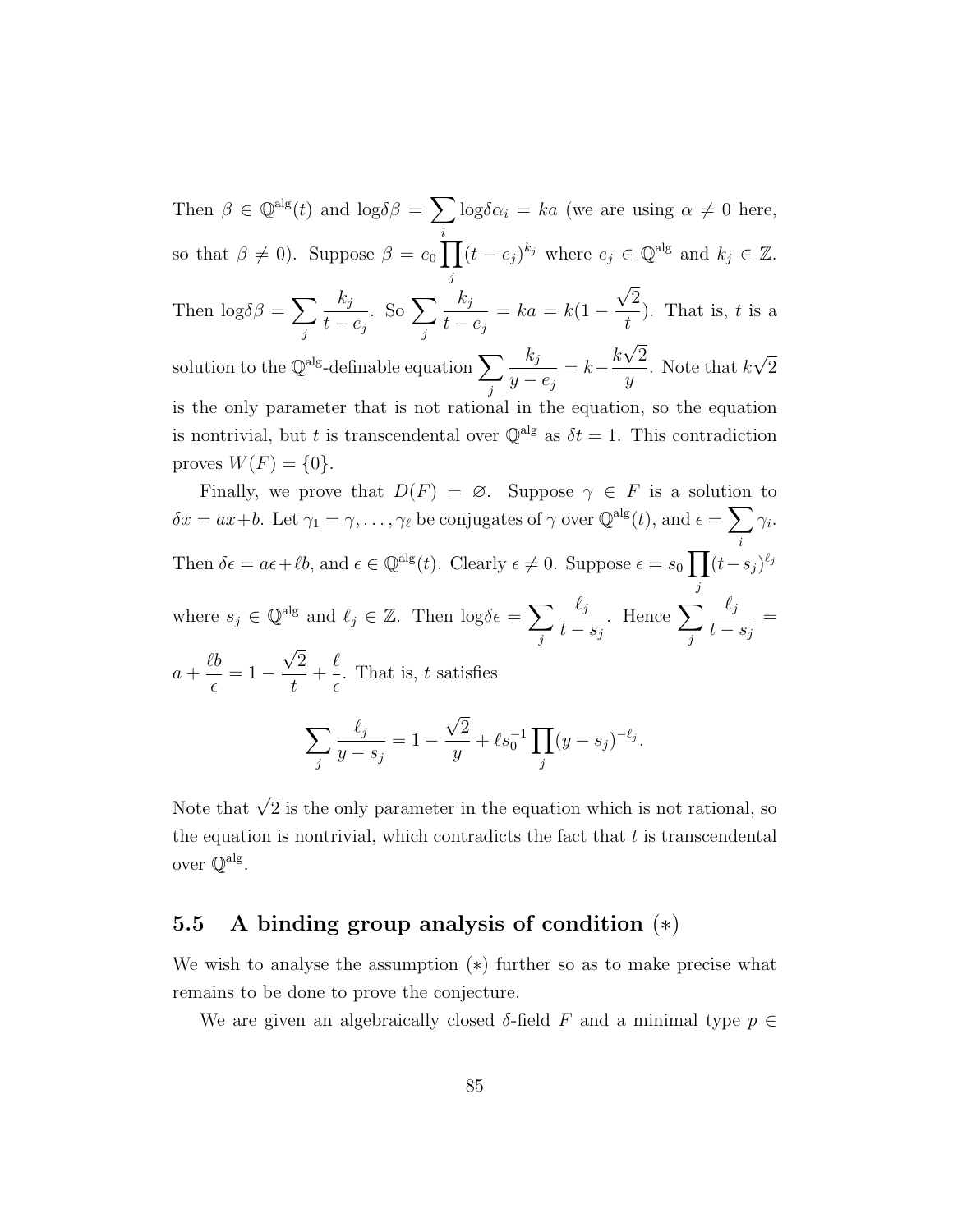Then $\beta \in \mathbb{Q}^{\mathrm{alg}}(t)$ and $\mathrm{log}\delta\beta = \sum_i \mathrm{log}\delta\alpha_i = ka$ (we are using $\alpha \neq 0$ here, so that $\beta \neq 0$). Suppose $\beta = e_0 \prod_j (t - e_j)^{k_j}$ where $e_j \in \mathbb{Q}^{\mathrm{alg}}$ and $k_j \in \mathbb{Z}$. Then $\mathrm{log}\delta\beta = \sum_j \frac{k_j}{t - e_j}$. So $\sum_j \frac{k_j}{t - e_j} = ka = k(1 - \frac{\sqrt{2}}{t})$. That is, $t$ is a solution to the $\mathbb{Q}^{\mathrm{alg}}$-definable equation $\sum_j \frac{k_j}{y - e_j} = k - \frac{k\sqrt{2}}{y}$. Note that $k\sqrt{2}$ is the only parameter that is not rational in the equation, so the equation is nontrivial, but $t$ is transcendental over $\mathbb{Q}^{\mathrm{alg}}$ as $\delta t = 1$. This contradiction proves $W(F) = \{0\}$.

Finally, we prove that $D(F) = \varnothing$. Suppose $\gamma \in F$ is a solution to $\delta x = ax + b$. Let $\gamma_1 = \gamma, \ldots, \gamma_\ell$ be conjugates of $\gamma$ over $\mathbb{Q}^{\mathrm{alg}}(t)$, and $\epsilon = \sum_i \gamma_i$. Then $\delta\epsilon = a\epsilon + \ell b$, and $\epsilon \in \mathbb{Q}^{\mathrm{alg}}(t)$. Clearly $\epsilon \neq 0$. Suppose $\epsilon = s_0 \prod_j (t - s_j)^{\ell_j}$ where $s_j \in \mathbb{Q}^{\mathrm{alg}}$ and $\ell_j \in \mathbb{Z}$. Then $\mathrm{log}\delta\epsilon = \sum_j \frac{\ell_j}{t - s_j}$. Hence $\sum_j \frac{\ell_j}{t - s_j} = a + \frac{\ell b}{\epsilon} = 1 - \frac{\sqrt{2}}{t} + \frac{\ell}{\epsilon}$. That is, $t$ satisfies

$$\sum_j \frac{\ell_j}{y - s_j} = 1 - \frac{\sqrt{2}}{y} + \ell s_0^{-1} \prod_j (y - s_j)^{-\ell_j}.$$

Note that $\sqrt{2}$ is the only parameter in the equation which is not rational, so the equation is nontrivial, which contradicts the fact that $t$ is transcendental over $\mathbb{Q}^{\mathrm{alg}}$.

## 5.5 A binding group analysis of condition $(*)$

We wish to analyse the assumption $(*)$ further so as to make precise what remains to be done to prove the conjecture.

We are given an algebraically closed $\delta$-field $F$ and a minimal type $p \in$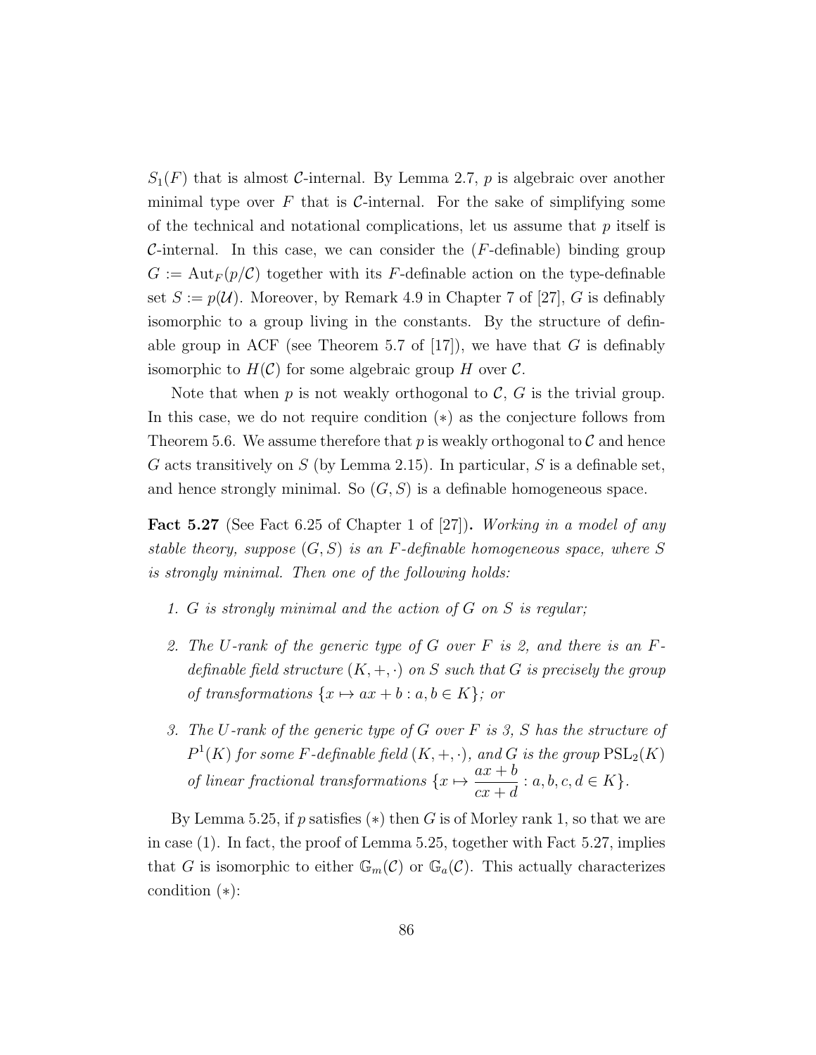$S_1(F)$ that is almost $\mathcal{C}$-internal. By Lemma 2.7, $p$ is algebraic over another minimal type over $F$ that is $\mathcal{C}$-internal. For the sake of simplifying some of the technical and notational complications, let us assume that $p$ itself is $\mathcal{C}$-internal. In this case, we can consider the ($F$-definable) binding group $G := \mathrm{Aut}_F(p/\mathcal{C})$ together with its $F$-definable action on the type-definable set $S := p(\mathcal{U})$. Moreover, by Remark 4.9 in Chapter 7 of [27], $G$ is definably isomorphic to a group living in the constants. By the structure of definable group in ACF (see Theorem 5.7 of [17]), we have that $G$ is definably isomorphic to $H(\mathcal{C})$ for some algebraic group $H$ over $\mathcal{C}$.

Note that when $p$ is not weakly orthogonal to $\mathcal{C}$, $G$ is the trivial group. In this case, we do not require condition $(*)$ as the conjecture follows from Theorem 5.6. We assume therefore that $p$ is weakly orthogonal to $\mathcal{C}$ and hence $G$ acts transitively on $S$ (by Lemma 2.15). In particular, $S$ is a definable set, and hence strongly minimal. So $(G, S)$ is a definable homogeneous space.

**Fact 5.27** (See Fact 6.25 of Chapter 1 of [27])**.** *Working in a model of any stable theory, suppose $(G, S)$ is an $F$-definable homogeneous space, where $S$ is strongly minimal. Then one of the following holds:*

1. *$G$ is strongly minimal and the action of $G$ on $S$ is regular;*
2. *The $U$-rank of the generic type of $G$ over $F$ is 2, and there is an $F$-definable field structure $(K, +, \cdot)$ on $S$ such that $G$ is precisely the group of transformations $\{x \mapsto ax + b : a, b \in K\}$; or*
3. *The $U$-rank of the generic type of $G$ over $F$ is 3, $S$ has the structure of $P^1(K)$ for some $F$-definable field $(K, +, \cdot)$, and $G$ is the group $\mathrm{PSL}_2(K)$ of linear fractional transformations $\{x \mapsto \dfrac{ax+b}{cx+d} : a, b, c, d \in K\}$.*

By Lemma 5.25, if $p$ satisfies $(*)$ then $G$ is of Morley rank 1, so that we are in case (1). In fact, the proof of Lemma 5.25, together with Fact 5.27, implies that $G$ is isomorphic to either $\mathbb{G}_m(\mathcal{C})$ or $\mathbb{G}_a(\mathcal{C})$. This actually characterizes condition $(*)$: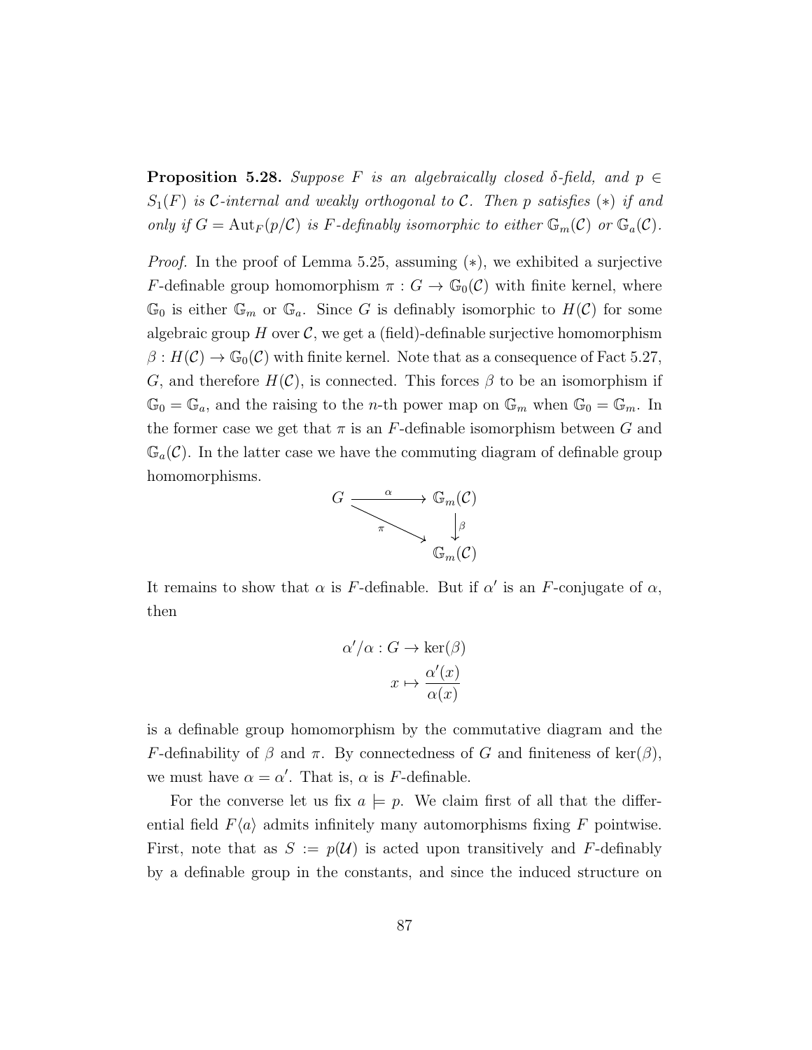**Proposition 5.28.** *Suppose $F$ is an algebraically closed $\delta$-field, and $p \in S_1(F)$ is $\mathcal{C}$-internal and weakly orthogonal to $\mathcal{C}$. Then $p$ satisfies $(*)$ if and only if $G = \mathrm{Aut}_F(p/\mathcal{C})$ is $F$-definably isomorphic to either $\mathbb{G}_m(\mathcal{C})$ or $\mathbb{G}_a(\mathcal{C})$.*

*Proof.* In the proof of Lemma 5.25, assuming $(*)$, we exhibited a surjective $F$-definable group homomorphism $\pi : G \to \mathbb{G}_0(\mathcal{C})$ with finite kernel, where $\mathbb{G}_0$ is either $\mathbb{G}_m$ or $\mathbb{G}_a$. Since $G$ is definably isomorphic to $H(\mathcal{C})$ for some algebraic group $H$ over $\mathcal{C}$, we get a (field)-definable surjective homomorphism $\beta : H(\mathcal{C}) \to \mathbb{G}_0(\mathcal{C})$ with finite kernel. Note that as a consequence of Fact 5.27, $G$, and therefore $H(\mathcal{C})$, is connected. This forces $\beta$ to be an isomorphism if $\mathbb{G}_0 = \mathbb{G}_a$, and the raising to the $n$-th power map on $\mathbb{G}_m$ when $\mathbb{G}_0 = \mathbb{G}_m$. In the former case we get that $\pi$ is an $F$-definable isomorphism between $G$ and $\mathbb{G}_a(\mathcal{C})$. In the latter case we have the commuting diagram of definable group homomorphisms.

$$\begin{array}{ccc} G & \xrightarrow{\alpha} & \mathbb{G}_m(\mathcal{C}) \\ & \searrow^{\pi} & \downarrow{\beta} \\ & & \mathbb{G}_m(\mathcal{C}) \end{array}$$

It remains to show that $\alpha$ is $F$-definable. But if $\alpha'$ is an $F$-conjugate of $\alpha$, then

$$\alpha'/\alpha : G \to \ker(\beta)$$
$$x \mapsto \frac{\alpha'(x)}{\alpha(x)}$$

is a definable group homomorphism by the commutative diagram and the $F$-definability of $\beta$ and $\pi$. By connectedness of $G$ and finiteness of $\ker(\beta)$, we must have $\alpha = \alpha'$. That is, $\alpha$ is $F$-definable.

For the converse let us fix $a \models p$. We claim first of all that the differential field $F\langle a \rangle$ admits infinitely many automorphisms fixing $F$ pointwise. First, note that as $S := p(\mathcal{U})$ is acted upon transitively and $F$-definably by a definable group in the constants, and since the induced structure on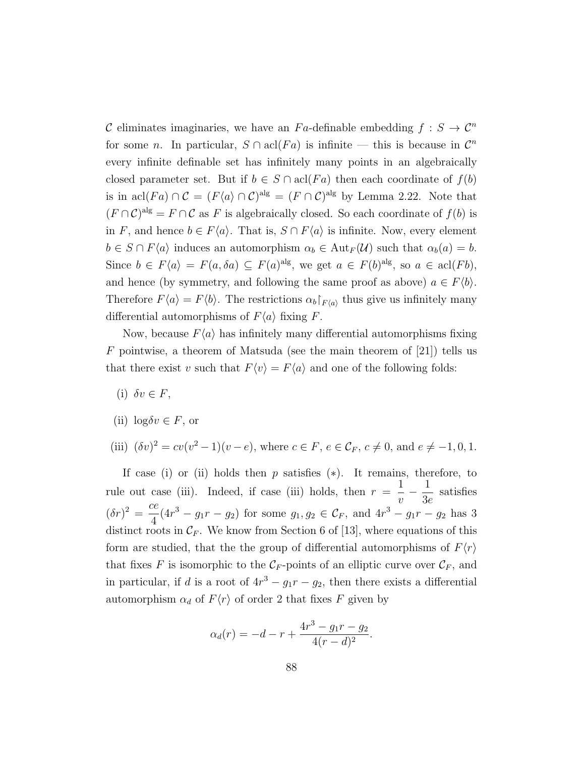$\mathcal{C}$ eliminates imaginaries, we have an $Fa$-definable embedding $f : S \to \mathcal{C}^n$ for some $n$. In particular, $S \cap \operatorname{acl}(Fa)$ is infinite — this is because in $\mathcal{C}^n$ every infinite definable set has infinitely many points in an algebraically closed parameter set. But if $b \in S \cap \operatorname{acl}(Fa)$ then each coordinate of $f(b)$ is in $\operatorname{acl}(Fa) \cap \mathcal{C} = (F\langle a \rangle \cap \mathcal{C})^{\text{alg}} = (F \cap \mathcal{C})^{\text{alg}}$ by Lemma 2.22. Note that $(F \cap \mathcal{C})^{\text{alg}} = F \cap \mathcal{C}$ as $F$ is algebraically closed. So each coordinate of $f(b)$ is in $F$, and hence $b \in F\langle a \rangle$. That is, $S \cap F\langle a \rangle$ is infinite. Now, every element $b \in S \cap F\langle a \rangle$ induces an automorphism $\alpha_b \in \operatorname{Aut}_F(\mathcal{U})$ such that $\alpha_b(a) = b$. Since $b \in F\langle a \rangle = F(a, \delta a) \subseteq F(a)^{\text{alg}}$, we get $a \in F(b)^{\text{alg}}$, so $a \in \operatorname{acl}(Fb)$, and hence (by symmetry, and following the same proof as above) $a \in F\langle b \rangle$. Therefore $F\langle a \rangle = F\langle b \rangle$. The restrictions $\alpha_b\restriction_{F\langle a \rangle}$ thus give us infinitely many differential automorphisms of $F\langle a \rangle$ fixing $F$.

Now, because $F\langle a \rangle$ has infinitely many differential automorphisms fixing $F$ pointwise, a theorem of Matsuda (see the main theorem of [21]) tells us that there exist $v$ such that $F\langle v \rangle = F\langle a \rangle$ and one of the following folds:

(i) $\delta v \in F$,

(ii) $\log \delta v \in F$, or

(iii) $(\delta v)^2 = cv(v^2 - 1)(v - e)$, where $c \in F$, $e \in \mathcal{C}_F$, $c \neq 0$, and $e \neq -1, 0, 1$.

If case (i) or (ii) holds then $p$ satisfies $(*)$. It remains, therefore, to rule out case (iii). Indeed, if case (iii) holds, then $r = \dfrac{1}{v} - \dfrac{1}{3e}$ satisfies $(\delta r)^2 = \dfrac{ce}{4}(4r^3 - g_1 r - g_2)$ for some $g_1, g_2 \in \mathcal{C}_F$, and $4r^3 - g_1 r - g_2$ has 3 distinct roots in $\mathcal{C}_F$. We know from Section 6 of [13], where equations of this form are studied, that the the group of differential automorphisms of $F\langle r \rangle$ that fixes $F$ is isomorphic to the $\mathcal{C}_F$-points of an elliptic curve over $\mathcal{C}_F$, and in particular, if $d$ is a root of $4r^3 - g_1 r - g_2$, then there exists a differential automorphism $\alpha_d$ of $F\langle r \rangle$ of order 2 that fixes $F$ given by

$$\alpha_d(r) = -d - r + \frac{4r^3 - g_1 r - g_2}{4(r - d)^2}.$$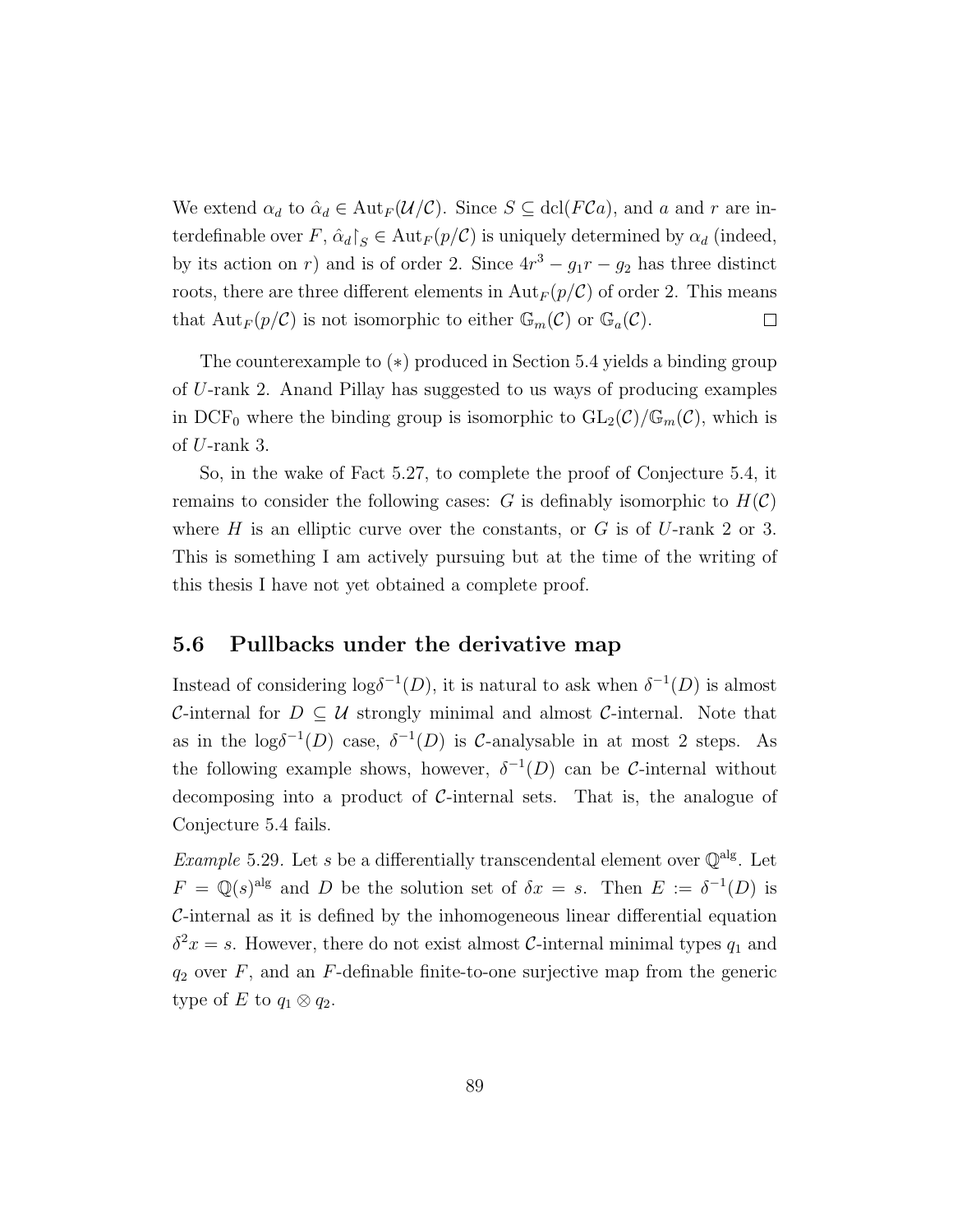We extend $\alpha_d$ to $\hat{\alpha}_d \in \mathrm{Aut}_F(\mathcal{U}/\mathcal{C})$. Since $S \subseteq \mathrm{dcl}(F\mathcal{C}a)$, and $a$ and $r$ are interdefinable over $F$, $\hat{\alpha}_d\restriction_S \in \mathrm{Aut}_F(p/\mathcal{C})$ is uniquely determined by $\alpha_d$ (indeed, by its action on $r$) and is of order 2. Since $4r^3 - g_1 r - g_2$ has three distinct roots, there are three different elements in $\mathrm{Aut}_F(p/\mathcal{C})$ of order 2. This means that $\mathrm{Aut}_F(p/\mathcal{C})$ is not isomorphic to either $\mathbb{G}_m(\mathcal{C})$ or $\mathbb{G}_a(\mathcal{C})$. $\square$

The counterexample to $(*)$ produced in Section 5.4 yields a binding group of $U$-rank 2. Anand Pillay has suggested to us ways of producing examples in $\mathrm{DCF}_0$ where the binding group is isomorphic to $\mathrm{GL}_2(\mathcal{C})/\mathbb{G}_m(\mathcal{C})$, which is of $U$-rank 3.

So, in the wake of Fact 5.27, to complete the proof of Conjecture 5.4, it remains to consider the following cases: $G$ is definably isomorphic to $H(\mathcal{C})$ where $H$ is an elliptic curve over the constants, or $G$ is of $U$-rank 2 or 3. This is something I am actively pursuing but at the time of the writing of this thesis I have not yet obtained a complete proof.

## 5.6 Pullbacks under the derivative map

Instead of considering $\log\delta^{-1}(D)$, it is natural to ask when $\delta^{-1}(D)$ is almost $\mathcal{C}$-internal for $D \subseteq \mathcal{U}$ strongly minimal and almost $\mathcal{C}$-internal. Note that as in the $\log\delta^{-1}(D)$ case, $\delta^{-1}(D)$ is $\mathcal{C}$-analysable in at most 2 steps. As the following example shows, however, $\delta^{-1}(D)$ can be $\mathcal{C}$-internal without decomposing into a product of $\mathcal{C}$-internal sets. That is, the analogue of Conjecture 5.4 fails.

*Example* 5.29. Let $s$ be a differentially transcendental element over $\mathbb{Q}^{\mathrm{alg}}$. Let $F = \mathbb{Q}(s)^{\mathrm{alg}}$ and $D$ be the solution set of $\delta x = s$. Then $E := \delta^{-1}(D)$ is $\mathcal{C}$-internal as it is defined by the inhomogeneous linear differential equation $\delta^2 x = s$. However, there do not exist almost $\mathcal{C}$-internal minimal types $q_1$ and $q_2$ over $F$, and an $F$-definable finite-to-one surjective map from the generic type of $E$ to $q_1 \otimes q_2$.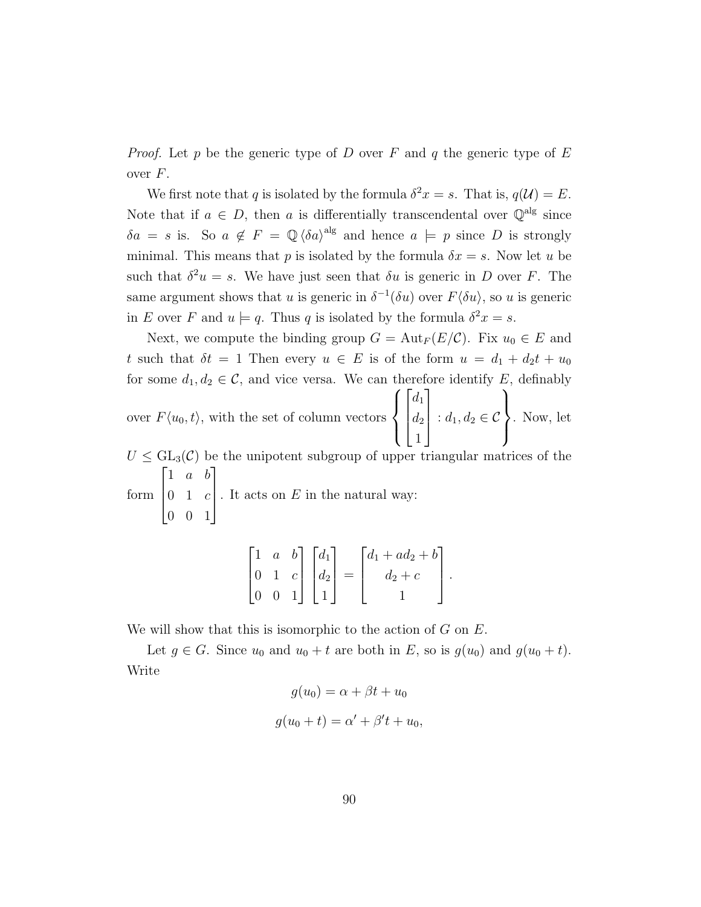*Proof.* Let $p$ be the generic type of $D$ over $F$ and $q$ the generic type of $E$ over $F$.

We first note that $q$ is isolated by the formula $\delta^2 x = s$. That is, $q(\mathcal{U}) = E$. Note that if $a \in D$, then $a$ is differentially transcendental over $\mathbb{Q}^{\mathrm{alg}}$ since $\delta a = s$ is. So $a \notin F = \mathbb{Q}\langle \delta a \rangle^{\mathrm{alg}}$ and hence $a \models p$ since $D$ is strongly minimal. This means that $p$ is isolated by the formula $\delta x = s$. Now let $u$ be such that $\delta^2 u = s$. We have just seen that $\delta u$ is generic in $D$ over $F$. The same argument shows that $u$ is generic in $\delta^{-1}(\delta u)$ over $F\langle \delta u \rangle$, so $u$ is generic in $E$ over $F$ and $u \models q$. Thus $q$ is isolated by the formula $\delta^2 x = s$.

Next, we compute the binding group $G = \mathrm{Aut}_F(E/\mathcal{C})$. Fix $u_0 \in E$ and $t$ such that $\delta t = 1$ Then every $u \in E$ is of the form $u = d_1 + d_2 t + u_0$ for some $d_1, d_2 \in \mathcal{C}$, and vice versa. We can therefore identify $E$, definably over $F\langle u_0, t \rangle$, with the set of column vectors $\left\{ \begin{bmatrix} d_1 \\ d_2 \\ 1 \end{bmatrix} : d_1, d_2 \in \mathcal{C} \right\}$. Now, let $U \leq \mathrm{GL}_3(\mathcal{C})$ be the unipotent subgroup of upper triangular matrices of the form $\begin{bmatrix} 1 & a & b \\ 0 & 1 & c \\ 0 & 0 & 1 \end{bmatrix}$. It acts on $E$ in the natural way:

$$\begin{bmatrix} 1 & a & b \\ 0 & 1 & c \\ 0 & 0 & 1 \end{bmatrix} \begin{bmatrix} d_1 \\ d_2 \\ 1 \end{bmatrix} = \begin{bmatrix} d_1 + a d_2 + b \\ d_2 + c \\ 1 \end{bmatrix}.$$

We will show that this is isomorphic to the action of $G$ on $E$.

Let $g \in G$. Since $u_0$ and $u_0 + t$ are both in $E$, so is $g(u_0)$ and $g(u_0 + t)$. Write

$$g(u_0) = \alpha + \beta t + u_0$$

$$g(u_0 + t) = \alpha' + \beta' t + u_0,$$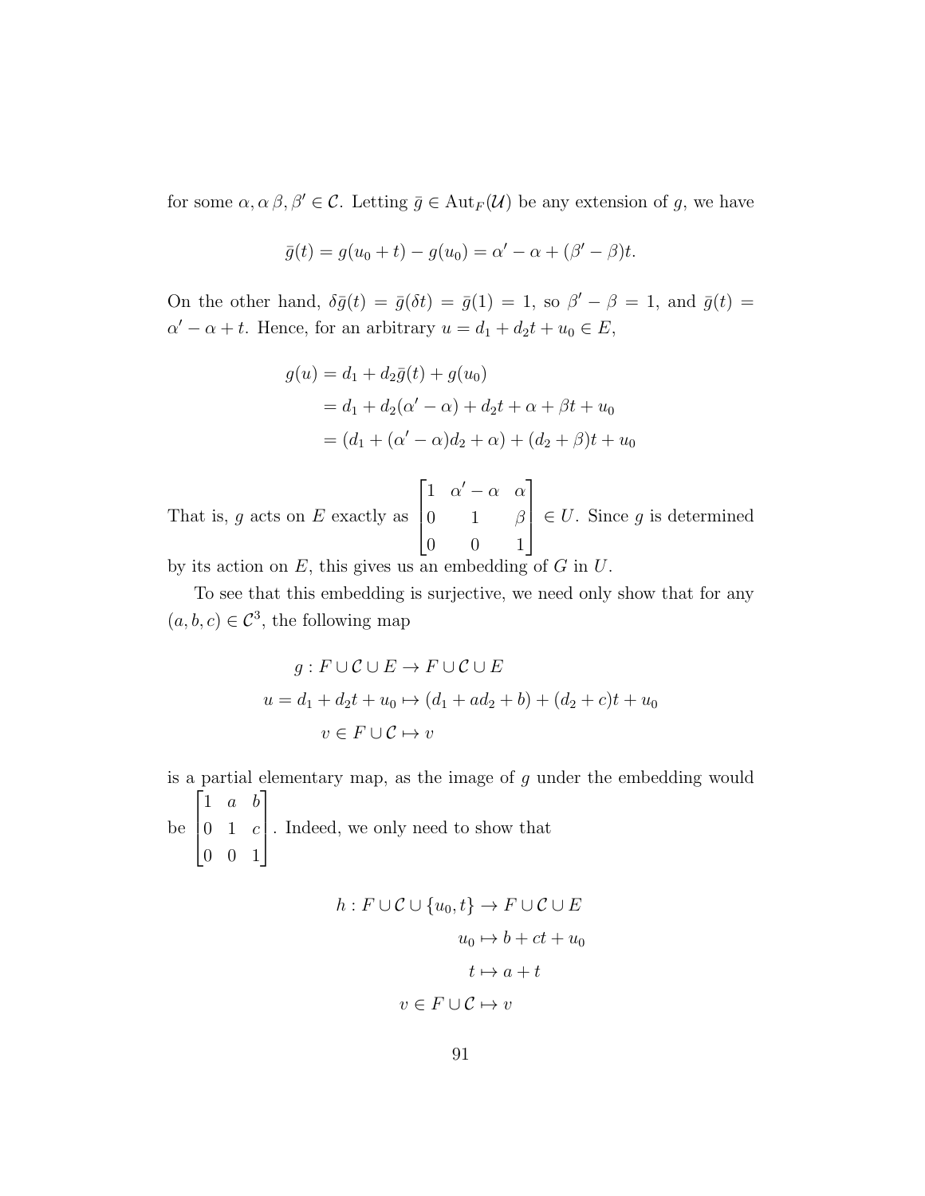for some $\alpha, \alpha\, \beta, \beta' \in \mathcal{C}$. Letting $\bar{g} \in \mathrm{Aut}_F(\mathcal{U})$ be any extension of $g$, we have

$$\bar{g}(t) = g(u_0 + t) - g(u_0) = \alpha' - \alpha + (\beta' - \beta)t.$$

On the other hand, $\delta \bar{g}(t) = \bar{g}(\delta t) = \bar{g}(1) = 1$, so $\beta' - \beta = 1$, and $\bar{g}(t) = \alpha' - \alpha + t$. Hence, for an arbitrary $u = d_1 + d_2 t + u_0 \in E$,

$$\begin{aligned} g(u) &= d_1 + d_2 \bar{g}(t) + g(u_0) \\ &= d_1 + d_2(\alpha' - \alpha) + d_2 t + \alpha + \beta t + u_0 \\ &= (d_1 + (\alpha' - \alpha) d_2 + \alpha) + (d_2 + \beta)t + u_0 \end{aligned}$$

That is, $g$ acts on $E$ exactly as $\begin{bmatrix} 1 & \alpha' - \alpha & \alpha \\ 0 & 1 & \beta \\ 0 & 0 & 1 \end{bmatrix} \in U$. Since $g$ is determined by its action on $E$, this gives us an embedding of $G$ in $U$.

To see that this embedding is surjective, we need only show that for any $(a, b, c) \in \mathcal{C}^3$, the following map

$$\begin{aligned} g : F \cup \mathcal{C} \cup E &\to F \cup \mathcal{C} \cup E \\ u = d_1 + d_2 t + u_0 &\mapsto (d_1 + a d_2 + b) + (d_2 + c)t + u_0 \\ v \in F \cup \mathcal{C} &\mapsto v \end{aligned}$$

is a partial elementary map, as the image of $g$ under the embedding would be $\begin{bmatrix} 1 & a & b \\ 0 & 1 & c \\ 0 & 0 & 1 \end{bmatrix}$. Indeed, we only need to show that

$$\begin{aligned} h : F \cup \mathcal{C} \cup \{u_0, t\} &\to F \cup \mathcal{C} \cup E \\ u_0 &\mapsto b + ct + u_0 \\ t &\mapsto a + t \\ v \in F \cup \mathcal{C} &\mapsto v \end{aligned}$$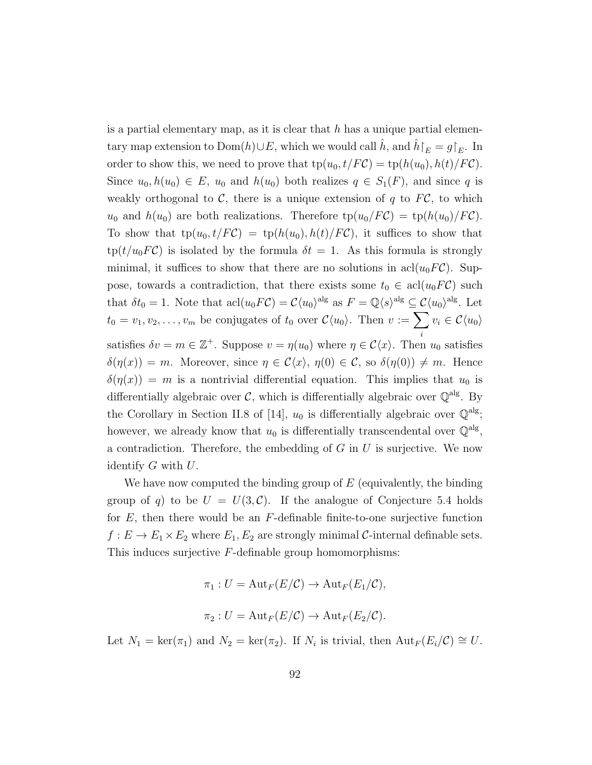is a partial elementary map, as it is clear that $h$ has a unique partial elementary map extension to $\mathrm{Dom}(h) \cup E$, which we would call $\hat{h}$, and $\hat{h}\restriction_E = g\restriction_E$. In order to show this, we need to prove that $\mathrm{tp}(u_0, t/F\mathcal{C}) = \mathrm{tp}(h(u_0), h(t)/F\mathcal{C})$. Since $u_0, h(u_0) \in E$, $u_0$ and $h(u_0)$ both realizes $q \in S_1(F)$, and since $q$ is weakly orthogonal to $\mathcal{C}$, there is a unique extension of $q$ to $F\mathcal{C}$, to which $u_0$ and $h(u_0)$ are both realizations. Therefore $\mathrm{tp}(u_0/F\mathcal{C}) = \mathrm{tp}(h(u_0)/F\mathcal{C})$. To show that $\mathrm{tp}(u_0, t/F\mathcal{C}) = \mathrm{tp}(h(u_0), h(t)/F\mathcal{C})$, it suffices to show that $\mathrm{tp}(t/u_0F\mathcal{C})$ is isolated by the formula $\delta t = 1$. As this formula is strongly minimal, it suffices to show that there are no solutions in $\mathrm{acl}(u_0F\mathcal{C})$. Suppose, towards a contradiction, that there exists some $t_0 \in \mathrm{acl}(u_0F\mathcal{C})$ such that $\delta t_0 = 1$. Note that $\mathrm{acl}(u_0F\mathcal{C}) = \mathcal{C}\langle u_0\rangle^{\mathrm{alg}}$ as $F = \mathbb{Q}\langle s\rangle^{\mathrm{alg}} \subseteq \mathcal{C}\langle u_0\rangle^{\mathrm{alg}}$. Let $t_0 = v_1, v_2, \ldots, v_m$ be conjugates of $t_0$ over $\mathcal{C}\langle u_0\rangle$. Then $v := \sum_i v_i \in \mathcal{C}\langle u_0\rangle$ satisfies $\delta v = m \in \mathbb{Z}^+$. Suppose $v = \eta(u_0)$ where $\eta \in \mathcal{C}\langle x\rangle$. Then $u_0$ satisfies $\delta(\eta(x)) = m$. Moreover, since $\eta \in \mathcal{C}\langle x\rangle$, $\eta(0) \in \mathcal{C}$, so $\delta(\eta(0)) \neq m$. Hence $\delta(\eta(x)) = m$ is a nontrivial differential equation. This implies that $u_0$ is differentially algebraic over $\mathcal{C}$, which is differentially algebraic over $\mathbb{Q}^{\mathrm{alg}}$. By the Corollary in Section II.8 of [14], $u_0$ is differentially algebraic over $\mathbb{Q}^{\mathrm{alg}}$; however, we already know that $u_0$ is differentially transcendental over $\mathbb{Q}^{\mathrm{alg}}$, a contradiction. Therefore, the embedding of $G$ in $U$ is surjective. We now identify $G$ with $U$.

We have now computed the binding group of $E$ (equivalently, the binding group of $q$) to be $U = U(3, \mathcal{C})$. If the analogue of Conjecture 5.4 holds for $E$, then there would be an $F$-definable finite-to-one surjective function $f : E \to E_1 \times E_2$ where $E_1, E_2$ are strongly minimal $\mathcal{C}$-internal definable sets. This induces surjective $F$-definable group homomorphisms:

$$\pi_1 : U = \mathrm{Aut}_F(E/\mathcal{C}) \to \mathrm{Aut}_F(E_1/\mathcal{C}),$$

$$\pi_2 : U = \mathrm{Aut}_F(E/\mathcal{C}) \to \mathrm{Aut}_F(E_2/\mathcal{C}).$$

Let $N_1 = \ker(\pi_1)$ and $N_2 = \ker(\pi_2)$. If $N_i$ is trivial, then $\mathrm{Aut}_F(E_i/\mathcal{C}) \cong U$.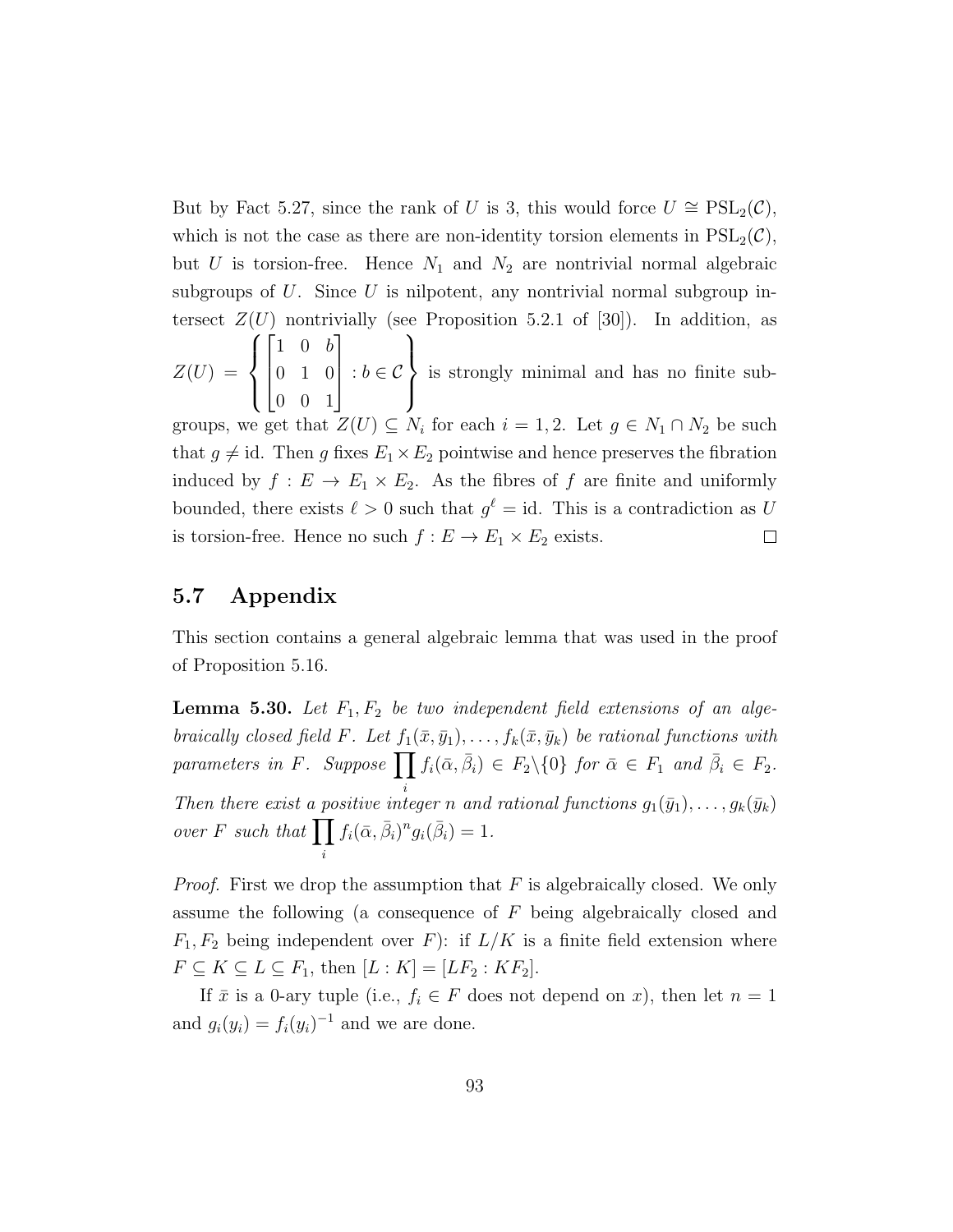But by Fact 5.27, since the rank of $U$ is 3, this would force $U \cong \mathrm{PSL}_2(\mathcal{C})$, which is not the case as there are non-identity torsion elements in $\mathrm{PSL}_2(\mathcal{C})$, but $U$ is torsion-free. Hence $N_1$ and $N_2$ are nontrivial normal algebraic subgroups of $U$. Since $U$ is nilpotent, any nontrivial normal subgroup intersect $Z(U)$ nontrivially (see Proposition 5.2.1 of [30]). In addition, as $Z(U) = \left\{ \begin{bmatrix} 1 & 0 & b \\ 0 & 1 & 0 \\ 0 & 0 & 1 \end{bmatrix} : b \in \mathcal{C} \right\}$ is strongly minimal and has no finite subgroups, we get that $Z(U) \subseteq N_i$ for each $i = 1, 2$. Let $g \in N_1 \cap N_2$ be such that $g \neq \mathrm{id}$. Then $g$ fixes $E_1 \times E_2$ pointwise and hence preserves the fibration induced by $f : E \to E_1 \times E_2$. As the fibres of $f$ are finite and uniformly bounded, there exists $\ell > 0$ such that $g^\ell = \mathrm{id}$. This is a contradiction as $U$ is torsion-free. Hence no such $f : E \to E_1 \times E_2$ exists. □

## 5.7 Appendix

This section contains a general algebraic lemma that was used in the proof of Proposition 5.16.

**Lemma 5.30.** *Let $F_1, F_2$ be two independent field extensions of an algebraically closed field $F$. Let $f_1(\bar{x}, \bar{y}_1), \ldots, f_k(\bar{x}, \bar{y}_k)$ be rational functions with parameters in $F$. Suppose $\prod_i f_i(\bar{\alpha}, \bar{\beta}_i) \in F_2 \backslash \{0\}$ for $\bar{\alpha} \in F_1$ and $\bar{\beta}_i \in F_2$. Then there exist a positive integer $n$ and rational functions $g_1(\bar{y}_1), \ldots, g_k(\bar{y}_k)$ over $F$ such that $\prod_i f_i(\bar{\alpha}, \bar{\beta}_i)^n g_i(\bar{\beta}_i) = 1$.*

*Proof.* First we drop the assumption that $F$ is algebraically closed. We only assume the following (a consequence of $F$ being algebraically closed and $F_1, F_2$ being independent over $F$): if $L/K$ is a finite field extension where $F \subseteq K \subseteq L \subseteq F_1$, then $[L : K] = [LF_2 : KF_2]$.

If $\bar{x}$ is a 0-ary tuple (i.e., $f_i \in F$ does not depend on $x$), then let $n = 1$ and $g_i(y_i) = f_i(y_i)^{-1}$ and we are done.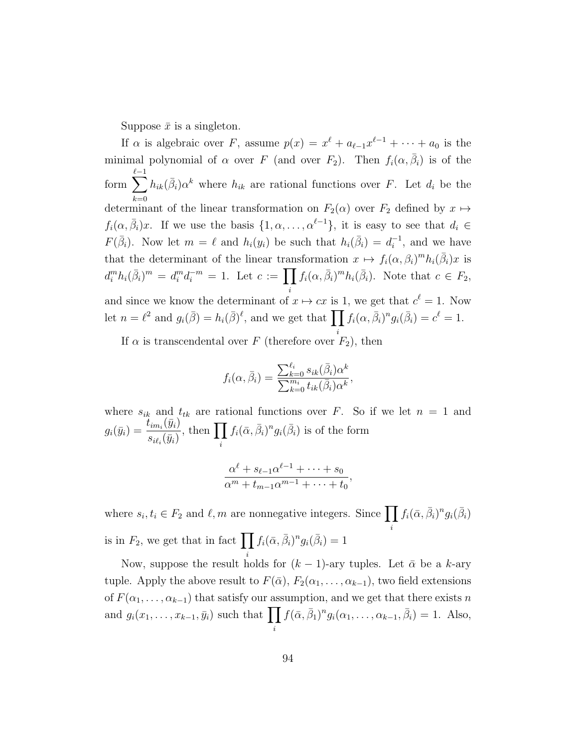Suppose $\bar{x}$ is a singleton.

If $\alpha$ is algebraic over $F$, assume $p(x) = x^\ell + a_{\ell-1}x^{\ell-1} + \cdots + a_0$ is the minimal polynomial of $\alpha$ over $F$ (and over $F_2$). Then $f_i(\alpha, \bar{\beta}_i)$ is of the form $\sum_{k=0}^{\ell-1} h_{ik}(\bar{\beta}_i)\alpha^k$ where $h_{ik}$ are rational functions over $F$. Let $d_i$ be the determinant of the linear transformation on $F_2(\alpha)$ over $F_2$ defined by $x \mapsto f_i(\alpha, \bar{\beta}_i)x$. If we use the basis $\{1, \alpha, \ldots, \alpha^{\ell-1}\}$, it is easy to see that $d_i \in F(\bar{\beta}_i)$. Now let $m = \ell$ and $h_i(y_i)$ be such that $h_i(\bar{\beta}_i) = d_i^{-1}$, and we have that the determinant of the linear transformation $x \mapsto f_i(\alpha, \beta_i)^m h_i(\bar{\beta}_i)x$ is $d_i^m h_i(\bar{\beta}_i)^m = d_i^m d_i^{-m} = 1$. Let $c := \prod_i f_i(\alpha, \bar{\beta}_i)^m h_i(\bar{\beta}_i)$. Note that $c \in F_2$, and since we know the determinant of $x \mapsto cx$ is 1, we get that $c^\ell = 1$. Now let $n = \ell^2$ and $g_i(\bar{\beta}) = h_i(\bar{\beta})^\ell$, and we get that $\prod_i f_i(\alpha, \bar{\beta}_i)^n g_i(\bar{\beta}_i) = c^\ell = 1$.

If $\alpha$ is transcendental over $F$ (therefore over $F_2$), then

$$f_i(\alpha, \bar{\beta}_i) = \frac{\sum_{k=0}^{\ell_i} s_{ik}(\bar{\beta}_i)\alpha^k}{\sum_{k=0}^{m_i} t_{ik}(\bar{\beta}_i)\alpha^k},$$

where $s_{ik}$ and $t_{tk}$ are rational functions over $F$. So if we let $n = 1$ and $g_i(\bar{y}_i) = \dfrac{t_{im_i}(\bar{y}_i)}{s_{i\ell_i}(\bar{y}_i)}$, then $\prod_i f_i(\bar{\alpha}, \bar{\beta}_i)^n g_i(\bar{\beta}_i)$ is of the form

$$\frac{\alpha^\ell + s_{\ell-1}\alpha^{\ell-1} + \cdots + s_0}{\alpha^m + t_{m-1}\alpha^{m-1} + \cdots + t_0},$$

where $s_i, t_i \in F_2$ and $\ell, m$ are nonnegative integers. Since $\prod_i f_i(\bar{\alpha}, \bar{\beta}_i)^n g_i(\bar{\beta}_i)$ is in $F_2$, we get that in fact $\prod_i f_i(\bar{\alpha}, \bar{\beta}_i)^n g_i(\bar{\beta}_i) = 1$

Now, suppose the result holds for $(k-1)$-ary tuples. Let $\bar{\alpha}$ be a $k$-ary tuple. Apply the above result to $F(\bar{\alpha})$, $F_2(\alpha_1, \ldots, \alpha_{k-1})$, two field extensions of $F(\alpha_1, \ldots, \alpha_{k-1})$ that satisfy our assumption, and we get that there exists $n$ and $g_i(x_1, \ldots, x_{k-1}, \bar{y}_i)$ such that $\prod_i f(\bar{\alpha}, \bar{\beta}_1)^n g_i(\alpha_1, \ldots, \alpha_{k-1}, \bar{\beta}_i) = 1$. Also,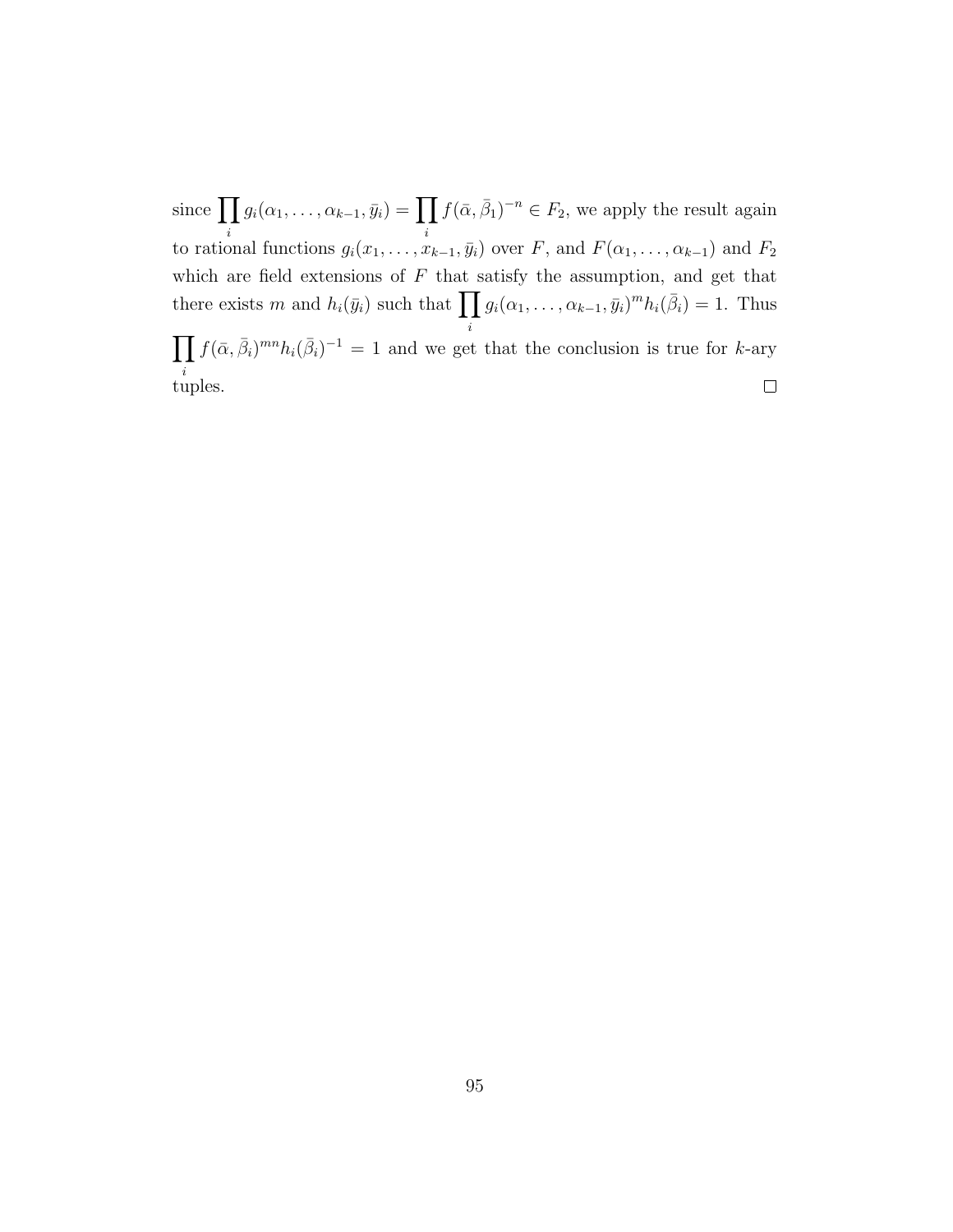since $\prod_i g_i(\alpha_1, \ldots, \alpha_{k-1}, \bar{y}_i) = \prod_i f(\bar{\alpha}, \bar{\beta}_1)^{-n} \in F_2$, we apply the result again to rational functions $g_i(x_1, \ldots, x_{k-1}, \bar{y}_i)$ over $F$, and $F(\alpha_1, \ldots, \alpha_{k-1})$ and $F_2$ which are field extensions of $F$ that satisfy the assumption, and get that there exists $m$ and $h_i(\bar{y}_i)$ such that $\prod_i g_i(\alpha_1, \ldots, \alpha_{k-1}, \bar{y}_i)^m h_i(\bar{\beta}_i) = 1$. Thus $\prod_i f(\bar{\alpha}, \bar{\beta}_i)^{mn} h_i(\bar{\beta}_i)^{-1} = 1$ and we get that the conclusion is true for $k$-ary tuples. □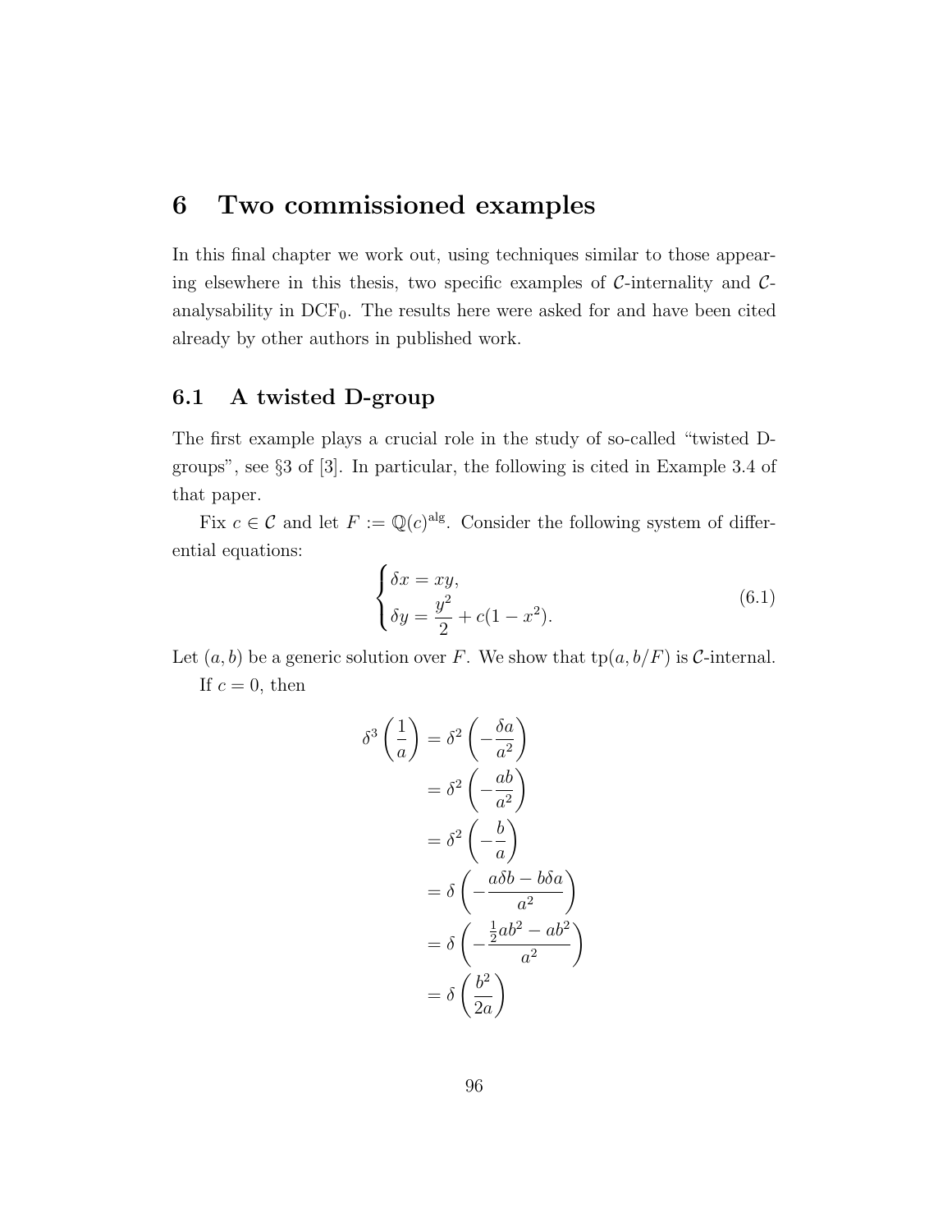# 6 Two commissioned examples

In this final chapter we work out, using techniques similar to those appearing elsewhere in this thesis, two specific examples of $\mathcal{C}$-internality and $\mathcal{C}$-analysability in $\mathrm{DCF}_0$. The results here were asked for and have been cited already by other authors in published work.

## 6.1 A twisted D-group

The first example plays a crucial role in the study of so-called "twisted D-groups", see §3 of [3]. In particular, the following is cited in Example 3.4 of that paper.

Fix $c \in \mathcal{C}$ and let $F := \mathbb{Q}(c)^{\mathrm{alg}}$. Consider the following system of differential equations:

$$\begin{cases} \delta x = xy, \\ \delta y = \dfrac{y^2}{2} + c(1 - x^2). \end{cases} \tag{6.1}$$

Let $(a, b)$ be a generic solution over $F$. We show that $\mathrm{tp}(a, b/F)$ is $\mathcal{C}$-internal.

If $c = 0$, then

$$\begin{aligned}
\delta^3 \left( \frac{1}{a} \right) &= \delta^2 \left( -\frac{\delta a}{a^2} \right) \\
&= \delta^2 \left( -\frac{ab}{a^2} \right) \\
&= \delta^2 \left( -\frac{b}{a} \right) \\
&= \delta \left( -\frac{a\delta b - b\delta a}{a^2} \right) \\
&= \delta \left( -\frac{\frac{1}{2}ab^2 - ab^2}{a^2} \right) \\
&= \delta \left( \frac{b^2}{2a} \right)
\end{aligned}$$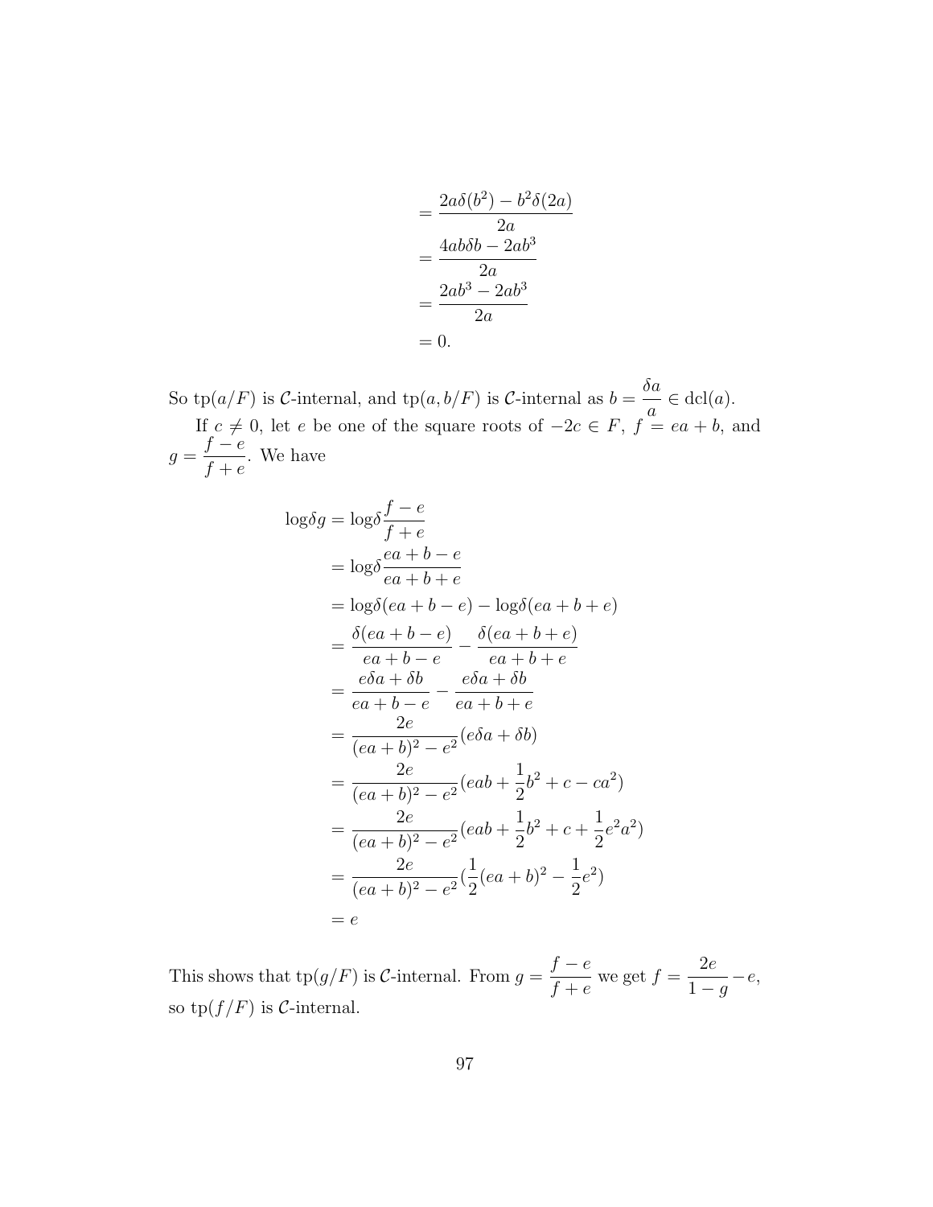$$
\begin{aligned}
&= \frac{2a\delta(b^2) - b^2\delta(2a)}{2a} \\
&= \frac{4ab\delta b - 2ab^3}{2a} \\
&= \frac{2ab^3 - 2ab^3}{2a} \\
&= 0.
\end{aligned}
$$

So $\mathrm{tp}(a/F)$ is $\mathcal{C}$-internal, and $\mathrm{tp}(a, b/F)$ is $\mathcal{C}$-internal as $b = \dfrac{\delta a}{a} \in \mathrm{dcl}(a)$.

If $c \neq 0$, let $e$ be one of the square roots of $-2c \in F$, $f = ea + b$, and $g = \dfrac{f - e}{f + e}$. We have

$$
\begin{aligned}
\mathrm{log}\delta g &= \mathrm{log}\delta \frac{f - e}{f + e} \\
&= \mathrm{log}\delta \frac{ea + b - e}{ea + b + e} \\
&= \mathrm{log}\delta(ea + b - e) - \mathrm{log}\delta(ea + b + e) \\
&= \frac{\delta(ea + b - e)}{ea + b - e} - \frac{\delta(ea + b + e)}{ea + b + e} \\
&= \frac{e\delta a + \delta b}{ea + b - e} - \frac{e\delta a + \delta b}{ea + b + e} \\
&= \frac{2e}{(ea + b)^2 - e^2}(e\delta a + \delta b) \\
&= \frac{2e}{(ea + b)^2 - e^2}(eab + \frac{1}{2}b^2 + c - ca^2) \\
&= \frac{2e}{(ea + b)^2 - e^2}(eab + \frac{1}{2}b^2 + c + \frac{1}{2}e^2a^2) \\
&= \frac{2e}{(ea + b)^2 - e^2}(\frac{1}{2}(ea + b)^2 - \frac{1}{2}e^2) \\
&= e
\end{aligned}
$$

This shows that $\mathrm{tp}(g/F)$ is $\mathcal{C}$-internal. From $g = \dfrac{f - e}{f + e}$ we get $f = \dfrac{2e}{1 - g} - e$, so $\mathrm{tp}(f/F)$ is $\mathcal{C}$-internal.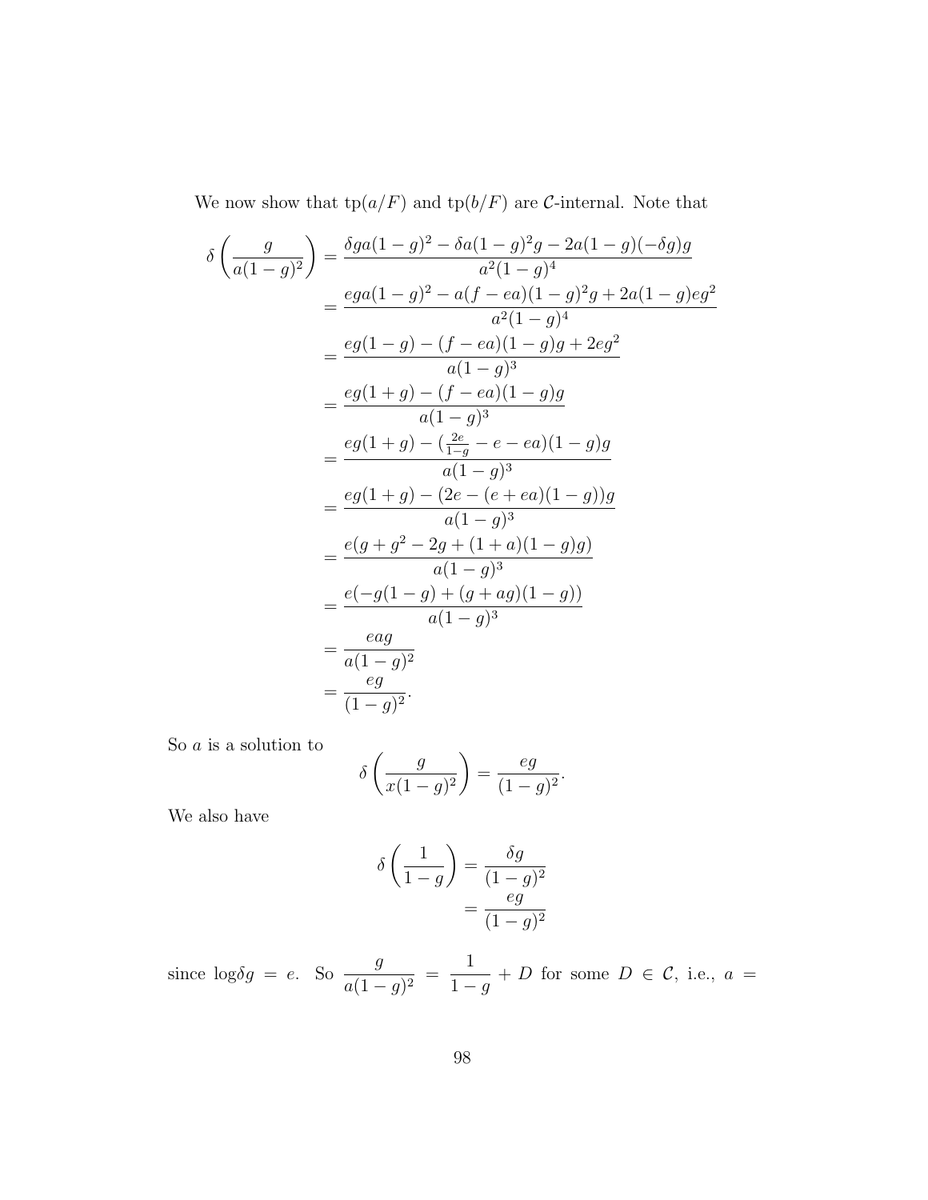We now show that $\text{tp}(a/F)$ and $\text{tp}(b/F)$ are $\mathcal{C}$-internal. Note that

$$
\begin{aligned}
\delta\left(\frac{g}{a(1-g)^2}\right) &= \frac{\delta g a(1-g)^2 - \delta a(1-g)^2 g - 2a(1-g)(-\delta g)g}{a^2(1-g)^4} \\
&= \frac{ega(1-g)^2 - a(f-ea)(1-g)^2 g + 2a(1-g)eg^2}{a^2(1-g)^4} \\
&= \frac{eg(1-g) - (f-ea)(1-g)g + 2eg^2}{a(1-g)^3} \\
&= \frac{eg(1+g) - (f-ea)(1-g)g}{a(1-g)^3} \\
&= \frac{eg(1+g) - (\frac{2e}{1-g} - e - ea)(1-g)g}{a(1-g)^3} \\
&= \frac{eg(1+g) - (2e - (e+ea)(1-g))g}{a(1-g)^3} \\
&= \frac{e(g + g^2 - 2g + (1+a)(1-g)g)}{a(1-g)^3} \\
&= \frac{e(-g(1-g) + (g+ag)(1-g))}{a(1-g)^3} \\
&= \frac{eag}{a(1-g)^2} \\
&= \frac{eg}{(1-g)^2}.
\end{aligned}
$$

So $a$ is a solution to

$$
\delta\left(\frac{g}{x(1-g)^2}\right) = \frac{eg}{(1-g)^2}.
$$

We also have

$$
\begin{aligned}
\delta\left(\frac{1}{1-g}\right) &= \frac{\delta g}{(1-g)^2} \\
&= \frac{eg}{(1-g)^2}
\end{aligned}
$$

since $\log\delta g = e$. So $\dfrac{g}{a(1-g)^2} = \dfrac{1}{1-g} + D$ for some $D \in \mathcal{C}$, i.e., $a =$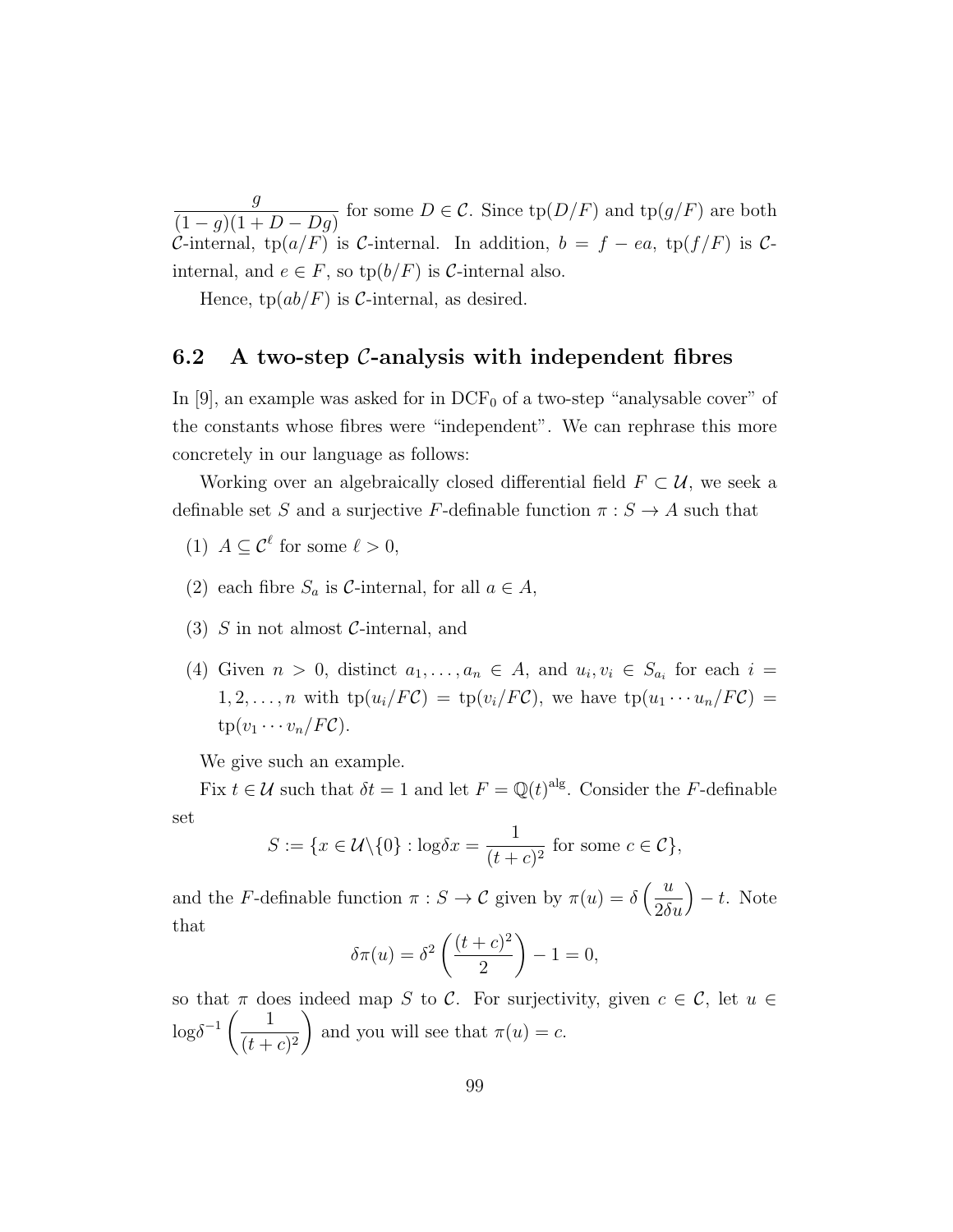$\dfrac{g}{(1-g)(1+D-Dg)}$ for some $D \in \mathcal{C}$. Since $\text{tp}(D/F)$ and $\text{tp}(g/F)$ are both $\mathcal{C}$-internal, $\text{tp}(a/F)$ is $\mathcal{C}$-internal. In addition, $b = f - ea$, $\text{tp}(f/F)$ is $\mathcal{C}$-internal, and $e \in F$, so $\text{tp}(b/F)$ is $\mathcal{C}$-internal also.

Hence, $\text{tp}(ab/F)$ is $\mathcal{C}$-internal, as desired.

## 6.2 A two-step $\mathcal{C}$-analysis with independent fibres

In [9], an example was asked for in $\text{DCF}_0$ of a two-step "analysable cover" of the constants whose fibres were "independent". We can rephrase this more concretely in our language as follows:

Working over an algebraically closed differential field $F \subset \mathcal{U}$, we seek a definable set $S$ and a surjective $F$-definable function $\pi : S \to A$ such that

(1) $A \subseteq \mathcal{C}^\ell$ for some $\ell > 0$,

(2) each fibre $S_a$ is $\mathcal{C}$-internal, for all $a \in A$,

(3) $S$ in not almost $\mathcal{C}$-internal, and

(4) Given $n > 0$, distinct $a_1, \ldots, a_n \in A$, and $u_i, v_i \in S_{a_i}$ for each $i = 1, 2, \ldots, n$ with $\text{tp}(u_i/F\mathcal{C}) = \text{tp}(v_i/F\mathcal{C})$, we have $\text{tp}(u_1 \cdots u_n/F\mathcal{C}) = \text{tp}(v_1 \cdots v_n/F\mathcal{C})$.

We give such an example.

Fix $t \in \mathcal{U}$ such that $\delta t = 1$ and let $F = \mathbb{Q}(t)^{\text{alg}}$. Consider the $F$-definable set

$$S := \{x \in \mathcal{U}\backslash\{0\} : \log\delta x = \frac{1}{(t+c)^2} \text{ for some } c \in \mathcal{C}\},$$

and the $F$-definable function $\pi : S \to \mathcal{C}$ given by $\pi(u) = \delta\left(\dfrac{u}{2\delta u}\right) - t$. Note that

$$\delta\pi(u) = \delta^2\left(\frac{(t+c)^2}{2}\right) - 1 = 0,$$

so that $\pi$ does indeed map $S$ to $\mathcal{C}$. For surjectivity, given $c \in \mathcal{C}$, let $u \in \log\delta^{-1}\left(\dfrac{1}{(t+c)^2}\right)$ and you will see that $\pi(u) = c$.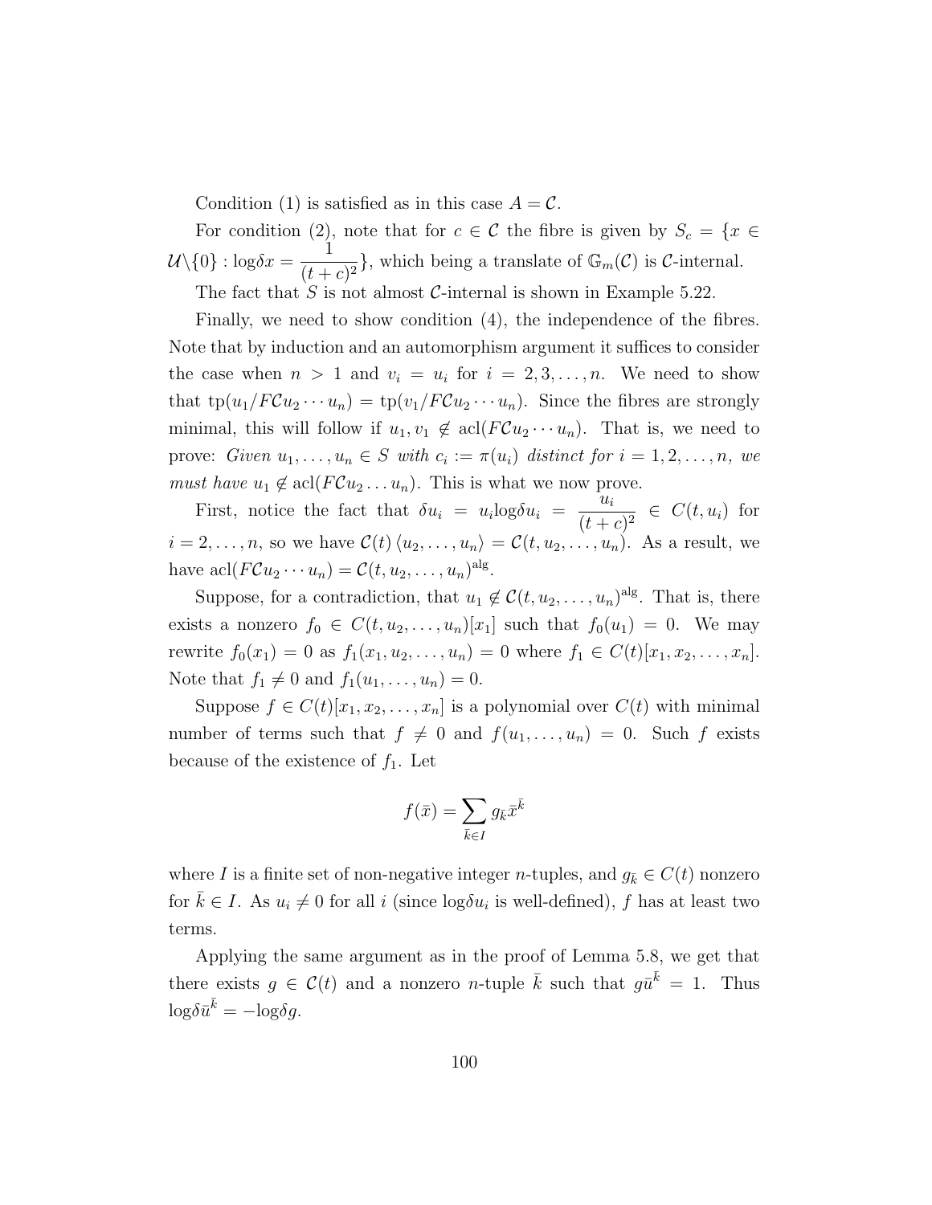Condition (1) is satisfied as in this case $A = \mathcal{C}$.

For condition (2), note that for $c \in \mathcal{C}$ the fibre is given by $S_c = \{x \in \mathcal{U}\backslash\{0\} : \text{log}\delta x = \dfrac{1}{(t+c)^2}\}$, which being a translate of $\mathbb{G}_m(\mathcal{C})$ is $\mathcal{C}$-internal.

The fact that $S$ is not almost $\mathcal{C}$-internal is shown in Example 5.22.

Finally, we need to show condition (4), the independence of the fibres. Note that by induction and an automorphism argument it suffices to consider the case when $n > 1$ and $v_i = u_i$ for $i = 2, 3, \ldots, n$. We need to show that $\text{tp}(u_1/F\mathcal{C}u_2 \cdots u_n) = \text{tp}(v_1/F\mathcal{C}u_2 \cdots u_n)$. Since the fibres are strongly minimal, this will follow if $u_1, v_1 \notin \text{acl}(F\mathcal{C}u_2 \cdots u_n)$. That is, we need to prove: *Given $u_1, \ldots, u_n \in S$ with $c_i := \pi(u_i)$ distinct for $i = 1, 2, \ldots, n$, we must have $u_1 \notin \text{acl}(F\mathcal{C}u_2 \ldots u_n)$.* This is what we now prove.

First, notice the fact that $\delta u_i = u_i \text{log}\delta u_i = \dfrac{u_i}{(t+c)^2} \in C(t, u_i)$ for $i = 2, \ldots, n$, so we have $\mathcal{C}(t)\langle u_2, \ldots, u_n\rangle = \mathcal{C}(t, u_2, \ldots, u_n)$. As a result, we have $\text{acl}(F\mathcal{C}u_2 \cdots u_n) = \mathcal{C}(t, u_2, \ldots, u_n)^{\text{alg}}$.

Suppose, for a contradiction, that $u_1 \notin \mathcal{C}(t, u_2, \ldots, u_n)^{\text{alg}}$. That is, there exists a nonzero $f_0 \in C(t, u_2, \ldots, u_n)[x_1]$ such that $f_0(u_1) = 0$. We may rewrite $f_0(x_1) = 0$ as $f_1(x_1, u_2, \ldots, u_n) = 0$ where $f_1 \in C(t)[x_1, x_2, \ldots, x_n]$. Note that $f_1 \neq 0$ and $f_1(u_1, \ldots, u_n) = 0$.

Suppose $f \in C(t)[x_1, x_2, \ldots, x_n]$ is a polynomial over $C(t)$ with minimal number of terms such that $f \neq 0$ and $f(u_1, \ldots, u_n) = 0$. Such $f$ exists because of the existence of $f_1$. Let

$$f(\bar{x}) = \sum_{\bar{k} \in I} g_{\bar{k}} \bar{x}^{\bar{k}}$$

where $I$ is a finite set of non-negative integer $n$-tuples, and $g_{\bar{k}} \in C(t)$ nonzero for $\bar{k} \in I$. As $u_i \neq 0$ for all $i$ (since $\text{log}\delta u_i$ is well-defined), $f$ has at least two terms.

Applying the same argument as in the proof of Lemma 5.8, we get that there exists $g \in \mathcal{C}(t)$ and a nonzero $n$-tuple $\bar{k}$ such that $g\bar{u}^{\bar{k}} = 1$. Thus $\text{log}\delta \bar{u}^{\bar{k}} = -\text{log}\delta g$.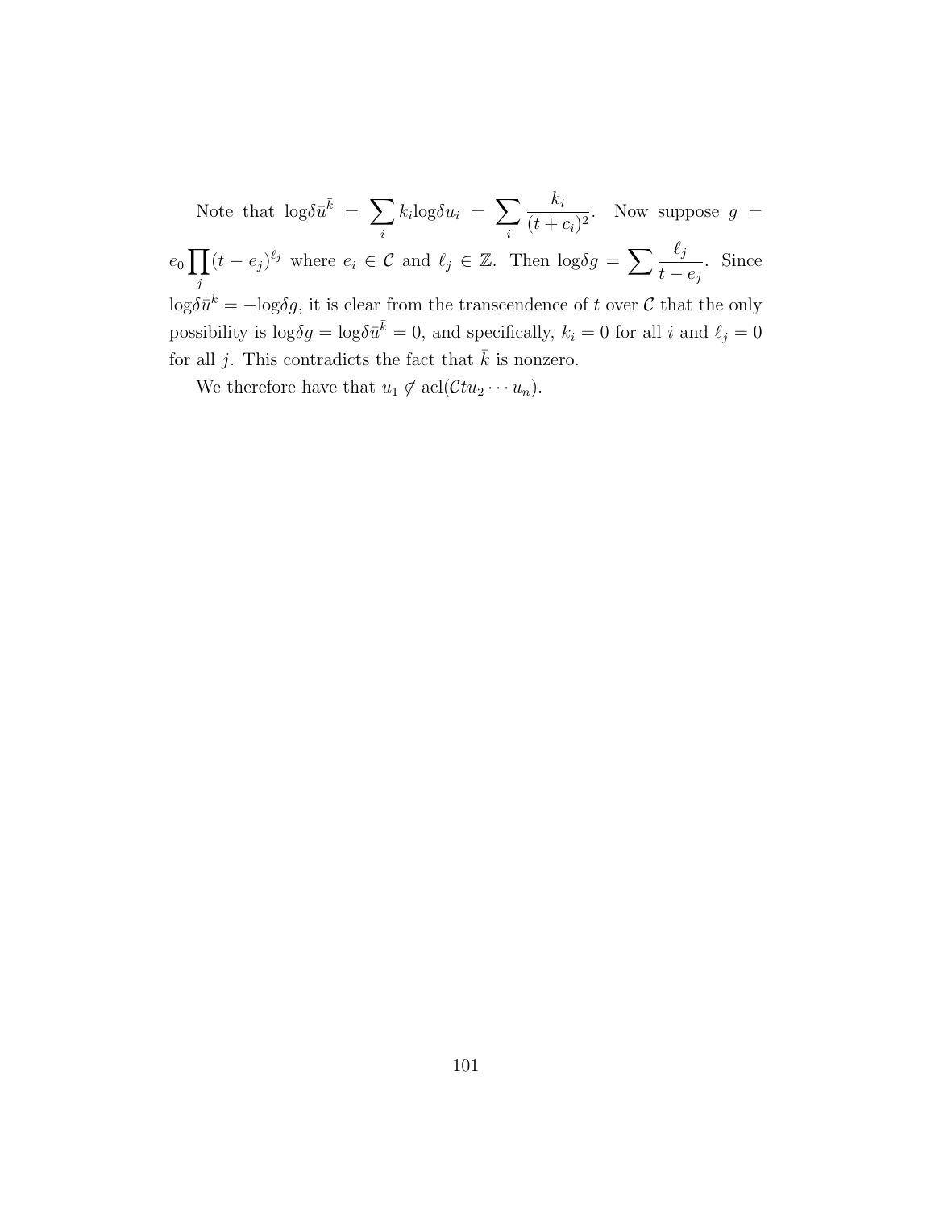Note that $\mathrm{log}\delta\bar{u}^{\bar{k}} = \sum_i k_i \mathrm{log}\delta u_i = \sum_i \frac{k_i}{(t+c_i)^2}$. Now suppose $g = e_0 \prod_j (t-e_j)^{\ell_j}$ where $e_i \in \mathcal{C}$ and $\ell_j \in \mathbb{Z}$. Then $\mathrm{log}\delta g = \sum \frac{\ell_j}{t-e_j}$. Since $\mathrm{log}\delta\bar{u}^{\bar{k}} = -\mathrm{log}\delta g$, it is clear from the transcendence of $t$ over $\mathcal{C}$ that the only possibility is $\mathrm{log}\delta g = \mathrm{log}\delta\bar{u}^{\bar{k}} = 0$, and specifically, $k_i = 0$ for all $i$ and $\ell_j = 0$ for all $j$. This contradicts the fact that $\bar{k}$ is nonzero.

We therefore have that $u_1 \notin \mathrm{acl}(\mathcal{C}tu_2 \cdots u_n)$.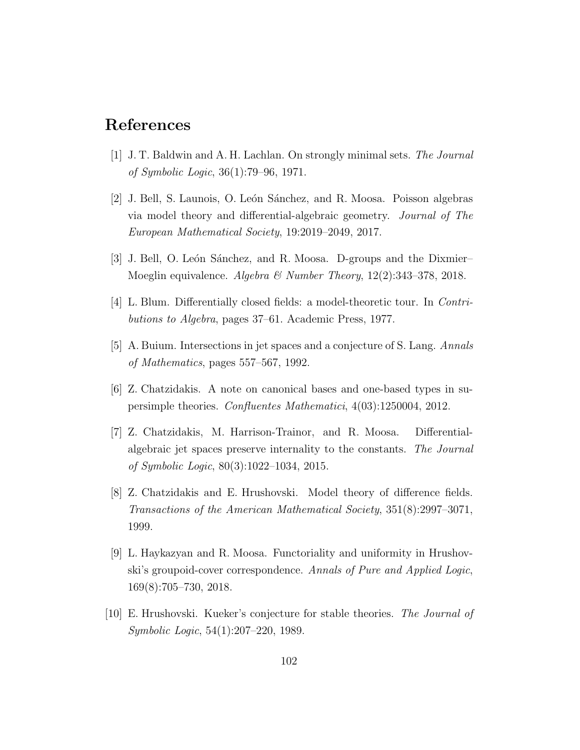# References

[1] J. T. Baldwin and A. H. Lachlan. On strongly minimal sets. *The Journal of Symbolic Logic*, 36(1):79–96, 1971.

[2] J. Bell, S. Launois, O. León Sánchez, and R. Moosa. Poisson algebras via model theory and differential-algebraic geometry. *Journal of The European Mathematical Society*, 19:2019–2049, 2017.

[3] J. Bell, O. León Sánchez, and R. Moosa. D-groups and the Dixmier–Moeglin equivalence. *Algebra & Number Theory*, 12(2):343–378, 2018.

[4] L. Blum. Differentially closed fields: a model-theoretic tour. In *Contributions to Algebra*, pages 37–61. Academic Press, 1977.

[5] A. Buium. Intersections in jet spaces and a conjecture of S. Lang. *Annals of Mathematics*, pages 557–567, 1992.

[6] Z. Chatzidakis. A note on canonical bases and one-based types in supersimple theories. *Confluentes Mathematici*, 4(03):1250004, 2012.

[7] Z. Chatzidakis, M. Harrison-Trainor, and R. Moosa. Differential-algebraic jet spaces preserve internality to the constants. *The Journal of Symbolic Logic*, 80(3):1022–1034, 2015.

[8] Z. Chatzidakis and E. Hrushovski. Model theory of difference fields. *Transactions of the American Mathematical Society*, 351(8):2997–3071, 1999.

[9] L. Haykazyan and R. Moosa. Functoriality and uniformity in Hrushovski's groupoid-cover correspondence. *Annals of Pure and Applied Logic*, 169(8):705–730, 2018.

[10] E. Hrushovski. Kueker's conjecture for stable theories. *The Journal of Symbolic Logic*, 54(1):207–220, 1989.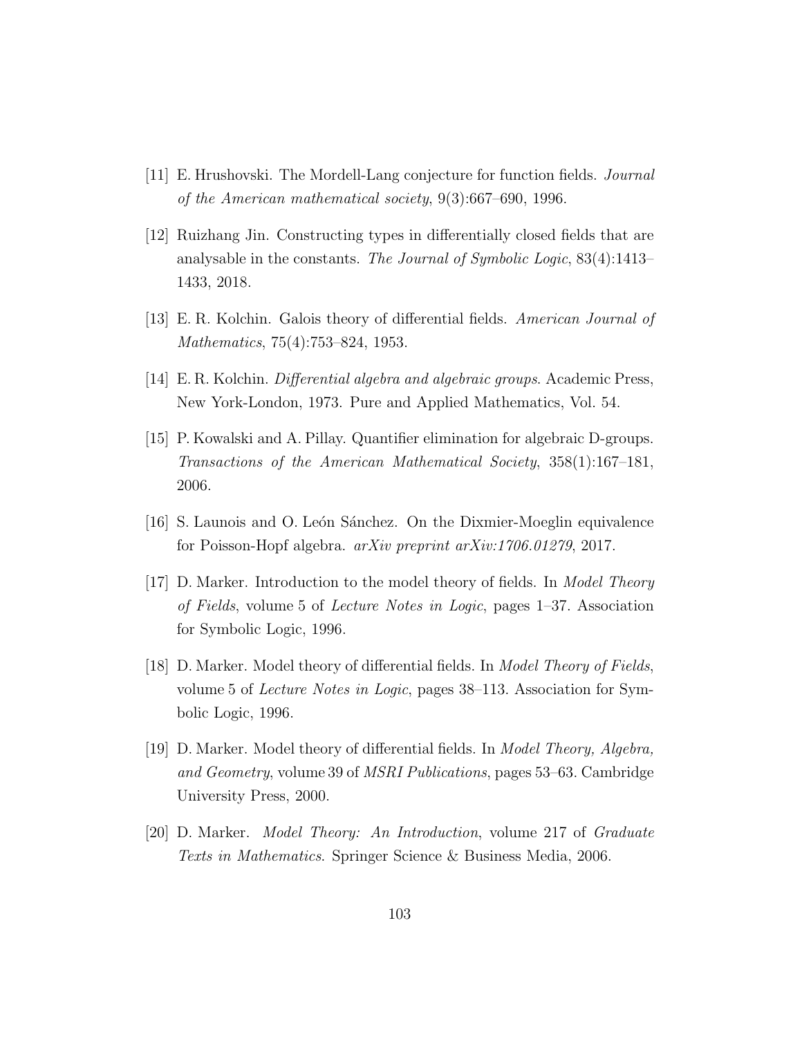[11] E. Hrushovski. The Mordell-Lang conjecture for function fields. *Journal of the American mathematical society*, 9(3):667–690, 1996.

[12] Ruizhang Jin. Constructing types in differentially closed fields that are analysable in the constants. *The Journal of Symbolic Logic*, 83(4):1413–1433, 2018.

[13] E. R. Kolchin. Galois theory of differential fields. *American Journal of Mathematics*, 75(4):753–824, 1953.

[14] E. R. Kolchin. *Differential algebra and algebraic groups*. Academic Press, New York-London, 1973. Pure and Applied Mathematics, Vol. 54.

[15] P. Kowalski and A. Pillay. Quantifier elimination for algebraic D-groups. *Transactions of the American Mathematical Society*, 358(1):167–181, 2006.

[16] S. Launois and O. León Sánchez. On the Dixmier-Moeglin equivalence for Poisson-Hopf algebra. *arXiv preprint arXiv:1706.01279*, 2017.

[17] D. Marker. Introduction to the model theory of fields. In *Model Theory of Fields*, volume 5 of *Lecture Notes in Logic*, pages 1–37. Association for Symbolic Logic, 1996.

[18] D. Marker. Model theory of differential fields. In *Model Theory of Fields*, volume 5 of *Lecture Notes in Logic*, pages 38–113. Association for Symbolic Logic, 1996.

[19] D. Marker. Model theory of differential fields. In *Model Theory, Algebra, and Geometry*, volume 39 of *MSRI Publications*, pages 53–63. Cambridge University Press, 2000.

[20] D. Marker. *Model Theory: An Introduction*, volume 217 of *Graduate Texts in Mathematics*. Springer Science & Business Media, 2006.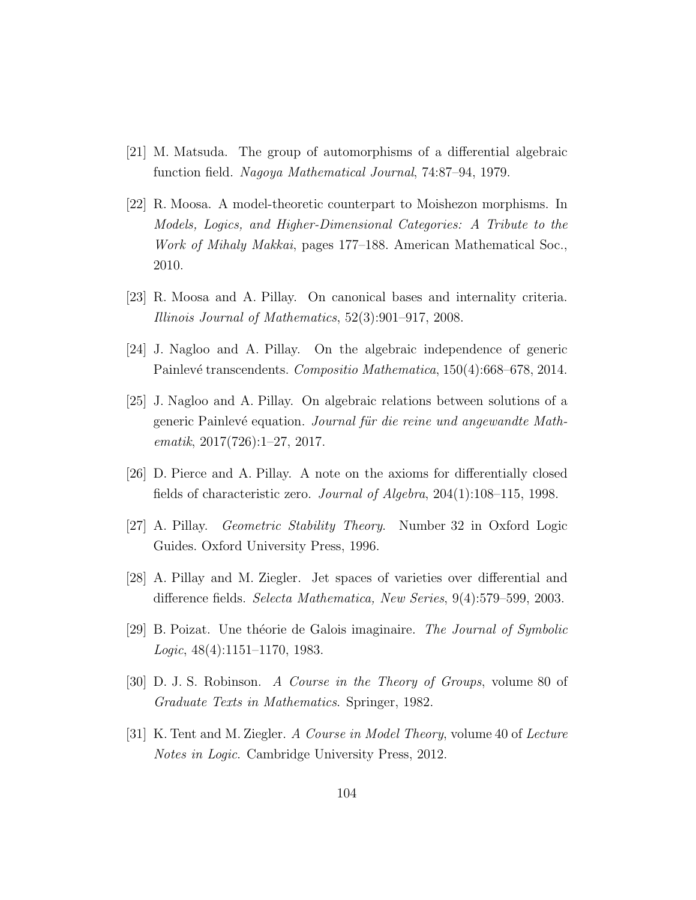[21] M. Matsuda. The group of automorphisms of a differential algebraic function field. *Nagoya Mathematical Journal*, 74:87–94, 1979.

[22] R. Moosa. A model-theoretic counterpart to Moishezon morphisms. In *Models, Logics, and Higher-Dimensional Categories: A Tribute to the Work of Mihaly Makkai*, pages 177–188. American Mathematical Soc., 2010.

[23] R. Moosa and A. Pillay. On canonical bases and internality criteria. *Illinois Journal of Mathematics*, 52(3):901–917, 2008.

[24] J. Nagloo and A. Pillay. On the algebraic independence of generic Painlevé transcendents. *Compositio Mathematica*, 150(4):668–678, 2014.

[25] J. Nagloo and A. Pillay. On algebraic relations between solutions of a generic Painlevé equation. *Journal für die reine und angewandte Mathematik*, 2017(726):1–27, 2017.

[26] D. Pierce and A. Pillay. A note on the axioms for differentially closed fields of characteristic zero. *Journal of Algebra*, 204(1):108–115, 1998.

[27] A. Pillay. *Geometric Stability Theory*. Number 32 in Oxford Logic Guides. Oxford University Press, 1996.

[28] A. Pillay and M. Ziegler. Jet spaces of varieties over differential and difference fields. *Selecta Mathematica, New Series*, 9(4):579–599, 2003.

[29] B. Poizat. Une théorie de Galois imaginaire. *The Journal of Symbolic Logic*, 48(4):1151–1170, 1983.

[30] D. J. S. Robinson. *A Course in the Theory of Groups*, volume 80 of *Graduate Texts in Mathematics*. Springer, 1982.

[31] K. Tent and M. Ziegler. *A Course in Model Theory*, volume 40 of *Lecture Notes in Logic*. Cambridge University Press, 2012.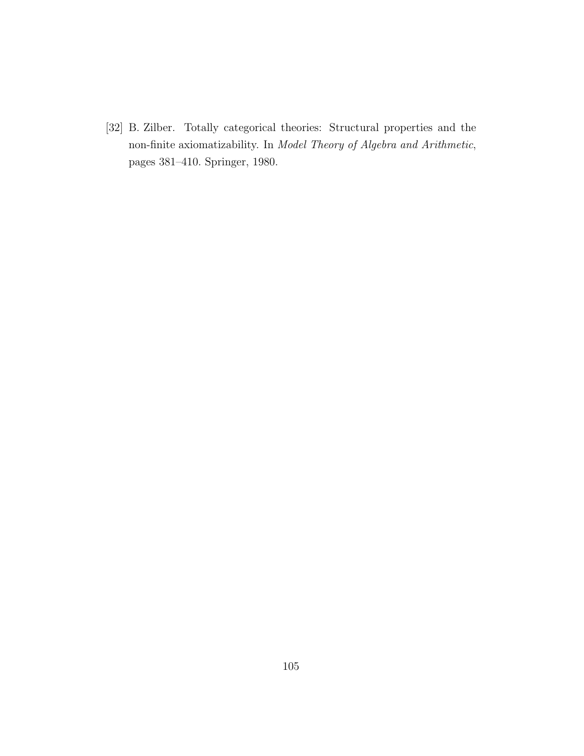[32] B. Zilber. Totally categorical theories: Structural properties and the non-finite axiomatizability. In *Model Theory of Algebra and Arithmetic*, pages 381–410. Springer, 1980.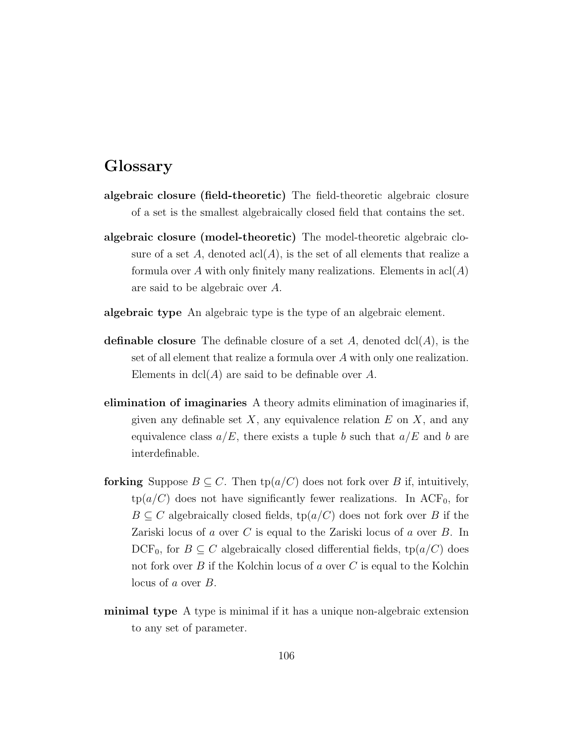# Glossary

**algebraic closure (field-theoretic)** The field-theoretic algebraic closure of a set is the smallest algebraically closed field that contains the set.

**algebraic closure (model-theoretic)** The model-theoretic algebraic closure of a set $A$, denoted $\mathrm{acl}(A)$, is the set of all elements that realize a formula over $A$ with only finitely many realizations. Elements in $\mathrm{acl}(A)$ are said to be algebraic over $A$.

**algebraic type** An algebraic type is the type of an algebraic element.

**definable closure** The definable closure of a set $A$, denoted $\mathrm{dcl}(A)$, is the set of all element that realize a formula over $A$ with only one realization. Elements in $\mathrm{dcl}(A)$ are said to be definable over $A$.

**elimination of imaginaries** A theory admits elimination of imaginaries if, given any definable set $X$, any equivalence relation $E$ on $X$, and any equivalence class $a/E$, there exists a tuple $b$ such that $a/E$ and $b$ are interdefinable.

**forking** Suppose $B \subseteq C$. Then $\mathrm{tp}(a/C)$ does not fork over $B$ if, intuitively, $\mathrm{tp}(a/C)$ does not have significantly fewer realizations. In $\mathrm{ACF}_0$, for $B \subseteq C$ algebraically closed fields, $\mathrm{tp}(a/C)$ does not fork over $B$ if the Zariski locus of $a$ over $C$ is equal to the Zariski locus of $a$ over $B$. In $\mathrm{DCF}_0$, for $B \subseteq C$ algebraically closed differential fields, $\mathrm{tp}(a/C)$ does not fork over $B$ if the Kolchin locus of $a$ over $C$ is equal to the Kolchin locus of $a$ over $B$.

**minimal type** A type is minimal if it has a unique non-algebraic extension to any set of parameter.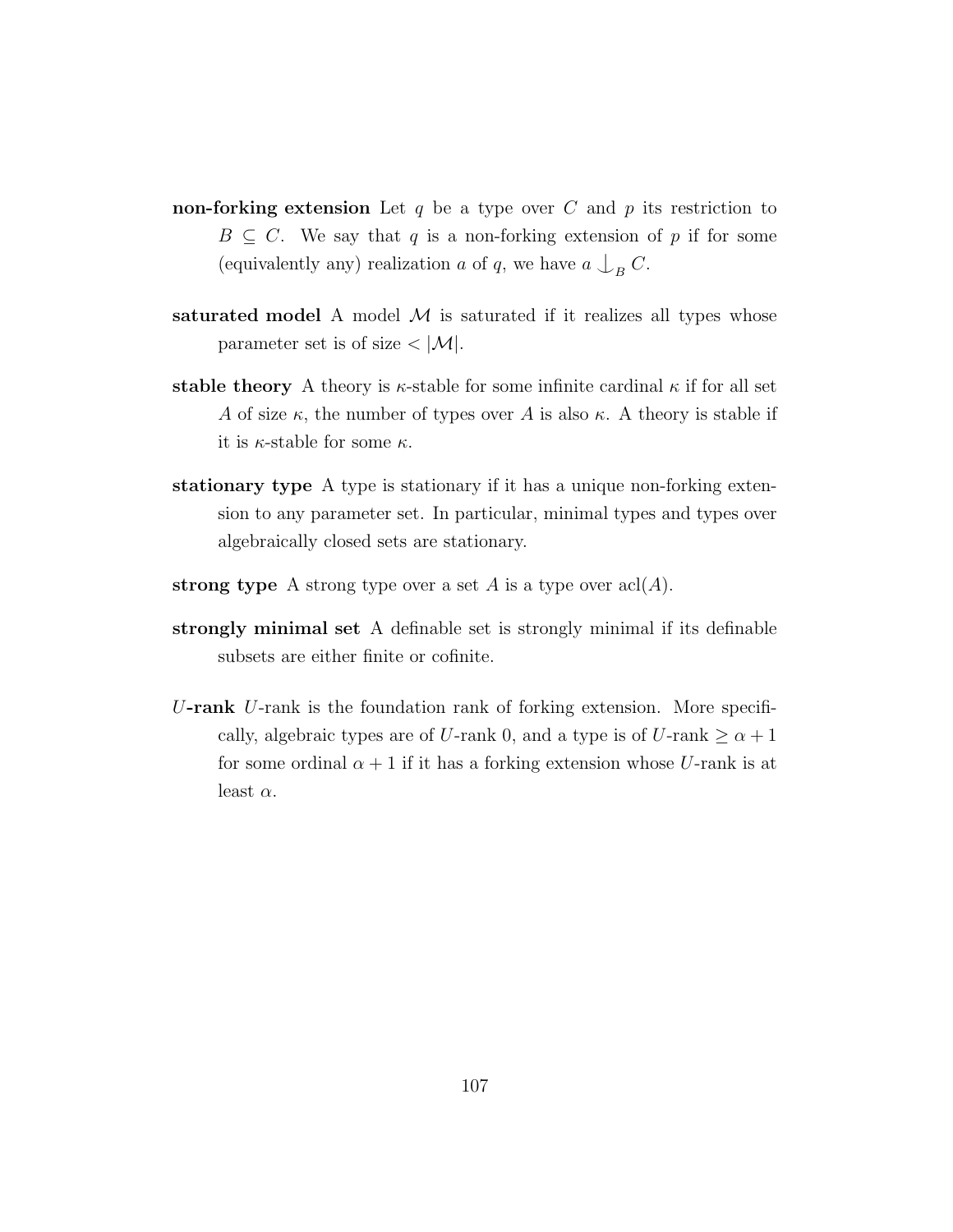**non-forking extension** Let $q$ be a type over $C$ and $p$ its restriction to $B \subseteq C$. We say that $q$ is a non-forking extension of $p$ if for some (equivalently any) realization $a$ of $q$, we have $a \mathop{\smile\!\!\!\!\!\!|}_B C$.

**saturated model** A model $\mathcal{M}$ is saturated if it realizes all types whose parameter set is of size $< |\mathcal{M}|$.

**stable theory** A theory is $\kappa$-stable for some infinite cardinal $\kappa$ if for all set $A$ of size $\kappa$, the number of types over $A$ is also $\kappa$. A theory is stable if it is $\kappa$-stable for some $\kappa$.

**stationary type** A type is stationary if it has a unique non-forking extension to any parameter set. In particular, minimal types and types over algebraically closed sets are stationary.

**strong type** A strong type over a set $A$ is a type over $\operatorname{acl}(A)$.

**strongly minimal set** A definable set is strongly minimal if its definable subsets are either finite or cofinite.

***U*-rank** $U$-rank is the foundation rank of forking extension. More specifically, algebraic types are of $U$-rank 0, and a type is of $U$-rank $\geq \alpha + 1$ for some ordinal $\alpha + 1$ if it has a forking extension whose $U$-rank is at least $\alpha$.